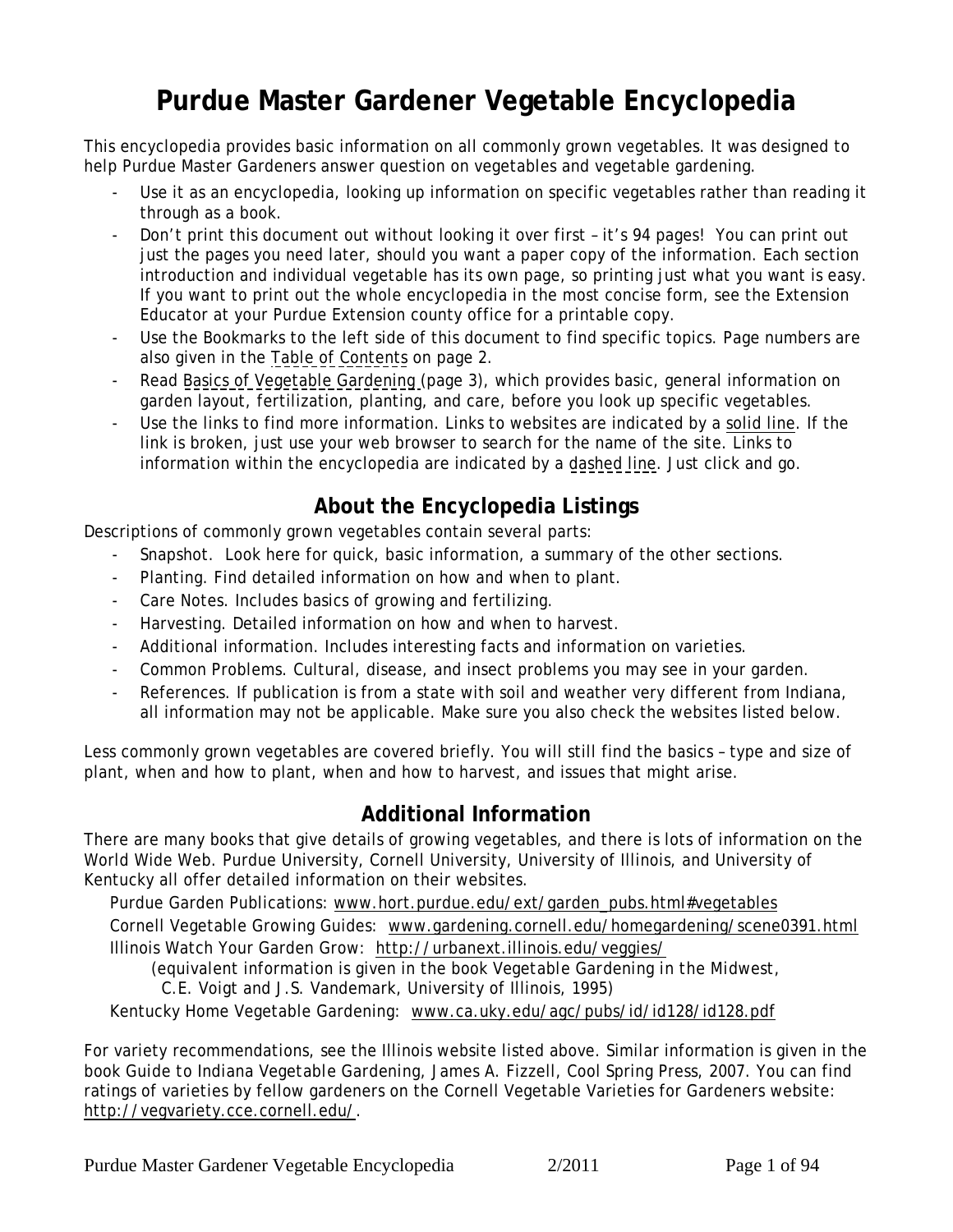# Purdue Master Gardener Vegetable Encyclopedia

This encyclopedia provides basic information on all commonly grown vegetables. It was designed to help Purdue Master Gardeners answer question on vegetables and vegetable gardening.

- Use it as an encyclopedia, looking up information on specific vegetables rather than reading it through as a book.
- Don't print this document out without looking it over first – it's 94 pages! You can print out just the pages you need later, should you want a paper copy of the information. Each section introduction and individual vegetable has its own page, so printing just what you want is easy. If you want to print out the whole encyclopedia in the most concise form, see the Extension Educator at your Purdue Extension county office for a printable copy.
- Use the Bookmarks to the left side of this document to find specific topics. Page numbers are also given in the Table of Contents on page 2.
- Read Basics of Vegetable Gardening (page 3), which provides basic, general information on garden layout, fertilization, planting, and care, before you look up specific vegetables.
- Use the links to find more information. Links to websites are indicated by a solid line. If the link is broken, just use your web browser to search for the name of the site. Links to information within the encyclopedia are indicated by a dashed line. Just click and go.

## About the Encyclopedia Listings

Descriptions of commonly grown vegetables contain several parts:

- Snapshot. Look here for quick, basic information, a summary of the other sections.
- Planting. Find detailed information on how and when to plant.
- Care Notes. Includes basics of growing and fertilizing.
- Harvesting. Detailed information on how and when to harvest.
- Additional information. Includes interesting facts and information on varieties.
- Common Problems. Cultural, disease, and insect problems you may see in your garden.
- References. If publication is from a state with soil and weather very different from Indiana, all information may not be applicable. Make sure you also check the websites listed below.

Less commonly grown vegetables are covered briefly. You will still find the basics – type and size of plant, when and how to plant, when and how to harvest, and issues that might arise.

## Additional Information

There are many books that give details of growing vegetables, and there is lots of information on the World Wide Web. Purdue University, Cornell University, University of Illinois, and University of Kentucky all offer detailed information on their websites.

Purdue Garden Publications: www.hort.purdue.edu/ext/garden_pubs.html#vegetables
Cornell Vegetable Growing Guides: www.gardening.cornell.edu/homegardening/scene0391.html
Illinois Watch Your Garden Grow: http://urbanext.illinois.edu/veggies/
(equivalent information is given in the book *Vegetable Gardening in the Midwest*, C.E. Voigt and J.S. Vandemark, University of Illinois, 1995)
Kentucky Home Vegetable Gardening: www.ca.uky.edu/agc/pubs/id/id128/id128.pdf

For variety recommendations, see the Illinois website listed above. Similar information is given in the book *Guide to Indiana Vegetable Gardening*, James A. Fizzell, Cool Spring Press, 2007. You can find ratings of varieties by fellow gardeners on the Cornell Vegetable Varieties for Gardeners website: http://vegvariety.cce.cornell.edu/.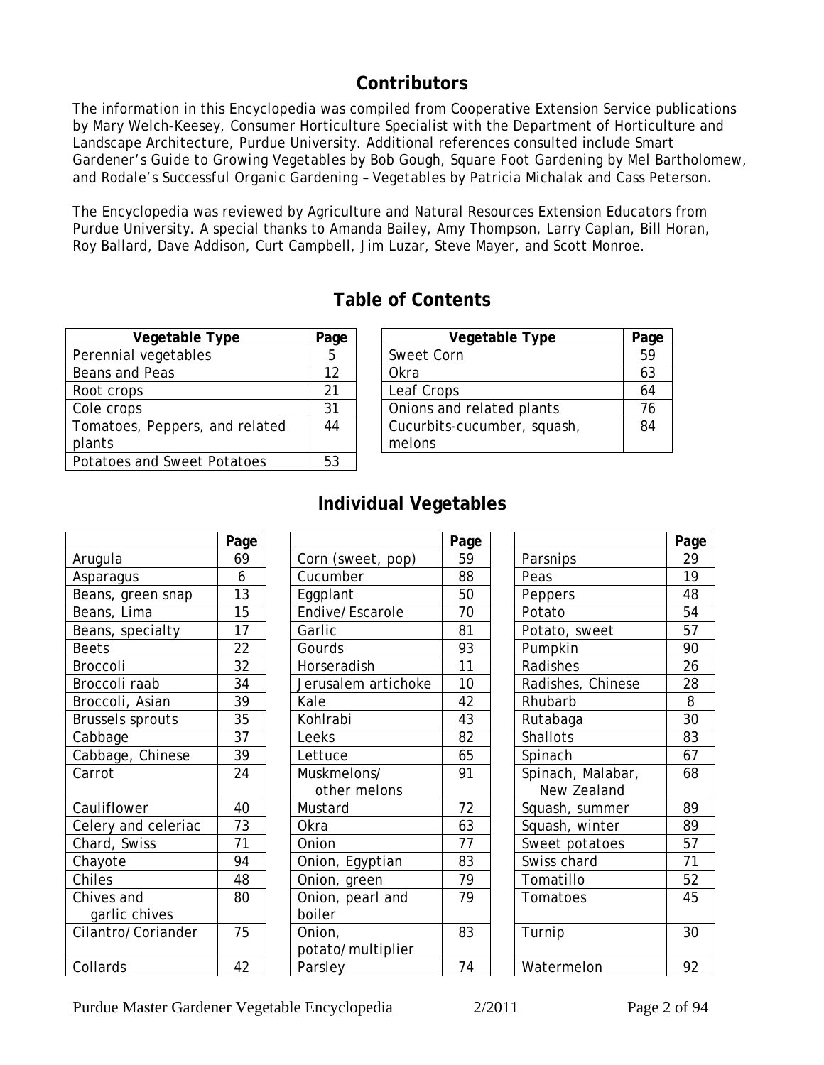## Contributors

The information in this Encyclopedia was compiled from Cooperative Extension Service publications by Mary Welch-Keesey, Consumer Horticulture Specialist with the Department of Horticulture and Landscape Architecture, Purdue University. Additional references consulted include *Smart Gardener's Guide to Growing Vegetables* by Bob Gough, *Square Foot Gardening* by Mel Bartholomew, and *Rodale's Successful Organic Gardening – Vegetables* by Patricia Michalak and Cass Peterson.

The Encyclopedia was reviewed by Agriculture and Natural Resources Extension Educators from Purdue University. A special thanks to Amanda Bailey, Amy Thompson, Larry Caplan, Bill Horan, Roy Ballard, Dave Addison, Curt Campbell, Jim Luzar, Steve Mayer, and Scott Monroe.

## Table of Contents

| Vegetable Type | Page |
|---|---|
| Perennial vegetables | 5 |
| Beans and Peas | 12 |
| Root crops | 21 |
| Cole crops | 31 |
| Tomatoes, Peppers, and related plants | 44 |
| Potatoes and Sweet Potatoes | 53 |

| Vegetable Type | Page |
|---|---|
| Sweet Corn | 59 |
| Okra | 63 |
| Leaf Crops | 64 |
| Onions and related plants | 76 |
| Cucurbits-cucumber, squash, melons | 84 |

## Individual Vegetables

| | Page |
|---|---|
| Arugula | 69 |
| Asparagus | 6 |
| Beans, green snap | 13 |
| Beans, Lima | 15 |
| Beans, specialty | 17 |
| Beets | 22 |
| Broccoli | 32 |
| Broccoli raab | 34 |
| Broccoli, Asian | 39 |
| Brussels sprouts | 35 |
| Cabbage | 37 |
| Cabbage, Chinese | 39 |
| Carrot | 24 |
| Cauliflower | 40 |
| Celery and celeriac | 73 |
| Chard, Swiss | 71 |
| Chayote | 94 |
| Chiles | 48 |
| Chives and garlic chives | 80 |
| Cilantro/Coriander | 75 |
| Collards | 42 |

| | Page |
|---|---|
| Corn (sweet, pop) | 59 |
| Cucumber | 88 |
| Eggplant | 50 |
| Endive/Escarole | 70 |
| Garlic | 81 |
| Gourds | 93 |
| Horseradish | 11 |
| Jerusalem artichoke | 10 |
| Kale | 42 |
| Kohlrabi | 43 |
| Leeks | 82 |
| Lettuce | 65 |
| Muskmelons/ other melons | 91 |
| Mustard | 72 |
| Okra | 63 |
| Onion | 77 |
| Onion, Egyptian | 83 |
| Onion, green | 79 |
| Onion, pearl and boiler | 79 |
| Onion, potato/multiplier | 83 |
| Parsley | 74 |

| | Page |
|---|---|
| Parsnips | 29 |
| Peas | 19 |
| Peppers | 48 |
| Potato | 54 |
| Potato, sweet | 57 |
| Pumpkin | 90 |
| Radishes | 26 |
| Radishes, Chinese | 28 |
| Rhubarb | 8 |
| Rutabaga | 30 |
| Shallots | 83 |
| Spinach | 67 |
| Spinach, Malabar, New Zealand | 68 |
| Squash, summer | 89 |
| Squash, winter | 89 |
| Sweet potatoes | 57 |
| Swiss chard | 71 |
| Tomatillo | 52 |
| Tomatoes | 45 |
| Turnip | 30 |
| Watermelon | 92 |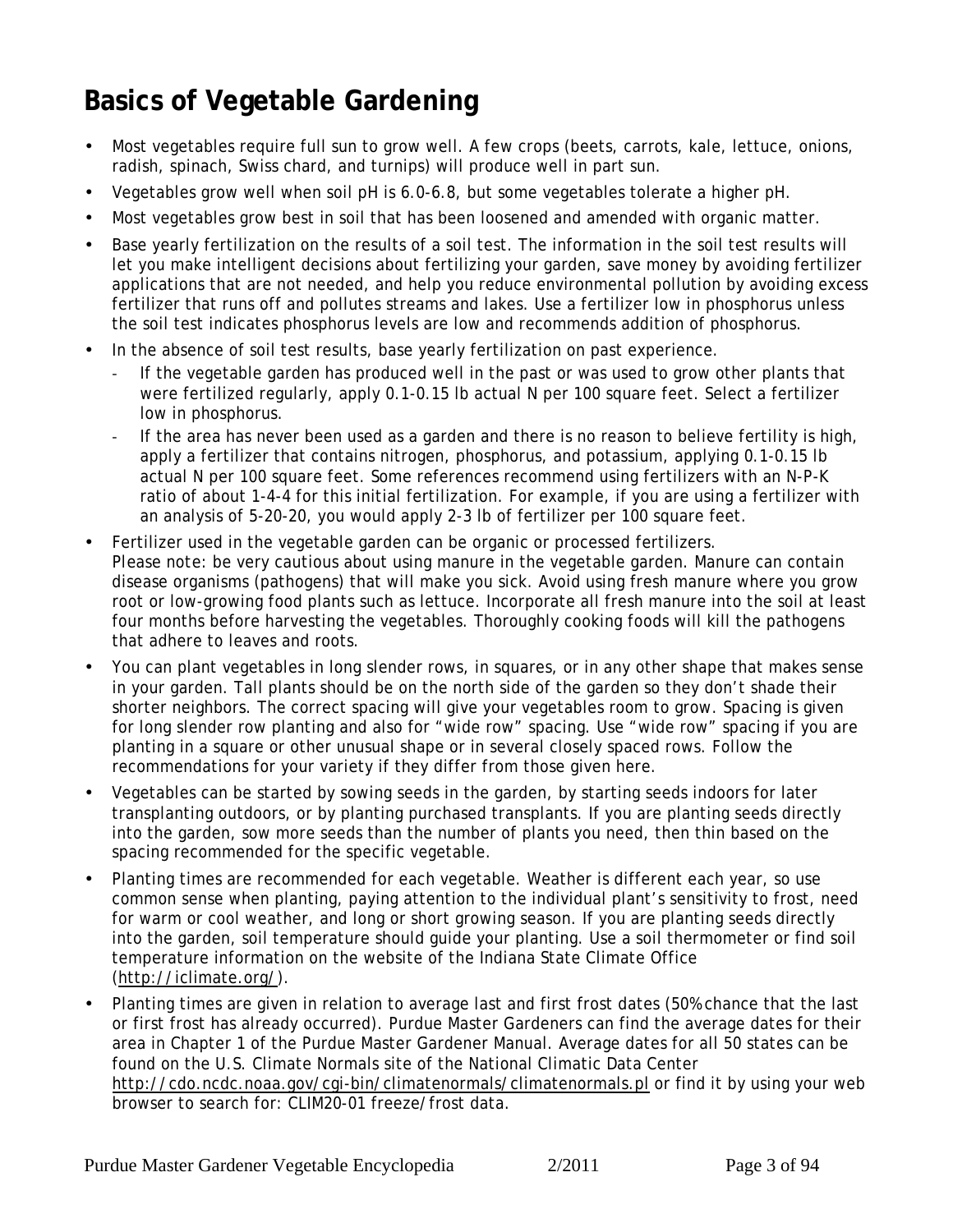# Basics of Vegetable Gardening

- Most vegetables require full sun to grow well. A few crops (beets, carrots, kale, lettuce, onions, radish, spinach, Swiss chard, and turnips) will produce well in part sun.
- Vegetables grow well when soil pH is 6.0-6.8, but some vegetables tolerate a higher pH.
- Most vegetables grow best in soil that has been loosened and amended with organic matter.
- Base yearly fertilization on the results of a soil test. The information in the soil test results will let you make intelligent decisions about fertilizing your garden, save money by avoiding fertilizer applications that are not needed, and help you reduce environmental pollution by avoiding excess fertilizer that runs off and pollutes streams and lakes. Use a fertilizer low in phosphorus unless the soil test indicates phosphorus levels are low and recommends addition of phosphorus.
- In the absence of soil test results, base yearly fertilization on past experience.
  - If the vegetable garden has produced well in the past or was used to grow other plants that were fertilized regularly, apply 0.1-0.15 lb actual N per 100 square feet. Select a fertilizer low in phosphorus.
  - If the area has never been used as a garden and there is no reason to believe fertility is high, apply a fertilizer that contains nitrogen, phosphorus, and potassium, applying 0.1-0.15 lb actual N per 100 square feet. Some references recommend using fertilizers with an N-P-K ratio of about 1-4-4 for this initial fertilization. For example, if you are using a fertilizer with an analysis of 5-20-20, you would apply 2-3 lb of fertilizer per 100 square feet.
- Fertilizer used in the vegetable garden can be organic or processed fertilizers.
  Please note: be very cautious about using manure in the vegetable garden. Manure can contain disease organisms (pathogens) that will make you sick. Avoid using fresh manure where you grow root or low-growing food plants such as lettuce. Incorporate all fresh manure into the soil at least four months before harvesting the vegetables. Thoroughly cooking foods will kill the pathogens that adhere to leaves and roots.
- You can plant vegetables in long slender rows, in squares, or in any other shape that makes sense in your garden. Tall plants should be on the north side of the garden so they don't shade their shorter neighbors. The correct spacing will give your vegetables room to grow. Spacing is given for long slender row planting and also for "wide row" spacing. Use "wide row" spacing if you are planting in a square or other unusual shape or in several closely spaced rows. Follow the recommendations for your variety if they differ from those given here.
- Vegetables can be started by sowing seeds in the garden, by starting seeds indoors for later transplanting outdoors, or by planting purchased transplants. If you are planting seeds directly into the garden, sow more seeds than the number of plants you need, then thin based on the spacing recommended for the specific vegetable.
- Planting times are recommended for each vegetable. Weather is different each year, so use common sense when planting, paying attention to the individual plant's sensitivity to frost, need for warm or cool weather, and long or short growing season. If you are planting seeds directly into the garden, soil temperature should guide your planting. Use a soil thermometer or find soil temperature information on the website of the Indiana State Climate Office (http://iclimate.org/).
- Planting times are given in relation to average last and first frost dates (50% chance that the last or first frost has already occurred). Purdue Master Gardeners can find the average dates for their area in Chapter 1 of the Purdue Master Gardener Manual. Average dates for all 50 states can be found on the U.S. Climate Normals site of the National Climatic Data Center http://cdo.ncdc.noaa.gov/cgi-bin/climatenormals/climatenormals.pl or find it by using your web browser to search for: CLIM20-01 freeze/frost data.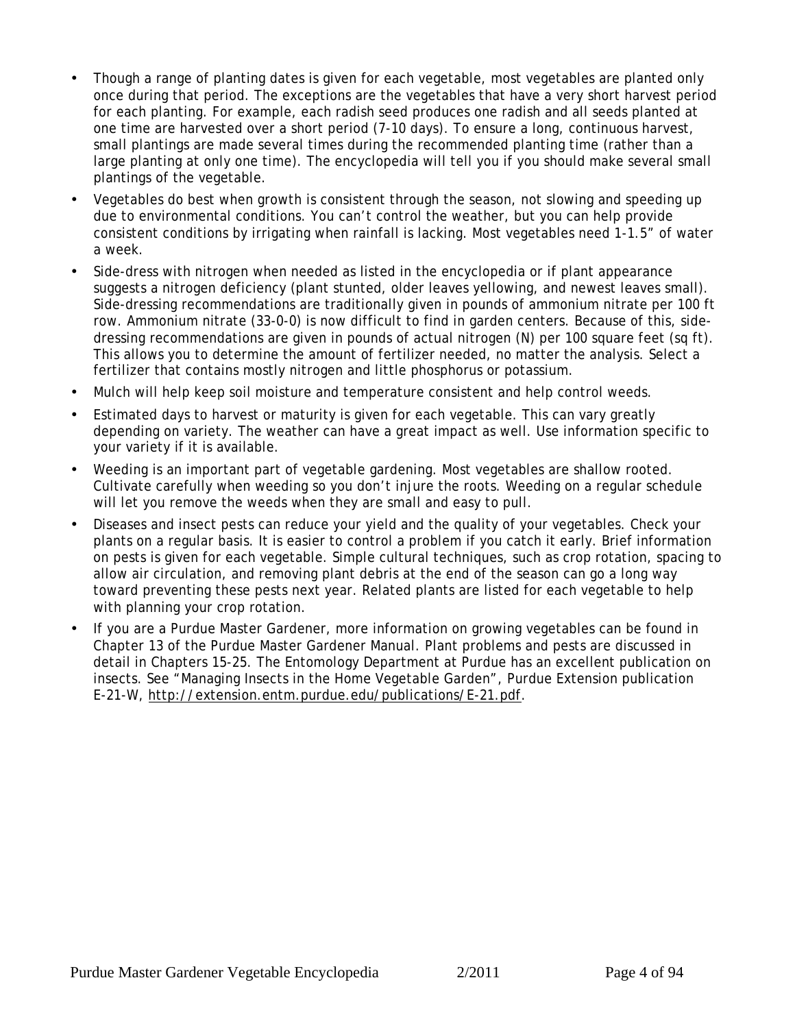- Though a range of planting dates is given for each vegetable, most vegetables are planted only once during that period. The exceptions are the vegetables that have a very short harvest period for each planting. For example, each radish seed produces one radish and all seeds planted at one time are harvested over a short period (7-10 days). To ensure a long, continuous harvest, small plantings are made several times during the recommended planting time (rather than a large planting at only one time). The encyclopedia will tell you if you should make several small plantings of the vegetable.
- Vegetables do best when growth is consistent through the season, not slowing and speeding up due to environmental conditions. You can't control the weather, but you can help provide consistent conditions by irrigating when rainfall is lacking. Most vegetables need 1-1.5" of water a week.
- Side-dress with nitrogen when needed as listed in the encyclopedia or if plant appearance suggests a nitrogen deficiency (plant stunted, older leaves yellowing, and newest leaves small). Side-dressing recommendations are traditionally given in pounds of ammonium nitrate per 100 ft row. Ammonium nitrate (33-0-0) is now difficult to find in garden centers. Because of this, side-dressing recommendations are given in pounds of actual nitrogen (N) per 100 square feet (sq ft). This allows you to determine the amount of fertilizer needed, no matter the analysis. Select a fertilizer that contains mostly nitrogen and little phosphorus or potassium.
- Mulch will help keep soil moisture and temperature consistent and help control weeds.
- Estimated days to harvest or maturity is given for each vegetable. This can vary greatly depending on variety. The weather can have a great impact as well. Use information specific to your variety if it is available.
- Weeding is an important part of vegetable gardening. Most vegetables are shallow rooted. Cultivate carefully when weeding so you don't injure the roots. Weeding on a regular schedule will let you remove the weeds when they are small and easy to pull.
- Diseases and insect pests can reduce your yield and the quality of your vegetables. Check your plants on a regular basis. It is easier to control a problem if you catch it early. Brief information on pests is given for each vegetable. Simple cultural techniques, such as crop rotation, spacing to allow air circulation, and removing plant debris at the end of the season can go a long way toward preventing these pests next year. Related plants are listed for each vegetable to help with planning your crop rotation.
- If you are a Purdue Master Gardener, more information on growing vegetables can be found in Chapter 13 of the Purdue Master Gardener Manual. Plant problems and pests are discussed in detail in Chapters 15-25. The Entomology Department at Purdue has an excellent publication on insects. See "Managing Insects in the Home Vegetable Garden", Purdue Extension publication E-21-W, http://extension.entm.purdue.edu/publications/E-21.pdf.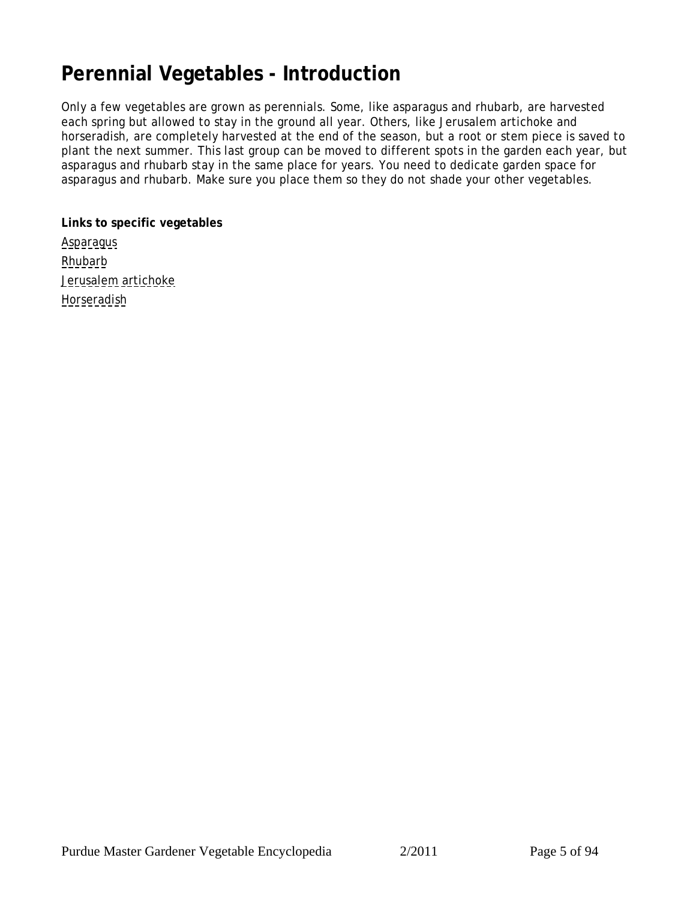# Perennial Vegetables - Introduction

Only a few vegetables are grown as perennials. Some, like asparagus and rhubarb, are harvested each spring but allowed to stay in the ground all year. Others, like Jerusalem artichoke and horseradish, are completely harvested at the end of the season, but a root or stem piece is saved to plant the next summer. This last group can be moved to different spots in the garden each year, but asparagus and rhubarb stay in the same place for years. You need to dedicate garden space for asparagus and rhubarb. Make sure you place them so they do not shade your other vegetables.

**Links to specific vegetables**

Asparagus
Rhubarb
Jerusalem artichoke
Horseradish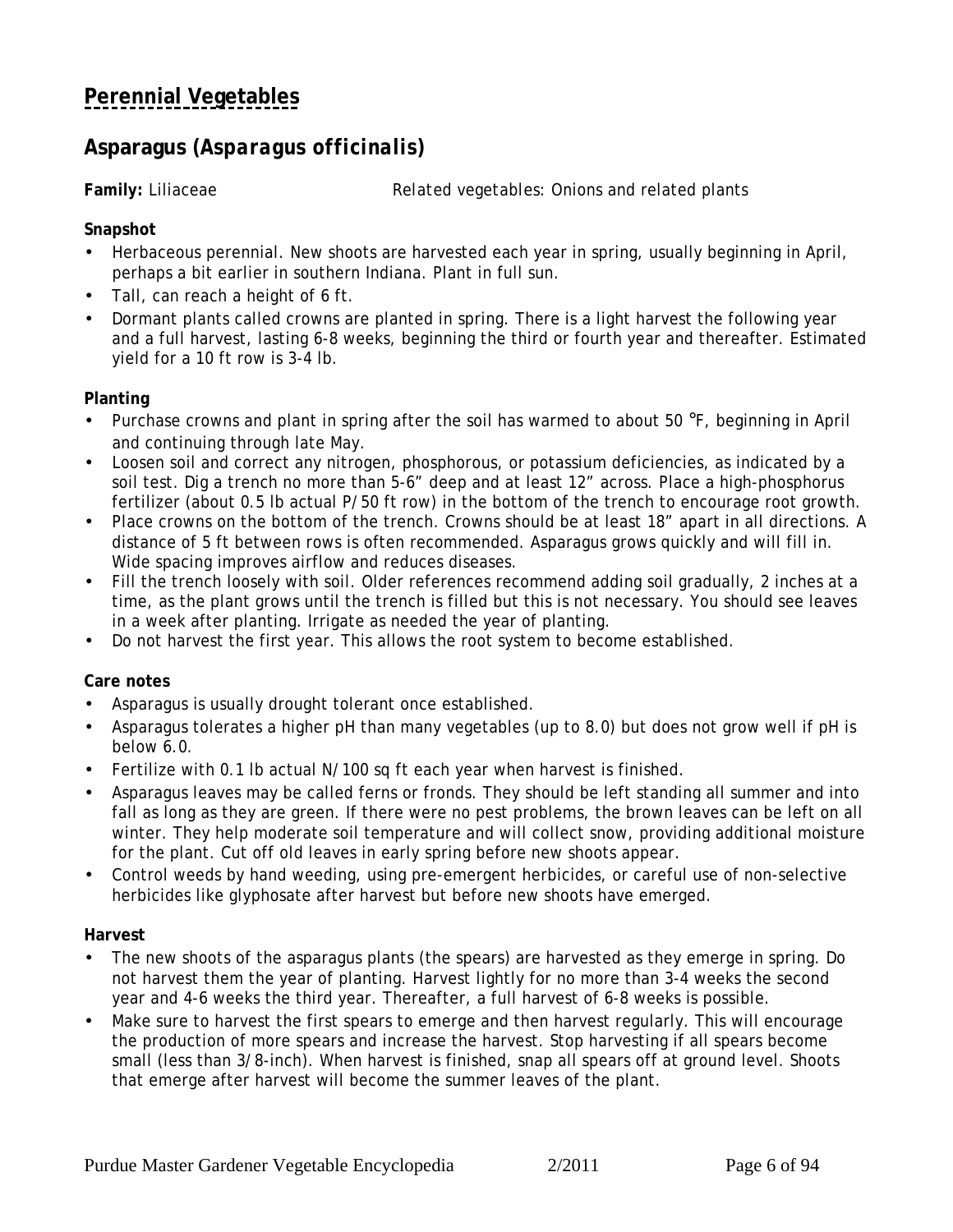# Perennial Vegetables

## Asparagus (*Asparagus officinalis*)

**Family:** Liliaceae *Related vegetables: Onions and related plants*

**Snapshot**

- Herbaceous perennial. New shoots are harvested each year in spring, usually beginning in April, perhaps a bit earlier in southern Indiana. Plant in full sun.
- Tall, can reach a height of 6 ft.
- Dormant plants called crowns are planted in spring. There is a light harvest the following year and a full harvest, lasting 6-8 weeks, beginning the third or fourth year and thereafter. Estimated yield for a 10 ft row is 3-4 lb.

**Planting**

- Purchase crowns and plant in spring after the soil has warmed to about 50 °F, beginning in April and continuing through late May.
- Loosen soil and correct any nitrogen, phosphorous, or potassium deficiencies, as indicated by a soil test. Dig a trench no more than 5-6" deep and at least 12" across. Place a high-phosphorus fertilizer (about 0.5 lb actual P/50 ft row) in the bottom of the trench to encourage root growth.
- Place crowns on the bottom of the trench. Crowns should be at least 18" apart in all directions. A distance of 5 ft between rows is often recommended. Asparagus grows quickly and will fill in. Wide spacing improves airflow and reduces diseases.
- Fill the trench loosely with soil. Older references recommend adding soil gradually, 2 inches at a time, as the plant grows until the trench is filled but this is not necessary. You should see leaves in a week after planting. Irrigate as needed the year of planting.
- Do not harvest the first year. This allows the root system to become established.

**Care notes**

- Asparagus is usually drought tolerant once established.
- Asparagus tolerates a higher pH than many vegetables (up to 8.0) but does not grow well if pH is below 6.0.
- Fertilize with 0.1 lb actual N/100 sq ft each year when harvest is finished.
- Asparagus leaves may be called ferns or fronds. They should be left standing all summer and into fall as long as they are green. If there were no pest problems, the brown leaves can be left on all winter. They help moderate soil temperature and will collect snow, providing additional moisture for the plant. Cut off old leaves in early spring before new shoots appear.
- Control weeds by hand weeding, using pre-emergent herbicides, or careful use of non-selective herbicides like glyphosate after harvest but before new shoots have emerged.

**Harvest**

- The new shoots of the asparagus plants (the spears) are harvested as they emerge in spring. Do not harvest them the year of planting. Harvest lightly for no more than 3-4 weeks the second year and 4-6 weeks the third year. Thereafter, a full harvest of 6-8 weeks is possible.
- Make sure to harvest the first spears to emerge and then harvest regularly. This will encourage the production of more spears and increase the harvest. Stop harvesting if all spears become small (less than 3/8-inch). When harvest is finished, snap all spears off at ground level. Shoots that emerge after harvest will become the summer leaves of the plant.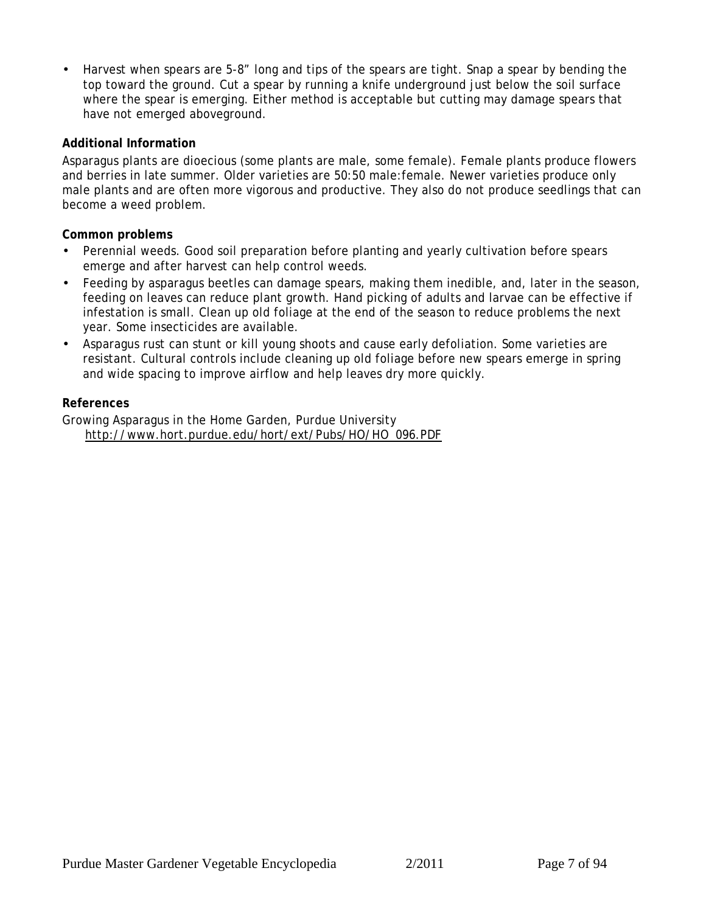- Harvest when spears are 5-8" long and tips of the spears are tight. Snap a spear by bending the top toward the ground. Cut a spear by running a knife underground just below the soil surface where the spear is emerging. Either method is acceptable but cutting may damage spears that have not emerged aboveground.

**Additional Information**

Asparagus plants are dioecious (some plants are male, some female). Female plants produce flowers and berries in late summer. Older varieties are 50:50 male:female. Newer varieties produce only male plants and are often more vigorous and productive. They also do not produce seedlings that can become a weed problem.

**Common problems**

- Perennial weeds. Good soil preparation before planting and yearly cultivation before spears emerge and after harvest can help control weeds.
- Feeding by asparagus beetles can damage spears, making them inedible, and, later in the season, feeding on leaves can reduce plant growth. Hand picking of adults and larvae can be effective if infestation is small. Clean up old foliage at the end of the season to reduce problems the next year. Some insecticides are available.
- Asparagus rust can stunt or kill young shoots and cause early defoliation. Some varieties are resistant. Cultural controls include cleaning up old foliage before new spears emerge in spring and wide spacing to improve airflow and help leaves dry more quickly.

**References**

Growing Asparagus in the Home Garden, Purdue University
http://www.hort.purdue.edu/hort/ext/Pubs/HO/HO_096.PDF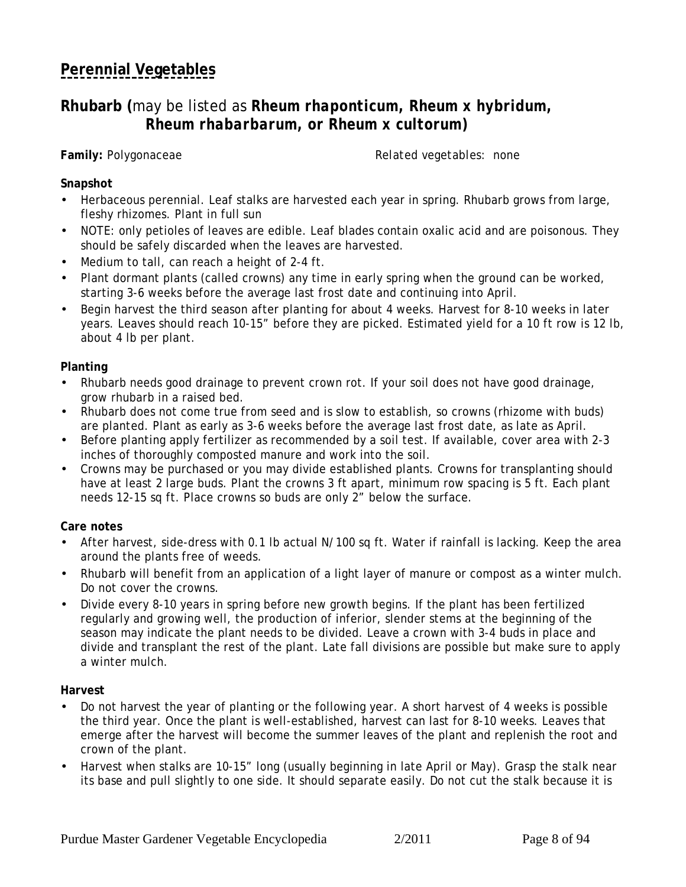# Perennial Vegetables

## Rhubarb (may be listed as *Rheum rhaponticum, Rheum x hybridum, Rheum rhabarbarum, or Rheum x cultorum*)

**Family:** Polygonaceae | *Related vegetables: none*

**Snapshot**

- Herbaceous perennial. Leaf stalks are harvested each year in spring. Rhubarb grows from large, fleshy rhizomes. Plant in full sun
- NOTE: only petioles of leaves are edible. Leaf blades contain oxalic acid and are poisonous. They should be safely discarded when the leaves are harvested.
- Medium to tall, can reach a height of 2-4 ft.
- Plant dormant plants (called crowns) any time in early spring when the ground can be worked, starting 3-6 weeks before the average last frost date and continuing into April.
- Begin harvest the third season after planting for about 4 weeks. Harvest for 8-10 weeks in later years. Leaves should reach 10-15" before they are picked. Estimated yield for a 10 ft row is 12 lb, about 4 lb per plant.

**Planting**

- Rhubarb needs good drainage to prevent crown rot. If your soil does not have good drainage, grow rhubarb in a raised bed.
- Rhubarb does not come true from seed and is slow to establish, so crowns (rhizome with buds) are planted. Plant as early as 3-6 weeks before the average last frost date, as late as April.
- Before planting apply fertilizer as recommended by a soil test. If available, cover area with 2-3 inches of thoroughly composted manure and work into the soil.
- Crowns may be purchased or you may divide established plants. Crowns for transplanting should have at least 2 large buds. Plant the crowns 3 ft apart, minimum row spacing is 5 ft. Each plant needs 12-15 sq ft. Place crowns so buds are only 2" below the surface.

**Care notes**

- After harvest, side-dress with 0.1 lb actual N/100 sq ft. Water if rainfall is lacking. Keep the area around the plants free of weeds.
- Rhubarb will benefit from an application of a light layer of manure or compost as a winter mulch. Do not cover the crowns.
- Divide every 8-10 years in spring before new growth begins. If the plant has been fertilized regularly and growing well, the production of inferior, slender stems at the beginning of the season may indicate the plant needs to be divided. Leave a crown with 3-4 buds in place and divide and transplant the rest of the plant. Late fall divisions are possible but make sure to apply a winter mulch.

**Harvest**

- Do not harvest the year of planting or the following year. A short harvest of 4 weeks is possible the third year. Once the plant is well-established, harvest can last for 8-10 weeks. Leaves that emerge after the harvest will become the summer leaves of the plant and replenish the root and crown of the plant.
- Harvest when stalks are 10-15" long (usually beginning in late April or May). Grasp the stalk near its base and pull slightly to one side. It should separate easily. Do not cut the stalk because it is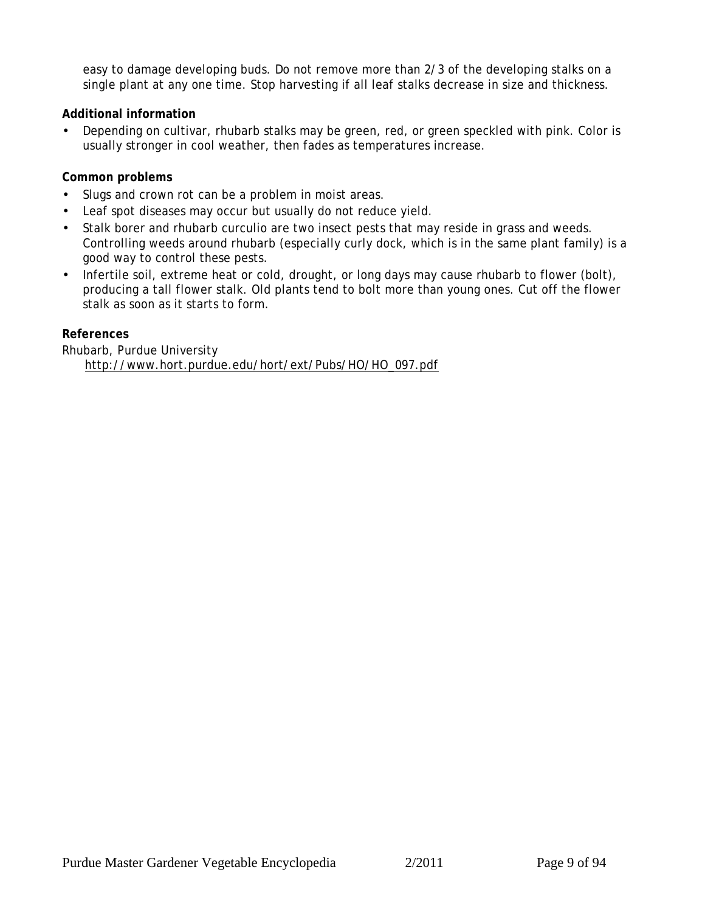easy to damage developing buds. Do not remove more than 2/3 of the developing stalks on a single plant at any one time. Stop harvesting if all leaf stalks decrease in size and thickness.

**Additional information**

- Depending on cultivar, rhubarb stalks may be green, red, or green speckled with pink. Color is usually stronger in cool weather, then fades as temperatures increase.

**Common problems**

- Slugs and crown rot can be a problem in moist areas.
- Leaf spot diseases may occur but usually do not reduce yield.
- Stalk borer and rhubarb curculio are two insect pests that may reside in grass and weeds. Controlling weeds around rhubarb (especially curly dock, which is in the same plant family) is a good way to control these pests.
- Infertile soil, extreme heat or cold, drought, or long days may cause rhubarb to flower (bolt), producing a tall flower stalk. Old plants tend to bolt more than young ones. Cut off the flower stalk as soon as it starts to form.

**References**

Rhubarb, Purdue University
http://www.hort.purdue.edu/hort/ext/Pubs/HO/HO_097.pdf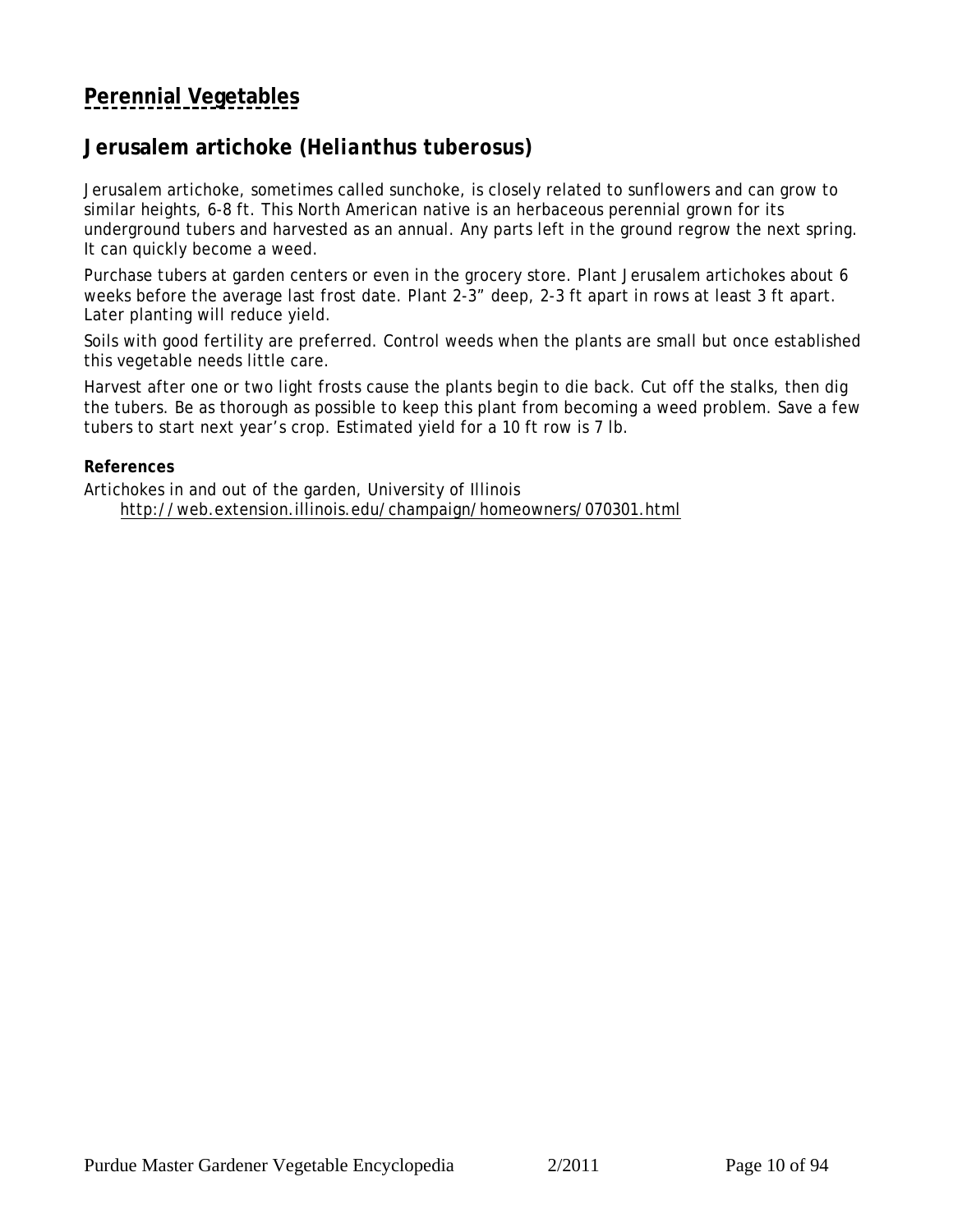## Perennial Vegetables

### Jerusalem artichoke (*Helianthus tuberosus*)

Jerusalem artichoke, sometimes called sunchoke, is closely related to sunflowers and can grow to similar heights, 6-8 ft. This North American native is an herbaceous perennial grown for its underground tubers and harvested as an annual. Any parts left in the ground regrow the next spring. It can quickly become a weed.

Purchase tubers at garden centers or even in the grocery store. Plant Jerusalem artichokes about 6 weeks before the average last frost date. Plant 2-3" deep, 2-3 ft apart in rows at least 3 ft apart. Later planting will reduce yield.

Soils with good fertility are preferred. Control weeds when the plants are small but once established this vegetable needs little care.

Harvest after one or two light frosts cause the plants begin to die back. Cut off the stalks, then dig the tubers. Be as thorough as possible to keep this plant from becoming a weed problem. Save a few tubers to start next year's crop. Estimated yield for a 10 ft row is 7 lb.

**References**

Artichokes in and out of the garden, University of Illinois
http://web.extension.illinois.edu/champaign/homeowners/070301.html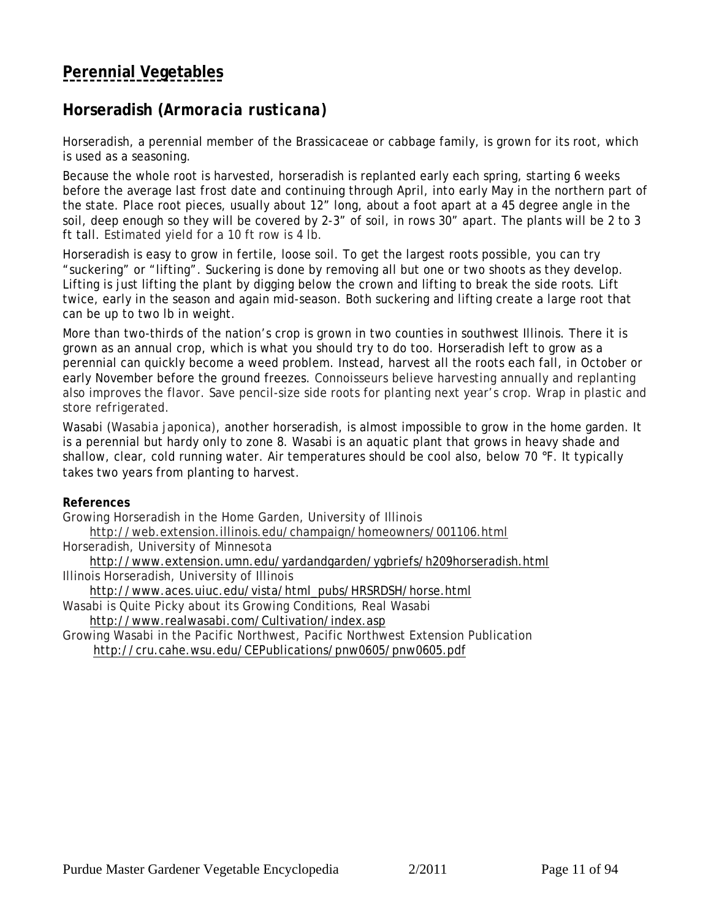# Perennial Vegetables

## Horseradish (*Armoracia rusticana*)

Horseradish, a perennial member of the Brassicaceae or cabbage family, is grown for its root, which is used as a seasoning.

Because the whole root is harvested, horseradish is replanted early each spring, starting 6 weeks before the average last frost date and continuing through April, into early May in the northern part of the state. Place root pieces, usually about 12" long, about a foot apart at a 45 degree angle in the soil, deep enough so they will be covered by 2-3" of soil, in rows 30" apart. The plants will be 2 to 3 ft tall. Estimated yield for a 10 ft row is 4 lb.

Horseradish is easy to grow in fertile, loose soil. To get the largest roots possible, you can try "suckering" or "lifting". Suckering is done by removing all but one or two shoots as they develop. Lifting is just lifting the plant by digging below the crown and lifting to break the side roots. Lift twice, early in the season and again mid-season. Both suckering and lifting create a large root that can be up to two lb in weight.

More than two-thirds of the nation's crop is grown in two counties in southwest Illinois. There it is grown as an annual crop, which is what you should try to do too. Horseradish left to grow as a perennial can quickly become a weed problem. Instead, harvest all the roots each fall, in October or early November before the ground freezes. Connoisseurs believe harvesting annually and replanting also improves the flavor. Save pencil-size side roots for planting next year's crop. Wrap in plastic and store refrigerated.

Wasabi (*Wasabia japonica*), another horseradish, is almost impossible to grow in the home garden. It is a perennial but hardy only to zone 8. Wasabi is an aquatic plant that grows in heavy shade and shallow, clear, cold running water. Air temperatures should be cool also, below 70 °F. It typically takes two years from planting to harvest.

**References**

Growing Horseradish in the Home Garden, University of Illinois
  http://web.extension.illinois.edu/champaign/homeowners/001106.html

Horseradish, University of Minnesota
  http://www.extension.umn.edu/yardandgarden/ygbriefs/h209horseradish.html

Illinois Horseradish, University of Illinois
  http://www.aces.uiuc.edu/vista/html_pubs/HRSRDSH/horse.html

Wasabi is Quite Picky about its Growing Conditions, Real Wasabi
  http://www.realwasabi.com/Cultivation/index.asp

Growing Wasabi in the Pacific Northwest, Pacific Northwest Extension Publication
  http://cru.cahe.wsu.edu/CEPublications/pnw0605/pnw0605.pdf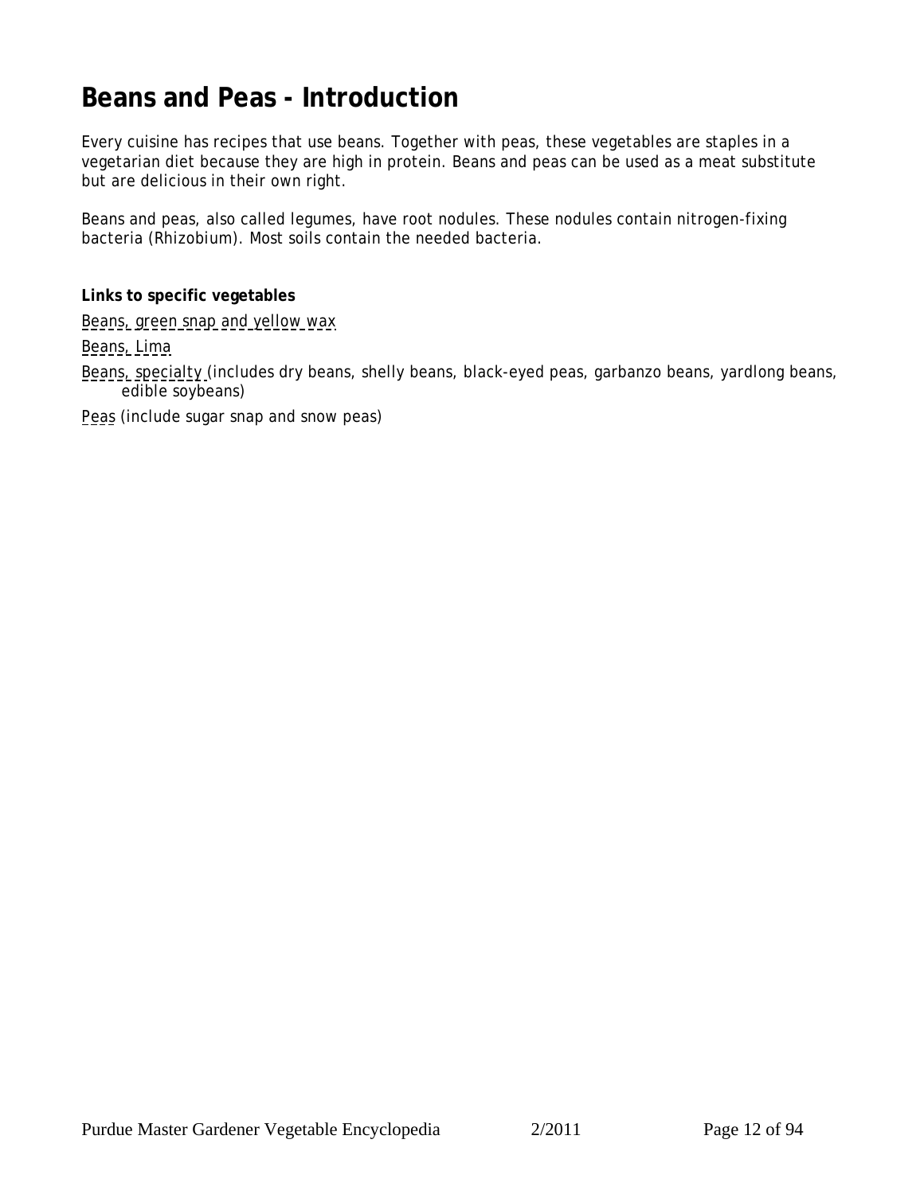# Beans and Peas - Introduction

Every cuisine has recipes that use beans. Together with peas, these vegetables are staples in a vegetarian diet because they are high in protein. Beans and peas can be used as a meat substitute but are delicious in their own right.

Beans and peas, also called legumes, have root nodules. These nodules contain nitrogen-fixing bacteria (Rhizobium). Most soils contain the needed bacteria.

**Links to specific vegetables**

Beans, green snap and yellow wax

Beans, Lima

Beans, specialty (includes dry beans, shelly beans, black-eyed peas, garbanzo beans, yardlong beans, edible soybeans)

Peas (include sugar snap and snow peas)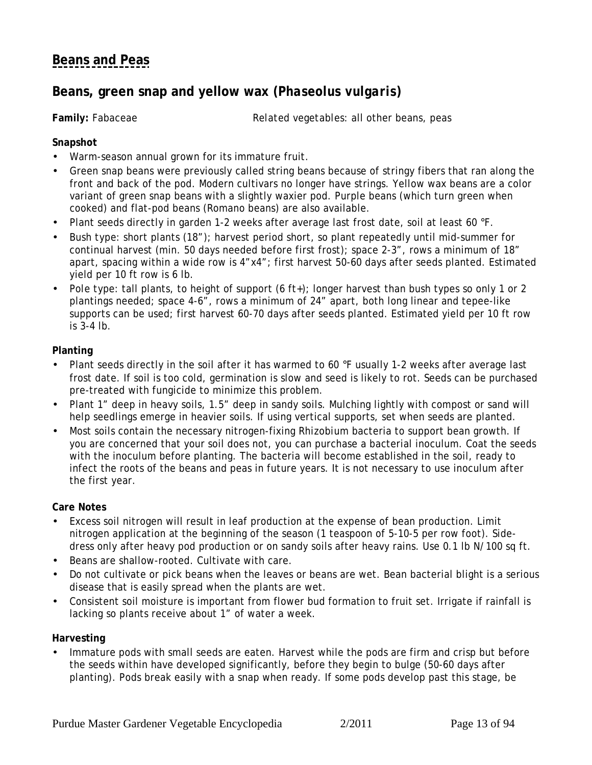## Beans and Peas

### Beans, green snap and yellow wax (*Phaseolus vulgaris*)

**Family:** Fabaceae *Related vegetables: all other beans, peas*

**Snapshot**

- Warm-season annual grown for its immature fruit.
- Green snap beans were previously called string beans because of stringy fibers that ran along the front and back of the pod. Modern cultivars no longer have strings. Yellow wax beans are a color variant of green snap beans with a slightly waxier pod. Purple beans (which turn green when cooked) and flat-pod beans (Romano beans) are also available.
- Plant seeds directly in garden 1-2 weeks after average last frost date, soil at least 60 °F.
- Bush type: short plants (18"); harvest period short, so plant repeatedly until mid-summer for continual harvest (min. 50 days needed before first frost); space 2-3", rows a minimum of 18" apart, spacing within a wide row is 4"x4"; first harvest 50-60 days after seeds planted. Estimated yield per 10 ft row is 6 lb.
- Pole type: tall plants, to height of support (6 ft+); longer harvest than bush types so only 1 or 2 plantings needed; space 4-6", rows a minimum of 24" apart, both long linear and tepee-like supports can be used; first harvest 60-70 days after seeds planted. Estimated yield per 10 ft row is 3-4 lb.

**Planting**

- Plant seeds directly in the soil after it has warmed to 60 °F usually 1-2 weeks after average last frost date. If soil is too cold, germination is slow and seed is likely to rot. Seeds can be purchased pre-treated with fungicide to minimize this problem.
- Plant 1" deep in heavy soils, 1.5" deep in sandy soils. Mulching lightly with compost or sand will help seedlings emerge in heavier soils. If using vertical supports, set when seeds are planted.
- Most soils contain the necessary nitrogen-fixing *Rhizobium* bacteria to support bean growth. If you are concerned that your soil does not, you can purchase a bacterial inoculum. Coat the seeds with the inoculum before planting. The bacteria will become established in the soil, ready to infect the roots of the beans and peas in future years. It is not necessary to use inoculum after the first year.

**Care Notes**

- Excess soil nitrogen will result in leaf production at the expense of bean production. Limit nitrogen application at the beginning of the season (1 teaspoon of 5-10-5 per row foot). Side-dress only after heavy pod production or on sandy soils after heavy rains. Use 0.1 lb N/100 sq ft.
- Beans are shallow-rooted. Cultivate with care.
- Do not cultivate or pick beans when the leaves or beans are wet. Bean bacterial blight is a serious disease that is easily spread when the plants are wet.
- Consistent soil moisture is important from flower bud formation to fruit set. Irrigate if rainfall is lacking so plants receive about 1" of water a week.

**Harvesting**

- Immature pods with small seeds are eaten. Harvest while the pods are firm and crisp but before the seeds within have developed significantly, before they begin to bulge (50-60 days after planting). Pods break easily with a snap when ready. If some pods develop past this stage, be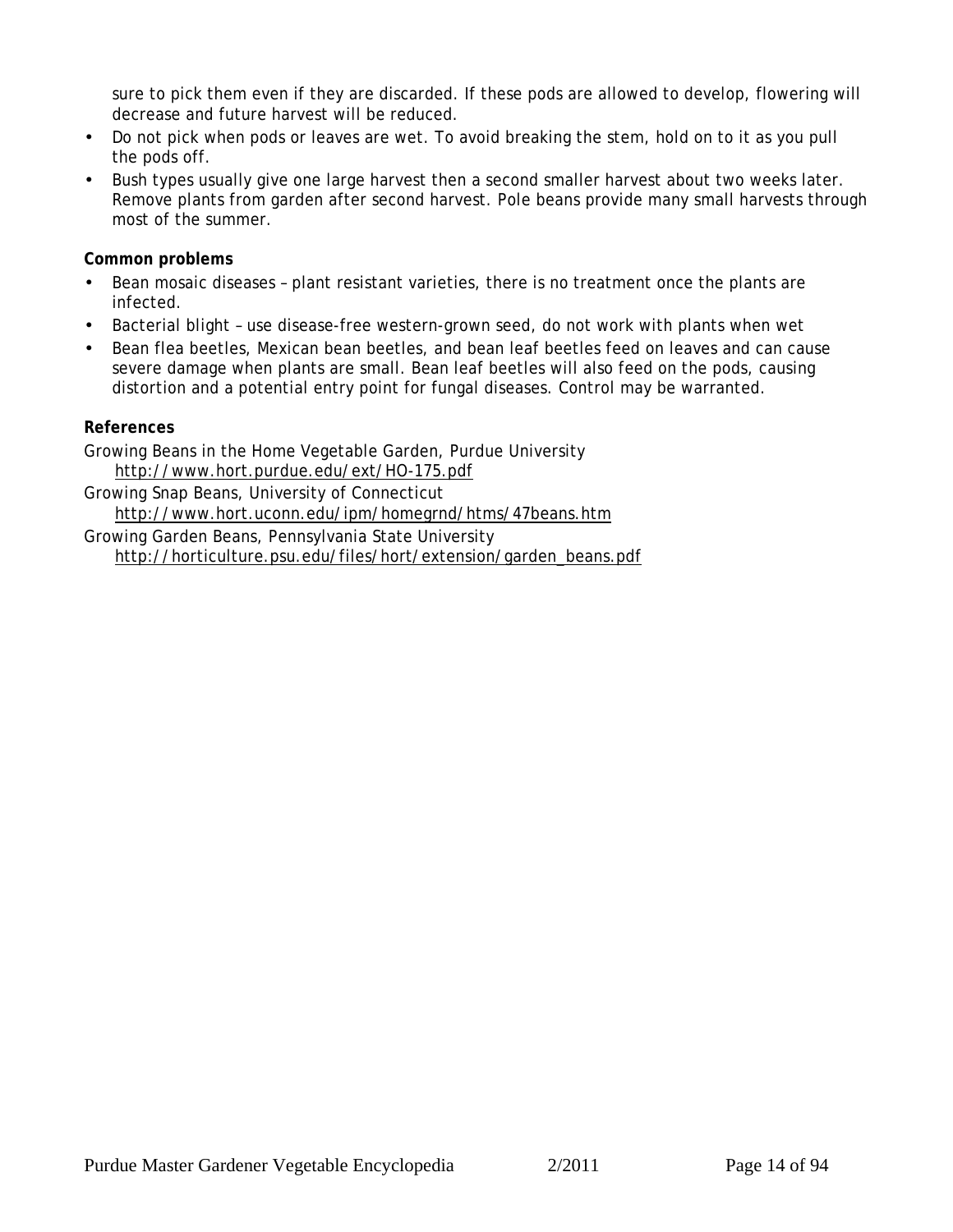sure to pick them even if they are discarded. If these pods are allowed to develop, flowering will decrease and future harvest will be reduced.

- Do not pick when pods or leaves are wet. To avoid breaking the stem, hold on to it as you pull the pods off.
- Bush types usually give one large harvest then a second smaller harvest about two weeks later. Remove plants from garden after second harvest. Pole beans provide many small harvests through most of the summer.

**Common problems**

- Bean mosaic diseases – plant resistant varieties, there is no treatment once the plants are infected.
- Bacterial blight – use disease-free western-grown seed, do not work with plants when wet
- Bean flea beetles, Mexican bean beetles, and bean leaf beetles feed on leaves and can cause severe damage when plants are small. Bean leaf beetles will also feed on the pods, causing distortion and a potential entry point for fungal diseases. Control may be warranted.

**References**

Growing Beans in the Home Vegetable Garden, Purdue University
  http://www.hort.purdue.edu/ext/HO-175.pdf

Growing Snap Beans, University of Connecticut
  http://www.hort.uconn.edu/ipm/homegrnd/htms/47beans.htm

Growing Garden Beans, Pennsylvania State University
  http://horticulture.psu.edu/files/hort/extension/garden_beans.pdf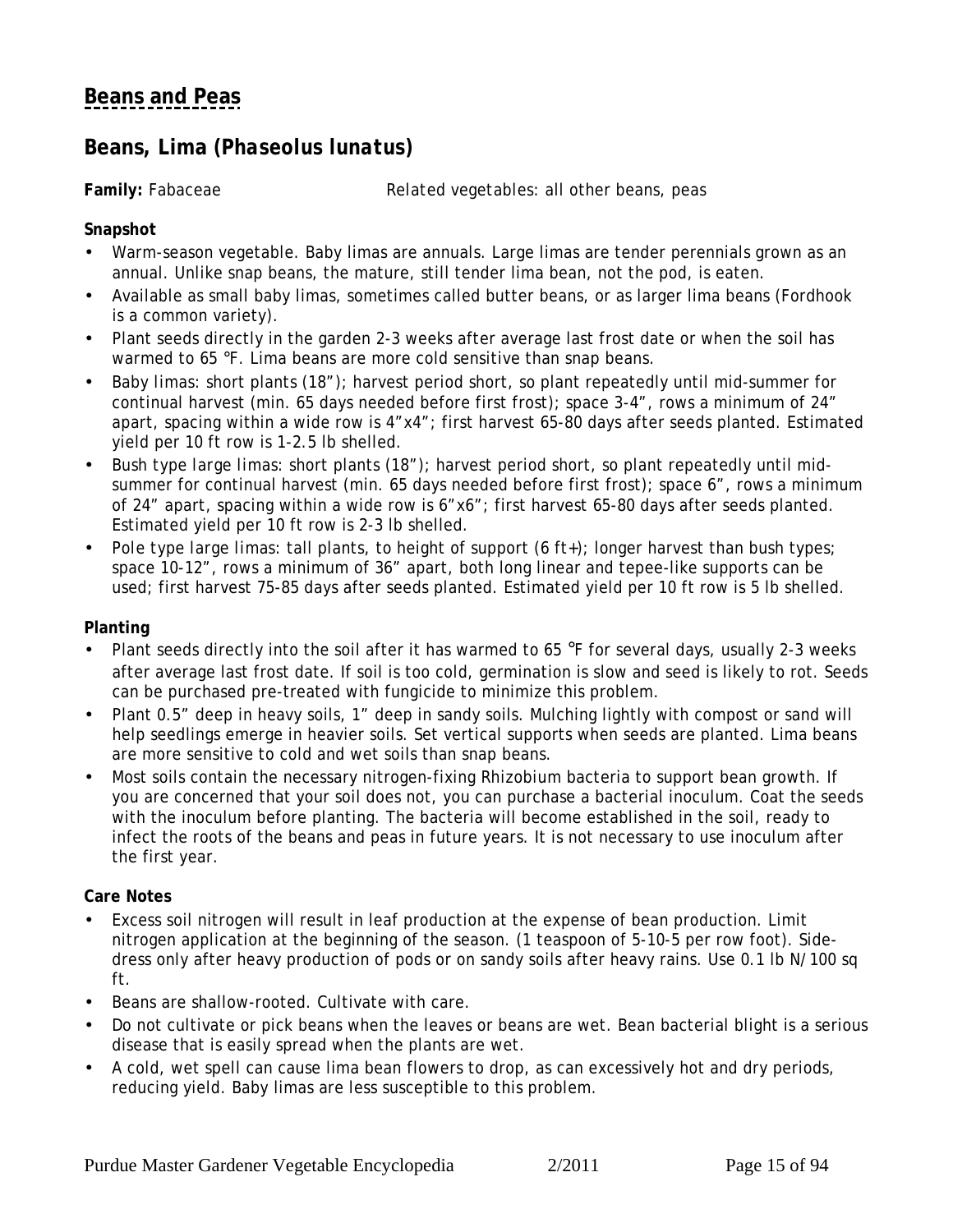# Beans and Peas

## Beans, Lima (*Phaseolus lunatus*)

**Family:** Fabaceae *Related vegetables: all other beans, peas*

**Snapshot**

- Warm-season vegetable. Baby limas are annuals. Large limas are tender perennials grown as an annual. Unlike snap beans, the mature, still tender lima bean, not the pod, is eaten.
- Available as small baby limas, sometimes called butter beans, or as larger lima beans (Fordhook is a common variety).
- Plant seeds directly in the garden 2-3 weeks after average last frost date or when the soil has warmed to 65 °F. Lima beans are more cold sensitive than snap beans.
- Baby limas: short plants (18"); harvest period short, so plant repeatedly until mid-summer for continual harvest (min. 65 days needed before first frost); space 3-4", rows a minimum of 24" apart, spacing within a wide row is 4"x4"; first harvest 65-80 days after seeds planted. Estimated yield per 10 ft row is 1-2.5 lb shelled.
- Bush type large limas: short plants (18"); harvest period short, so plant repeatedly until mid-summer for continual harvest (min. 65 days needed before first frost); space 6", rows a minimum of 24" apart, spacing within a wide row is 6"x6"; first harvest 65-80 days after seeds planted. Estimated yield per 10 ft row is 2-3 lb shelled.
- Pole type large limas: tall plants, to height of support (6 ft+); longer harvest than bush types; space 10-12", rows a minimum of 36" apart, both long linear and tepee-like supports can be used; first harvest 75-85 days after seeds planted. Estimated yield per 10 ft row is 5 lb shelled.

**Planting**

- Plant seeds directly into the soil after it has warmed to 65 °F for several days, usually 2-3 weeks after average last frost date. If soil is too cold, germination is slow and seed is likely to rot. Seeds can be purchased pre-treated with fungicide to minimize this problem.
- Plant 0.5" deep in heavy soils, 1" deep in sandy soils. Mulching lightly with compost or sand will help seedlings emerge in heavier soils. Set vertical supports when seeds are planted. Lima beans are more sensitive to cold and wet soils than snap beans.
- Most soils contain the necessary nitrogen-fixing Rhizobium bacteria to support bean growth. If you are concerned that your soil does not, you can purchase a bacterial inoculum. Coat the seeds with the inoculum before planting. The bacteria will become established in the soil, ready to infect the roots of the beans and peas in future years. It is not necessary to use inoculum after the first year.

**Care Notes**

- Excess soil nitrogen will result in leaf production at the expense of bean production. Limit nitrogen application at the beginning of the season. (1 teaspoon of 5-10-5 per row foot). Side-dress only after heavy production of pods or on sandy soils after heavy rains. Use 0.1 lb N/100 sq ft.
- Beans are shallow-rooted. Cultivate with care.
- Do not cultivate or pick beans when the leaves or beans are wet. Bean bacterial blight is a serious disease that is easily spread when the plants are wet.
- A cold, wet spell can cause lima bean flowers to drop, as can excessively hot and dry periods, reducing yield. Baby limas are less susceptible to this problem.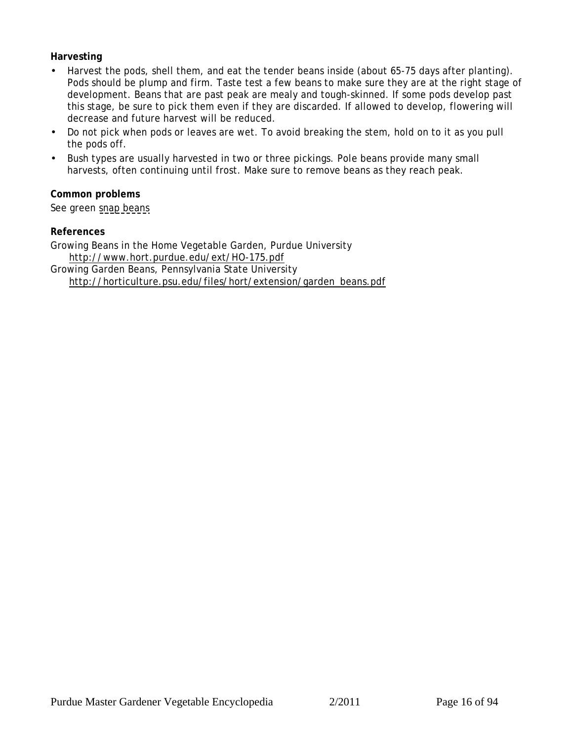**Harvesting**

- Harvest the pods, shell them, and eat the tender beans inside (about 65-75 days after planting). Pods should be plump and firm. Taste test a few beans to make sure they are at the right stage of development. Beans that are past peak are mealy and tough-skinned. If some pods develop past this stage, be sure to pick them even if they are discarded. If allowed to develop, flowering will decrease and future harvest will be reduced.
- Do not pick when pods or leaves are wet. To avoid breaking the stem, hold on to it as you pull the pods off.
- Bush types are usually harvested in two or three pickings. Pole beans provide many small harvests, often continuing until frost. Make sure to remove beans as they reach peak.

**Common problems**

See green snap beans

**References**

Growing Beans in the Home Vegetable Garden, Purdue University
http://www.hort.purdue.edu/ext/HO-175.pdf

Growing Garden Beans, Pennsylvania State University
http://horticulture.psu.edu/files/hort/extension/garden_beans.pdf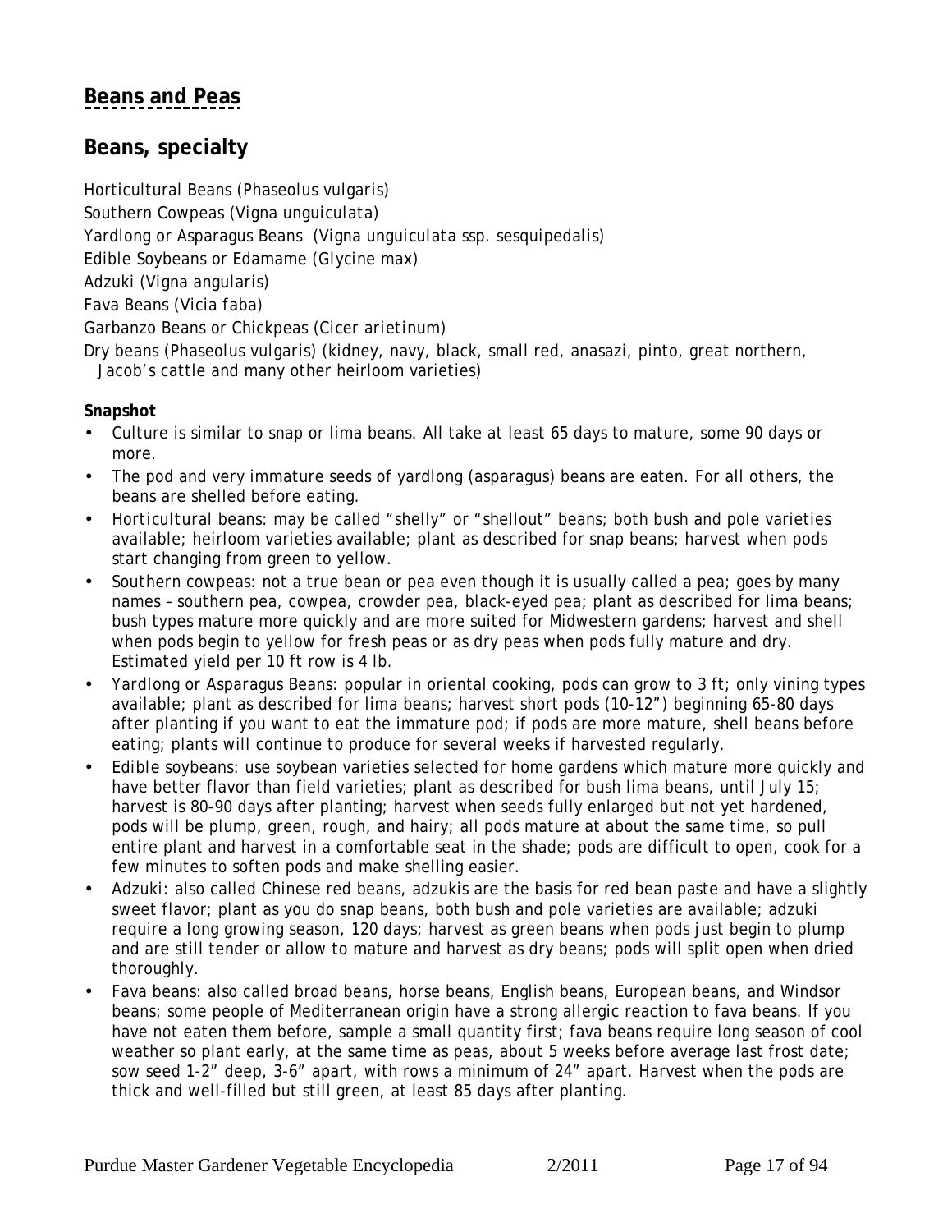# Beans and Peas

## Beans, specialty

Horticultural Beans (*Phaseolus vulgaris*)
Southern Cowpeas (*Vigna unguiculata*)
Yardlong or Asparagus Beans (*Vigna unguiculata* ssp. *sesquipedalis*)
Edible Soybeans or Edamame (*Glycine max*)
Adzuki (*Vigna angularis*)
Fava Beans (*Vicia faba*)
Garbanzo Beans or Chickpeas (*Cicer arietinum*)
Dry beans (*Phaseolus vulgaris*) (kidney, navy, black, small red, anasazi, pinto, great northern, Jacob's cattle and many other heirloom varieties)

**Snapshot**

- Culture is similar to snap or lima beans. All take at least 65 days to mature, some 90 days or more.
- The pod and very immature seeds of yardlong (asparagus) beans are eaten. For all others, the beans are shelled before eating.
- Horticultural beans: may be called "shelly" or "shellout" beans; both bush and pole varieties available; heirloom varieties available; plant as described for snap beans; harvest when pods start changing from green to yellow.
- Southern cowpeas: not a true bean or pea even though it is usually called a pea; goes by many names – southern pea, cowpea, crowder pea, black-eyed pea; plant as described for lima beans; bush types mature more quickly and are more suited for Midwestern gardens; harvest and shell when pods begin to yellow for fresh peas or as dry peas when pods fully mature and dry. Estimated yield per 10 ft row is 4 lb.
- Yardlong or Asparagus Beans: popular in oriental cooking, pods can grow to 3 ft; only vining types available; plant as described for lima beans; harvest short pods (10-12") beginning 65-80 days after planting if you want to eat the immature pod; if pods are more mature, shell beans before eating; plants will continue to produce for several weeks if harvested regularly.
- Edible soybeans: use soybean varieties selected for home gardens which mature more quickly and have better flavor than field varieties; plant as described for bush lima beans, until July 15; harvest is 80-90 days after planting; harvest when seeds fully enlarged but not yet hardened, pods will be plump, green, rough, and hairy; all pods mature at about the same time, so pull entire plant and harvest in a comfortable seat in the shade; pods are difficult to open, cook for a few minutes to soften pods and make shelling easier.
- Adzuki: also called Chinese red beans, adzukis are the basis for red bean paste and have a slightly sweet flavor; plant as you do snap beans, both bush and pole varieties are available; adzuki require a long growing season, 120 days; harvest as green beans when pods just begin to plump and are still tender or allow to mature and harvest as dry beans; pods will split open when dried thoroughly.
- Fava beans: also called broad beans, horse beans, English beans, European beans, and Windsor beans; some people of Mediterranean origin have a strong allergic reaction to fava beans. If you have not eaten them before, sample a small quantity first; fava beans require long season of cool weather so plant early, at the same time as peas, about 5 weeks before average last frost date; sow seed 1-2" deep, 3-6" apart, with rows a minimum of 24" apart. Harvest when the pods are thick and well-filled but still green, at least 85 days after planting.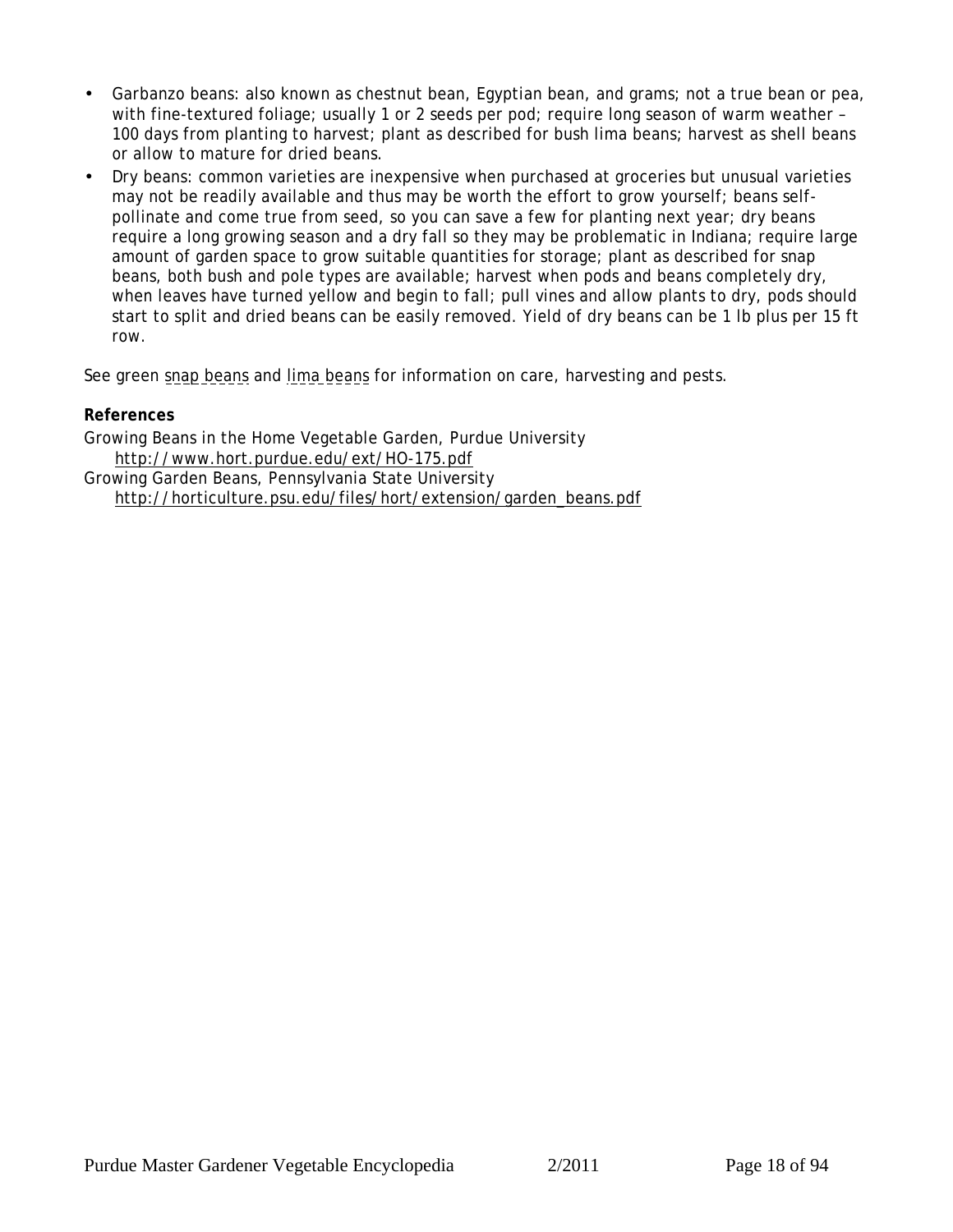- Garbanzo beans: also known as chestnut bean, Egyptian bean, and grams; not a true bean or pea, with fine-textured foliage; usually 1 or 2 seeds per pod; require long season of warm weather – 100 days from planting to harvest; plant as described for bush lima beans; harvest as shell beans or allow to mature for dried beans.
- Dry beans: common varieties are inexpensive when purchased at groceries but unusual varieties may not be readily available and thus may be worth the effort to grow yourself; beans self-pollinate and come true from seed, so you can save a few for planting next year; dry beans require a long growing season and a dry fall so they may be problematic in Indiana; require large amount of garden space to grow suitable quantities for storage; plant as described for snap beans, both bush and pole types are available; harvest when pods and beans completely dry, when leaves have turned yellow and begin to fall; pull vines and allow plants to dry, pods should start to split and dried beans can be easily removed. Yield of dry beans can be 1 lb plus per 15 ft row.

See green snap beans and lima beans for information on care, harvesting and pests.

**References**

Growing Beans in the Home Vegetable Garden, Purdue University
 http://www.hort.purdue.edu/ext/HO-175.pdf

Growing Garden Beans, Pennsylvania State University
 http://horticulture.psu.edu/files/hort/extension/garden_beans.pdf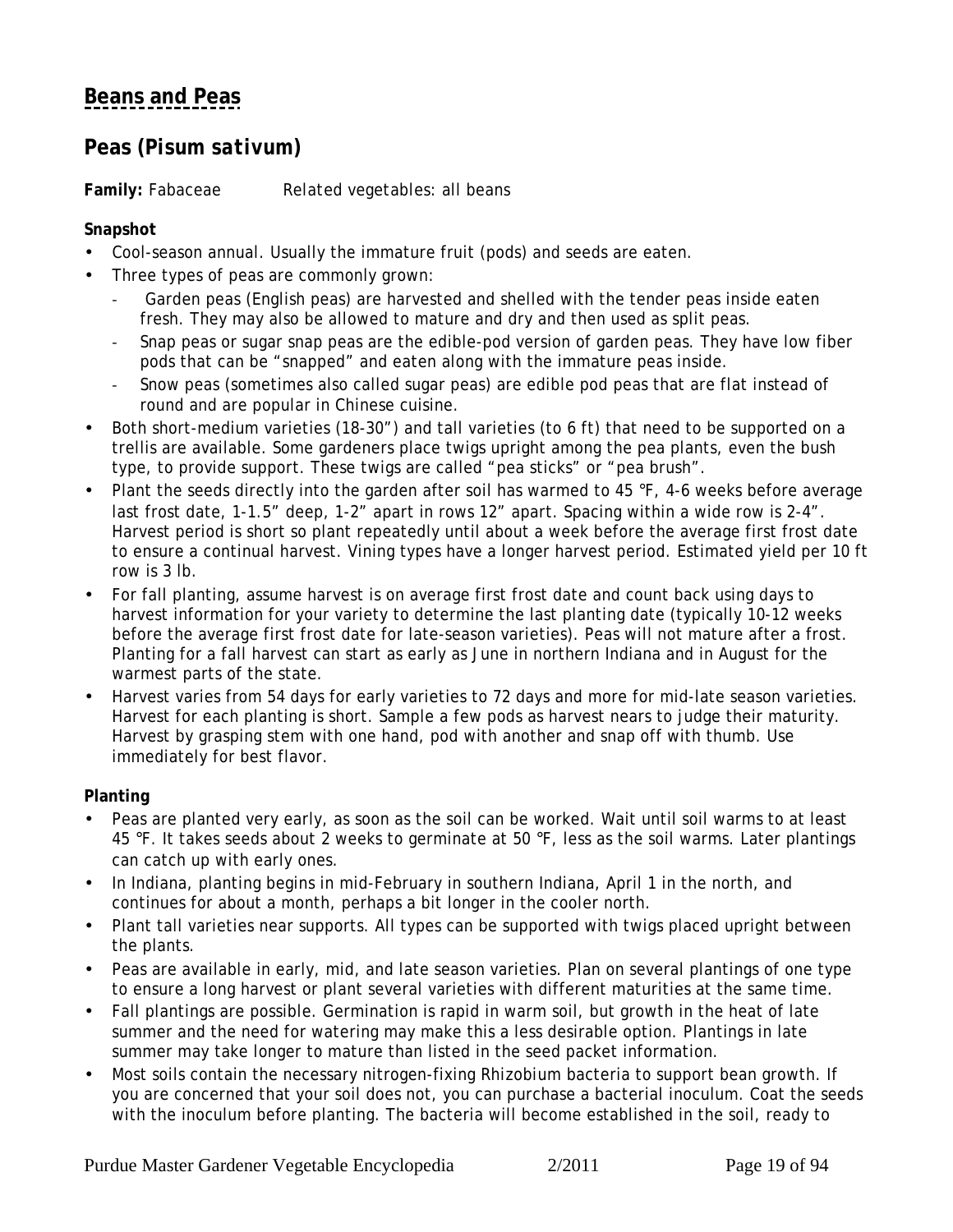## Beans and Peas

### Peas (*Pisum sativum*)

**Family:** Fabaceae Related vegetables: all beans

**Snapshot**

- Cool-season annual. Usually the immature fruit (pods) and seeds are eaten.
- Three types of peas are commonly grown:
    - Garden peas (English peas) are harvested and shelled with the tender peas inside eaten fresh. They may also be allowed to mature and dry and then used as split peas.
    - Snap peas or sugar snap peas are the edible-pod version of garden peas. They have low fiber pods that can be "snapped" and eaten along with the immature peas inside.
    - Snow peas (sometimes also called sugar peas) are edible pod peas that are flat instead of round and are popular in Chinese cuisine.
- Both short-medium varieties (18-30") and tall varieties (to 6 ft) that need to be supported on a trellis are available. Some gardeners place twigs upright among the pea plants, even the bush type, to provide support. These twigs are called "pea sticks" or "pea brush".
- Plant the seeds directly into the garden after soil has warmed to 45 °F, 4-6 weeks before average last frost date, 1-1.5" deep, 1-2" apart in rows 12" apart. Spacing within a wide row is 2-4". Harvest period is short so plant repeatedly until about a week before the average first frost date to ensure a continual harvest. Vining types have a longer harvest period. Estimated yield per 10 ft row is 3 lb.
- For fall planting, assume harvest is on average first frost date and count back using days to harvest information for your variety to determine the last planting date (typically 10-12 weeks before the average first frost date for late-season varieties). Peas will not mature after a frost. Planting for a fall harvest can start as early as June in northern Indiana and in August for the warmest parts of the state.
- Harvest varies from 54 days for early varieties to 72 days and more for mid-late season varieties. Harvest for each planting is short. Sample a few pods as harvest nears to judge their maturity. Harvest by grasping stem with one hand, pod with another and snap off with thumb. Use immediately for best flavor.

**Planting**

- Peas are planted very early, as soon as the soil can be worked. Wait until soil warms to at least 45 °F. It takes seeds about 2 weeks to germinate at 50 °F, less as the soil warms. Later plantings can catch up with early ones.
- In Indiana, planting begins in mid-February in southern Indiana, April 1 in the north, and continues for about a month, perhaps a bit longer in the cooler north.
- Plant tall varieties near supports. All types can be supported with twigs placed upright between the plants.
- Peas are available in early, mid, and late season varieties. Plan on several plantings of one type to ensure a long harvest or plant several varieties with different maturities at the same time.
- Fall plantings are possible. Germination is rapid in warm soil, but growth in the heat of late summer and the need for watering may make this a less desirable option. Plantings in late summer may take longer to mature than listed in the seed packet information.
- Most soils contain the necessary nitrogen-fixing Rhizobium bacteria to support bean growth. If you are concerned that your soil does not, you can purchase a bacterial inoculum. Coat the seeds with the inoculum before planting. The bacteria will become established in the soil, ready to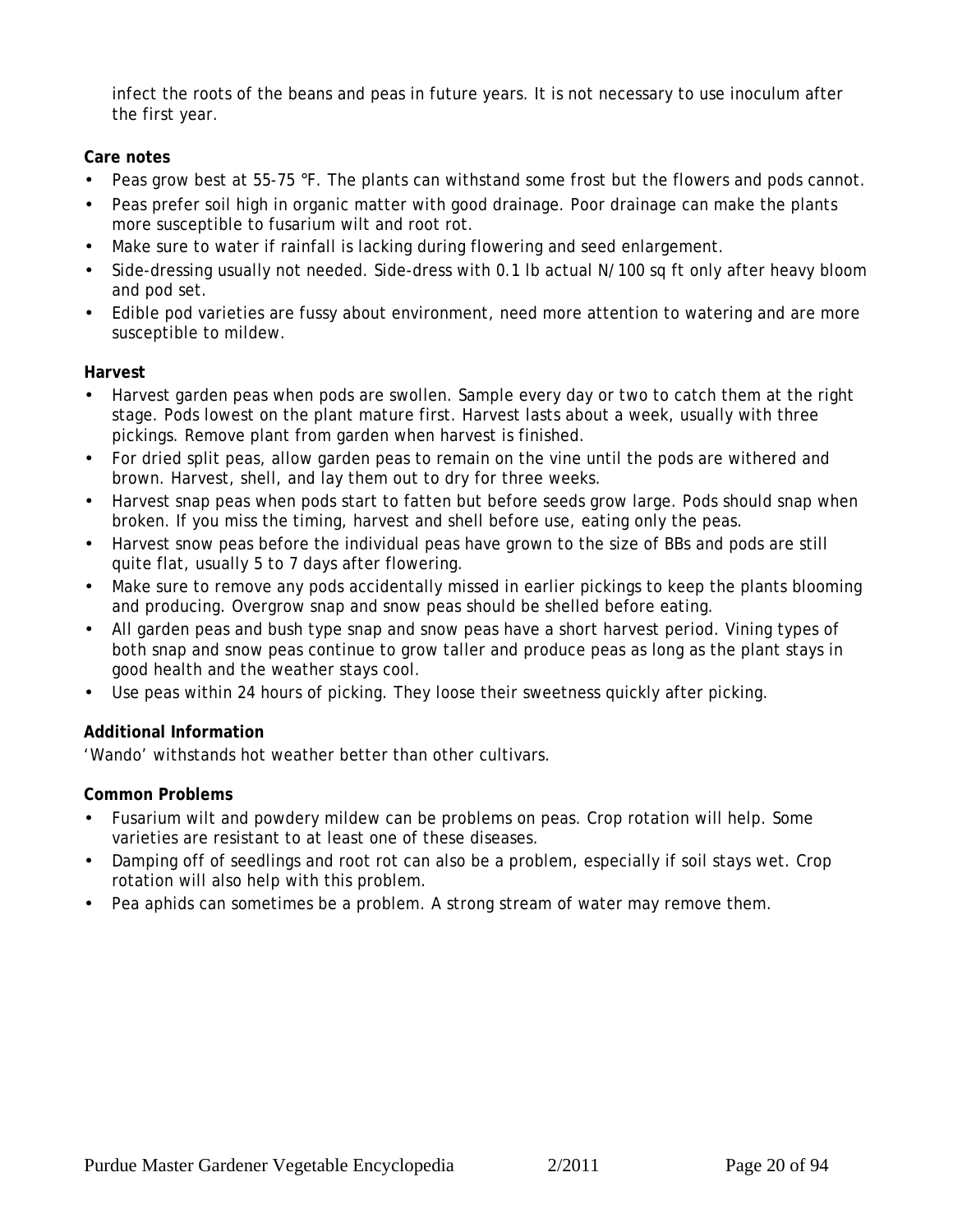infect the roots of the beans and peas in future years. It is not necessary to use inoculum after the first year.

**Care notes**

- Peas grow best at 55-75 °F. The plants can withstand some frost but the flowers and pods cannot.
- Peas prefer soil high in organic matter with good drainage. Poor drainage can make the plants more susceptible to fusarium wilt and root rot.
- Make sure to water if rainfall is lacking during flowering and seed enlargement.
- Side-dressing usually not needed. Side-dress with 0.1 lb actual N/100 sq ft only after heavy bloom and pod set.
- Edible pod varieties are fussy about environment, need more attention to watering and are more susceptible to mildew.

**Harvest**

- Harvest garden peas when pods are swollen. Sample every day or two to catch them at the right stage. Pods lowest on the plant mature first. Harvest lasts about a week, usually with three pickings. Remove plant from garden when harvest is finished.
- For dried split peas, allow garden peas to remain on the vine until the pods are withered and brown. Harvest, shell, and lay them out to dry for three weeks.
- Harvest snap peas when pods start to fatten but before seeds grow large. Pods should snap when broken. If you miss the timing, harvest and shell before use, eating only the peas.
- Harvest snow peas before the individual peas have grown to the size of BBs and pods are still quite flat, usually 5 to 7 days after flowering.
- Make sure to remove any pods accidentally missed in earlier pickings to keep the plants blooming and producing. Overgrow snap and snow peas should be shelled before eating.
- All garden peas and bush type snap and snow peas have a short harvest period. Vining types of both snap and snow peas continue to grow taller and produce peas as long as the plant stays in good health and the weather stays cool.
- Use peas within 24 hours of picking. They loose their sweetness quickly after picking.

**Additional Information**

'Wando' withstands hot weather better than other cultivars.

**Common Problems**

- Fusarium wilt and powdery mildew can be problems on peas. Crop rotation will help. Some varieties are resistant to at least one of these diseases.
- Damping off of seedlings and root rot can also be a problem, especially if soil stays wet. Crop rotation will also help with this problem.
- Pea aphids can sometimes be a problem. A strong stream of water may remove them.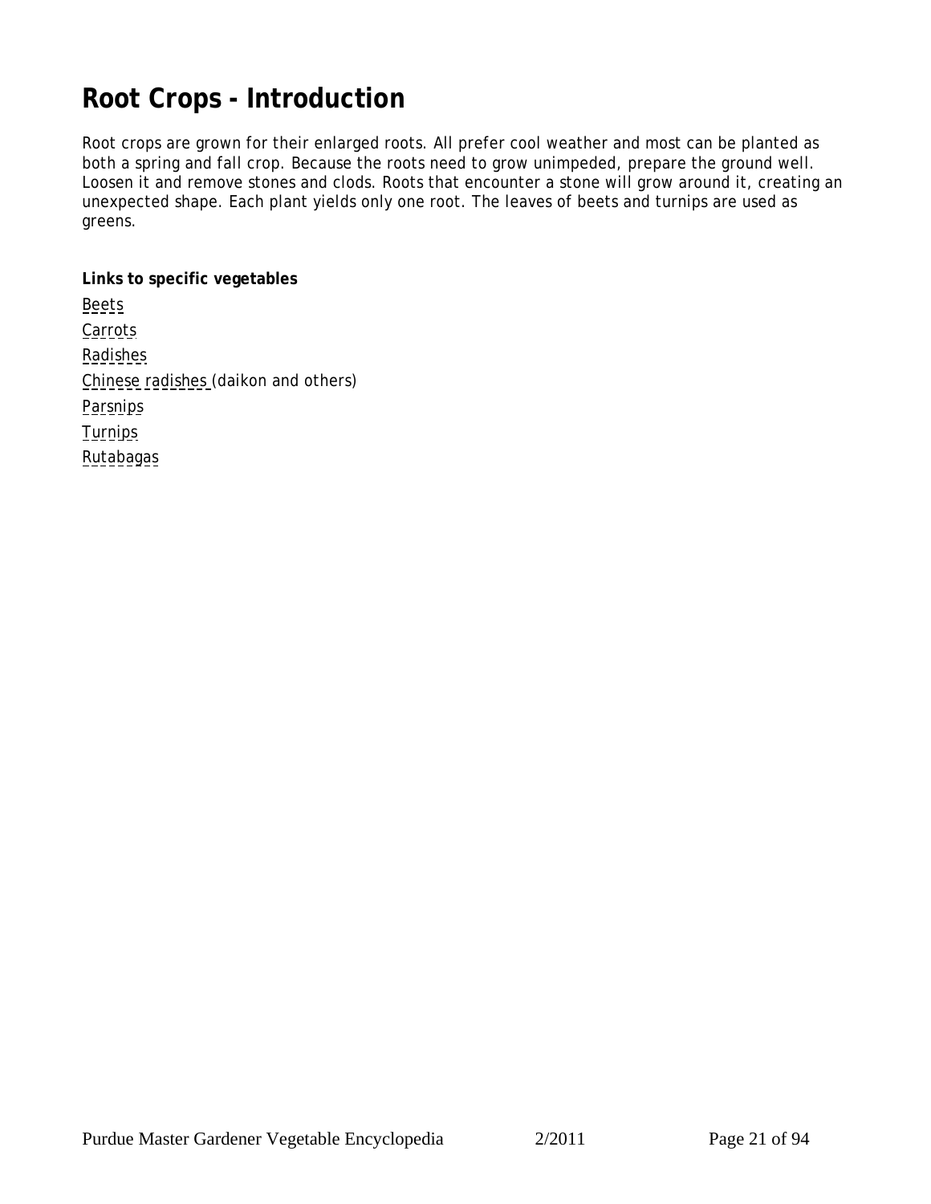# Root Crops - Introduction

Root crops are grown for their enlarged roots. All prefer cool weather and most can be planted as both a spring and fall crop. Because the roots need to grow unimpeded, prepare the ground well. Loosen it and remove stones and clods. Roots that encounter a stone will grow around it, creating an unexpected shape. Each plant yields only one root. The leaves of beets and turnips are used as greens.

**Links to specific vegetables**

Beets
Carrots
Radishes
Chinese radishes (daikon and others)
Parsnips
Turnips
Rutabagas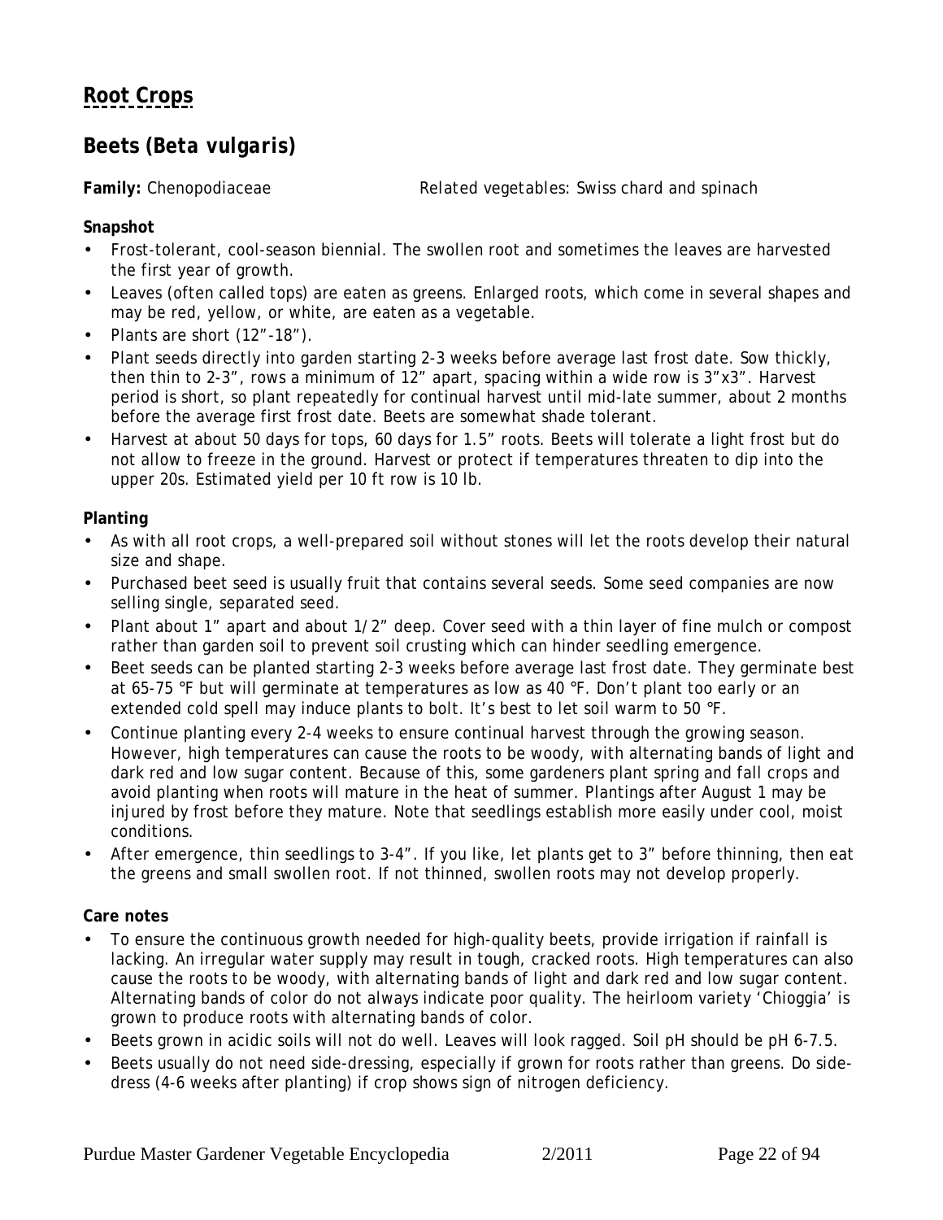## Root Crops

### Beets (*Beta vulgaris*)

**Family:** Chenopodiaceae Related vegetables: Swiss chard and spinach

**Snapshot**

- Frost-tolerant, cool-season biennial. The swollen root and sometimes the leaves are harvested the first year of growth.
- Leaves (often called tops) are eaten as greens. Enlarged roots, which come in several shapes and may be red, yellow, or white, are eaten as a vegetable.
- Plants are short (12"-18").
- Plant seeds directly into garden starting 2-3 weeks before average last frost date. Sow thickly, then thin to 2-3", rows a minimum of 12" apart, spacing within a wide row is 3"x3". Harvest period is short, so plant repeatedly for continual harvest until mid-late summer, about 2 months before the average first frost date. Beets are somewhat shade tolerant.
- Harvest at about 50 days for tops, 60 days for 1.5" roots. Beets will tolerate a light frost but do not allow to freeze in the ground. Harvest or protect if temperatures threaten to dip into the upper 20s. Estimated yield per 10 ft row is 10 lb.

**Planting**

- As with all root crops, a well-prepared soil without stones will let the roots develop their natural size and shape.
- Purchased beet seed is usually fruit that contains several seeds. Some seed companies are now selling single, separated seed.
- Plant about 1" apart and about 1/2" deep. Cover seed with a thin layer of fine mulch or compost rather than garden soil to prevent soil crusting which can hinder seedling emergence.
- Beet seeds can be planted starting 2-3 weeks before average last frost date. They germinate best at 65-75 °F but will germinate at temperatures as low as 40 °F. Don't plant too early or an extended cold spell may induce plants to bolt. It's best to let soil warm to 50 °F.
- Continue planting every 2-4 weeks to ensure continual harvest through the growing season. However, high temperatures can cause the roots to be woody, with alternating bands of light and dark red and low sugar content. Because of this, some gardeners plant spring and fall crops and avoid planting when roots will mature in the heat of summer. Plantings after August 1 may be injured by frost before they mature. Note that seedlings establish more easily under cool, moist conditions.
- After emergence, thin seedlings to 3-4". If you like, let plants get to 3" before thinning, then eat the greens and small swollen root. If not thinned, swollen roots may not develop properly.

**Care notes**

- To ensure the continuous growth needed for high-quality beets, provide irrigation if rainfall is lacking. An irregular water supply may result in tough, cracked roots. High temperatures can also cause the roots to be woody, with alternating bands of light and dark red and low sugar content. Alternating bands of color do not always indicate poor quality. The heirloom variety 'Chioggia' is grown to produce roots with alternating bands of color.
- Beets grown in acidic soils will not do well. Leaves will look ragged. Soil pH should be pH 6-7.5.
- Beets usually do not need side-dressing, especially if grown for roots rather than greens. Do side-dress (4-6 weeks after planting) if crop shows sign of nitrogen deficiency.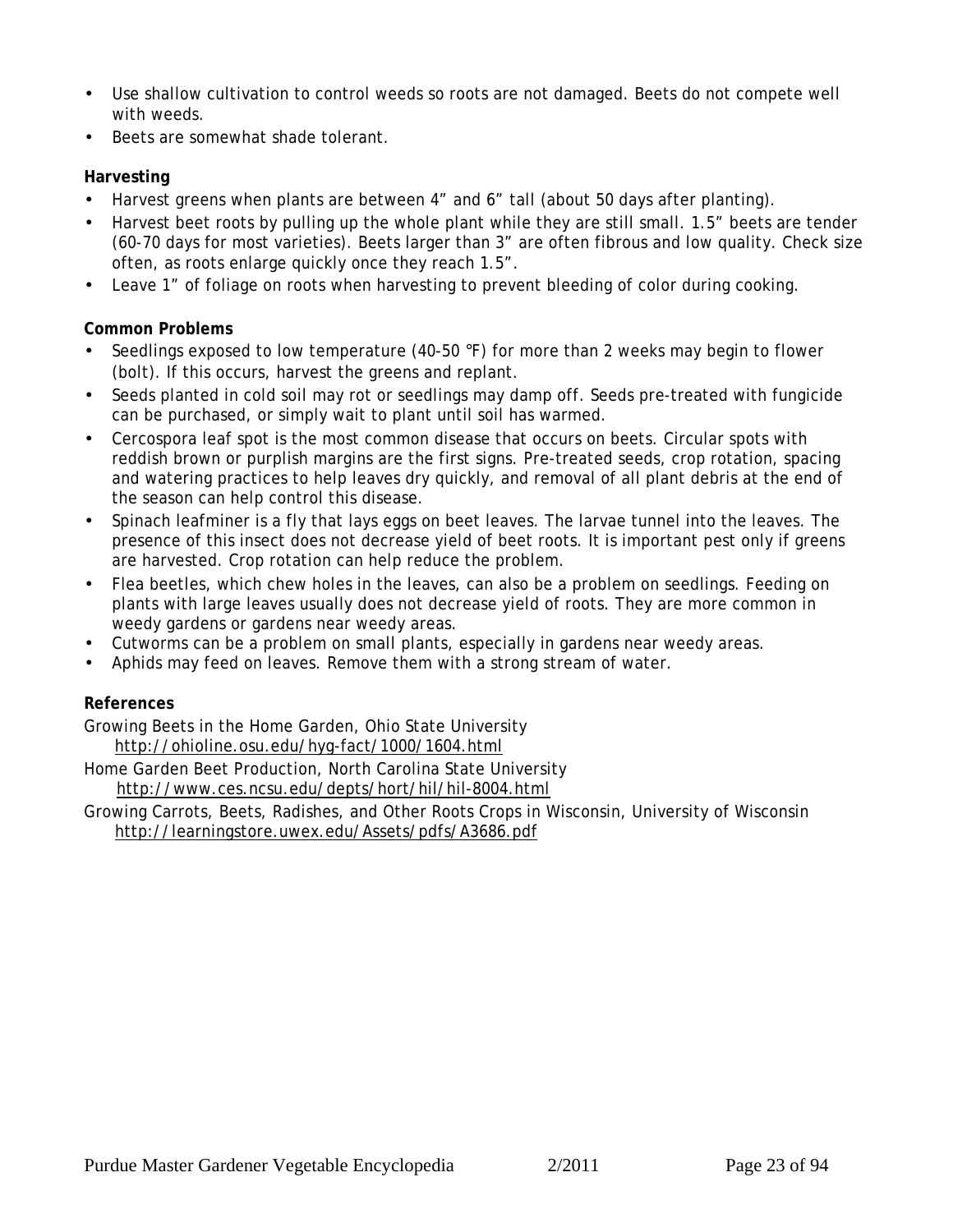- Use shallow cultivation to control weeds so roots are not damaged. Beets do not compete well with weeds.
- Beets are somewhat shade tolerant.

**Harvesting**

- Harvest greens when plants are between 4" and 6" tall (about 50 days after planting).
- Harvest beet roots by pulling up the whole plant while they are still small. 1.5" beets are tender (60-70 days for most varieties). Beets larger than 3" are often fibrous and low quality. Check size often, as roots enlarge quickly once they reach 1.5".
- Leave 1" of foliage on roots when harvesting to prevent bleeding of color during cooking.

**Common Problems**

- Seedlings exposed to low temperature (40-50 °F) for more than 2 weeks may begin to flower (bolt). If this occurs, harvest the greens and replant.
- Seeds planted in cold soil may rot or seedlings may damp off. Seeds pre-treated with fungicide can be purchased, or simply wait to plant until soil has warmed.
- Cercospora leaf spot is the most common disease that occurs on beets. Circular spots with reddish brown or purplish margins are the first signs. Pre-treated seeds, crop rotation, spacing and watering practices to help leaves dry quickly, and removal of all plant debris at the end of the season can help control this disease.
- Spinach leafminer is a fly that lays eggs on beet leaves. The larvae tunnel into the leaves. The presence of this insect does not decrease yield of beet roots. It is important pest only if greens are harvested. Crop rotation can help reduce the problem.
- Flea beetles, which chew holes in the leaves, can also be a problem on seedlings. Feeding on plants with large leaves usually does not decrease yield of roots. They are more common in weedy gardens or gardens near weedy areas.
- Cutworms can be a problem on small plants, especially in gardens near weedy areas.
- Aphids may feed on leaves. Remove them with a strong stream of water.

**References**

Growing Beets in the Home Garden, Ohio State University
http://ohioline.osu.edu/hyg-fact/1000/1604.html

Home Garden Beet Production, North Carolina State University
http://www.ces.ncsu.edu/depts/hort/hil/hil-8004.html

Growing Carrots, Beets, Radishes, and Other Roots Crops in Wisconsin, University of Wisconsin
http://learningstore.uwex.edu/Assets/pdfs/A3686.pdf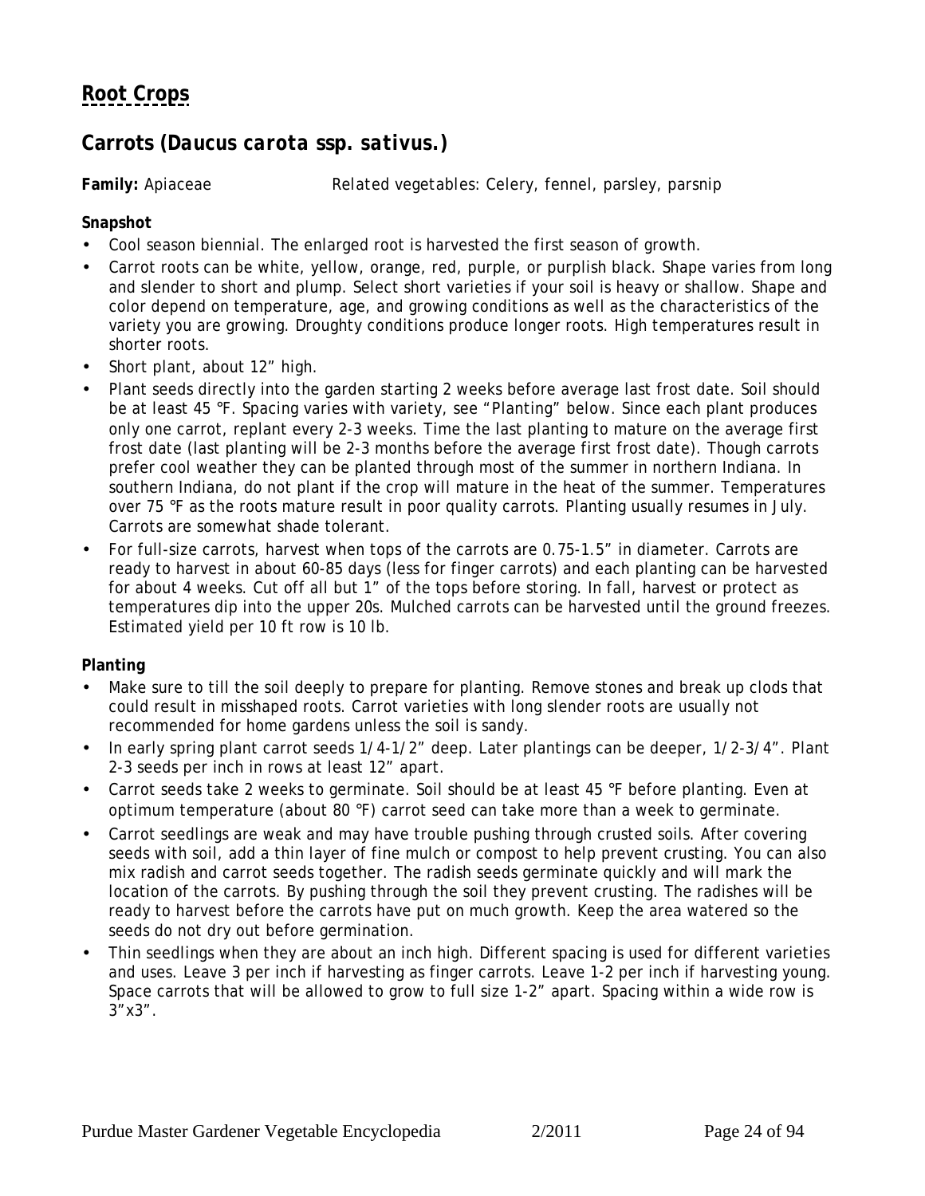## Root Crops

### *Carrots (Daucus carota ssp. sativus.)*

**Family:** Apiaceae Related vegetables: Celery, fennel, parsley, parsnip

**Snapshot**

- Cool season biennial. The enlarged root is harvested the first season of growth.
- Carrot roots can be white, yellow, orange, red, purple, or purplish black. Shape varies from long and slender to short and plump. Select short varieties if your soil is heavy or shallow. Shape and color depend on temperature, age, and growing conditions as well as the characteristics of the variety you are growing. Droughty conditions produce longer roots. High temperatures result in shorter roots.
- Short plant, about 12" high.
- Plant seeds directly into the garden starting 2 weeks before average last frost date. Soil should be at least 45 °F. Spacing varies with variety, see "Planting" below. Since each plant produces only one carrot, replant every 2-3 weeks. Time the last planting to mature on the average first frost date (last planting will be 2-3 months before the average first frost date). Though carrots prefer cool weather they can be planted through most of the summer in northern Indiana. In southern Indiana, do not plant if the crop will mature in the heat of the summer. Temperatures over 75 °F as the roots mature result in poor quality carrots. Planting usually resumes in July. Carrots are somewhat shade tolerant.
- For full-size carrots, harvest when tops of the carrots are 0.75-1.5" in diameter. Carrots are ready to harvest in about 60-85 days (less for finger carrots) and each planting can be harvested for about 4 weeks. Cut off all but 1" of the tops before storing. In fall, harvest or protect as temperatures dip into the upper 20s. Mulched carrots can be harvested until the ground freezes. Estimated yield per 10 ft row is 10 lb.

**Planting**

- Make sure to till the soil deeply to prepare for planting. Remove stones and break up clods that could result in misshaped roots. Carrot varieties with long slender roots are usually not recommended for home gardens unless the soil is sandy.
- In early spring plant carrot seeds 1/4-1/2" deep. Later plantings can be deeper, 1/2-3/4". Plant 2-3 seeds per inch in rows at least 12" apart.
- Carrot seeds take 2 weeks to germinate. Soil should be at least 45 °F before planting. Even at optimum temperature (about 80 °F) carrot seed can take more than a week to germinate.
- Carrot seedlings are weak and may have trouble pushing through crusted soils. After covering seeds with soil, add a thin layer of fine mulch or compost to help prevent crusting. You can also mix radish and carrot seeds together. The radish seeds germinate quickly and will mark the location of the carrots. By pushing through the soil they prevent crusting. The radishes will be ready to harvest before the carrots have put on much growth. Keep the area watered so the seeds do not dry out before germination.
- Thin seedlings when they are about an inch high. Different spacing is used for different varieties and uses. Leave 3 per inch if harvesting as finger carrots. Leave 1-2 per inch if harvesting young. Space carrots that will be allowed to grow to full size 1-2" apart. Spacing within a wide row is 3"x3".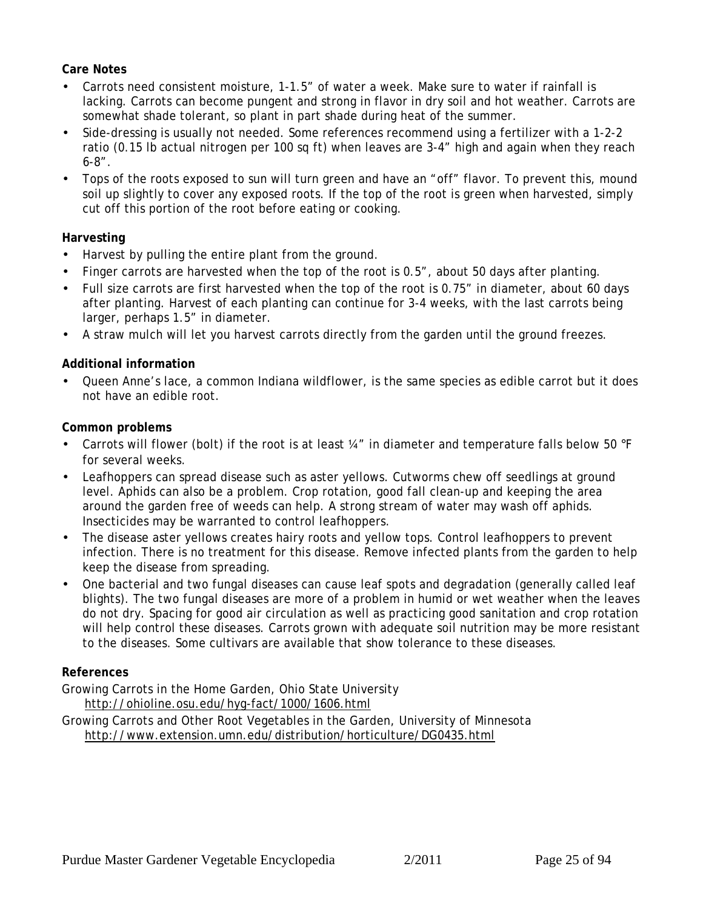**Care Notes**

- Carrots need consistent moisture, 1-1.5" of water a week. Make sure to water if rainfall is lacking. Carrots can become pungent and strong in flavor in dry soil and hot weather. Carrots are somewhat shade tolerant, so plant in part shade during heat of the summer.
- Side-dressing is usually not needed. Some references recommend using a fertilizer with a 1-2-2 ratio (0.15 lb actual nitrogen per 100 sq ft) when leaves are 3-4" high and again when they reach 6-8".
- Tops of the roots exposed to sun will turn green and have an "off" flavor. To prevent this, mound soil up slightly to cover any exposed roots. If the top of the root is green when harvested, simply cut off this portion of the root before eating or cooking.

**Harvesting**

- Harvest by pulling the entire plant from the ground.
- Finger carrots are harvested when the top of the root is 0.5", about 50 days after planting.
- Full size carrots are first harvested when the top of the root is 0.75" in diameter, about 60 days after planting. Harvest of each planting can continue for 3-4 weeks, with the last carrots being larger, perhaps 1.5" in diameter.
- A straw mulch will let you harvest carrots directly from the garden until the ground freezes.

**Additional information**

- Queen Anne's lace, a common Indiana wildflower, is the same species as edible carrot but it does not have an edible root.

**Common problems**

- Carrots will flower (bolt) if the root is at least ¼" in diameter and temperature falls below 50 °F for several weeks.
- Leafhoppers can spread disease such as aster yellows. Cutworms chew off seedlings at ground level. Aphids can also be a problem. Crop rotation, good fall clean-up and keeping the area around the garden free of weeds can help. A strong stream of water may wash off aphids. Insecticides may be warranted to control leafhoppers.
- The disease aster yellows creates hairy roots and yellow tops. Control leafhoppers to prevent infection. There is no treatment for this disease. Remove infected plants from the garden to help keep the disease from spreading.
- One bacterial and two fungal diseases can cause leaf spots and degradation (generally called leaf blights). The two fungal diseases are more of a problem in humid or wet weather when the leaves do not dry. Spacing for good air circulation as well as practicing good sanitation and crop rotation will help control these diseases. Carrots grown with adequate soil nutrition may be more resistant to the diseases. Some cultivars are available that show tolerance to these diseases.

**References**

Growing Carrots in the Home Garden, Ohio State University
http://ohioline.osu.edu/hyg-fact/1000/1606.html

Growing Carrots and Other Root Vegetables in the Garden, University of Minnesota
http://www.extension.umn.edu/distribution/horticulture/DG0435.html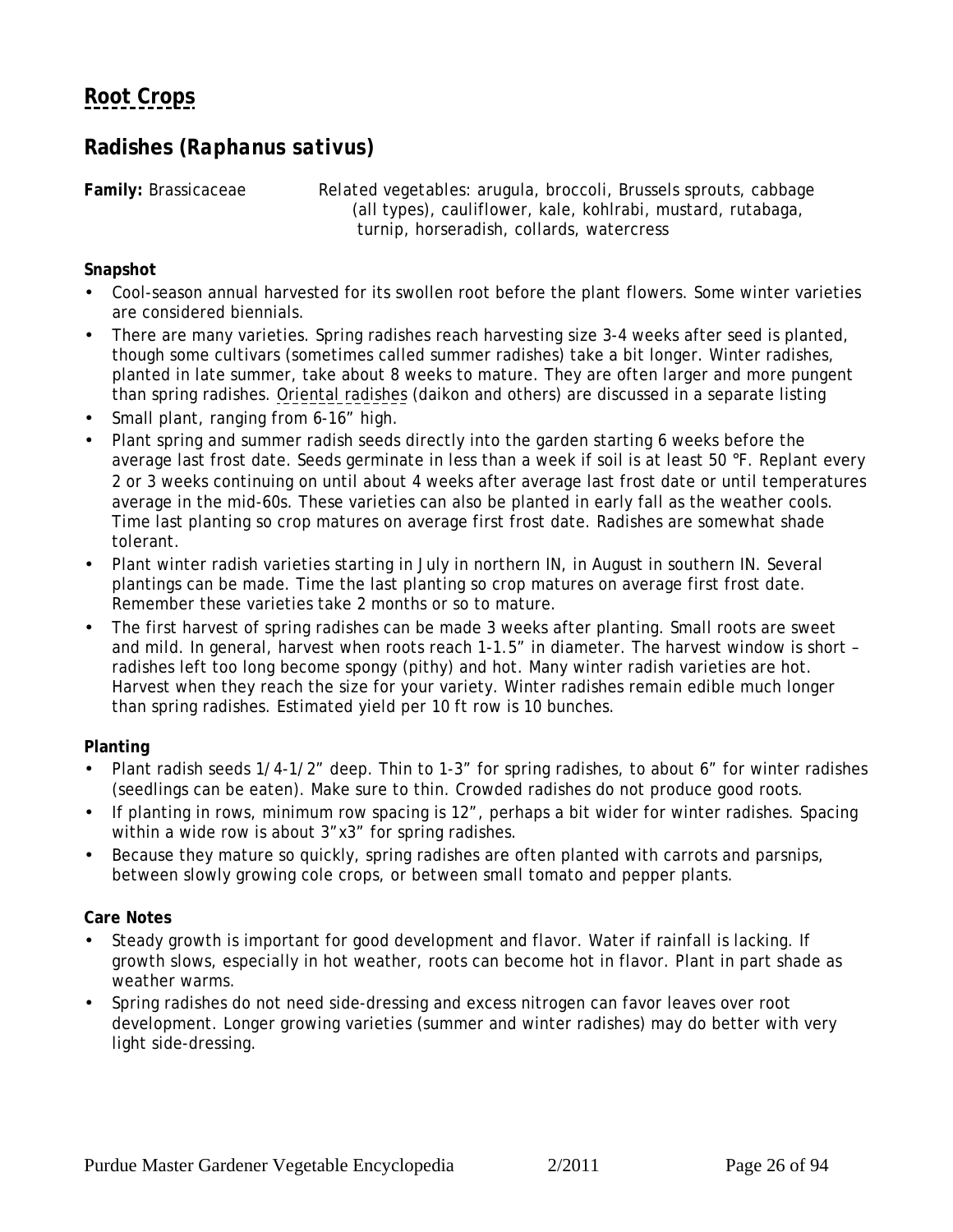# Root Crops

## Radishes (*Raphanus sativus*)

**Family:** Brassicaceae  Related vegetables: arugula, broccoli, Brussels sprouts, cabbage (all types), cauliflower, kale, kohlrabi, mustard, rutabaga, turnip, horseradish, collards, watercress

**Snapshot**

- Cool-season annual harvested for its swollen root before the plant flowers. Some winter varieties are considered biennials.
- There are many varieties. Spring radishes reach harvesting size 3-4 weeks after seed is planted, though some cultivars (sometimes called summer radishes) take a bit longer. Winter radishes, planted in late summer, take about 8 weeks to mature. They are often larger and more pungent than spring radishes. Oriental radishes (daikon and others) are discussed in a separate listing
- Small plant, ranging from 6-16" high.
- Plant spring and summer radish seeds directly into the garden starting 6 weeks before the average last frost date. Seeds germinate in less than a week if soil is at least 50 °F. Replant every 2 or 3 weeks continuing on until about 4 weeks after average last frost date or until temperatures average in the mid-60s. These varieties can also be planted in early fall as the weather cools. Time last planting so crop matures on average first frost date. Radishes are somewhat shade tolerant.
- Plant winter radish varieties starting in July in northern IN, in August in southern IN. Several plantings can be made. Time the last planting so crop matures on average first frost date. Remember these varieties take 2 months or so to mature.
- The first harvest of spring radishes can be made 3 weeks after planting. Small roots are sweet and mild. In general, harvest when roots reach 1-1.5" in diameter. The harvest window is short – radishes left too long become spongy (pithy) and hot. Many winter radish varieties are hot. Harvest when they reach the size for your variety. Winter radishes remain edible much longer than spring radishes. Estimated yield per 10 ft row is 10 bunches.

**Planting**

- Plant radish seeds 1/4-1/2" deep. Thin to 1-3" for spring radishes, to about 6" for winter radishes (seedlings can be eaten). Make sure to thin. Crowded radishes do not produce good roots.
- If planting in rows, minimum row spacing is 12", perhaps a bit wider for winter radishes. Spacing within a wide row is about 3"x3" for spring radishes.
- Because they mature so quickly, spring radishes are often planted with carrots and parsnips, between slowly growing cole crops, or between small tomato and pepper plants.

**Care Notes**

- Steady growth is important for good development and flavor. Water if rainfall is lacking. If growth slows, especially in hot weather, roots can become hot in flavor. Plant in part shade as weather warms.
- Spring radishes do not need side-dressing and excess nitrogen can favor leaves over root development. Longer growing varieties (summer and winter radishes) may do better with very light side-dressing.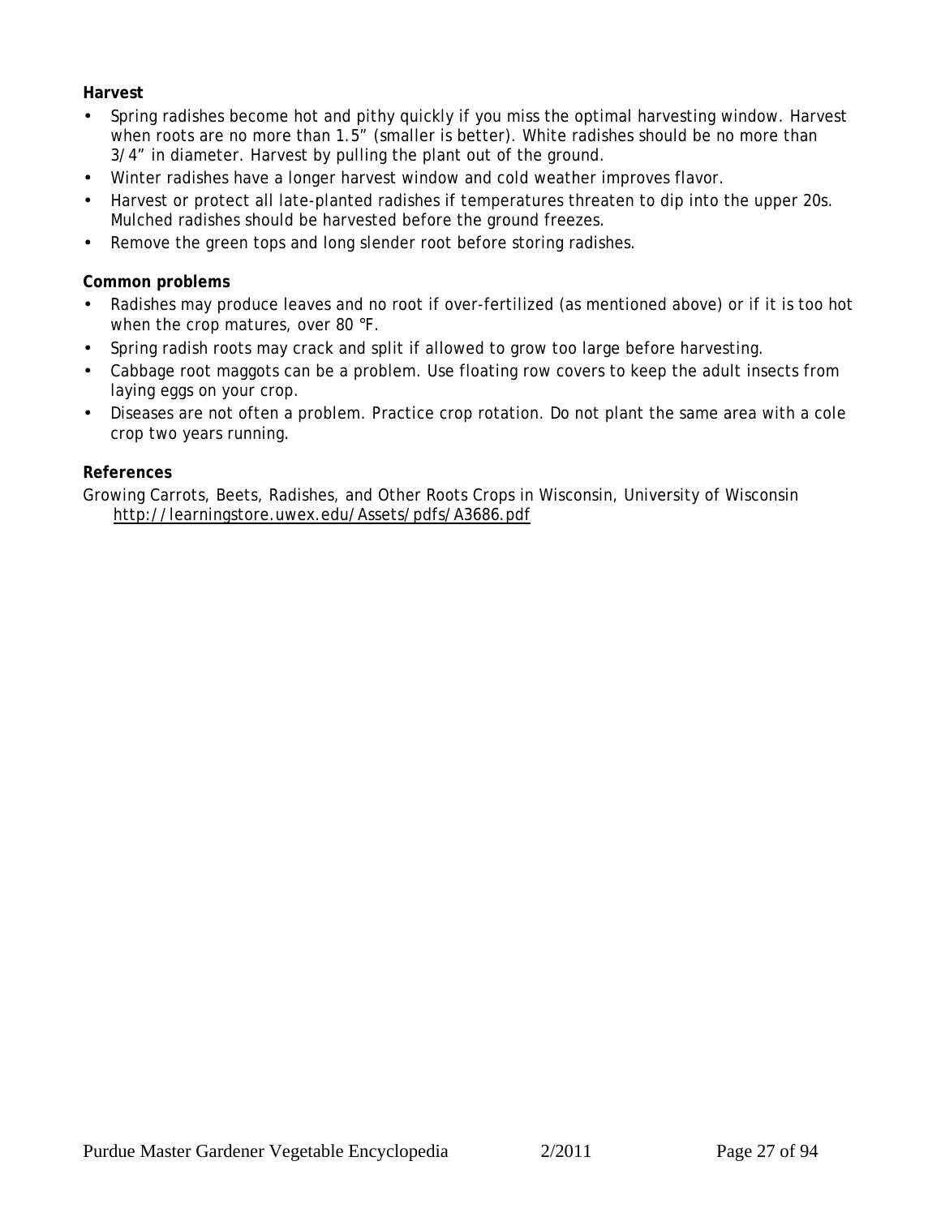**Harvest**

- Spring radishes become hot and pithy quickly if you miss the optimal harvesting window. Harvest when roots are no more than 1.5" (smaller is better). White radishes should be no more than 3/4" in diameter. Harvest by pulling the plant out of the ground.
- Winter radishes have a longer harvest window and cold weather improves flavor.
- Harvest or protect all late-planted radishes if temperatures threaten to dip into the upper 20s. Mulched radishes should be harvested before the ground freezes.
- Remove the green tops and long slender root before storing radishes.

**Common problems**

- Radishes may produce leaves and no root if over-fertilized (as mentioned above) or if it is too hot when the crop matures, over 80 °F.
- Spring radish roots may crack and split if allowed to grow too large before harvesting.
- Cabbage root maggots can be a problem. Use floating row covers to keep the adult insects from laying eggs on your crop.
- Diseases are not often a problem. Practice crop rotation. Do not plant the same area with a cole crop two years running.

**References**

Growing Carrots, Beets, Radishes, and Other Roots Crops in Wisconsin, University of Wisconsin
http://learningstore.uwex.edu/Assets/pdfs/A3686.pdf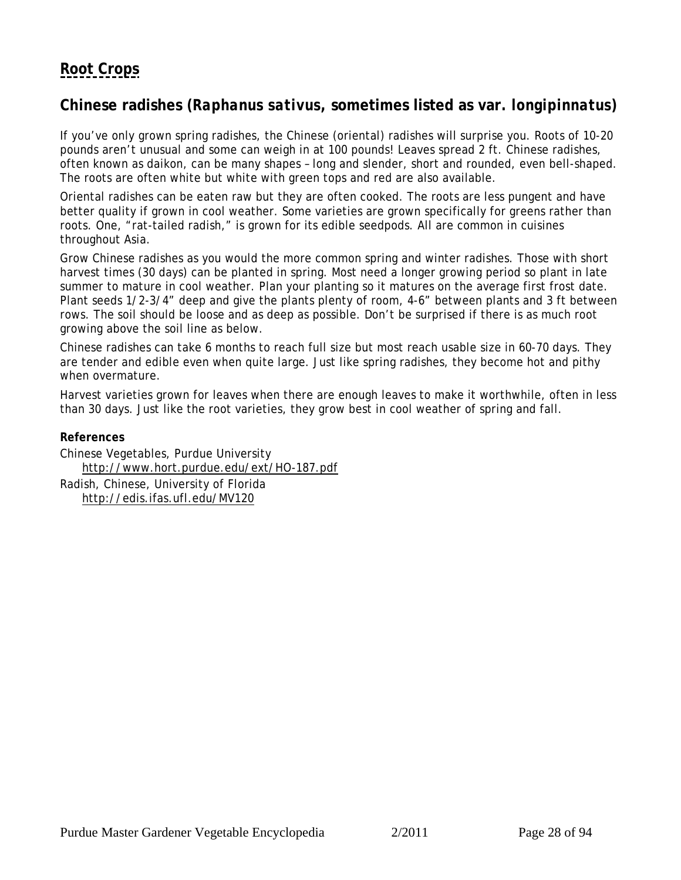## Root Crops

### Chinese radishes (*Raphanus sativus*, sometimes listed as var. *longipinnatus*)

If you've only grown spring radishes, the Chinese (oriental) radishes will surprise you. Roots of 10-20 pounds aren't unusual and some can weigh in at 100 pounds! Leaves spread 2 ft. Chinese radishes, often known as daikon, can be many shapes – long and slender, short and rounded, even bell-shaped. The roots are often white but white with green tops and red are also available.

Oriental radishes can be eaten raw but they are often cooked. The roots are less pungent and have better quality if grown in cool weather. Some varieties are grown specifically for greens rather than roots. One, "rat-tailed radish," is grown for its edible seedpods. All are common in cuisines throughout Asia.

Grow Chinese radishes as you would the more common spring and winter radishes. Those with short harvest times (30 days) can be planted in spring. Most need a longer growing period so plant in late summer to mature in cool weather. Plan your planting so it matures on the average first frost date. Plant seeds 1/2-3/4" deep and give the plants plenty of room, 4-6" between plants and 3 ft between rows. The soil should be loose and as deep as possible. Don't be surprised if there is as much root growing above the soil line as below.

Chinese radishes can take 6 months to reach full size but most reach usable size in 60-70 days. They are tender and edible even when quite large. Just like spring radishes, they become hot and pithy when overmature.

Harvest varieties grown for leaves when there are enough leaves to make it worthwhile, often in less than 30 days. Just like the root varieties, they grow best in cool weather of spring and fall.

**References**

Chinese Vegetables, Purdue University
 http://www.hort.purdue.edu/ext/HO-187.pdf

Radish, Chinese, University of Florida
 http://edis.ifas.ufl.edu/MV120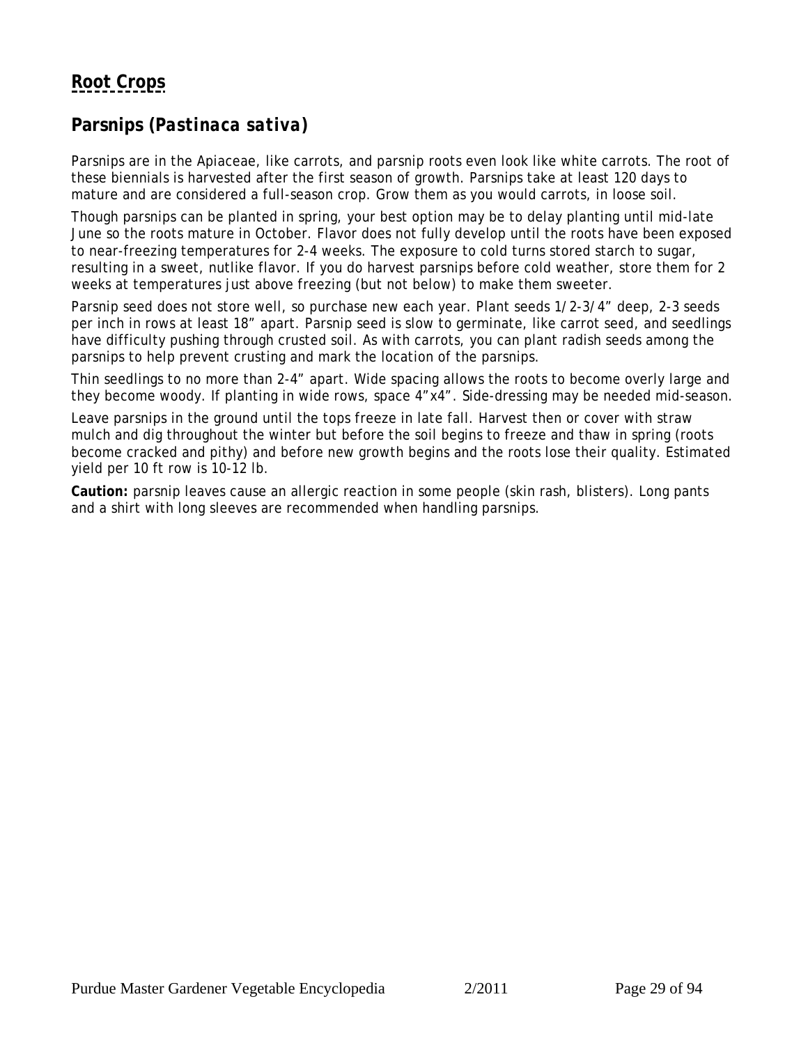# Root Crops

## Parsnips (*Pastinaca sativa*)

Parsnips are in the Apiaceae, like carrots, and parsnip roots even look like white carrots. The root of these biennials is harvested after the first season of growth. Parsnips take at least 120 days to mature and are considered a full-season crop. Grow them as you would carrots, in loose soil.

Though parsnips can be planted in spring, your best option may be to delay planting until mid-late June so the roots mature in October. Flavor does not fully develop until the roots have been exposed to near-freezing temperatures for 2-4 weeks. The exposure to cold turns stored starch to sugar, resulting in a sweet, nutlike flavor. If you do harvest parsnips before cold weather, store them for 2 weeks at temperatures just above freezing (but not below) to make them sweeter.

Parsnip seed does not store well, so purchase new each year. Plant seeds 1/2-3/4" deep, 2-3 seeds per inch in rows at least 18" apart. Parsnip seed is slow to germinate, like carrot seed, and seedlings have difficulty pushing through crusted soil. As with carrots, you can plant radish seeds among the parsnips to help prevent crusting and mark the location of the parsnips.

Thin seedlings to no more than 2-4" apart. Wide spacing allows the roots to become overly large and they become woody. If planting in wide rows, space 4"x4". Side-dressing may be needed mid-season.

Leave parsnips in the ground until the tops freeze in late fall. Harvest then or cover with straw mulch and dig throughout the winter but before the soil begins to freeze and thaw in spring (roots become cracked and pithy) and before new growth begins and the roots lose their quality. Estimated yield per 10 ft row is 10-12 lb.

**Caution:** parsnip leaves cause an allergic reaction in some people (skin rash, blisters). Long pants and a shirt with long sleeves are recommended when handling parsnips.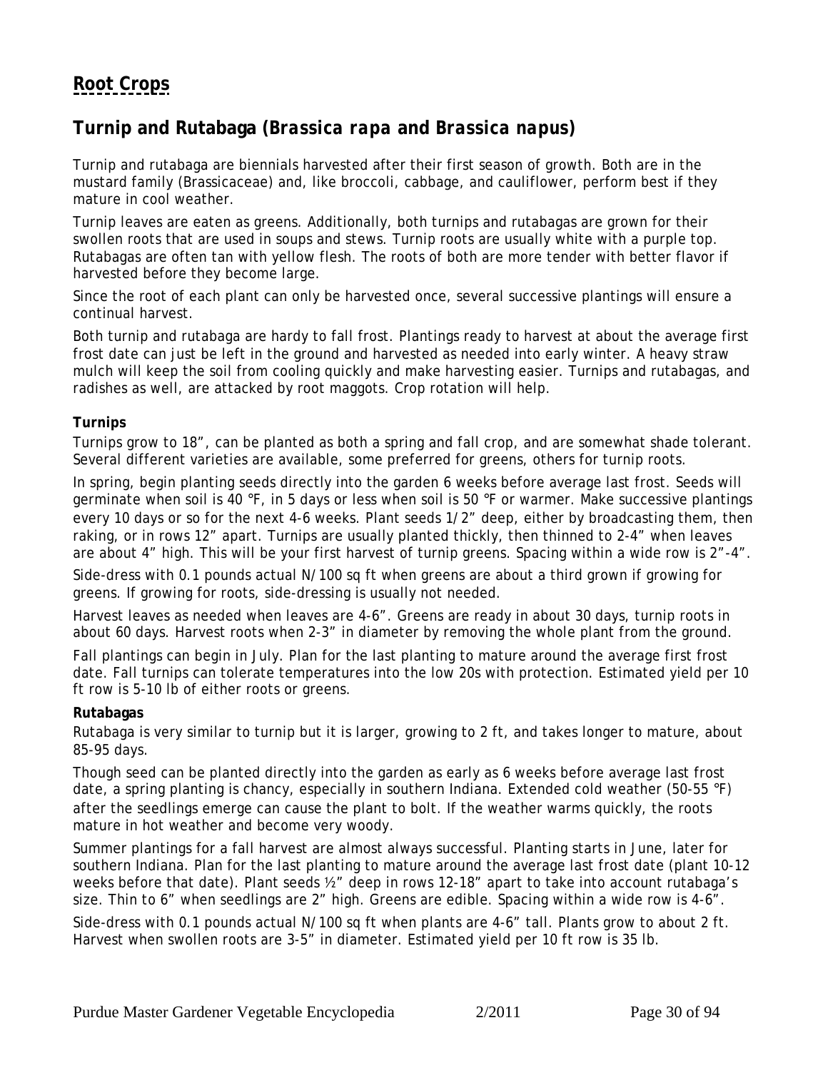# Root Crops

## Turnip and Rutabaga (*Brassica rapa* and *Brassica napus*)

Turnip and rutabaga are biennials harvested after their first season of growth. Both are in the mustard family (Brassicaceae) and, like broccoli, cabbage, and cauliflower, perform best if they mature in cool weather.

Turnip leaves are eaten as greens. Additionally, both turnips and rutabagas are grown for their swollen roots that are used in soups and stews. Turnip roots are usually white with a purple top. Rutabagas are often tan with yellow flesh. The roots of both are more tender with better flavor if harvested before they become large.

Since the root of each plant can only be harvested once, several successive plantings will ensure a continual harvest.

Both turnip and rutabaga are hardy to fall frost. Plantings ready to harvest at about the average first frost date can just be left in the ground and harvested as needed into early winter. A heavy straw mulch will keep the soil from cooling quickly and make harvesting easier. Turnips and rutabagas, and radishes as well, are attacked by root maggots. Crop rotation will help.

**Turnips**

Turnips grow to 18", can be planted as both a spring and fall crop, and are somewhat shade tolerant. Several different varieties are available, some preferred for greens, others for turnip roots.

In spring, begin planting seeds directly into the garden 6 weeks before average last frost. Seeds will germinate when soil is 40 °F, in 5 days or less when soil is 50 °F or warmer. Make successive plantings every 10 days or so for the next 4-6 weeks. Plant seeds 1/2" deep, either by broadcasting them, then raking, or in rows 12" apart. Turnips are usually planted thickly, then thinned to 2-4" when leaves are about 4" high. This will be your first harvest of turnip greens. Spacing within a wide row is 2"-4".

Side-dress with 0.1 pounds actual N/100 sq ft when greens are about a third grown if growing for greens. If growing for roots, side-dressing is usually not needed.

Harvest leaves as needed when leaves are 4-6". Greens are ready in about 30 days, turnip roots in about 60 days. Harvest roots when 2-3" in diameter by removing the whole plant from the ground.

Fall plantings can begin in July. Plan for the last planting to mature around the average first frost date. Fall turnips can tolerate temperatures into the low 20s with protection. Estimated yield per 10 ft row is 5-10 lb of either roots or greens.

**Rutabagas**

Rutabaga is very similar to turnip but it is larger, growing to 2 ft, and takes longer to mature, about 85-95 days.

Though seed can be planted directly into the garden as early as 6 weeks before average last frost date, a spring planting is chancy, especially in southern Indiana. Extended cold weather (50-55 °F) after the seedlings emerge can cause the plant to bolt. If the weather warms quickly, the roots mature in hot weather and become very woody.

Summer plantings for a fall harvest are almost always successful. Planting starts in June, later for southern Indiana. Plan for the last planting to mature around the average last frost date (plant 10-12 weeks before that date). Plant seeds ½" deep in rows 12-18" apart to take into account rutabaga's size. Thin to 6" when seedlings are 2" high. Greens are edible. Spacing within a wide row is 4-6".

Side-dress with 0.1 pounds actual N/100 sq ft when plants are 4-6" tall. Plants grow to about 2 ft. Harvest when swollen roots are 3-5" in diameter. Estimated yield per 10 ft row is 35 lb.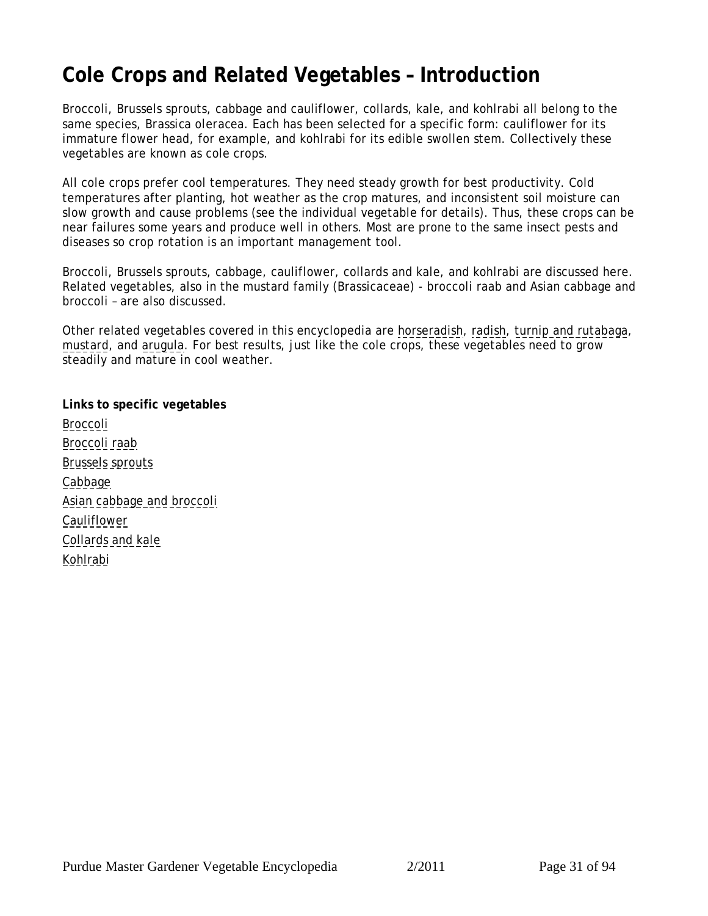# Cole Crops and Related Vegetables – Introduction

Broccoli, Brussels sprouts, cabbage and cauliflower, collards, kale, and kohlrabi all belong to the same species, *Brassica oleracea*. Each has been selected for a specific form: cauliflower for its immature flower head, for example, and kohlrabi for its edible swollen stem. Collectively these vegetables are known as cole crops.

All cole crops prefer cool temperatures. They need steady growth for best productivity. Cold temperatures after planting, hot weather as the crop matures, and inconsistent soil moisture can slow growth and cause problems (see the individual vegetable for details). Thus, these crops can be near failures some years and produce well in others. Most are prone to the same insect pests and diseases so crop rotation is an important management tool.

Broccoli, Brussels sprouts, cabbage, cauliflower, collards and kale, and kohlrabi are discussed here. Related vegetables, also in the mustard family (Brassicaceae) - broccoli raab and Asian cabbage and broccoli – are also discussed.

Other related vegetables covered in this encyclopedia are horseradish, radish, turnip and rutabaga, mustard, and arugula. For best results, just like the cole crops, these vegetables need to grow steadily and mature in cool weather.

**Links to specific vegetables**

Broccoli  
Broccoli raab  
Brussels sprouts  
Cabbage  
Asian cabbage and broccoli  
Cauliflower  
Collards and kale  
Kohlrabi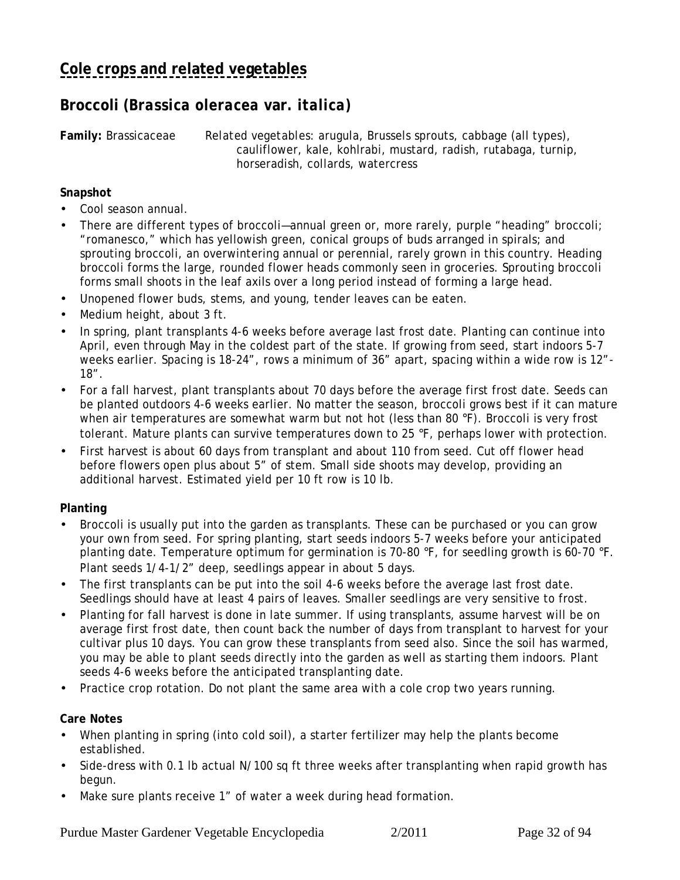# Cole crops and related vegetables

## Broccoli (*Brassica oleracea* var. *italica*)

**Family:** Brassicaceae    Related vegetables: arugula, Brussels sprouts, cabbage (all types), cauliflower, kale, kohlrabi, mustard, radish, rutabaga, turnip, horseradish, collards, watercress

**Snapshot**

- Cool season annual.
- There are different types of broccoli—annual green or, more rarely, purple "heading" broccoli; "romanesco," which has yellowish green, conical groups of buds arranged in spirals; and sprouting broccoli, an overwintering annual or perennial, rarely grown in this country. Heading broccoli forms the large, rounded flower heads commonly seen in groceries. Sprouting broccoli forms small shoots in the leaf axils over a long period instead of forming a large head.
- Unopened flower buds, stems, and young, tender leaves can be eaten.
- Medium height, about 3 ft.
- In spring, plant transplants 4-6 weeks before average last frost date. Planting can continue into April, even through May in the coldest part of the state. If growing from seed, start indoors 5-7 weeks earlier. Spacing is 18-24", rows a minimum of 36" apart, spacing within a wide row is 12"-18".
- For a fall harvest, plant transplants about 70 days before the average first frost date. Seeds can be planted outdoors 4-6 weeks earlier. No matter the season, broccoli grows best if it can mature when air temperatures are somewhat warm but not hot (less than 80 °F). Broccoli is very frost tolerant. Mature plants can survive temperatures down to 25 °F, perhaps lower with protection.
- First harvest is about 60 days from transplant and about 110 from seed. Cut off flower head before flowers open plus about 5" of stem. Small side shoots may develop, providing an additional harvest. Estimated yield per 10 ft row is 10 lb.

**Planting**

- Broccoli is usually put into the garden as transplants. These can be purchased or you can grow your own from seed. For spring planting, start seeds indoors 5-7 weeks before your anticipated planting date. Temperature optimum for germination is 70-80 °F, for seedling growth is 60-70 °F. Plant seeds 1/4-1/2" deep, seedlings appear in about 5 days.
- The first transplants can be put into the soil 4-6 weeks before the average last frost date. Seedlings should have at least 4 pairs of leaves. Smaller seedlings are very sensitive to frost.
- Planting for fall harvest is done in late summer. If using transplants, assume harvest will be on average first frost date, then count back the number of days from transplant to harvest for your cultivar plus 10 days. You can grow these transplants from seed also. Since the soil has warmed, you may be able to plant seeds directly into the garden as well as starting them indoors. Plant seeds 4-6 weeks before the anticipated transplanting date.
- Practice crop rotation. Do not plant the same area with a cole crop two years running.

**Care Notes**

- When planting in spring (into cold soil), a starter fertilizer may help the plants become established.
- Side-dress with 0.1 lb actual N/100 sq ft three weeks after transplanting when rapid growth has begun.
- Make sure plants receive 1" of water a week during head formation.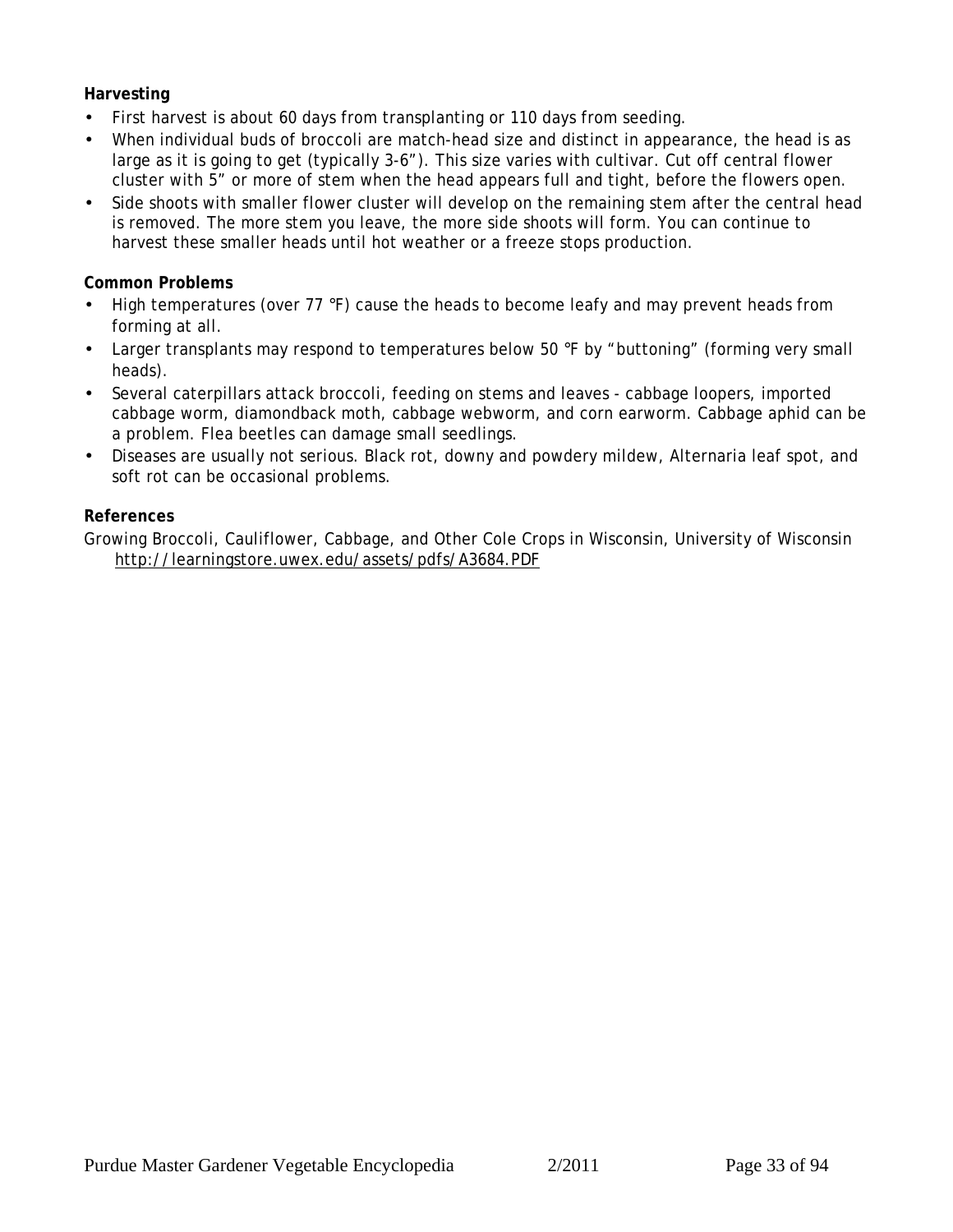**Harvesting**

- First harvest is about 60 days from transplanting or 110 days from seeding.
- When individual buds of broccoli are match-head size and distinct in appearance, the head is as large as it is going to get (typically 3-6”). This size varies with cultivar. Cut off central flower cluster with 5” or more of stem when the head appears full and tight, before the flowers open.
- Side shoots with smaller flower cluster will develop on the remaining stem after the central head is removed. The more stem you leave, the more side shoots will form. You can continue to harvest these smaller heads until hot weather or a freeze stops production.

**Common Problems**

- High temperatures (over 77 °F) cause the heads to become leafy and may prevent heads from forming at all.
- Larger transplants may respond to temperatures below 50 °F by “buttoning” (forming very small heads).
- Several caterpillars attack broccoli, feeding on stems and leaves - cabbage loopers, imported cabbage worm, diamondback moth, cabbage webworm, and corn earworm. Cabbage aphid can be a problem. Flea beetles can damage small seedlings.
- Diseases are usually not serious. Black rot, downy and powdery mildew, Alternaria leaf spot, and soft rot can be occasional problems.

**References**

Growing Broccoli, Cauliflower, Cabbage, and Other Cole Crops in Wisconsin, University of Wisconsin http://learningstore.uwex.edu/assets/pdfs/A3684.PDF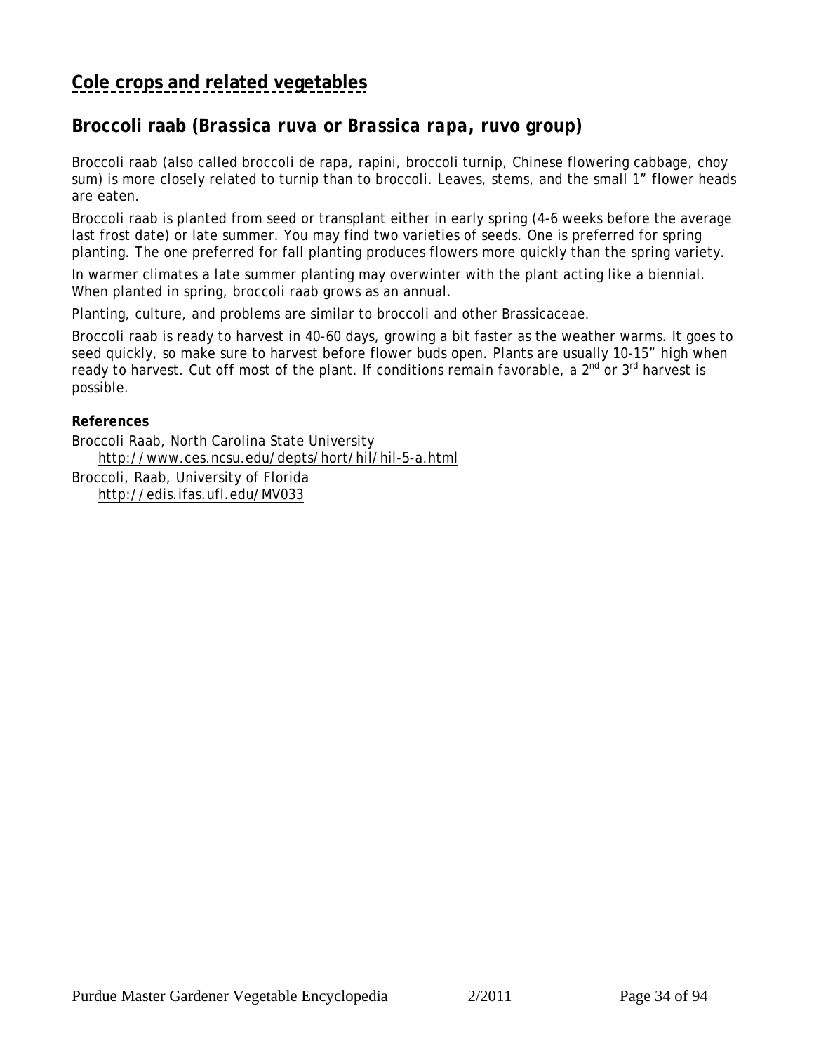# Cole crops and related vegetables

## Broccoli raab (*Brassica ruva* or *Brassica rapa*, ruvo group)

Broccoli raab (also called broccoli de rapa, rapini, broccoli turnip, Chinese flowering cabbage, choy sum) is more closely related to turnip than to broccoli. Leaves, stems, and the small 1" flower heads are eaten.

Broccoli raab is planted from seed or transplant either in early spring (4-6 weeks before the average last frost date) or late summer. You may find two varieties of seeds. One is preferred for spring planting. The one preferred for fall planting produces flowers more quickly than the spring variety.

In warmer climates a late summer planting may overwinter with the plant acting like a biennial. When planted in spring, broccoli raab grows as an annual.

Planting, culture, and problems are similar to broccoli and other Brassicaceae.

Broccoli raab is ready to harvest in 40-60 days, growing a bit faster as the weather warms. It goes to seed quickly, so make sure to harvest before flower buds open. Plants are usually 10-15" high when ready to harvest. Cut off most of the plant. If conditions remain favorable, a 2nd or 3rd harvest is possible.

**References**

Broccoli Raab, North Carolina State University
  http://www.ces.ncsu.edu/depts/hort/hil/hil-5-a.html

Broccoli, Raab, University of Florida
  http://edis.ifas.ufl.edu/MV033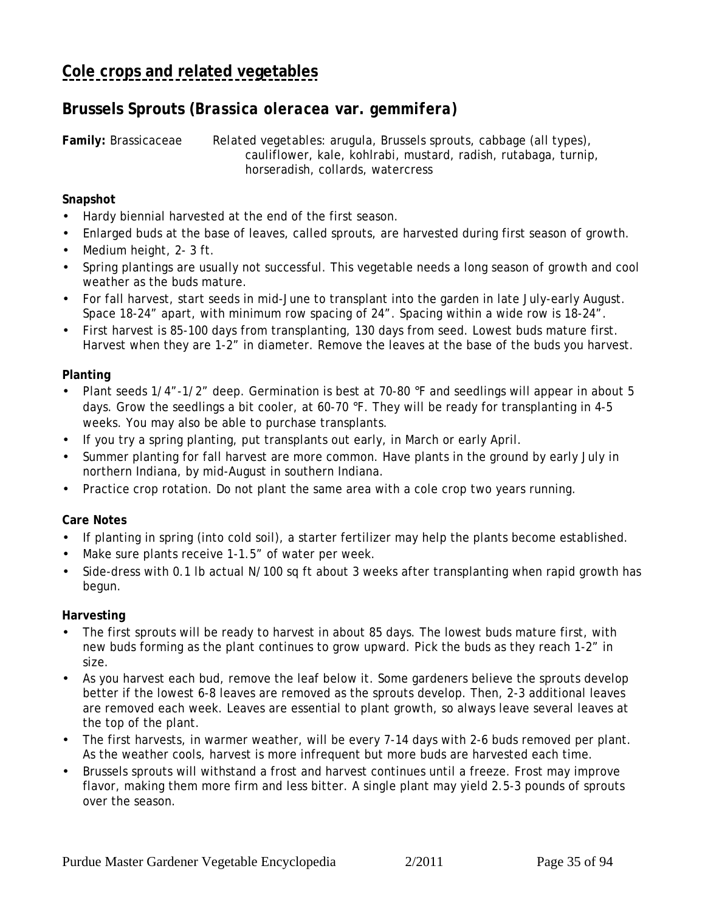# Cole crops and related vegetables

## Brussels Sprouts (*Brassica oleracea* var. *gemmifera*)

**Family:** Brassicaceae *Related vegetables: arugula, Brussels sprouts, cabbage (all types), cauliflower, kale, kohlrabi, mustard, radish, rutabaga, turnip, horseradish, collards, watercress*

**Snapshot**

- Hardy biennial harvested at the end of the first season.
- Enlarged buds at the base of leaves, called sprouts, are harvested during first season of growth.
- Medium height, 2- 3 ft.
- Spring plantings are usually not successful. This vegetable needs a long season of growth and cool weather as the buds mature.
- For fall harvest, start seeds in mid-June to transplant into the garden in late July-early August. Space 18-24" apart, with minimum row spacing of 24". Spacing within a wide row is 18-24".
- First harvest is 85-100 days from transplanting, 130 days from seed. Lowest buds mature first. Harvest when they are 1-2" in diameter. Remove the leaves at the base of the buds you harvest.

**Planting**

- Plant seeds 1/4"-1/2" deep. Germination is best at 70-80 °F and seedlings will appear in about 5 days. Grow the seedlings a bit cooler, at 60-70 °F. They will be ready for transplanting in 4-5 weeks. You may also be able to purchase transplants.
- If you try a spring planting, put transplants out early, in March or early April.
- Summer planting for fall harvest are more common. Have plants in the ground by early July in northern Indiana, by mid-August in southern Indiana.
- Practice crop rotation. Do not plant the same area with a cole crop two years running.

**Care Notes**

- If planting in spring (into cold soil), a starter fertilizer may help the plants become established.
- Make sure plants receive 1-1.5" of water per week.
- Side-dress with 0.1 lb actual N/100 sq ft about 3 weeks after transplanting when rapid growth has begun.

**Harvesting**

- The first sprouts will be ready to harvest in about 85 days. The lowest buds mature first, with new buds forming as the plant continues to grow upward. Pick the buds as they reach 1-2" in size.
- As you harvest each bud, remove the leaf below it. Some gardeners believe the sprouts develop better if the lowest 6-8 leaves are removed as the sprouts develop. Then, 2-3 additional leaves are removed each week. Leaves are essential to plant growth, so always leave several leaves at the top of the plant.
- The first harvests, in warmer weather, will be every 7-14 days with 2-6 buds removed per plant. As the weather cools, harvest is more infrequent but more buds are harvested each time.
- Brussels sprouts will withstand a frost and harvest continues until a freeze. Frost may improve flavor, making them more firm and less bitter. A single plant may yield 2.5-3 pounds of sprouts over the season.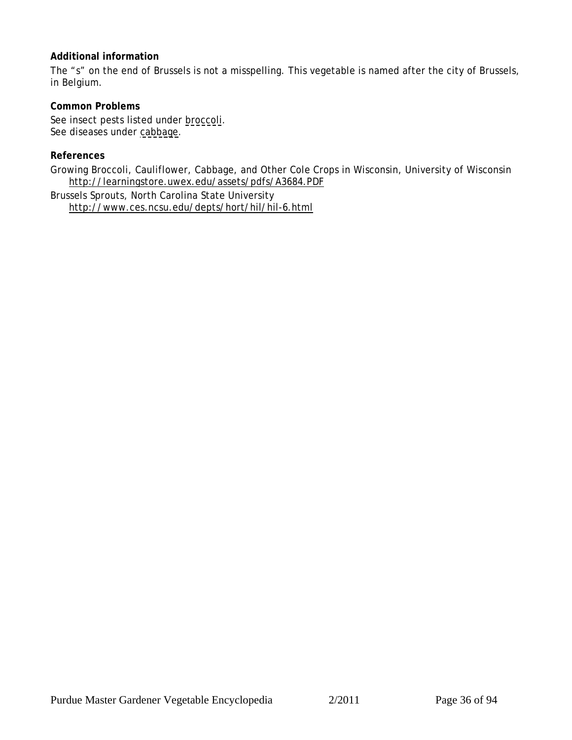**Additional information**

The "s" on the end of Brussels is not a misspelling. This vegetable is named after the city of Brussels, in Belgium.

**Common Problems**

See insect pests listed under broccoli.
See diseases under cabbage.

**References**

Growing Broccoli, Cauliflower, Cabbage, and Other Cole Crops in Wisconsin, University of Wisconsin
http://learningstore.uwex.edu/assets/pdfs/A3684.PDF

Brussels Sprouts, North Carolina State University
http://www.ces.ncsu.edu/depts/hort/hil/hil-6.html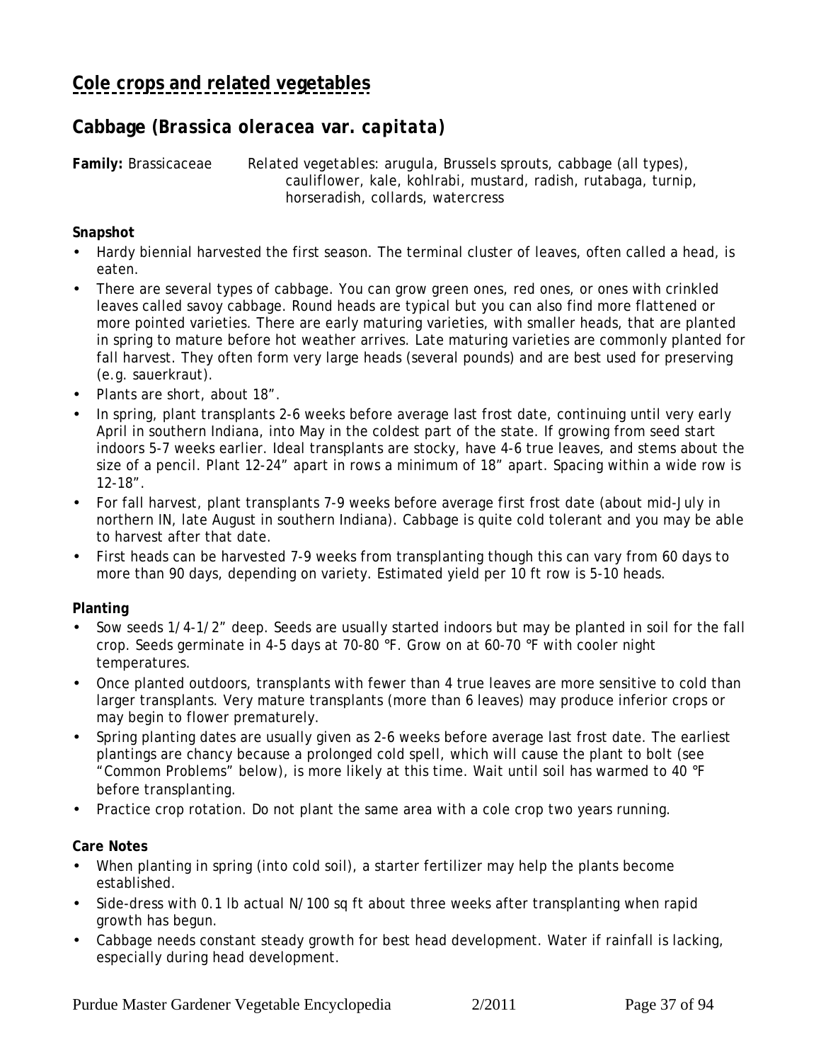# Cole crops and related vegetables

## Cabbage (*Brassica oleracea* var. *capitata*)

**Family:** Brassicaceae  *Related vegetables:* arugula, Brussels sprouts, cabbage (all types), cauliflower, kale, kohlrabi, mustard, radish, rutabaga, turnip, horseradish, collards, watercress

**Snapshot**

- Hardy biennial harvested the first season. The terminal cluster of leaves, often called a head, is eaten.
- There are several types of cabbage. You can grow green ones, red ones, or ones with crinkled leaves called savoy cabbage. Round heads are typical but you can also find more flattened or more pointed varieties. There are early maturing varieties, with smaller heads, that are planted in spring to mature before hot weather arrives. Late maturing varieties are commonly planted for fall harvest. They often form very large heads (several pounds) and are best used for preserving (e.g. sauerkraut).
- Plants are short, about 18".
- In spring, plant transplants 2-6 weeks before average last frost date, continuing until very early April in southern Indiana, into May in the coldest part of the state. If growing from seed start indoors 5-7 weeks earlier. Ideal transplants are stocky, have 4-6 true leaves, and stems about the size of a pencil. Plant 12-24" apart in rows a minimum of 18" apart. Spacing within a wide row is 12-18".
- For fall harvest, plant transplants 7-9 weeks before average first frost date (about mid-July in northern IN, late August in southern Indiana). Cabbage is quite cold tolerant and you may be able to harvest after that date.
- First heads can be harvested 7-9 weeks from transplanting though this can vary from 60 days to more than 90 days, depending on variety. Estimated yield per 10 ft row is 5-10 heads.

**Planting**

- Sow seeds 1/4-1/2" deep. Seeds are usually started indoors but may be planted in soil for the fall crop. Seeds germinate in 4-5 days at 70-80 °F. Grow on at 60-70 °F with cooler night temperatures.
- Once planted outdoors, transplants with fewer than 4 true leaves are more sensitive to cold than larger transplants. Very mature transplants (more than 6 leaves) may produce inferior crops or may begin to flower prematurely.
- Spring planting dates are usually given as 2-6 weeks before average last frost date. The earliest plantings are chancy because a prolonged cold spell, which will cause the plant to bolt (see "Common Problems" below), is more likely at this time. Wait until soil has warmed to 40 °F before transplanting.
- Practice crop rotation. Do not plant the same area with a cole crop two years running.

**Care Notes**

- When planting in spring (into cold soil), a starter fertilizer may help the plants become established.
- Side-dress with 0.1 lb actual N/100 sq ft about three weeks after transplanting when rapid growth has begun.
- Cabbage needs constant steady growth for best head development. Water if rainfall is lacking, especially during head development.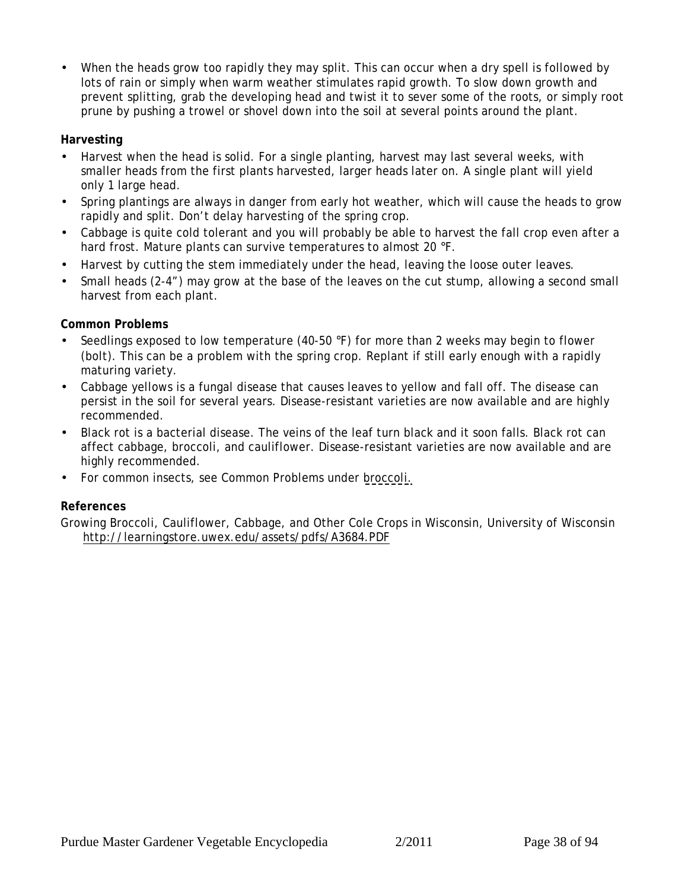- When the heads grow too rapidly they may split. This can occur when a dry spell is followed by lots of rain or simply when warm weather stimulates rapid growth. To slow down growth and prevent splitting, grab the developing head and twist it to sever some of the roots, or simply root prune by pushing a trowel or shovel down into the soil at several points around the plant.

**Harvesting**

- Harvest when the head is solid. For a single planting, harvest may last several weeks, with smaller heads from the first plants harvested, larger heads later on. A single plant will yield only 1 large head.
- Spring plantings are always in danger from early hot weather, which will cause the heads to grow rapidly and split. Don't delay harvesting of the spring crop.
- Cabbage is quite cold tolerant and you will probably be able to harvest the fall crop even after a hard frost. Mature plants can survive temperatures to almost 20 °F.
- Harvest by cutting the stem immediately under the head, leaving the loose outer leaves.
- Small heads (2-4") may grow at the base of the leaves on the cut stump, allowing a second small harvest from each plant.

**Common Problems**

- Seedlings exposed to low temperature (40-50 °F) for more than 2 weeks may begin to flower (bolt). This can be a problem with the spring crop. Replant if still early enough with a rapidly maturing variety.
- Cabbage yellows is a fungal disease that causes leaves to yellow and fall off. The disease can persist in the soil for several years. Disease-resistant varieties are now available and are highly recommended.
- Black rot is a bacterial disease. The veins of the leaf turn black and it soon falls. Black rot can affect cabbage, broccoli, and cauliflower. Disease-resistant varieties are now available and are highly recommended.
- For common insects, see Common Problems under broccoli.

**References**

Growing Broccoli, Cauliflower, Cabbage, and Other Cole Crops in Wisconsin, University of Wisconsin http://learningstore.uwex.edu/assets/pdfs/A3684.PDF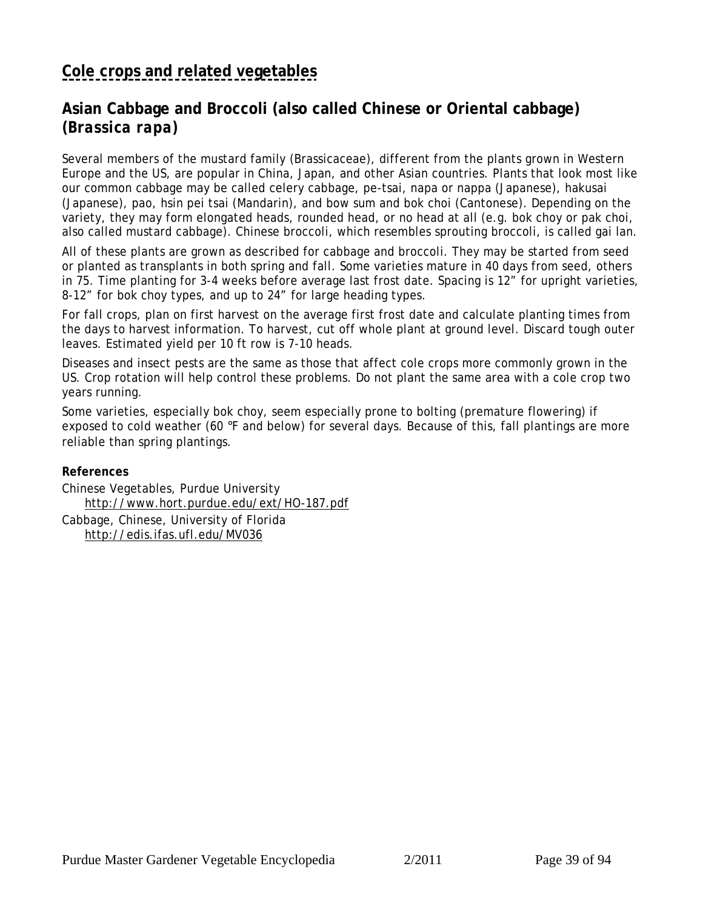## Cole crops and related vegetables

### Asian Cabbage and Broccoli (also called Chinese or Oriental cabbage) (*Brassica rapa*)

Several members of the mustard family (Brassicaceae), different from the plants grown in Western Europe and the US, are popular in China, Japan, and other Asian countries. Plants that look most like our common cabbage may be called celery cabbage, pe-tsai, napa or nappa (Japanese), hakusai (Japanese), pao, hsin pei tsai (Mandarin), and bow sum and bok choi (Cantonese). Depending on the variety, they may form elongated heads, rounded head, or no head at all (e.g. bok choy or pak choi, also called mustard cabbage). Chinese broccoli, which resembles sprouting broccoli, is called gai lan.

All of these plants are grown as described for cabbage and broccoli. They may be started from seed or planted as transplants in both spring and fall. Some varieties mature in 40 days from seed, others in 75. Time planting for 3-4 weeks before average last frost date. Spacing is 12" for upright varieties, 8-12" for bok choy types, and up to 24" for large heading types.

For fall crops, plan on first harvest on the average first frost date and calculate planting times from the days to harvest information. To harvest, cut off whole plant at ground level. Discard tough outer leaves. Estimated yield per 10 ft row is 7-10 heads.

Diseases and insect pests are the same as those that affect cole crops more commonly grown in the US. Crop rotation will help control these problems. Do not plant the same area with a cole crop two years running.

Some varieties, especially bok choy, seem especially prone to bolting (premature flowering) if exposed to cold weather (60 °F and below) for several days. Because of this, fall plantings are more reliable than spring plantings.

**References**

Chinese Vegetables, Purdue University
http://www.hort.purdue.edu/ext/HO-187.pdf

Cabbage, Chinese, University of Florida
http://edis.ifas.ufl.edu/MV036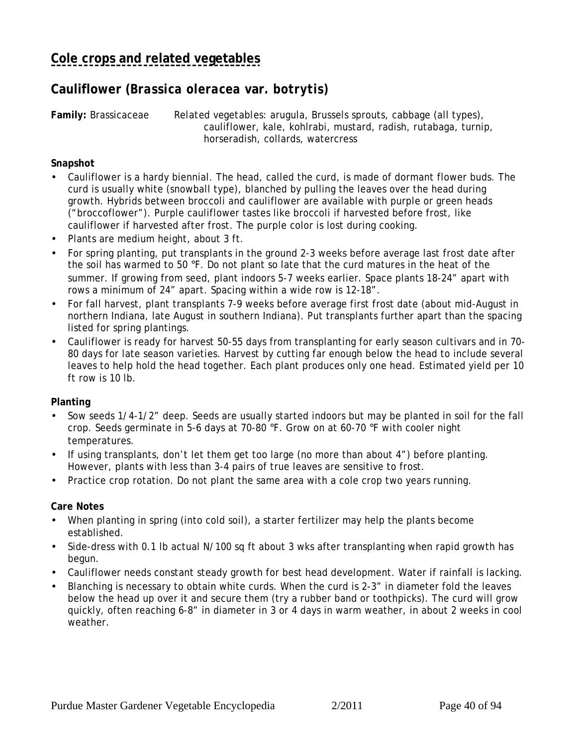# Cole crops and related vegetables

## Cauliflower (*Brassica oleracea* var. *botrytis*)

**Family:** Brassicaceae *Related vegetables: arugula, Brussels sprouts, cabbage (all types), cauliflower, kale, kohlrabi, mustard, radish, rutabaga, turnip, horseradish, collards, watercress*

**Snapshot**

- Cauliflower is a hardy biennial. The head, called the curd, is made of dormant flower buds. The curd is usually white (snowball type), blanched by pulling the leaves over the head during growth. Hybrids between broccoli and cauliflower are available with purple or green heads ("broccoflower"). Purple cauliflower tastes like broccoli if harvested before frost, like cauliflower if harvested after frost. The purple color is lost during cooking.
- Plants are medium height, about 3 ft.
- For spring planting, put transplants in the ground 2-3 weeks before average last frost date after the soil has warmed to 50 °F. Do not plant so late that the curd matures in the heat of the summer. If growing from seed, plant indoors 5-7 weeks earlier. Space plants 18-24" apart with rows a minimum of 24" apart. Spacing within a wide row is 12-18".
- For fall harvest, plant transplants 7-9 weeks before average first frost date (about mid-August in northern Indiana, late August in southern Indiana). Put transplants further apart than the spacing listed for spring plantings.
- Cauliflower is ready for harvest 50-55 days from transplanting for early season cultivars and in 70-80 days for late season varieties. Harvest by cutting far enough below the head to include several leaves to help hold the head together. Each plant produces only one head. Estimated yield per 10 ft row is 10 lb.

**Planting**

- Sow seeds 1/4-1/2" deep. Seeds are usually started indoors but may be planted in soil for the fall crop. Seeds germinate in 5-6 days at 70-80 °F. Grow on at 60-70 °F with cooler night temperatures.
- If using transplants, don't let them get too large (no more than about 4") before planting. However, plants with less than 3-4 pairs of true leaves are sensitive to frost.
- Practice crop rotation. Do not plant the same area with a cole crop two years running.

**Care Notes**

- When planting in spring (into cold soil), a starter fertilizer may help the plants become established.
- Side-dress with 0.1 lb actual N/100 sq ft about 3 wks after transplanting when rapid growth has begun.
- Cauliflower needs constant steady growth for best head development. Water if rainfall is lacking.
- Blanching is necessary to obtain white curds. When the curd is 2-3" in diameter fold the leaves below the head up over it and secure them (try a rubber band or toothpicks). The curd will grow quickly, often reaching 6-8" in diameter in 3 or 4 days in warm weather, in about 2 weeks in cool weather.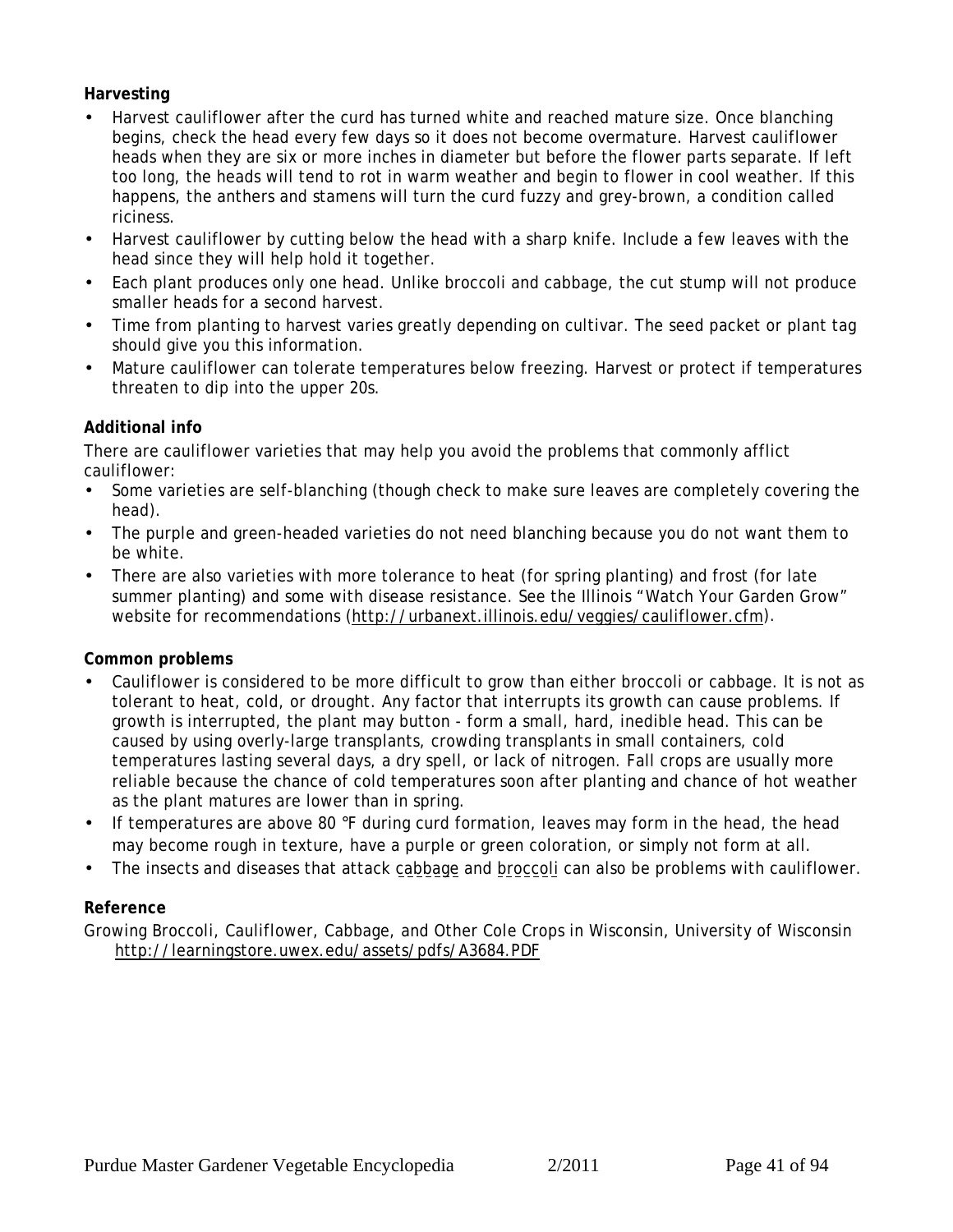**Harvesting**

- Harvest cauliflower after the curd has turned white and reached mature size. Once blanching begins, check the head every few days so it does not become overmature. Harvest cauliflower heads when they are six or more inches in diameter but before the flower parts separate. If left too long, the heads will tend to rot in warm weather and begin to flower in cool weather. If this happens, the anthers and stamens will turn the curd fuzzy and grey-brown, a condition called riciness.
- Harvest cauliflower by cutting below the head with a sharp knife. Include a few leaves with the head since they will help hold it together.
- Each plant produces only one head. Unlike broccoli and cabbage, the cut stump will not produce smaller heads for a second harvest.
- Time from planting to harvest varies greatly depending on cultivar. The seed packet or plant tag should give you this information.
- Mature cauliflower can tolerate temperatures below freezing. Harvest or protect if temperatures threaten to dip into the upper 20s.

**Additional info**

There are cauliflower varieties that may help you avoid the problems that commonly afflict cauliflower:

- Some varieties are self-blanching (though check to make sure leaves are completely covering the head).
- The purple and green-headed varieties do not need blanching because you do not want them to be white.
- There are also varieties with more tolerance to heat (for spring planting) and frost (for late summer planting) and some with disease resistance. See the Illinois "Watch Your Garden Grow" website for recommendations (http://urbanext.illinois.edu/veggies/cauliflower.cfm).

**Common problems**

- Cauliflower is considered to be more difficult to grow than either broccoli or cabbage. It is not as tolerant to heat, cold, or drought. Any factor that interrupts its growth can cause problems. If growth is interrupted, the plant may button - form a small, hard, inedible head. This can be caused by using overly-large transplants, crowding transplants in small containers, cold temperatures lasting several days, a dry spell, or lack of nitrogen. Fall crops are usually more reliable because the chance of cold temperatures soon after planting and chance of hot weather as the plant matures are lower than in spring.
- If temperatures are above 80 °F during curd formation, leaves may form in the head, the head may become rough in texture, have a purple or green coloration, or simply not form at all.
- The insects and diseases that attack cabbage and broccoli can also be problems with cauliflower.

**Reference**

Growing Broccoli, Cauliflower, Cabbage, and Other Cole Crops in Wisconsin, University of Wisconsin http://learningstore.uwex.edu/assets/pdfs/A3684.PDF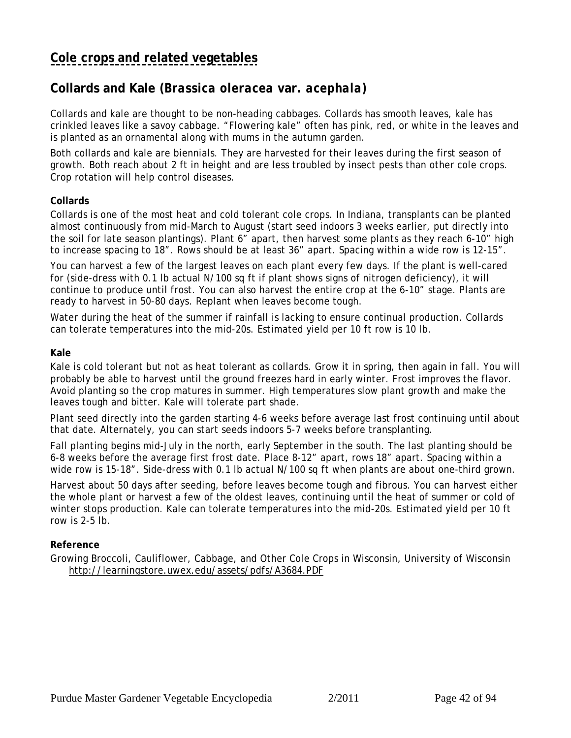# Cole crops and related vegetables

## Collards and Kale (*Brassica oleracea* var. *acephala*)

Collards and kale are thought to be non-heading cabbages. Collards has smooth leaves, kale has crinkled leaves like a savoy cabbage. "Flowering kale" often has pink, red, or white in the leaves and is planted as an ornamental along with mums in the autumn garden.

Both collards and kale are biennials. They are harvested for their leaves during the first season of growth. Both reach about 2 ft in height and are less troubled by insect pests than other cole crops. Crop rotation will help control diseases.

### Collards

Collards is one of the most heat and cold tolerant cole crops. In Indiana, transplants can be planted almost continuously from mid-March to August (start seed indoors 3 weeks earlier, put directly into the soil for late season plantings). Plant 6" apart, then harvest some plants as they reach 6-10" high to increase spacing to 18". Rows should be at least 36" apart. Spacing within a wide row is 12-15".

You can harvest a few of the largest leaves on each plant every few days. If the plant is well-cared for (side-dress with 0.1 lb actual N/100 sq ft if plant shows signs of nitrogen deficiency), it will continue to produce until frost. You can also harvest the entire crop at the 6-10" stage. Plants are ready to harvest in 50-80 days. Replant when leaves become tough.

Water during the heat of the summer if rainfall is lacking to ensure continual production. Collards can tolerate temperatures into the mid-20s. Estimated yield per 10 ft row is 10 lb.

### Kale

Kale is cold tolerant but not as heat tolerant as collards. Grow it in spring, then again in fall. You will probably be able to harvest until the ground freezes hard in early winter. Frost improves the flavor. Avoid planting so the crop matures in summer. High temperatures slow plant growth and make the leaves tough and bitter. Kale will tolerate part shade.

Plant seed directly into the garden starting 4-6 weeks before average last frost continuing until about that date. Alternately, you can start seeds indoors 5-7 weeks before transplanting.

Fall planting begins mid-July in the north, early September in the south. The last planting should be 6-8 weeks before the average first frost date. Place 8-12" apart, rows 18" apart. Spacing within a wide row is 15-18". Side-dress with 0.1 lb actual N/100 sq ft when plants are about one-third grown.

Harvest about 50 days after seeding, before leaves become tough and fibrous. You can harvest either the whole plant or harvest a few of the oldest leaves, continuing until the heat of summer or cold of winter stops production. Kale can tolerate temperatures into the mid-20s. Estimated yield per 10 ft row is 2-5 lb.

### Reference

Growing Broccoli, Cauliflower, Cabbage, and Other Cole Crops in Wisconsin, University of Wisconsin
http://learningstore.uwex.edu/assets/pdfs/A3684.PDF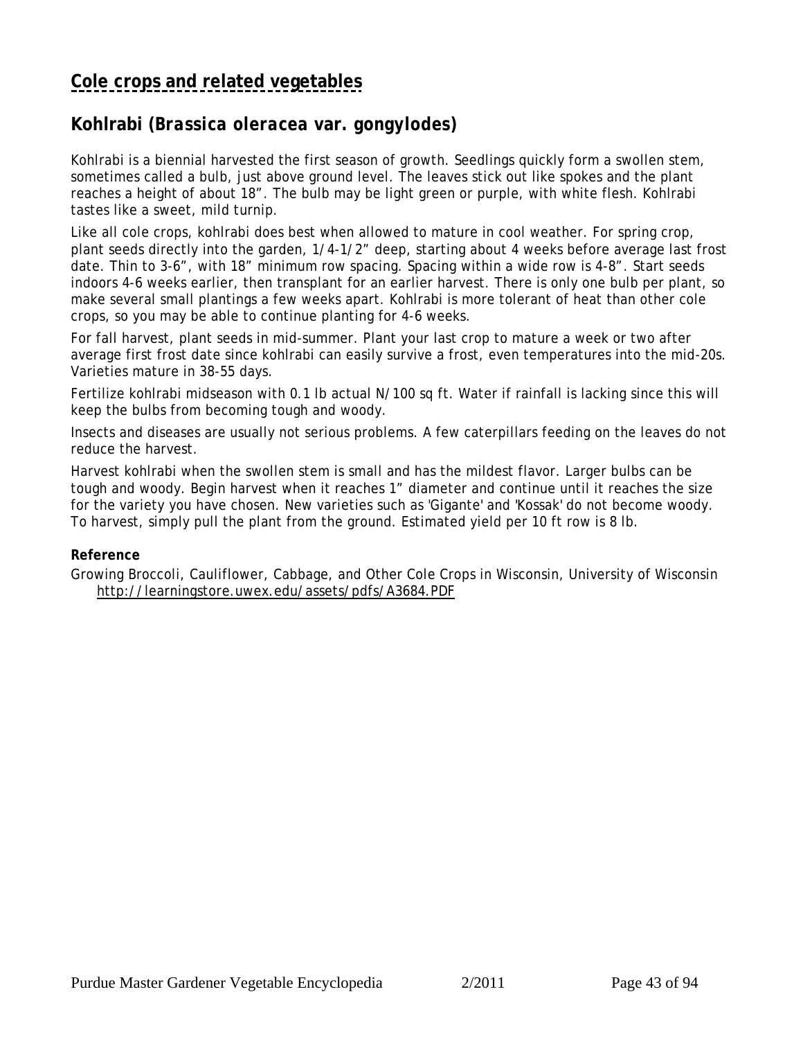## Cole crops and related vegetables

### Kohlrabi (*Brassica oleracea* var. *gongylodes*)

Kohlrabi is a biennial harvested the first season of growth. Seedlings quickly form a swollen stem, sometimes called a bulb, just above ground level. The leaves stick out like spokes and the plant reaches a height of about 18". The bulb may be light green or purple, with white flesh. Kohlrabi tastes like a sweet, mild turnip.

Like all cole crops, kohlrabi does best when allowed to mature in cool weather. For spring crop, plant seeds directly into the garden, 1/4-1/2" deep, starting about 4 weeks before average last frost date. Thin to 3-6", with 18" minimum row spacing. Spacing within a wide row is 4-8". Start seeds indoors 4-6 weeks earlier, then transplant for an earlier harvest. There is only one bulb per plant, so make several small plantings a few weeks apart. Kohlrabi is more tolerant of heat than other cole crops, so you may be able to continue planting for 4-6 weeks.

For fall harvest, plant seeds in mid-summer. Plant your last crop to mature a week or two after average first frost date since kohlrabi can easily survive a frost, even temperatures into the mid-20s. Varieties mature in 38-55 days.

Fertilize kohlrabi midseason with 0.1 lb actual N/100 sq ft. Water if rainfall is lacking since this will keep the bulbs from becoming tough and woody.

Insects and diseases are usually not serious problems. A few caterpillars feeding on the leaves do not reduce the harvest.

Harvest kohlrabi when the swollen stem is small and has the mildest flavor. Larger bulbs can be tough and woody. Begin harvest when it reaches 1" diameter and continue until it reaches the size for the variety you have chosen. New varieties such as 'Gigante' and 'Kossak' do not become woody. To harvest, simply pull the plant from the ground. Estimated yield per 10 ft row is 8 lb.

**Reference**

Growing Broccoli, Cauliflower, Cabbage, and Other Cole Crops in Wisconsin, University of Wisconsin http://learningstore.uwex.edu/assets/pdfs/A3684.PDF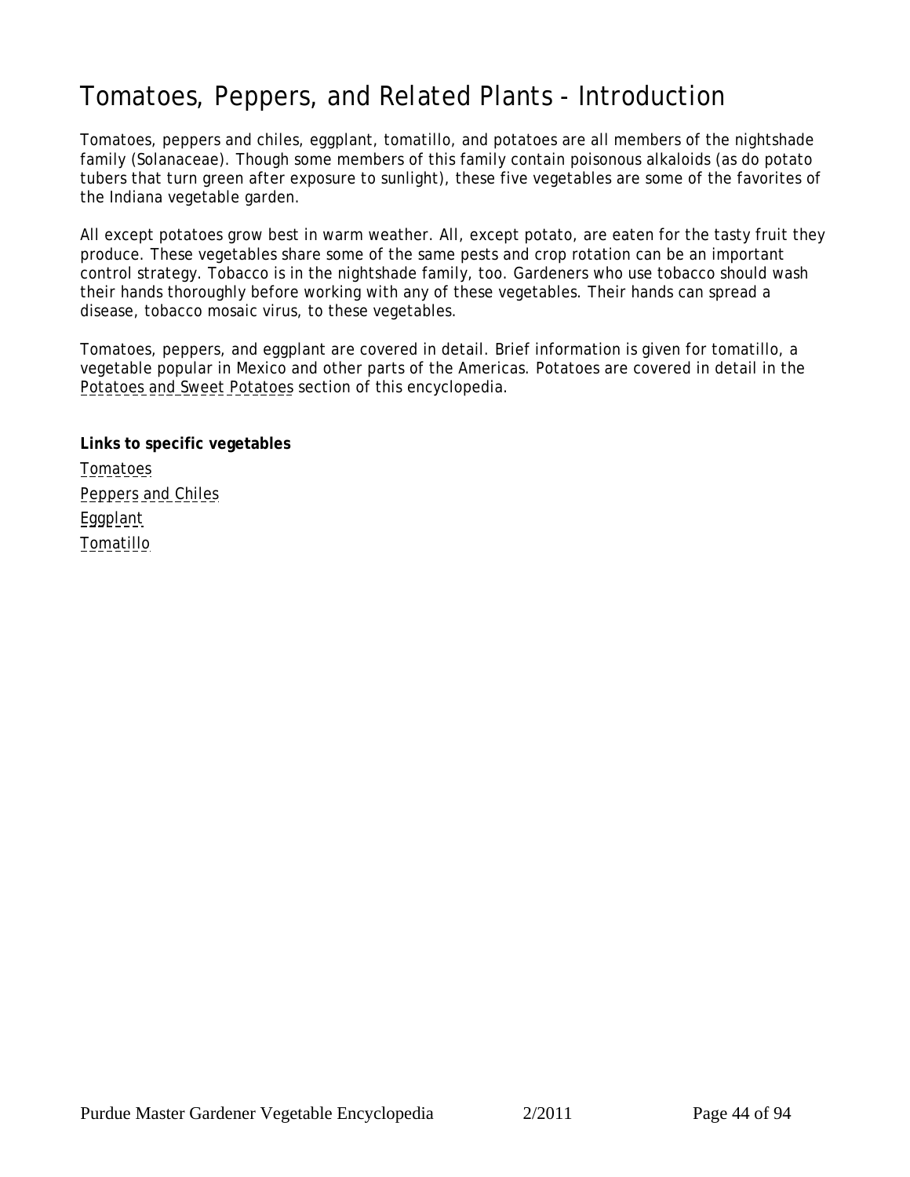# Tomatoes, Peppers, and Related Plants - Introduction

Tomatoes, peppers and chiles, eggplant, tomatillo, and potatoes are all members of the nightshade family (Solanaceae). Though some members of this family contain poisonous alkaloids (as do potato tubers that turn green after exposure to sunlight), these five vegetables are some of the favorites of the Indiana vegetable garden.

All except potatoes grow best in warm weather. All, except potato, are eaten for the tasty fruit they produce. These vegetables share some of the same pests and crop rotation can be an important control strategy. Tobacco is in the nightshade family, too. Gardeners who use tobacco should wash their hands thoroughly before working with any of these vegetables. Their hands can spread a disease, tobacco mosaic virus, to these vegetables.

Tomatoes, peppers, and eggplant are covered in detail. Brief information is given for tomatillo, a vegetable popular in Mexico and other parts of the Americas. Potatoes are covered in detail in the Potatoes and Sweet Potatoes section of this encyclopedia.

**Links to specific vegetables**

Tomatoes

Peppers and Chiles

Eggplant

Tomatillo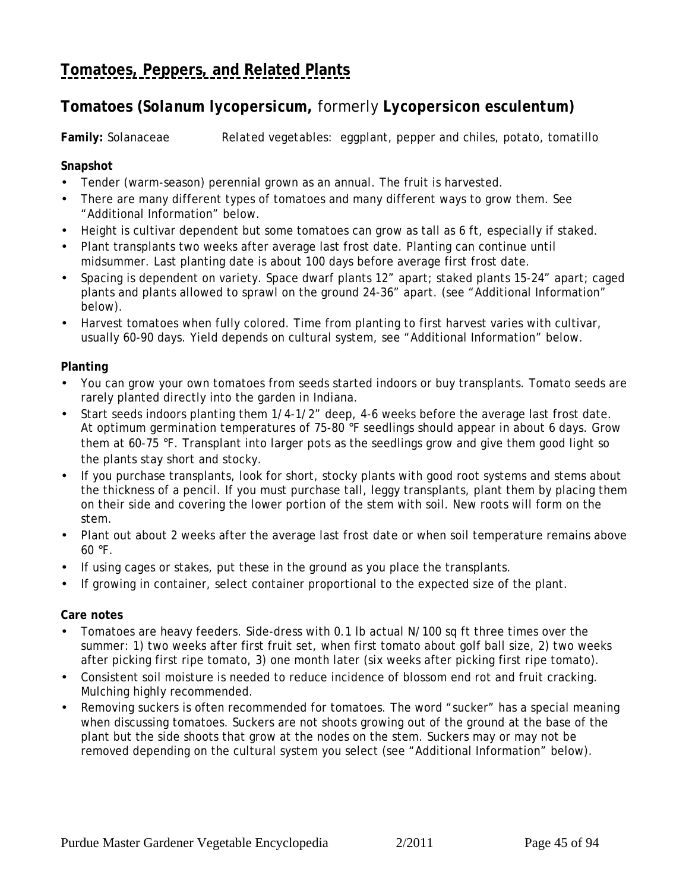# Tomatoes, Peppers, and Related Plants

## Tomatoes (*Solanum lycopersicum,* formerly *Lycopersicon esculentum*)

**Family:** Solanaceae    Related vegetables: eggplant, pepper and chiles, potato, tomatillo

**Snapshot**

- Tender (warm-season) perennial grown as an annual. The fruit is harvested.
- There are many different types of tomatoes and many different ways to grow them. See "Additional Information" below.
- Height is cultivar dependent but some tomatoes can grow as tall as 6 ft, especially if staked.
- Plant transplants two weeks after average last frost date. Planting can continue until midsummer. Last planting date is about 100 days before average first frost date.
- Spacing is dependent on variety. Space dwarf plants 12" apart; staked plants 15-24" apart; caged plants and plants allowed to sprawl on the ground 24-36" apart. (see "Additional Information" below).
- Harvest tomatoes when fully colored. Time from planting to first harvest varies with cultivar, usually 60-90 days. Yield depends on cultural system, see "Additional Information" below.

**Planting**

- You can grow your own tomatoes from seeds started indoors or buy transplants. Tomato seeds are rarely planted directly into the garden in Indiana.
- Start seeds indoors planting them 1/4-1/2" deep, 4-6 weeks before the average last frost date. At optimum germination temperatures of 75-80 °F seedlings should appear in about 6 days. Grow them at 60-75 °F. Transplant into larger pots as the seedlings grow and give them good light so the plants stay short and stocky.
- If you purchase transplants, look for short, stocky plants with good root systems and stems about the thickness of a pencil. If you must purchase tall, leggy transplants, plant them by placing them on their side and covering the lower portion of the stem with soil. New roots will form on the stem.
- Plant out about 2 weeks after the average last frost date or when soil temperature remains above 60 °F.
- If using cages or stakes, put these in the ground as you place the transplants.
- If growing in container, select container proportional to the expected size of the plant.

**Care notes**

- Tomatoes are heavy feeders. Side-dress with 0.1 lb actual N/100 sq ft three times over the summer: 1) two weeks after first fruit set, when first tomato about golf ball size, 2) two weeks after picking first ripe tomato, 3) one month later (six weeks after picking first ripe tomato).
- Consistent soil moisture is needed to reduce incidence of blossom end rot and fruit cracking. Mulching highly recommended.
- Removing suckers is often recommended for tomatoes. The word "sucker" has a special meaning when discussing tomatoes. Suckers are not shoots growing out of the ground at the base of the plant but the side shoots that grow at the nodes on the stem. Suckers may or may not be removed depending on the cultural system you select (see "Additional Information" below).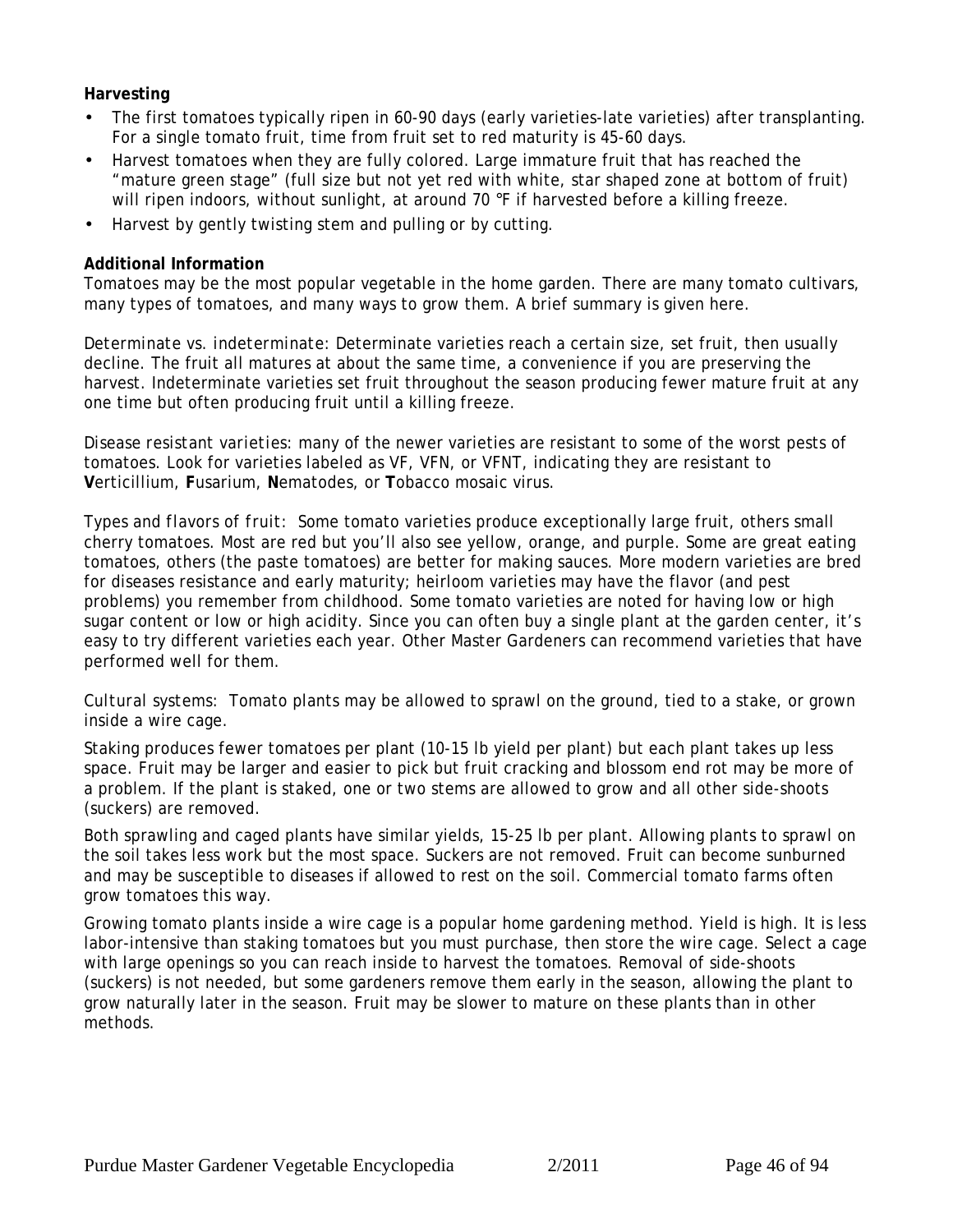**Harvesting**

- The first tomatoes typically ripen in 60-90 days (early varieties-late varieties) after transplanting. For a single tomato fruit, time from fruit set to red maturity is 45-60 days.
- Harvest tomatoes when they are fully colored. Large immature fruit that has reached the "mature green stage" (full size but not yet red with white, star shaped zone at bottom of fruit) will ripen indoors, without sunlight, at around 70 °F if harvested before a killing freeze.
- Harvest by gently twisting stem and pulling or by cutting.

**Additional Information**

Tomatoes may be the most popular vegetable in the home garden. There are many tomato cultivars, many types of tomatoes, and many ways to grow them. A brief summary is given here.

Determinate vs. indeterminate: Determinate varieties reach a certain size, set fruit, then usually decline. The fruit all matures at about the same time, a convenience if you are preserving the harvest. Indeterminate varieties set fruit throughout the season producing fewer mature fruit at any one time but often producing fruit until a killing freeze.

Disease resistant varieties: many of the newer varieties are resistant to some of the worst pests of tomatoes. Look for varieties labeled as VF, VFN, or VFNT, indicating they are resistant to **V**erticillium, **F**usarium, **N**ematodes, or **T**obacco mosaic virus.

Types and flavors of fruit: Some tomato varieties produce exceptionally large fruit, others small cherry tomatoes. Most are red but you'll also see yellow, orange, and purple. Some are great eating tomatoes, others (the paste tomatoes) are better for making sauces. More modern varieties are bred for diseases resistance and early maturity; heirloom varieties may have the flavor (and pest problems) you remember from childhood. Some tomato varieties are noted for having low or high sugar content or low or high acidity. Since you can often buy a single plant at the garden center, it's easy to try different varieties each year. Other Master Gardeners can recommend varieties that have performed well for them.

Cultural systems: Tomato plants may be allowed to sprawl on the ground, tied to a stake, or grown inside a wire cage.

Staking produces fewer tomatoes per plant (10-15 lb yield per plant) but each plant takes up less space. Fruit may be larger and easier to pick but fruit cracking and blossom end rot may be more of a problem. If the plant is staked, one or two stems are allowed to grow and all other side-shoots (suckers) are removed.

Both sprawling and caged plants have similar yields, 15-25 lb per plant. Allowing plants to sprawl on the soil takes less work but the most space. Suckers are not removed. Fruit can become sunburned and may be susceptible to diseases if allowed to rest on the soil. Commercial tomato farms often grow tomatoes this way.

Growing tomato plants inside a wire cage is a popular home gardening method. Yield is high. It is less labor-intensive than staking tomatoes but you must purchase, then store the wire cage. Select a cage with large openings so you can reach inside to harvest the tomatoes. Removal of side-shoots (suckers) is not needed, but some gardeners remove them early in the season, allowing the plant to grow naturally later in the season. Fruit may be slower to mature on these plants than in other methods.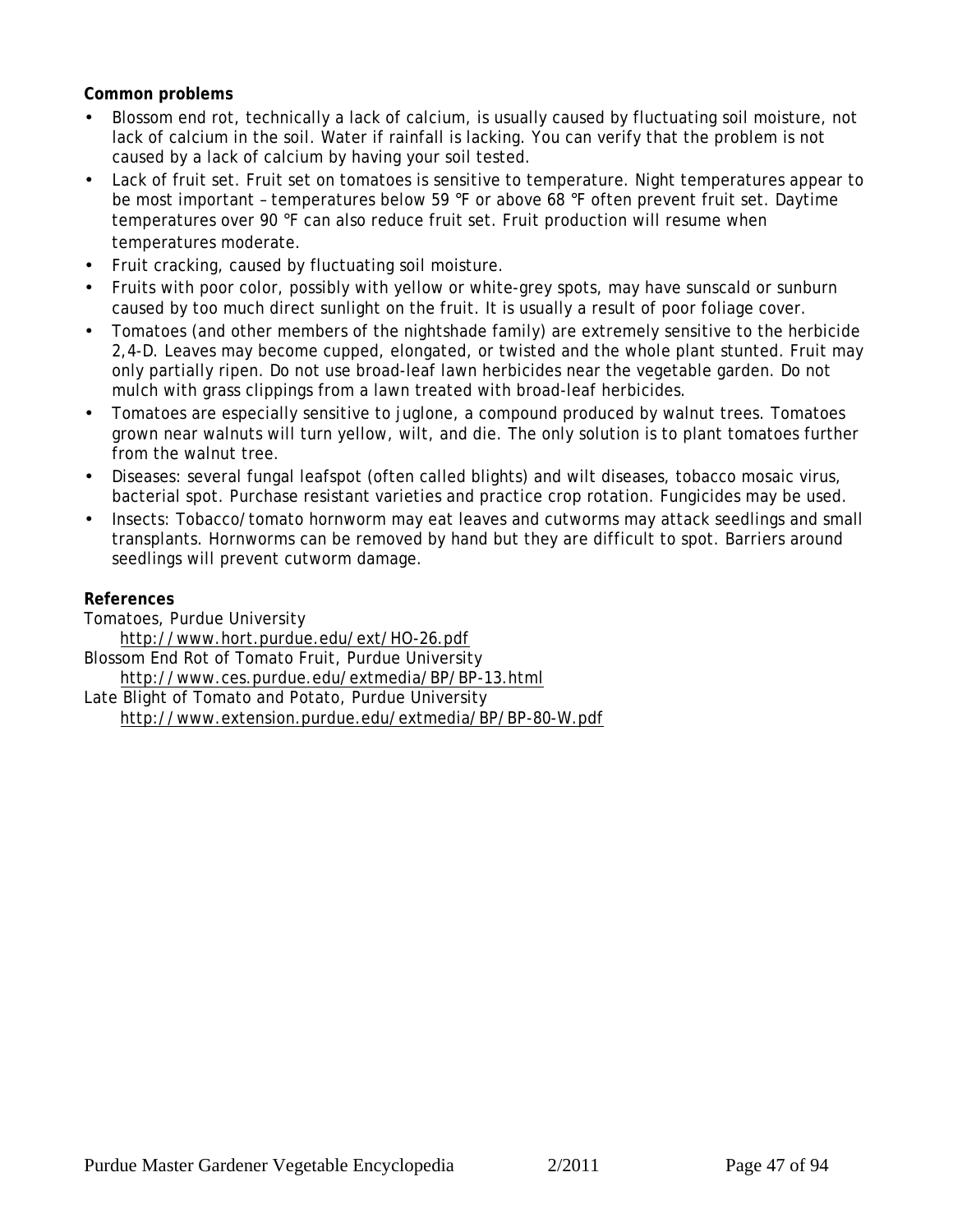**Common problems**

- Blossom end rot, technically a lack of calcium, is usually caused by fluctuating soil moisture, not lack of calcium in the soil. Water if rainfall is lacking. You can verify that the problem is not caused by a lack of calcium by having your soil tested.
- Lack of fruit set. Fruit set on tomatoes is sensitive to temperature. Night temperatures appear to be most important – temperatures below 59 °F or above 68 °F often prevent fruit set. Daytime temperatures over 90 °F can also reduce fruit set. Fruit production will resume when temperatures moderate.
- Fruit cracking, caused by fluctuating soil moisture.
- Fruits with poor color, possibly with yellow or white-grey spots, may have sunscald or sunburn caused by too much direct sunlight on the fruit. It is usually a result of poor foliage cover.
- Tomatoes (and other members of the nightshade family) are extremely sensitive to the herbicide 2,4-D. Leaves may become cupped, elongated, or twisted and the whole plant stunted. Fruit may only partially ripen. Do not use broad-leaf lawn herbicides near the vegetable garden. Do not mulch with grass clippings from a lawn treated with broad-leaf herbicides.
- Tomatoes are especially sensitive to juglone, a compound produced by walnut trees. Tomatoes grown near walnuts will turn yellow, wilt, and die. The only solution is to plant tomatoes further from the walnut tree.
- Diseases: several fungal leafspot (often called blights) and wilt diseases, tobacco mosaic virus, bacterial spot. Purchase resistant varieties and practice crop rotation. Fungicides may be used.
- Insects: Tobacco/tomato hornworm may eat leaves and cutworms may attack seedlings and small transplants. Hornworms can be removed by hand but they are difficult to spot. Barriers around seedlings will prevent cutworm damage.

**References**

Tomatoes, Purdue University
    http://www.hort.purdue.edu/ext/HO-26.pdf
Blossom End Rot of Tomato Fruit, Purdue University
    http://www.ces.purdue.edu/extmedia/BP/BP-13.html
Late Blight of Tomato and Potato, Purdue University
    http://www.extension.purdue.edu/extmedia/BP/BP-80-W.pdf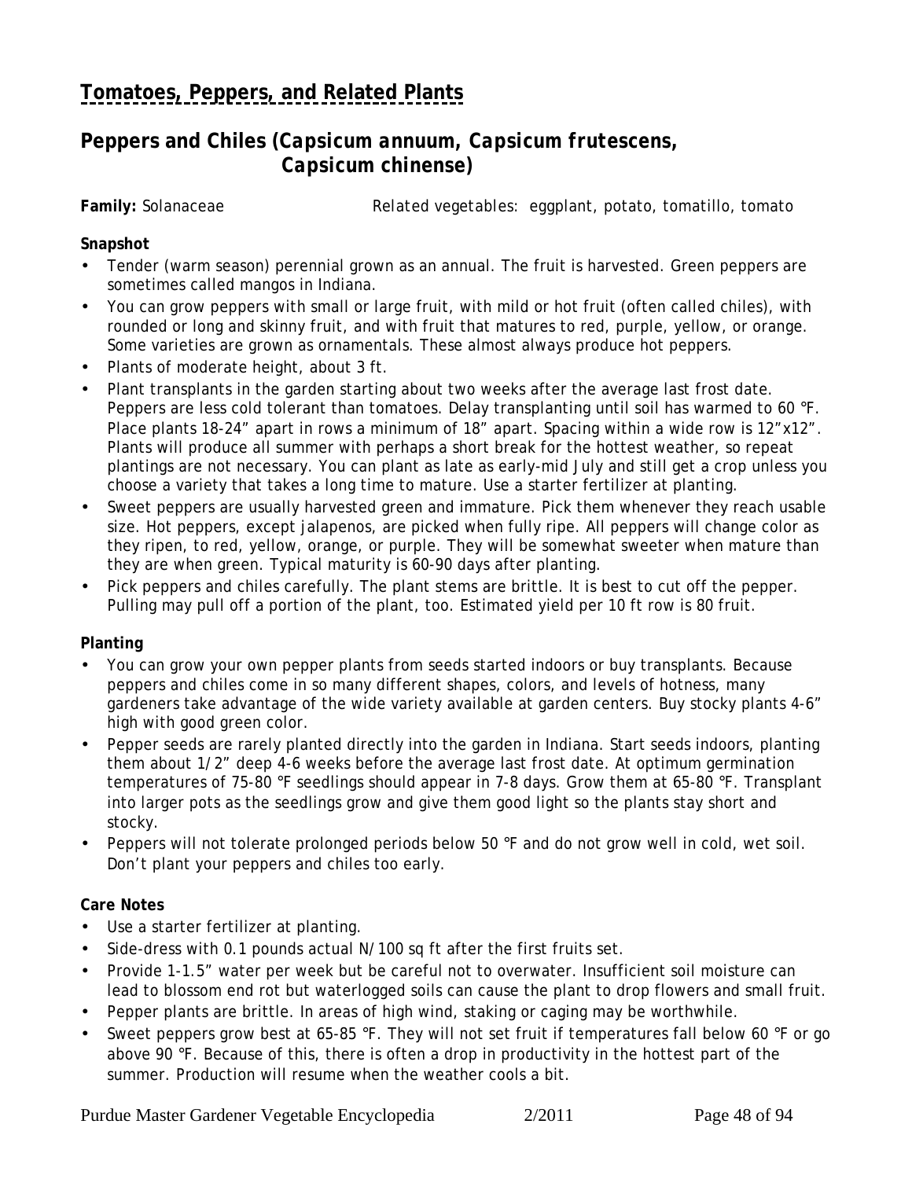# Tomatoes, Peppers, and Related Plants

## Peppers and Chiles (*Capsicum annuum, Capsicum frutescens, Capsicum chinense*)

**Family:** Solanaceae  Related vegetables: eggplant, potato, tomatillo, tomato

**Snapshot**

- Tender (warm season) perennial grown as an annual. The fruit is harvested. Green peppers are sometimes called mangos in Indiana.
- You can grow peppers with small or large fruit, with mild or hot fruit (often called chiles), with rounded or long and skinny fruit, and with fruit that matures to red, purple, yellow, or orange. Some varieties are grown as ornamentals. These almost always produce hot peppers.
- Plants of moderate height, about 3 ft.
- Plant transplants in the garden starting about two weeks after the average last frost date. Peppers are less cold tolerant than tomatoes. Delay transplanting until soil has warmed to 60 °F. Place plants 18-24" apart in rows a minimum of 18" apart. Spacing within a wide row is 12"x12". Plants will produce all summer with perhaps a short break for the hottest weather, so repeat plantings are not necessary. You can plant as late as early-mid July and still get a crop unless you choose a variety that takes a long time to mature. Use a starter fertilizer at planting.
- Sweet peppers are usually harvested green and immature. Pick them whenever they reach usable size. Hot peppers, except jalapenos, are picked when fully ripe. All peppers will change color as they ripen, to red, yellow, orange, or purple. They will be somewhat sweeter when mature than they are when green. Typical maturity is 60-90 days after planting.
- Pick peppers and chiles carefully. The plant stems are brittle. It is best to cut off the pepper. Pulling may pull off a portion of the plant, too. Estimated yield per 10 ft row is 80 fruit.

**Planting**

- You can grow your own pepper plants from seeds started indoors or buy transplants. Because peppers and chiles come in so many different shapes, colors, and levels of hotness, many gardeners take advantage of the wide variety available at garden centers. Buy stocky plants 4-6" high with good green color.
- Pepper seeds are rarely planted directly into the garden in Indiana. Start seeds indoors, planting them about 1/2" deep 4-6 weeks before the average last frost date. At optimum germination temperatures of 75-80 °F seedlings should appear in 7-8 days. Grow them at 65-80 °F. Transplant into larger pots as the seedlings grow and give them good light so the plants stay short and stocky.
- Peppers will not tolerate prolonged periods below 50 °F and do not grow well in cold, wet soil. Don't plant your peppers and chiles too early.

**Care Notes**

- Use a starter fertilizer at planting.
- Side-dress with 0.1 pounds actual N/100 sq ft after the first fruits set.
- Provide 1-1.5" water per week but be careful not to overwater. Insufficient soil moisture can lead to blossom end rot but waterlogged soils can cause the plant to drop flowers and small fruit.
- Pepper plants are brittle. In areas of high wind, staking or caging may be worthwhile.
- Sweet peppers grow best at 65-85 °F. They will not set fruit if temperatures fall below 60 °F or go above 90 °F. Because of this, there is often a drop in productivity in the hottest part of the summer. Production will resume when the weather cools a bit.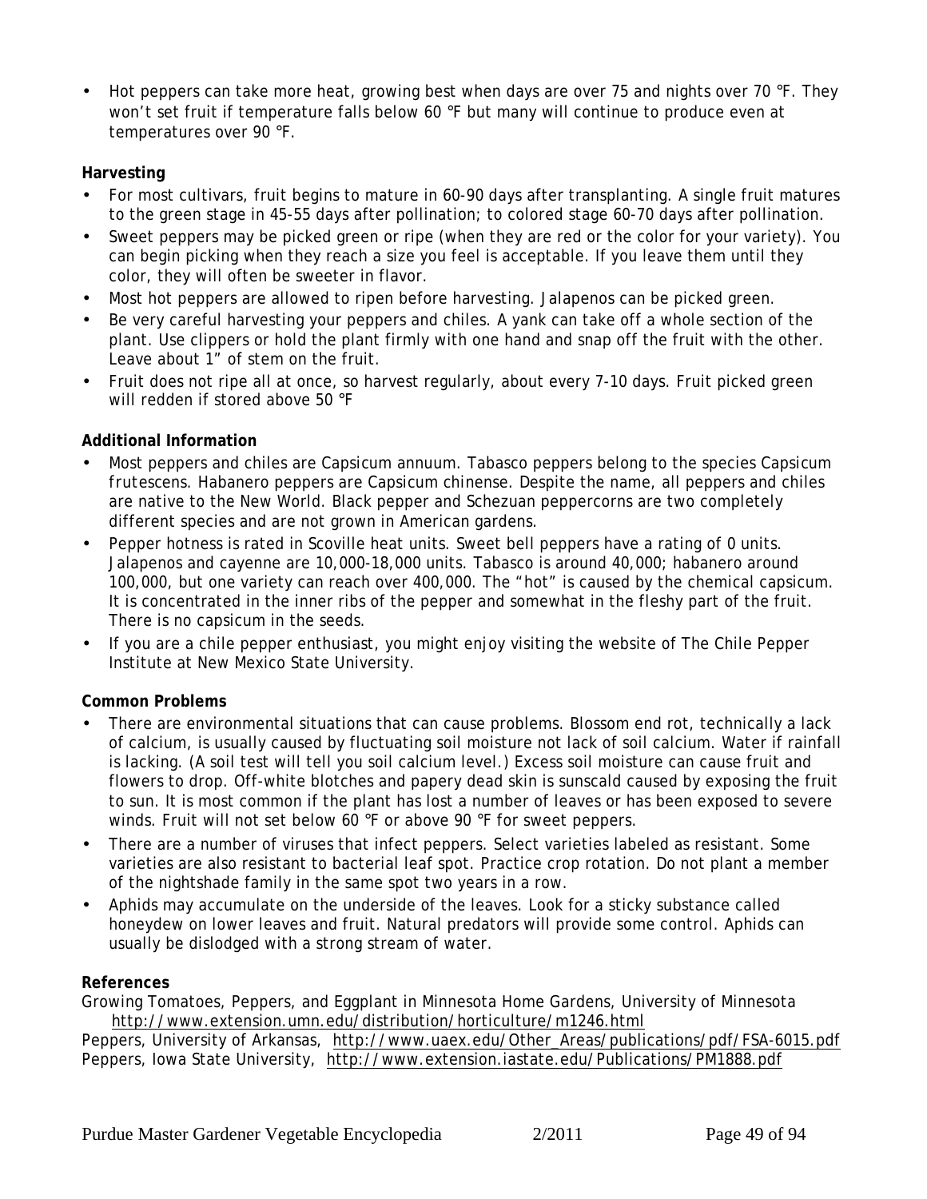- Hot peppers can take more heat, growing best when days are over 75 and nights over 70 °F. They won't set fruit if temperature falls below 60 °F but many will continue to produce even at temperatures over 90 °F.

**Harvesting**

- For most cultivars, fruit begins to mature in 60-90 days after transplanting. A single fruit matures to the green stage in 45-55 days after pollination; to colored stage 60-70 days after pollination.
- Sweet peppers may be picked green or ripe (when they are red or the color for your variety). You can begin picking when they reach a size you feel is acceptable. If you leave them until they color, they will often be sweeter in flavor.
- Most hot peppers are allowed to ripen before harvesting. Jalapenos can be picked green.
- Be very careful harvesting your peppers and chiles. A yank can take off a whole section of the plant. Use clippers or hold the plant firmly with one hand and snap off the fruit with the other. Leave about 1" of stem on the fruit.
- Fruit does not ripe all at once, so harvest regularly, about every 7-10 days. Fruit picked green will redden if stored above 50 °F

**Additional Information**

- Most peppers and chiles are *Capsicum annuum*. Tabasco peppers belong to the species *Capsicum frutescens*. Habanero peppers are *Capsicum chinense*. Despite the name, all peppers and chiles are native to the New World. Black pepper and Schezuan peppercorns are two completely different species and are not grown in American gardens.
- Pepper hotness is rated in Scoville heat units. Sweet bell peppers have a rating of 0 units. Jalapenos and cayenne are 10,000-18,000 units. Tabasco is around 40,000; habanero around 100,000, but one variety can reach over 400,000. The "hot" is caused by the chemical capsicum. It is concentrated in the inner ribs of the pepper and somewhat in the fleshy part of the fruit. There is no capsicum in the seeds.
- If you are a chile pepper enthusiast, you might enjoy visiting the website of The Chile Pepper Institute at New Mexico State University.

**Common Problems**

- There are environmental situations that can cause problems. Blossom end rot, technically a lack of calcium, is usually caused by fluctuating soil moisture not lack of soil calcium. Water if rainfall is lacking. (A soil test will tell you soil calcium level.) Excess soil moisture can cause fruit and flowers to drop. Off-white blotches and papery dead skin is sunscald caused by exposing the fruit to sun. It is most common if the plant has lost a number of leaves or has been exposed to severe winds. Fruit will not set below 60 °F or above 90 °F for sweet peppers.
- There are a number of viruses that infect peppers. Select varieties labeled as resistant. Some varieties are also resistant to bacterial leaf spot. Practice crop rotation. Do not plant a member of the nightshade family in the same spot two years in a row.
- Aphids may accumulate on the underside of the leaves. Look for a sticky substance called honeydew on lower leaves and fruit. Natural predators will provide some control. Aphids can usually be dislodged with a strong stream of water.

**References**

Growing Tomatoes, Peppers, and Eggplant in Minnesota Home Gardens, University of Minnesota http://www.extension.umn.edu/distribution/horticulture/m1246.html
Peppers, University of Arkansas, http://www.uaex.edu/Other_Areas/publications/pdf/FSA-6015.pdf
Peppers, Iowa State University, http://www.extension.iastate.edu/Publications/PM1888.pdf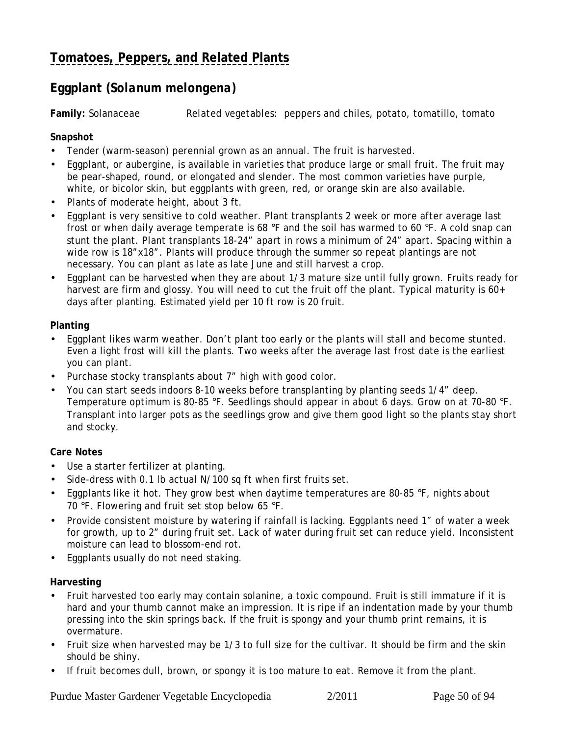# Tomatoes, Peppers, and Related Plants

## Eggplant (*Solanum melongena*)

**Family:** Solanaceae *Related vegetables: peppers and chiles, potato, tomatillo, tomato*

**Snapshot**

- Tender (warm-season) perennial grown as an annual. The fruit is harvested.
- Eggplant, or aubergine, is available in varieties that produce large or small fruit. The fruit may be pear-shaped, round, or elongated and slender. The most common varieties have purple, white, or bicolor skin, but eggplants with green, red, or orange skin are also available.
- Plants of moderate height, about 3 ft.
- Eggplant is very sensitive to cold weather. Plant transplants 2 week or more after average last frost or when daily average temperate is 68 °F and the soil has warmed to 60 °F. A cold snap can stunt the plant. Plant transplants 18-24" apart in rows a minimum of 24" apart. Spacing within a wide row is 18"x18". Plants will produce through the summer so repeat plantings are not necessary. You can plant as late as late June and still harvest a crop.
- Eggplant can be harvested when they are about 1/3 mature size until fully grown. Fruits ready for harvest are firm and glossy. You will need to cut the fruit off the plant. Typical maturity is 60+ days after planting. Estimated yield per 10 ft row is 20 fruit.

**Planting**

- Eggplant likes warm weather. Don't plant too early or the plants will stall and become stunted. Even a light frost will kill the plants. Two weeks after the average last frost date is the earliest you can plant.
- Purchase stocky transplants about 7" high with good color.
- You can start seeds indoors 8-10 weeks before transplanting by planting seeds 1/4" deep. Temperature optimum is 80-85 °F. Seedlings should appear in about 6 days. Grow on at 70-80 °F. Transplant into larger pots as the seedlings grow and give them good light so the plants stay short and stocky.

**Care Notes**

- Use a starter fertilizer at planting.
- Side-dress with 0.1 lb actual N/100 sq ft when first fruits set.
- Eggplants like it hot. They grow best when daytime temperatures are 80-85 °F, nights about 70 °F. Flowering and fruit set stop below 65 °F.
- Provide consistent moisture by watering if rainfall is lacking. Eggplants need 1" of water a week for growth, up to 2" during fruit set. Lack of water during fruit set can reduce yield. Inconsistent moisture can lead to blossom-end rot.
- Eggplants usually do not need staking.

**Harvesting**

- Fruit harvested too early may contain solanine, a toxic compound. Fruit is still immature if it is hard and your thumb cannot make an impression. It is ripe if an indentation made by your thumb pressing into the skin springs back. If the fruit is spongy and your thumb print remains, it is overmature.
- Fruit size when harvested may be 1/3 to full size for the cultivar. It should be firm and the skin should be shiny.
- If fruit becomes dull, brown, or spongy it is too mature to eat. Remove it from the plant.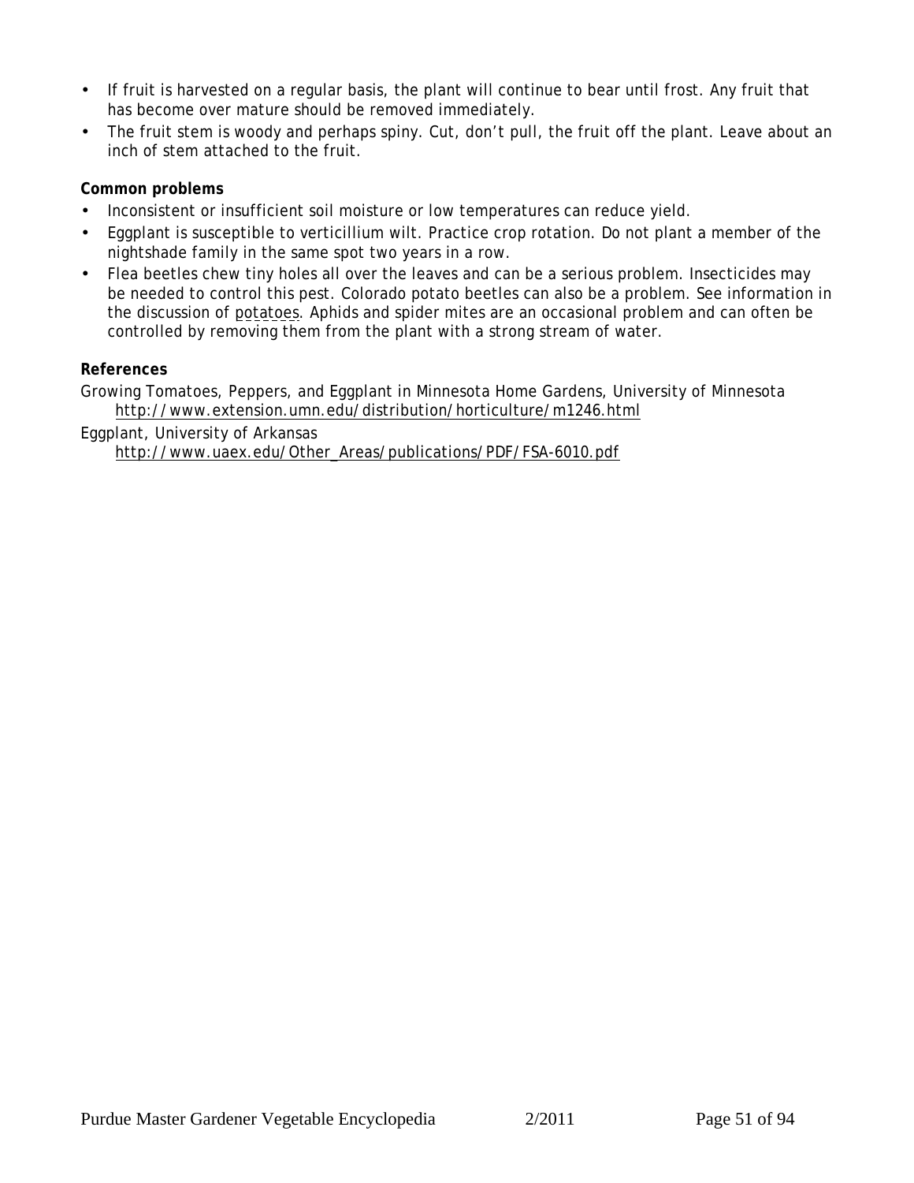- If fruit is harvested on a regular basis, the plant will continue to bear until frost. Any fruit that has become over mature should be removed immediately.
- The fruit stem is woody and perhaps spiny. Cut, don't pull, the fruit off the plant. Leave about an inch of stem attached to the fruit.

**Common problems**

- Inconsistent or insufficient soil moisture or low temperatures can reduce yield.
- Eggplant is susceptible to verticillium wilt. Practice crop rotation. Do not plant a member of the nightshade family in the same spot two years in a row.
- Flea beetles chew tiny holes all over the leaves and can be a serious problem. Insecticides may be needed to control this pest. Colorado potato beetles can also be a problem. See information in the discussion of potatoes. Aphids and spider mites are an occasional problem and can often be controlled by removing them from the plant with a strong stream of water.

**References**

Growing Tomatoes, Peppers, and Eggplant in Minnesota Home Gardens, University of Minnesota
http://www.extension.umn.edu/distribution/horticulture/m1246.html

Eggplant, University of Arkansas
http://www.uaex.edu/Other_Areas/publications/PDF/FSA-6010.pdf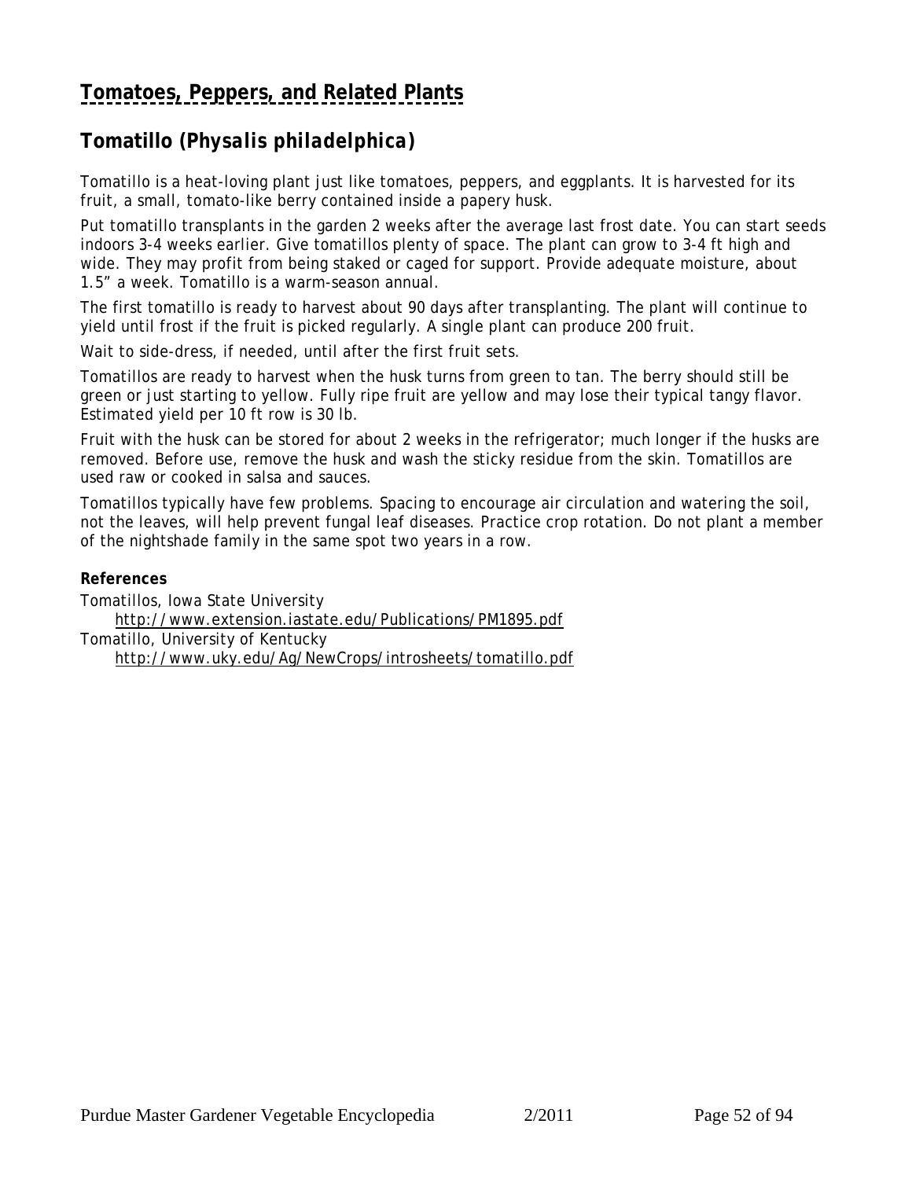## Tomatoes, Peppers, and Related Plants

### Tomatillo (*Physalis philadelphica*)

Tomatillo is a heat-loving plant just like tomatoes, peppers, and eggplants. It is harvested for its fruit, a small, tomato-like berry contained inside a papery husk.

Put tomatillo transplants in the garden 2 weeks after the average last frost date. You can start seeds indoors 3-4 weeks earlier. Give tomatillos plenty of space. The plant can grow to 3-4 ft high and wide. They may profit from being staked or caged for support. Provide adequate moisture, about 1.5" a week. Tomatillo is a warm-season annual.

The first tomatillo is ready to harvest about 90 days after transplanting. The plant will continue to yield until frost if the fruit is picked regularly. A single plant can produce 200 fruit.

Wait to side-dress, if needed, until after the first fruit sets.

Tomatillos are ready to harvest when the husk turns from green to tan. The berry should still be green or just starting to yellow. Fully ripe fruit are yellow and may lose their typical tangy flavor. Estimated yield per 10 ft row is 30 lb.

Fruit with the husk can be stored for about 2 weeks in the refrigerator; much longer if the husks are removed. Before use, remove the husk and wash the sticky residue from the skin. Tomatillos are used raw or cooked in salsa and sauces.

Tomatillos typically have few problems. Spacing to encourage air circulation and watering the soil, not the leaves, will help prevent fungal leaf diseases. Practice crop rotation. Do not plant a member of the nightshade family in the same spot two years in a row.

**References**

Tomatillos, Iowa State University
  http://www.extension.iastate.edu/Publications/PM1895.pdf

Tomatillo, University of Kentucky
  http://www.uky.edu/Ag/NewCrops/introsheets/tomatillo.pdf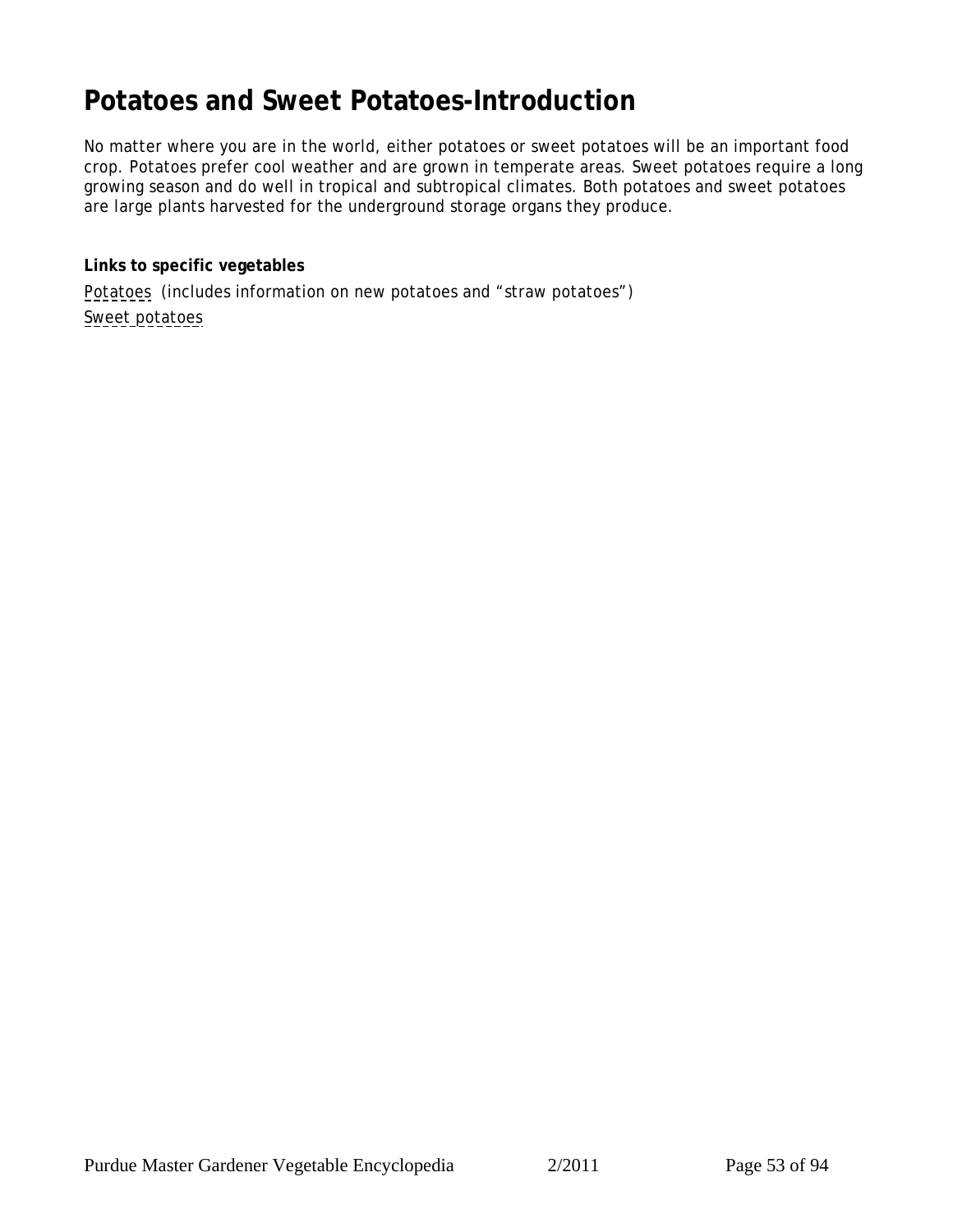# Potatoes and Sweet Potatoes-Introduction

No matter where you are in the world, either potatoes or sweet potatoes will be an important food crop. Potatoes prefer cool weather and are grown in temperate areas. Sweet potatoes require a long growing season and do well in tropical and subtropical climates. Both potatoes and sweet potatoes are large plants harvested for the underground storage organs they produce.

**Links to specific vegetables**

Potatoes (includes information on new potatoes and "straw potatoes")

Sweet potatoes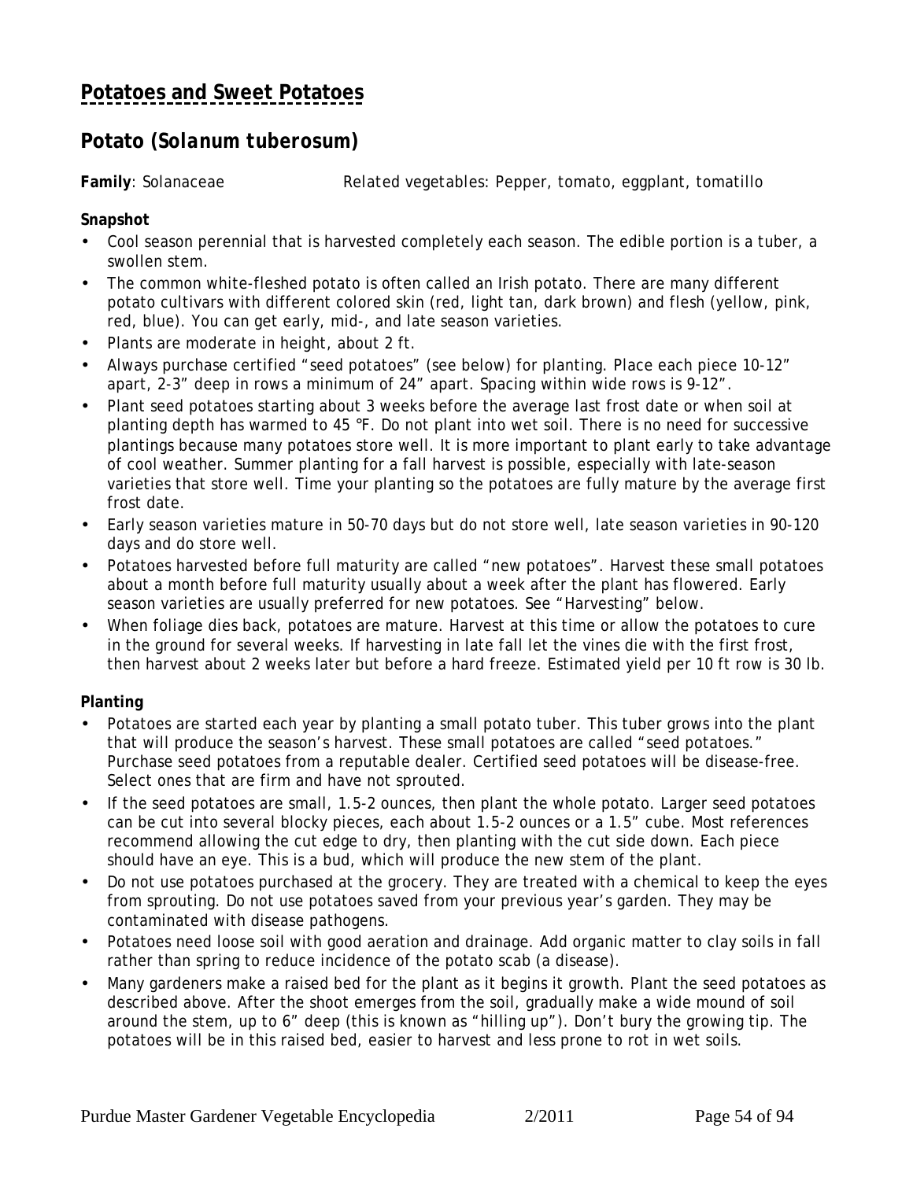# Potatoes and Sweet Potatoes

## Potato (*Solanum tuberosum*)

**Family**: Solanaceae *Related vegetables: Pepper, tomato, eggplant, tomatillo*

**Snapshot**

- Cool season perennial that is harvested completely each season. The edible portion is a tuber, a swollen stem.
- The common white-fleshed potato is often called an Irish potato. There are many different potato cultivars with different colored skin (red, light tan, dark brown) and flesh (yellow, pink, red, blue). You can get early, mid-, and late season varieties.
- Plants are moderate in height, about 2 ft.
- Always purchase certified "seed potatoes" (see below) for planting. Place each piece 10-12" apart, 2-3" deep in rows a minimum of 24" apart. Spacing within wide rows is 9-12".
- Plant seed potatoes starting about 3 weeks before the average last frost date or when soil at planting depth has warmed to 45 °F. Do not plant into wet soil. There is no need for successive plantings because many potatoes store well. It is more important to plant early to take advantage of cool weather. Summer planting for a fall harvest is possible, especially with late-season varieties that store well. Time your planting so the potatoes are fully mature by the average first frost date.
- Early season varieties mature in 50-70 days but do not store well, late season varieties in 90-120 days and do store well.
- Potatoes harvested before full maturity are called "new potatoes". Harvest these small potatoes about a month before full maturity usually about a week after the plant has flowered. Early season varieties are usually preferred for new potatoes. See "Harvesting" below.
- When foliage dies back, potatoes are mature. Harvest at this time or allow the potatoes to cure in the ground for several weeks. If harvesting in late fall let the vines die with the first frost, then harvest about 2 weeks later but before a hard freeze. Estimated yield per 10 ft row is 30 lb.

**Planting**

- Potatoes are started each year by planting a small potato tuber. This tuber grows into the plant that will produce the season's harvest. These small potatoes are called "seed potatoes." Purchase seed potatoes from a reputable dealer. Certified seed potatoes will be disease-free. Select ones that are firm and have not sprouted.
- If the seed potatoes are small, 1.5-2 ounces, then plant the whole potato. Larger seed potatoes can be cut into several blocky pieces, each about 1.5-2 ounces or a 1.5" cube. Most references recommend allowing the cut edge to dry, then planting with the cut side down. Each piece should have an eye. This is a bud, which will produce the new stem of the plant.
- Do not use potatoes purchased at the grocery. They are treated with a chemical to keep the eyes from sprouting. Do not use potatoes saved from your previous year's garden. They may be contaminated with disease pathogens.
- Potatoes need loose soil with good aeration and drainage. Add organic matter to clay soils in fall rather than spring to reduce incidence of the potato scab (a disease).
- Many gardeners make a raised bed for the plant as it begins it growth. Plant the seed potatoes as described above. After the shoot emerges from the soil, gradually make a wide mound of soil around the stem, up to 6" deep (this is known as "hilling up"). Don't bury the growing tip. The potatoes will be in this raised bed, easier to harvest and less prone to rot in wet soils.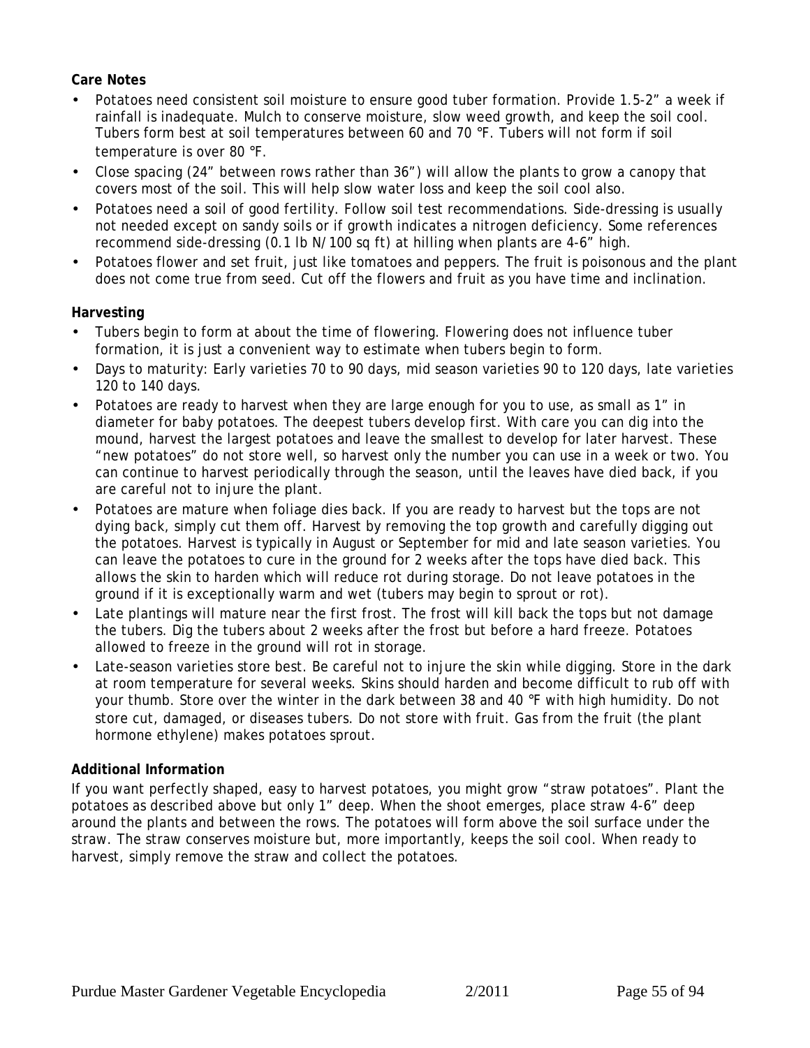**Care Notes**

- Potatoes need consistent soil moisture to ensure good tuber formation. Provide 1.5-2" a week if rainfall is inadequate. Mulch to conserve moisture, slow weed growth, and keep the soil cool. Tubers form best at soil temperatures between 60 and 70 °F. Tubers will not form if soil temperature is over 80 °F.
- Close spacing (24" between rows rather than 36") will allow the plants to grow a canopy that covers most of the soil. This will help slow water loss and keep the soil cool also.
- Potatoes need a soil of good fertility. Follow soil test recommendations. Side-dressing is usually not needed except on sandy soils or if growth indicates a nitrogen deficiency. Some references recommend side-dressing (0.1 lb N/100 sq ft) at hilling when plants are 4-6" high.
- Potatoes flower and set fruit, just like tomatoes and peppers. The fruit is poisonous and the plant does not come true from seed. Cut off the flowers and fruit as you have time and inclination.

**Harvesting**

- Tubers begin to form at about the time of flowering. Flowering does not influence tuber formation, it is just a convenient way to estimate when tubers begin to form.
- Days to maturity: Early varieties 70 to 90 days, mid season varieties 90 to 120 days, late varieties 120 to 140 days.
- Potatoes are ready to harvest when they are large enough for you to use, as small as 1" in diameter for baby potatoes. The deepest tubers develop first. With care you can dig into the mound, harvest the largest potatoes and leave the smallest to develop for later harvest. These "new potatoes" do not store well, so harvest only the number you can use in a week or two. You can continue to harvest periodically through the season, until the leaves have died back, if you are careful not to injure the plant.
- Potatoes are mature when foliage dies back. If you are ready to harvest but the tops are not dying back, simply cut them off. Harvest by removing the top growth and carefully digging out the potatoes. Harvest is typically in August or September for mid and late season varieties. You can leave the potatoes to cure in the ground for 2 weeks after the tops have died back. This allows the skin to harden which will reduce rot during storage. Do not leave potatoes in the ground if it is exceptionally warm and wet (tubers may begin to sprout or rot).
- Late plantings will mature near the first frost. The frost will kill back the tops but not damage the tubers. Dig the tubers about 2 weeks after the frost but before a hard freeze. Potatoes allowed to freeze in the ground will rot in storage.
- Late-season varieties store best. Be careful not to injure the skin while digging. Store in the dark at room temperature for several weeks. Skins should harden and become difficult to rub off with your thumb. Store over the winter in the dark between 38 and 40 °F with high humidity. Do not store cut, damaged, or diseases tubers. Do not store with fruit. Gas from the fruit (the plant hormone ethylene) makes potatoes sprout.

**Additional Information**

If you want perfectly shaped, easy to harvest potatoes, you might grow "straw potatoes". Plant the potatoes as described above but only 1" deep. When the shoot emerges, place straw 4-6" deep around the plants and between the rows. The potatoes will form above the soil surface under the straw. The straw conserves moisture but, more importantly, keeps the soil cool. When ready to harvest, simply remove the straw and collect the potatoes.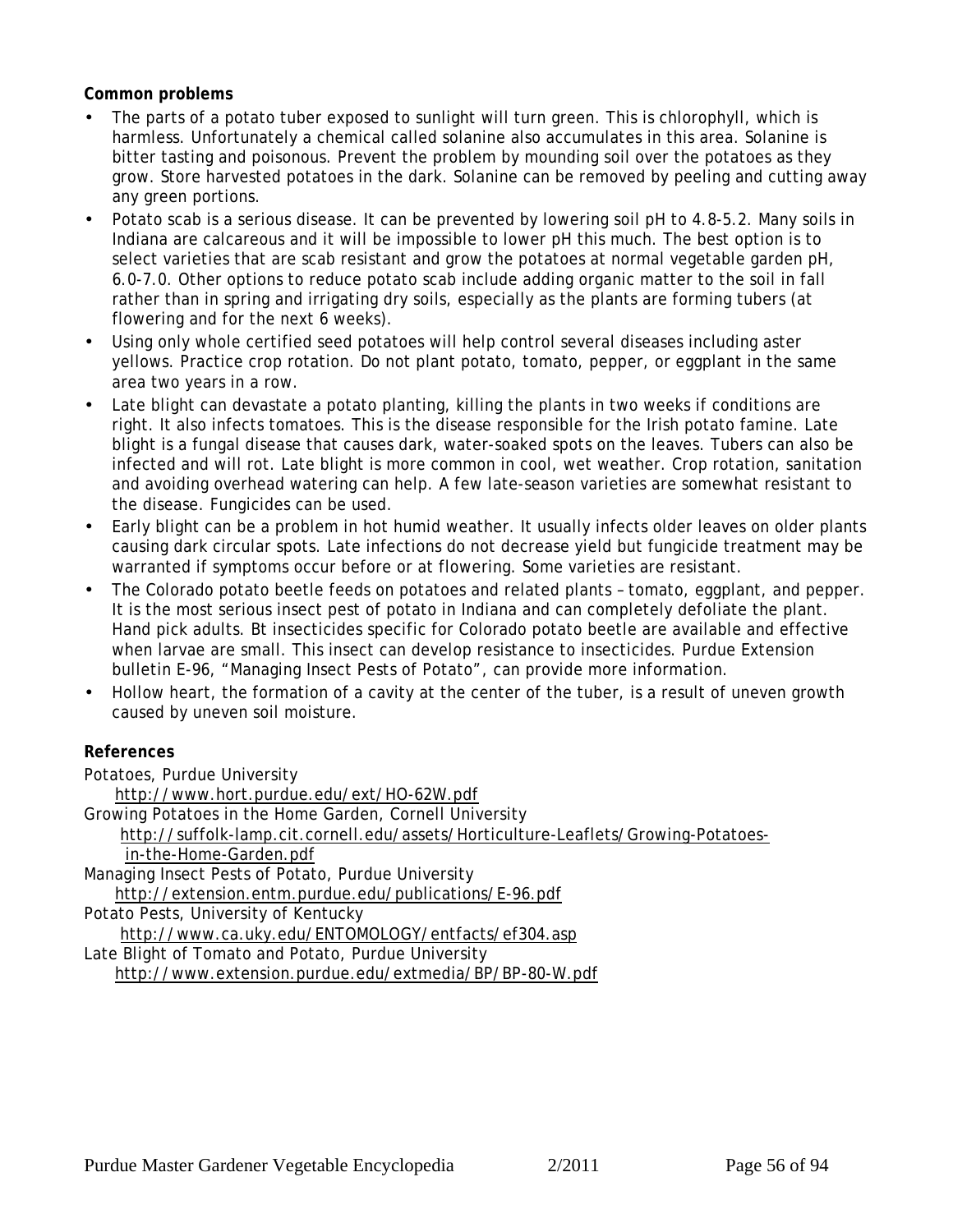**Common problems**

- The parts of a potato tuber exposed to sunlight will turn green. This is chlorophyll, which is harmless. Unfortunately a chemical called solanine also accumulates in this area. Solanine is bitter tasting and poisonous. Prevent the problem by mounding soil over the potatoes as they grow. Store harvested potatoes in the dark. Solanine can be removed by peeling and cutting away any green portions.
- Potato scab is a serious disease. It can be prevented by lowering soil pH to 4.8-5.2. Many soils in Indiana are calcareous and it will be impossible to lower pH this much. The best option is to select varieties that are scab resistant and grow the potatoes at normal vegetable garden pH, 6.0-7.0. Other options to reduce potato scab include adding organic matter to the soil in fall rather than in spring and irrigating dry soils, especially as the plants are forming tubers (at flowering and for the next 6 weeks).
- Using only whole certified seed potatoes will help control several diseases including aster yellows. Practice crop rotation. Do not plant potato, tomato, pepper, or eggplant in the same area two years in a row.
- Late blight can devastate a potato planting, killing the plants in two weeks if conditions are right. It also infects tomatoes. This is the disease responsible for the Irish potato famine. Late blight is a fungal disease that causes dark, water-soaked spots on the leaves. Tubers can also be infected and will rot. Late blight is more common in cool, wet weather. Crop rotation, sanitation and avoiding overhead watering can help. A few late-season varieties are somewhat resistant to the disease. Fungicides can be used.
- Early blight can be a problem in hot humid weather. It usually infects older leaves on older plants causing dark circular spots. Late infections do not decrease yield but fungicide treatment may be warranted if symptoms occur before or at flowering. Some varieties are resistant.
- The Colorado potato beetle feeds on potatoes and related plants – tomato, eggplant, and pepper. It is the most serious insect pest of potato in Indiana and can completely defoliate the plant. Hand pick adults. Bt insecticides specific for Colorado potato beetle are available and effective when larvae are small. This insect can develop resistance to insecticides. Purdue Extension bulletin E-96, "Managing Insect Pests of Potato", can provide more information.
- Hollow heart, the formation of a cavity at the center of the tuber, is a result of uneven growth caused by uneven soil moisture.

**References**

Potatoes, Purdue University
http://www.hort.purdue.edu/ext/HO-62W.pdf

Growing Potatoes in the Home Garden, Cornell University
http://suffolk-lamp.cit.cornell.edu/assets/Horticulture-Leaflets/Growing-Potatoes-in-the-Home-Garden.pdf

Managing Insect Pests of Potato, Purdue University
http://extension.entm.purdue.edu/publications/E-96.pdf

Potato Pests, University of Kentucky
http://www.ca.uky.edu/ENTOMOLOGY/entfacts/ef304.asp

Late Blight of Tomato and Potato, Purdue University
http://www.extension.purdue.edu/extmedia/BP/BP-80-W.pdf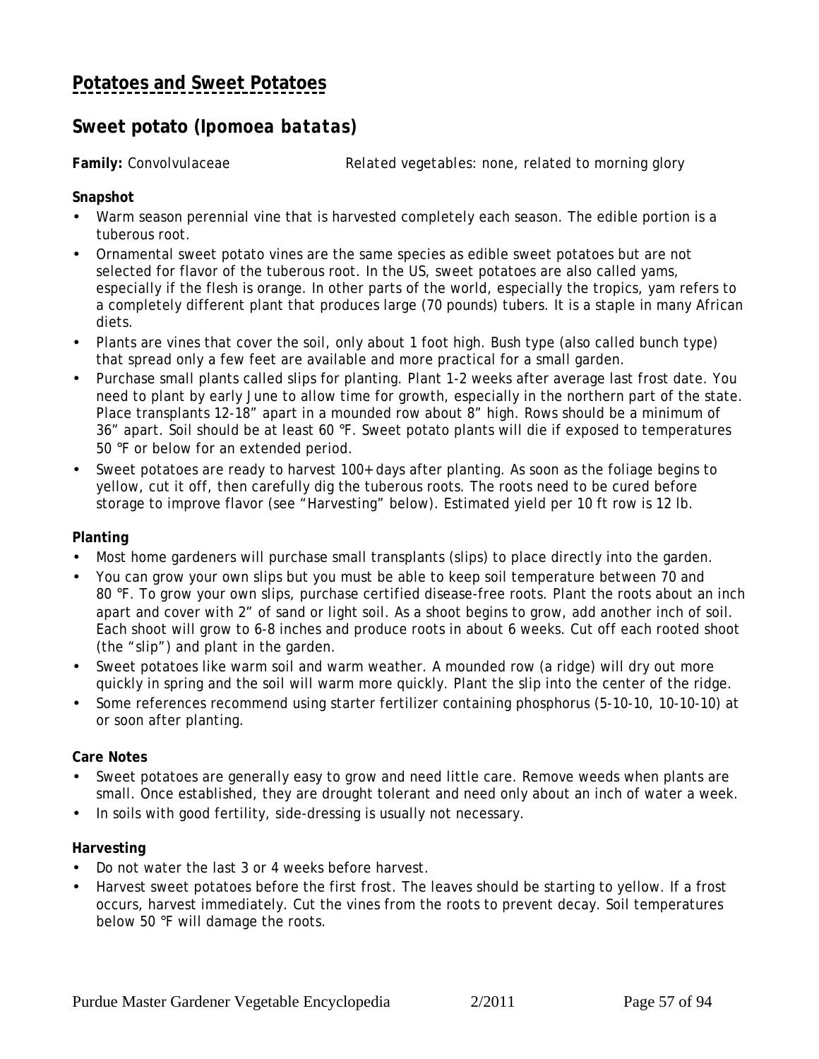# Potatoes and Sweet Potatoes

## Sweet potato (*Ipomoea batatas*)

**Family:** Convolvulaceae *Related vegetables: none, related to morning glory*

**Snapshot**

- Warm season perennial vine that is harvested completely each season. The edible portion is a tuberous root.
- Ornamental sweet potato vines are the same species as edible sweet potatoes but are not selected for flavor of the tuberous root. In the US, sweet potatoes are also called yams, especially if the flesh is orange. In other parts of the world, especially the tropics, yam refers to a completely different plant that produces large (70 pounds) tubers. It is a staple in many African diets.
- Plants are vines that cover the soil, only about 1 foot high. Bush type (also called bunch type) that spread only a few feet are available and more practical for a small garden.
- Purchase small plants called slips for planting. Plant 1-2 weeks after average last frost date. You need to plant by early June to allow time for growth, especially in the northern part of the state. Place transplants 12-18" apart in a mounded row about 8" high. Rows should be a minimum of 36" apart. Soil should be at least 60 °F. Sweet potato plants will die if exposed to temperatures 50 °F or below for an extended period.
- Sweet potatoes are ready to harvest 100+ days after planting. As soon as the foliage begins to yellow, cut it off, then carefully dig the tuberous roots. The roots need to be cured before storage to improve flavor (see "Harvesting" below). Estimated yield per 10 ft row is 12 lb.

**Planting**

- Most home gardeners will purchase small transplants (slips) to place directly into the garden.
- You can grow your own slips but you must be able to keep soil temperature between 70 and 80 °F. To grow your own slips, purchase certified disease-free roots. Plant the roots about an inch apart and cover with 2" of sand or light soil. As a shoot begins to grow, add another inch of soil. Each shoot will grow to 6-8 inches and produce roots in about 6 weeks. Cut off each rooted shoot (the "slip") and plant in the garden.
- Sweet potatoes like warm soil and warm weather. A mounded row (a ridge) will dry out more quickly in spring and the soil will warm more quickly. Plant the slip into the center of the ridge.
- Some references recommend using starter fertilizer containing phosphorus (5-10-10, 10-10-10) at or soon after planting.

**Care Notes**

- Sweet potatoes are generally easy to grow and need little care. Remove weeds when plants are small. Once established, they are drought tolerant and need only about an inch of water a week.
- In soils with good fertility, side-dressing is usually not necessary.

**Harvesting**

- Do not water the last 3 or 4 weeks before harvest.
- Harvest sweet potatoes before the first frost. The leaves should be starting to yellow. If a frost occurs, harvest immediately. Cut the vines from the roots to prevent decay. Soil temperatures below 50 °F will damage the roots.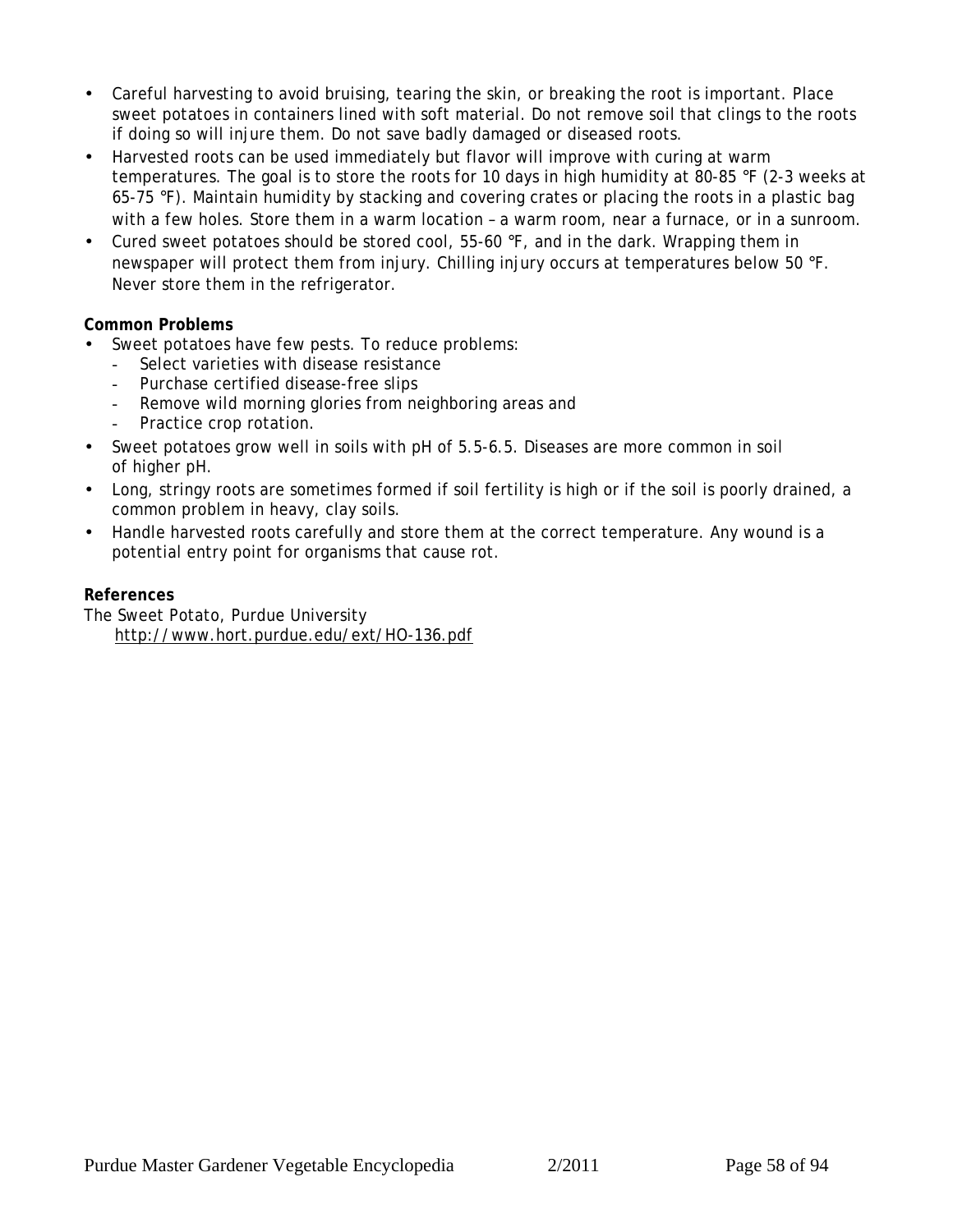- Careful harvesting to avoid bruising, tearing the skin, or breaking the root is important. Place sweet potatoes in containers lined with soft material. Do not remove soil that clings to the roots if doing so will injure them. Do not save badly damaged or diseased roots.
- Harvested roots can be used immediately but flavor will improve with curing at warm temperatures. The goal is to store the roots for 10 days in high humidity at 80-85 °F (2-3 weeks at 65-75 °F). Maintain humidity by stacking and covering crates or placing the roots in a plastic bag with a few holes. Store them in a warm location – a warm room, near a furnace, or in a sunroom.
- Cured sweet potatoes should be stored cool, 55-60 °F, and in the dark. Wrapping them in newspaper will protect them from injury. Chilling injury occurs at temperatures below 50 °F. Never store them in the refrigerator.

**Common Problems**

- Sweet potatoes have few pests. To reduce problems:
  - Select varieties with disease resistance
  - Purchase certified disease-free slips
  - Remove wild morning glories from neighboring areas and
  - Practice crop rotation.
- Sweet potatoes grow well in soils with pH of 5.5-6.5. Diseases are more common in soil of higher pH.
- Long, stringy roots are sometimes formed if soil fertility is high or if the soil is poorly drained, a common problem in heavy, clay soils.
- Handle harvested roots carefully and store them at the correct temperature. Any wound is a potential entry point for organisms that cause rot.

**References**

The Sweet Potato, Purdue University
http://www.hort.purdue.edu/ext/HO-136.pdf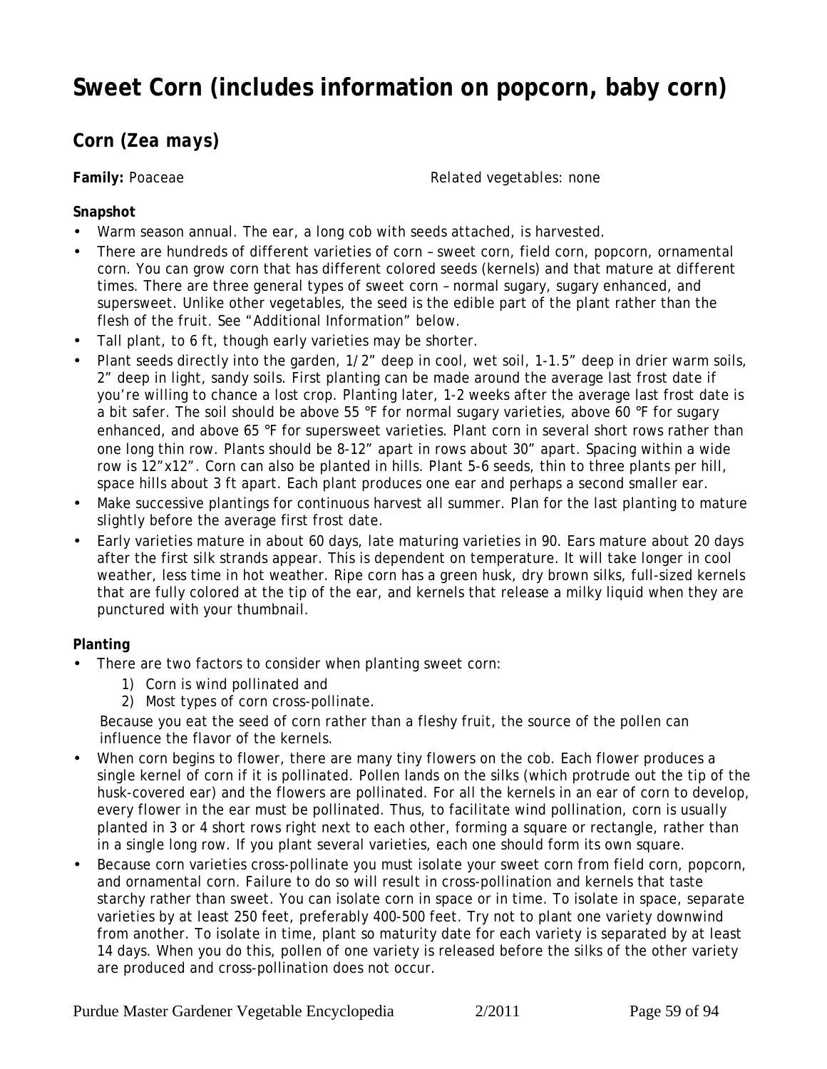# Sweet Corn (includes information on popcorn, baby corn)

## Corn (*Zea mays*)

**Family:** Poaceae

*Related vegetables: none*

**Snapshot**

- Warm season annual. The ear, a long cob with seeds attached, is harvested.
- There are hundreds of different varieties of corn – sweet corn, field corn, popcorn, ornamental corn. You can grow corn that has different colored seeds (kernels) and that mature at different times. There are three general types of sweet corn – normal sugary, sugary enhanced, and supersweet. Unlike other vegetables, the seed is the edible part of the plant rather than the flesh of the fruit. See "Additional Information" below.
- Tall plant, to 6 ft, though early varieties may be shorter.
- Plant seeds directly into the garden, 1/2" deep in cool, wet soil, 1-1.5" deep in drier warm soils, 2" deep in light, sandy soils. First planting can be made around the average last frost date if you're willing to chance a lost crop. Planting later, 1-2 weeks after the average last frost date is a bit safer. The soil should be above 55 °F for normal sugary varieties, above 60 °F for sugary enhanced, and above 65 °F for supersweet varieties. Plant corn in several short rows rather than one long thin row. Plants should be 8-12" apart in rows about 30" apart. Spacing within a wide row is 12"x12". Corn can also be planted in hills. Plant 5-6 seeds, thin to three plants per hill, space hills about 3 ft apart. Each plant produces one ear and perhaps a second smaller ear.
- Make successive plantings for continuous harvest all summer. Plan for the last planting to mature slightly before the average first frost date.
- Early varieties mature in about 60 days, late maturing varieties in 90. Ears mature about 20 days after the first silk strands appear. This is dependent on temperature. It will take longer in cool weather, less time in hot weather. Ripe corn has a green husk, dry brown silks, full-sized kernels that are fully colored at the tip of the ear, and kernels that release a milky liquid when they are punctured with your thumbnail.

**Planting**

- There are two factors to consider when planting sweet corn:
    1) Corn is wind pollinated and
    2) Most types of corn cross-pollinate.

  Because you eat the seed of corn rather than a fleshy fruit, the source of the pollen can influence the flavor of the kernels.
- When corn begins to flower, there are many tiny flowers on the cob. Each flower produces a single kernel of corn if it is pollinated. Pollen lands on the silks (which protrude out the tip of the husk-covered ear) and the flowers are pollinated. For all the kernels in an ear of corn to develop, every flower in the ear must be pollinated. Thus, to facilitate wind pollination, corn is usually planted in 3 or 4 short rows right next to each other, forming a square or rectangle, rather than in a single long row. If you plant several varieties, each one should form its own square.
- Because corn varieties cross-pollinate you must isolate your sweet corn from field corn, popcorn, and ornamental corn. Failure to do so will result in cross-pollination and kernels that taste starchy rather than sweet. You can isolate corn in space or in time. To isolate in space, separate varieties by at least 250 feet, preferably 400-500 feet. Try not to plant one variety downwind from another. To isolate in time, plant so maturity date for each variety is separated by at least 14 days. When you do this, pollen of one variety is released before the silks of the other variety are produced and cross-pollination does not occur.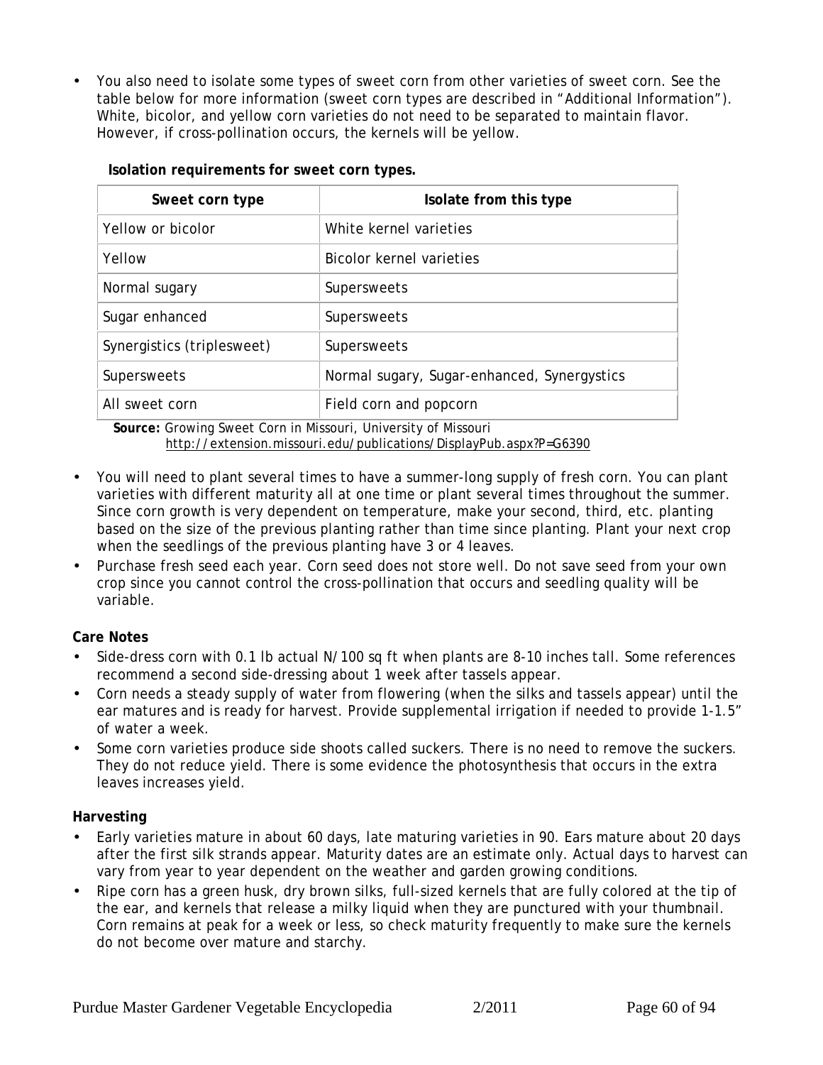- You also need to isolate some types of sweet corn from other varieties of sweet corn. See the table below for more information (sweet corn types are described in "Additional Information"). White, bicolor, and yellow corn varieties do not need to be separated to maintain flavor. However, if cross-pollination occurs, the kernels will be yellow.

**Isolation requirements for sweet corn types.**

| Sweet corn type | Isolate from this type |
|---|---|
| Yellow or bicolor | White kernel varieties |
| Yellow | Bicolor kernel varieties |
| Normal sugary | Supersweets |
| Sugar enhanced | Supersweets |
| Synergistics (triplesweet) | Supersweets |
| Supersweets | Normal sugary, Sugar-enhanced, Synergystics |
| All sweet corn | Field corn and popcorn |

**Source:** Growing Sweet Corn in Missouri, University of Missouri
http://extension.missouri.edu/publications/DisplayPub.aspx?P=G6390

- You will need to plant several times to have a summer-long supply of fresh corn. You can plant varieties with different maturity all at one time or plant several times throughout the summer. Since corn growth is very dependent on temperature, make your second, third, etc. planting based on the size of the previous planting rather than time since planting. Plant your next crop when the seedlings of the previous planting have 3 or 4 leaves.
- Purchase fresh seed each year. Corn seed does not store well. Do not save seed from your own crop since you cannot control the cross-pollination that occurs and seedling quality will be variable.

**Care Notes**

- Side-dress corn with 0.1 lb actual N/100 sq ft when plants are 8-10 inches tall. Some references recommend a second side-dressing about 1 week after tassels appear.
- Corn needs a steady supply of water from flowering (when the silks and tassels appear) until the ear matures and is ready for harvest. Provide supplemental irrigation if needed to provide 1-1.5" of water a week.
- Some corn varieties produce side shoots called suckers. There is no need to remove the suckers. They do not reduce yield. There is some evidence the photosynthesis that occurs in the extra leaves increases yield.

**Harvesting**

- Early varieties mature in about 60 days, late maturing varieties in 90. Ears mature about 20 days after the first silk strands appear. Maturity dates are an estimate only. Actual days to harvest can vary from year to year dependent on the weather and garden growing conditions.
- Ripe corn has a green husk, dry brown silks, full-sized kernels that are fully colored at the tip of the ear, and kernels that release a milky liquid when they are punctured with your thumbnail. Corn remains at peak for a week or less, so check maturity frequently to make sure the kernels do not become over mature and starchy.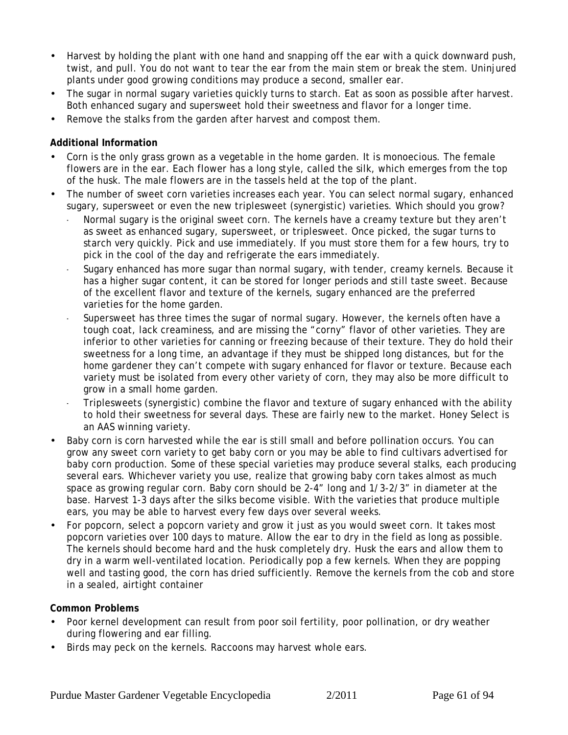- Harvest by holding the plant with one hand and snapping off the ear with a quick downward push, twist, and pull. You do not want to tear the ear from the main stem or break the stem. Uninjured plants under good growing conditions may produce a second, smaller ear.
- The sugar in normal sugary varieties quickly turns to starch. Eat as soon as possible after harvest. Both enhanced sugary and supersweet hold their sweetness and flavor for a longer time.
- Remove the stalks from the garden after harvest and compost them.

**Additional Information**

- Corn is the only grass grown as a vegetable in the home garden. It is monoecious. The female flowers are in the ear. Each flower has a long style, called the silk, which emerges from the top of the husk. The male flowers are in the tassels held at the top of the plant.
- The number of sweet corn varieties increases each year. You can select normal sugary, enhanced sugary, supersweet or even the new triplesweet (synergistic) varieties. Which should you grow?
  - Normal sugary is the original sweet corn. The kernels have a creamy texture but they aren't as sweet as enhanced sugary, supersweet, or triplesweet. Once picked, the sugar turns to starch very quickly. Pick and use immediately. If you must store them for a few hours, try to pick in the cool of the day and refrigerate the ears immediately.
  - Sugary enhanced has more sugar than normal sugary, with tender, creamy kernels. Because it has a higher sugar content, it can be stored for longer periods and still taste sweet. Because of the excellent flavor and texture of the kernels, sugary enhanced are the preferred varieties for the home garden.
  - Supersweet has three times the sugar of normal sugary. However, the kernels often have a tough coat, lack creaminess, and are missing the "corny" flavor of other varieties. They are inferior to other varieties for canning or freezing because of their texture. They do hold their sweetness for a long time, an advantage if they must be shipped long distances, but for the home gardener they can't compete with sugary enhanced for flavor or texture. Because each variety must be isolated from every other variety of corn, they may also be more difficult to grow in a small home garden.
  - Triplesweets (synergistic) combine the flavor and texture of sugary enhanced with the ability to hold their sweetness for several days. These are fairly new to the market. Honey Select is an AAS winning variety.
- Baby corn is corn harvested while the ear is still small and before pollination occurs. You can grow any sweet corn variety to get baby corn or you may be able to find cultivars advertised for baby corn production. Some of these special varieties may produce several stalks, each producing several ears. Whichever variety you use, realize that growing baby corn takes almost as much space as growing regular corn. Baby corn should be 2-4" long and 1/3-2/3" in diameter at the base. Harvest 1-3 days after the silks become visible. With the varieties that produce multiple ears, you may be able to harvest every few days over several weeks.
- For popcorn, select a popcorn variety and grow it just as you would sweet corn. It takes most popcorn varieties over 100 days to mature. Allow the ear to dry in the field as long as possible. The kernels should become hard and the husk completely dry. Husk the ears and allow them to dry in a warm well-ventilated location. Periodically pop a few kernels. When they are popping well and tasting good, the corn has dried sufficiently. Remove the kernels from the cob and store in a sealed, airtight container

**Common Problems**

- Poor kernel development can result from poor soil fertility, poor pollination, or dry weather during flowering and ear filling.
- Birds may peck on the kernels. Raccoons may harvest whole ears.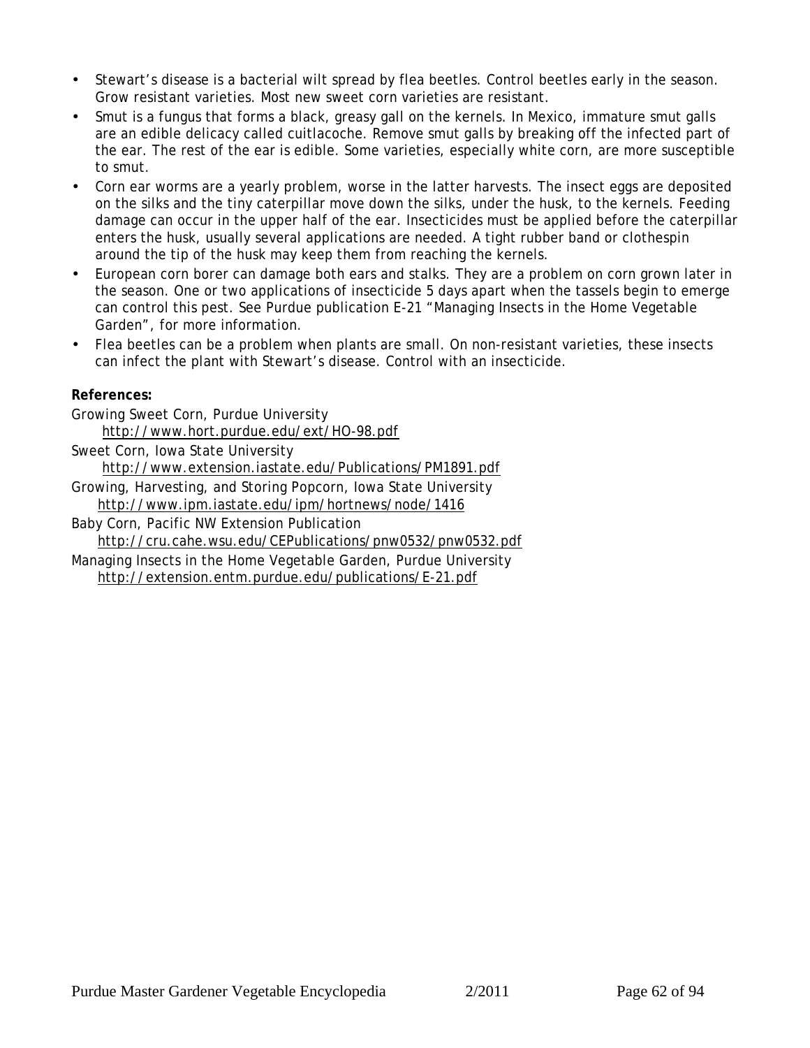- Stewart's disease is a bacterial wilt spread by flea beetles. Control beetles early in the season. Grow resistant varieties. Most new sweet corn varieties are resistant.
- Smut is a fungus that forms a black, greasy gall on the kernels. In Mexico, immature smut galls are an edible delicacy called cuitlacoche. Remove smut galls by breaking off the infected part of the ear. The rest of the ear is edible. Some varieties, especially white corn, are more susceptible to smut.
- Corn ear worms are a yearly problem, worse in the latter harvests. The insect eggs are deposited on the silks and the tiny caterpillar move down the silks, under the husk, to the kernels. Feeding damage can occur in the upper half of the ear. Insecticides must be applied before the caterpillar enters the husk, usually several applications are needed. A tight rubber band or clothespin around the tip of the husk may keep them from reaching the kernels.
- European corn borer can damage both ears and stalks. They are a problem on corn grown later in the season. One or two applications of insecticide 5 days apart when the tassels begin to emerge can control this pest. See Purdue publication E-21 "Managing Insects in the Home Vegetable Garden", for more information.
- Flea beetles can be a problem when plants are small. On non-resistant varieties, these insects can infect the plant with Stewart's disease. Control with an insecticide.

**References:**

Growing Sweet Corn, Purdue University
http://www.hort.purdue.edu/ext/HO-98.pdf

Sweet Corn, Iowa State University
http://www.extension.iastate.edu/Publications/PM1891.pdf

Growing, Harvesting, and Storing Popcorn, Iowa State University
http://www.ipm.iastate.edu/ipm/hortnews/node/1416

Baby Corn, Pacific NW Extension Publication
http://cru.cahe.wsu.edu/CEPublications/pnw0532/pnw0532.pdf

Managing Insects in the Home Vegetable Garden, Purdue University
http://extension.entm.purdue.edu/publications/E-21.pdf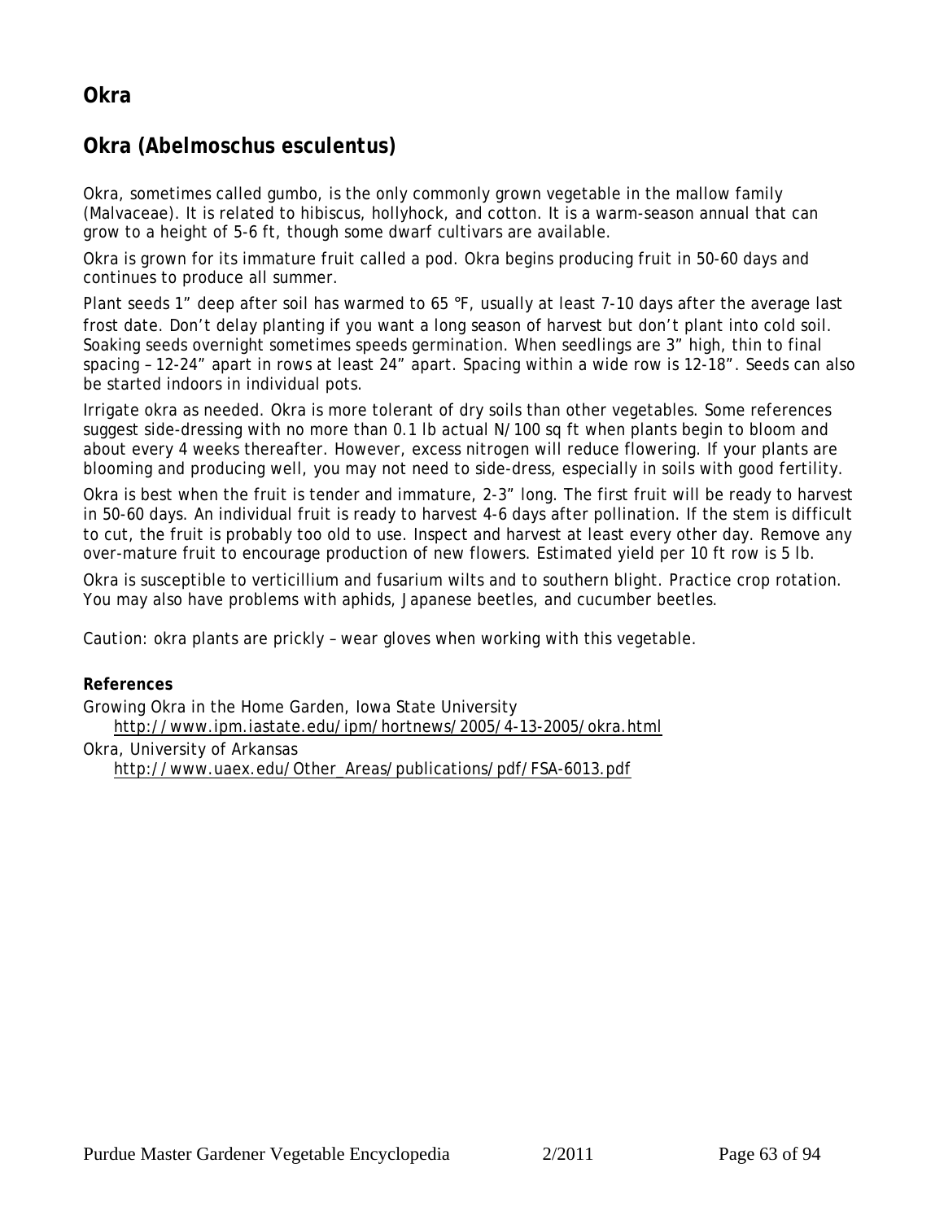# Okra

## Okra (Abelmoschus esculentus)

Okra, sometimes called gumbo, is the only commonly grown vegetable in the mallow family (Malvaceae). It is related to hibiscus, hollyhock, and cotton. It is a warm-season annual that can grow to a height of 5-6 ft, though some dwarf cultivars are available.

Okra is grown for its immature fruit called a pod. Okra begins producing fruit in 50-60 days and continues to produce all summer.

Plant seeds 1" deep after soil has warmed to 65 °F, usually at least 7-10 days after the average last frost date. Don't delay planting if you want a long season of harvest but don't plant into cold soil. Soaking seeds overnight sometimes speeds germination. When seedlings are 3" high, thin to final spacing – 12-24" apart in rows at least 24" apart. Spacing within a wide row is 12-18". Seeds can also be started indoors in individual pots.

Irrigate okra as needed. Okra is more tolerant of dry soils than other vegetables. Some references suggest side-dressing with no more than 0.1 lb actual N/100 sq ft when plants begin to bloom and about every 4 weeks thereafter. However, excess nitrogen will reduce flowering. If your plants are blooming and producing well, you may not need to side-dress, especially in soils with good fertility.

Okra is best when the fruit is tender and immature, 2-3" long. The first fruit will be ready to harvest in 50-60 days. An individual fruit is ready to harvest 4-6 days after pollination. If the stem is difficult to cut, the fruit is probably too old to use. Inspect and harvest at least every other day. Remove any over-mature fruit to encourage production of new flowers. Estimated yield per 10 ft row is 5 lb.

Okra is susceptible to verticillium and fusarium wilts and to southern blight. Practice crop rotation. You may also have problems with aphids, Japanese beetles, and cucumber beetles.

Caution: okra plants are prickly – wear gloves when working with this vegetable.

**References**

Growing Okra in the Home Garden, Iowa State University
http://www.ipm.iastate.edu/ipm/hortnews/2005/4-13-2005/okra.html

Okra, University of Arkansas
http://www.uaex.edu/Other_Areas/publications/pdf/FSA-6013.pdf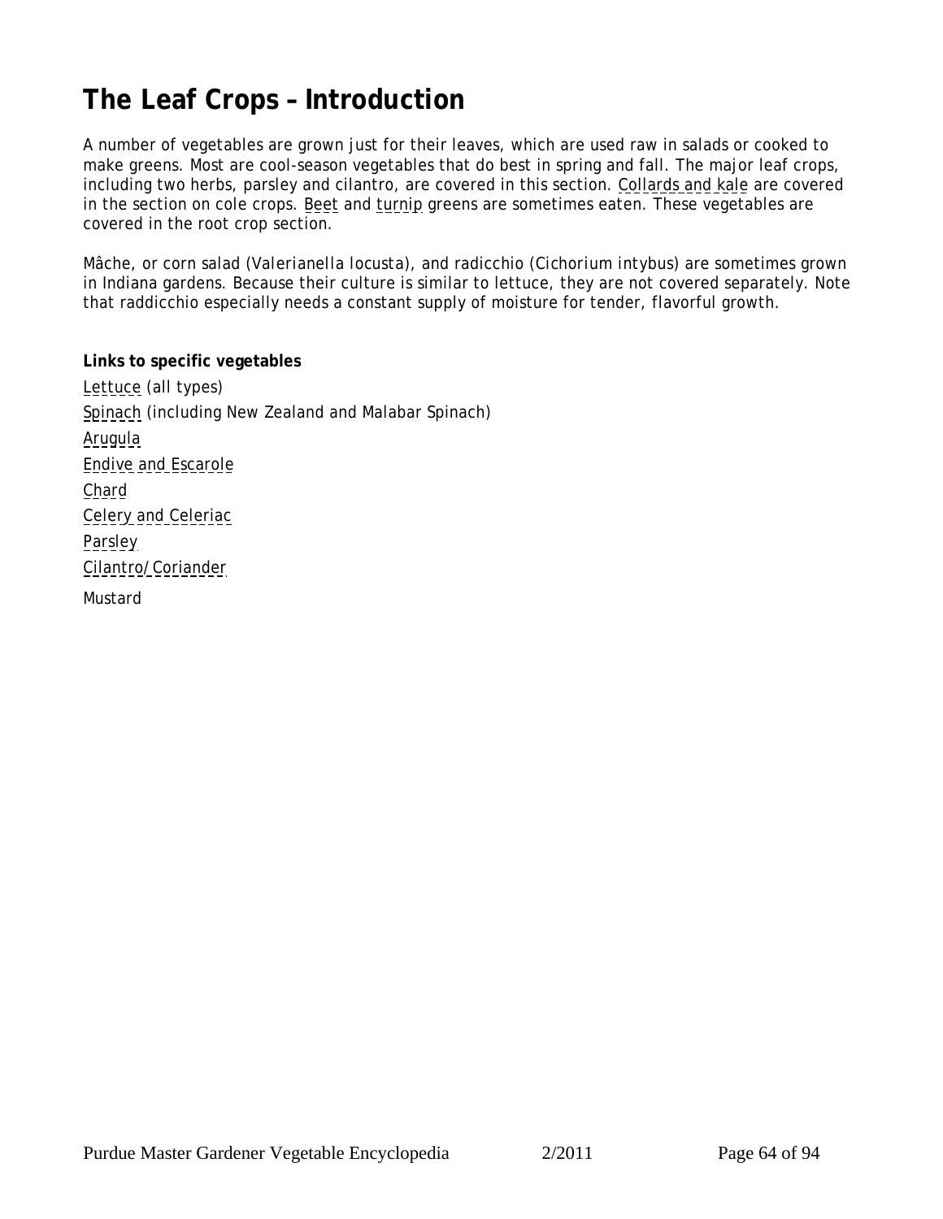# The Leaf Crops – Introduction

A number of vegetables are grown just for their leaves, which are used raw in salads or cooked to make greens. Most are cool-season vegetables that do best in spring and fall. The major leaf crops, including two herbs, parsley and cilantro, are covered in this section. Collards and kale are covered in the section on cole crops. Beet and turnip greens are sometimes eaten. These vegetables are covered in the root crop section.

Mâche, or corn salad (*Valerianella locusta*), and radicchio (*Cichorium intybus*) are sometimes grown in Indiana gardens. Because their culture is similar to lettuce, they are not covered separately. Note that raddicchio especially needs a constant supply of moisture for tender, flavorful growth.

**Links to specific vegetables**

Lettuce (all types)
Spinach (including New Zealand and Malabar Spinach)
Arugula
Endive and Escarole
Chard
Celery and Celeriac
Parsley
Cilantro/Coriander
Mustard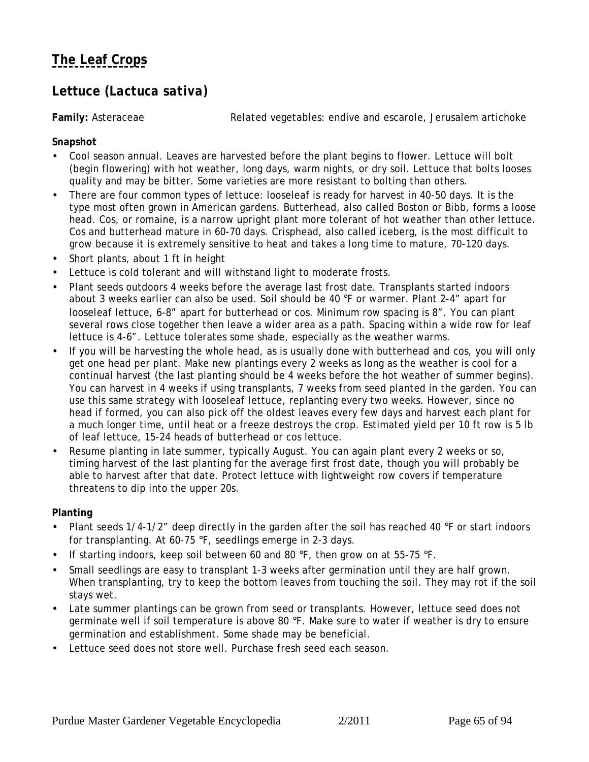# The Leaf Crops

## Lettuce (*Lactuca sativa*)

**Family:** Asteraceae *Related vegetables: endive and escarole, Jerusalem artichoke*

**Snapshot**

- Cool season annual. Leaves are harvested before the plant begins to flower. Lettuce will bolt (begin flowering) with hot weather, long days, warm nights, or dry soil. Lettuce that bolts looses quality and may be bitter. Some varieties are more resistant to bolting than others.
- There are four common types of lettuce: looseleaf is ready for harvest in 40-50 days. It is the type most often grown in American gardens. Butterhead, also called Boston or Bibb, forms a loose head. Cos, or romaine, is a narrow upright plant more tolerant of hot weather than other lettuce. Cos and butterhead mature in 60-70 days. Crisphead, also called iceberg, is the most difficult to grow because it is extremely sensitive to heat and takes a long time to mature, 70-120 days.
- Short plants, about 1 ft in height
- Lettuce is cold tolerant and will withstand light to moderate frosts.
- Plant seeds outdoors 4 weeks before the average last frost date. Transplants started indoors about 3 weeks earlier can also be used. Soil should be 40 °F or warmer. Plant 2-4" apart for looseleaf lettuce, 6-8" apart for butterhead or cos. Minimum row spacing is 8". You can plant several rows close together then leave a wider area as a path. Spacing within a wide row for leaf lettuce is 4-6". Lettuce tolerates some shade, especially as the weather warms.
- If you will be harvesting the whole head, as is usually done with butterhead and cos, you will only get one head per plant. Make new plantings every 2 weeks as long as the weather is cool for a continual harvest (the last planting should be 4 weeks before the hot weather of summer begins). You can harvest in 4 weeks if using transplants, 7 weeks from seed planted in the garden. You can use this same strategy with looseleaf lettuce, replanting every two weeks. However, since no head if formed, you can also pick off the oldest leaves every few days and harvest each plant for a much longer time, until heat or a freeze destroys the crop. Estimated yield per 10 ft row is 5 lb of leaf lettuce, 15-24 heads of butterhead or cos lettuce.
- Resume planting in late summer, typically August. You can again plant every 2 weeks or so, timing harvest of the last planting for the average first frost date, though you will probably be able to harvest after that date. Protect lettuce with lightweight row covers if temperature threatens to dip into the upper 20s.

**Planting**

- Plant seeds 1/4-1/2" deep directly in the garden after the soil has reached 40 °F or start indoors for transplanting. At 60-75 °F, seedlings emerge in 2-3 days.
- If starting indoors, keep soil between 60 and 80 °F, then grow on at 55-75 °F.
- Small seedlings are easy to transplant 1-3 weeks after germination until they are half grown. When transplanting, try to keep the bottom leaves from touching the soil. They may rot if the soil stays wet.
- Late summer plantings can be grown from seed or transplants. However, lettuce seed does not germinate well if soil temperature is above 80 °F. Make sure to water if weather is dry to ensure germination and establishment. Some shade may be beneficial.
- Lettuce seed does not store well. Purchase fresh seed each season.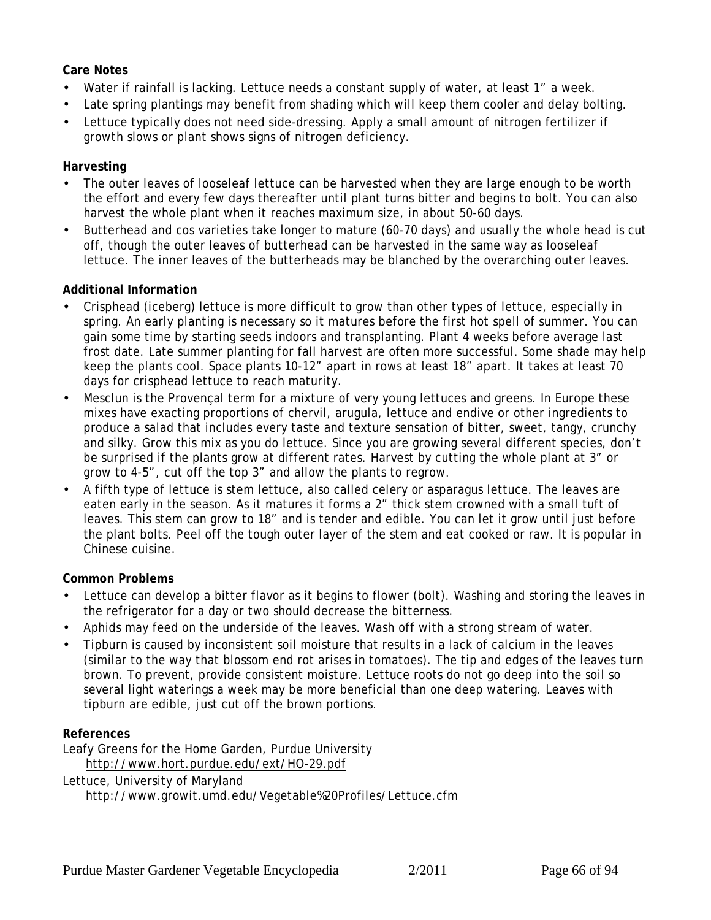**Care Notes**

- Water if rainfall is lacking. Lettuce needs a constant supply of water, at least 1" a week.
- Late spring plantings may benefit from shading which will keep them cooler and delay bolting.
- Lettuce typically does not need side-dressing. Apply a small amount of nitrogen fertilizer if growth slows or plant shows signs of nitrogen deficiency.

**Harvesting**

- The outer leaves of looseleaf lettuce can be harvested when they are large enough to be worth the effort and every few days thereafter until plant turns bitter and begins to bolt. You can also harvest the whole plant when it reaches maximum size, in about 50-60 days.
- Butterhead and cos varieties take longer to mature (60-70 days) and usually the whole head is cut off, though the outer leaves of butterhead can be harvested in the same way as looseleaf lettuce. The inner leaves of the butterheads may be blanched by the overarching outer leaves.

**Additional Information**

- Crisphead (iceberg) lettuce is more difficult to grow than other types of lettuce, especially in spring. An early planting is necessary so it matures before the first hot spell of summer. You can gain some time by starting seeds indoors and transplanting. Plant 4 weeks before average last frost date. Late summer planting for fall harvest are often more successful. Some shade may help keep the plants cool. Space plants 10-12" apart in rows at least 18" apart. It takes at least 70 days for crisphead lettuce to reach maturity.
- Mesclun is the Provençal term for a mixture of very young lettuces and greens. In Europe these mixes have exacting proportions of chervil, arugula, lettuce and endive or other ingredients to produce a salad that includes every taste and texture sensation of bitter, sweet, tangy, crunchy and silky. Grow this mix as you do lettuce. Since you are growing several different species, don't be surprised if the plants grow at different rates. Harvest by cutting the whole plant at 3" or grow to 4-5", cut off the top 3" and allow the plants to regrow.
- A fifth type of lettuce is stem lettuce, also called celery or asparagus lettuce. The leaves are eaten early in the season. As it matures it forms a 2" thick stem crowned with a small tuft of leaves. This stem can grow to 18" and is tender and edible. You can let it grow until just before the plant bolts. Peel off the tough outer layer of the stem and eat cooked or raw. It is popular in Chinese cuisine.

**Common Problems**

- Lettuce can develop a bitter flavor as it begins to flower (bolt). Washing and storing the leaves in the refrigerator for a day or two should decrease the bitterness.
- Aphids may feed on the underside of the leaves. Wash off with a strong stream of water.
- Tipburn is caused by inconsistent soil moisture that results in a lack of calcium in the leaves (similar to the way that blossom end rot arises in tomatoes). The tip and edges of the leaves turn brown. To prevent, provide consistent moisture. Lettuce roots do not go deep into the soil so several light waterings a week may be more beneficial than one deep watering. Leaves with tipburn are edible, just cut off the brown portions.

**References**

Leafy Greens for the Home Garden, Purdue University
    http://www.hort.purdue.edu/ext/HO-29.pdf

Lettuce, University of Maryland
    http://www.growit.umd.edu/Vegetable%20Profiles/Lettuce.cfm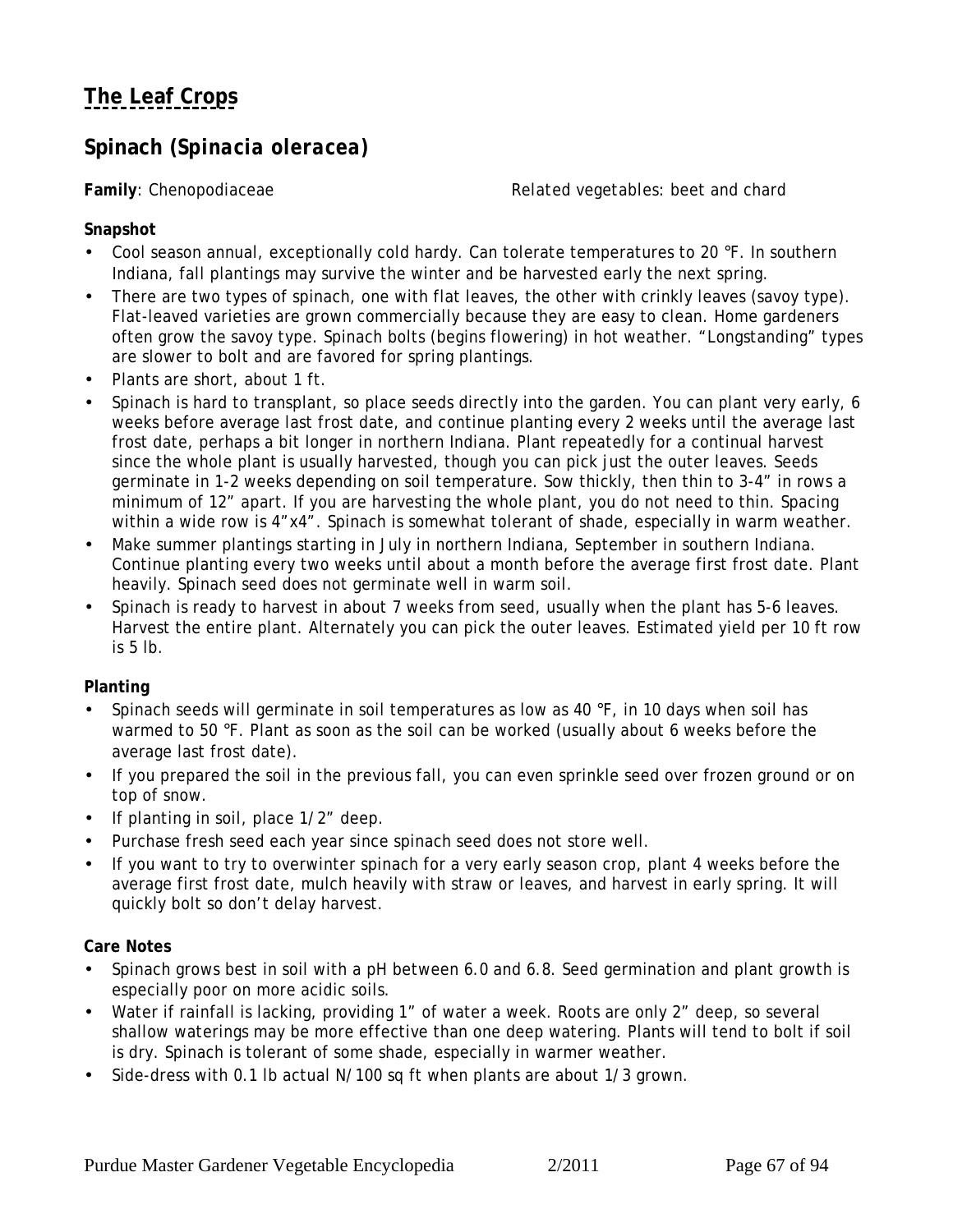# The Leaf Crops

## Spinach (*Spinacia oleracea*)

**Family**: Chenopodiaceae *Related vegetables: beet and chard*

**Snapshot**

- Cool season annual, exceptionally cold hardy. Can tolerate temperatures to 20 °F. In southern Indiana, fall plantings may survive the winter and be harvested early the next spring.
- There are two types of spinach, one with flat leaves, the other with crinkly leaves (savoy type). Flat-leaved varieties are grown commercially because they are easy to clean. Home gardeners often grow the savoy type. Spinach bolts (begins flowering) in hot weather. "Longstanding" types are slower to bolt and are favored for spring plantings.
- Plants are short, about 1 ft.
- Spinach is hard to transplant, so place seeds directly into the garden. You can plant very early, 6 weeks before average last frost date, and continue planting every 2 weeks until the average last frost date, perhaps a bit longer in northern Indiana. Plant repeatedly for a continual harvest since the whole plant is usually harvested, though you can pick just the outer leaves. Seeds germinate in 1-2 weeks depending on soil temperature. Sow thickly, then thin to 3-4" in rows a minimum of 12" apart. If you are harvesting the whole plant, you do not need to thin. Spacing within a wide row is 4"x4". Spinach is somewhat tolerant of shade, especially in warm weather.
- Make summer plantings starting in July in northern Indiana, September in southern Indiana. Continue planting every two weeks until about a month before the average first frost date. Plant heavily. Spinach seed does not germinate well in warm soil.
- Spinach is ready to harvest in about 7 weeks from seed, usually when the plant has 5-6 leaves. Harvest the entire plant. Alternately you can pick the outer leaves. Estimated yield per 10 ft row is 5 lb.

**Planting**

- Spinach seeds will germinate in soil temperatures as low as 40 °F, in 10 days when soil has warmed to 50 °F. Plant as soon as the soil can be worked (usually about 6 weeks before the average last frost date).
- If you prepared the soil in the previous fall, you can even sprinkle seed over frozen ground or on top of snow.
- If planting in soil, place 1/2" deep.
- Purchase fresh seed each year since spinach seed does not store well.
- If you want to try to overwinter spinach for a very early season crop, plant 4 weeks before the average first frost date, mulch heavily with straw or leaves, and harvest in early spring. It will quickly bolt so don't delay harvest.

**Care Notes**

- Spinach grows best in soil with a pH between 6.0 and 6.8. Seed germination and plant growth is especially poor on more acidic soils.
- Water if rainfall is lacking, providing 1" of water a week. Roots are only 2" deep, so several shallow waterings may be more effective than one deep watering. Plants will tend to bolt if soil is dry. Spinach is tolerant of some shade, especially in warmer weather.
- Side-dress with 0.1 lb actual N/100 sq ft when plants are about 1/3 grown.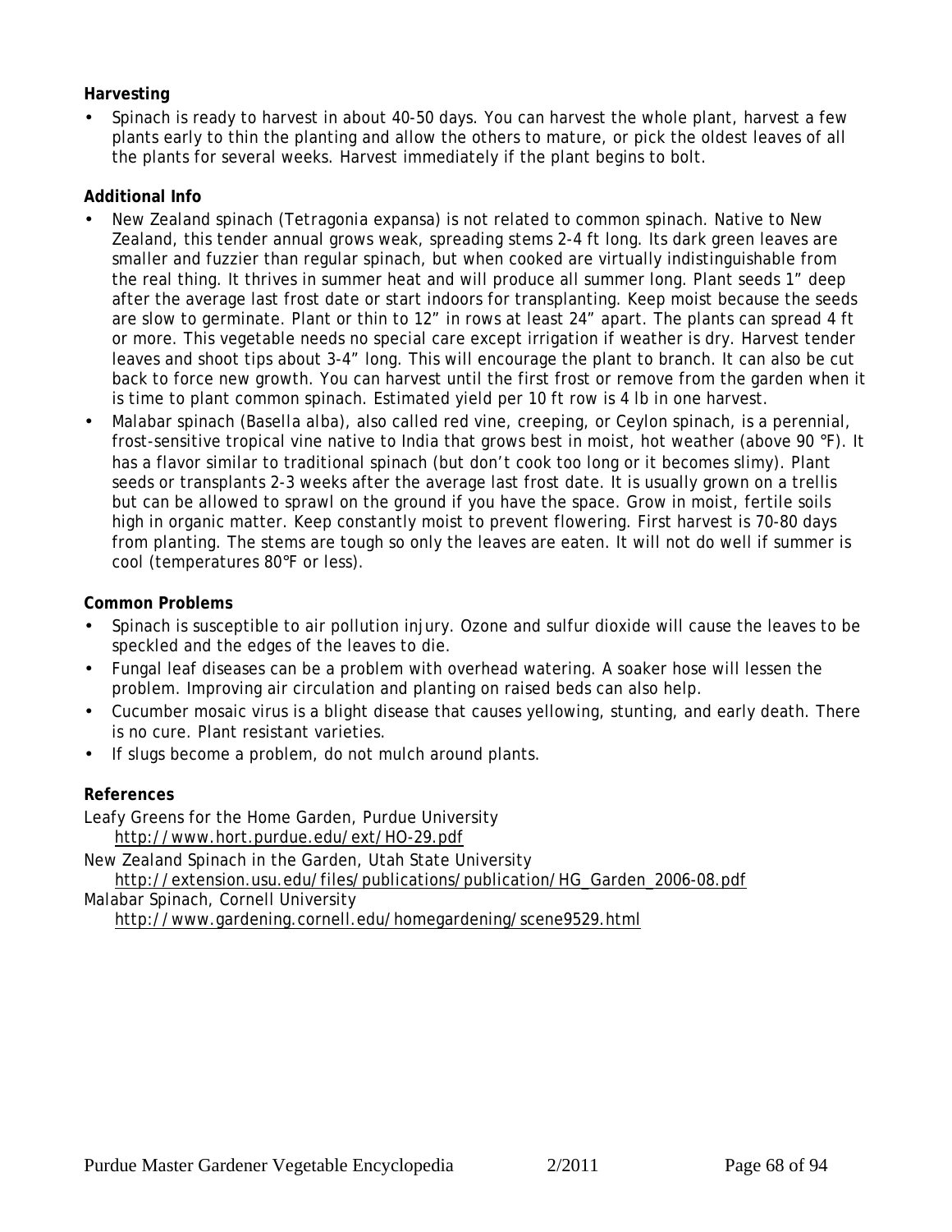**Harvesting**

- Spinach is ready to harvest in about 40-50 days. You can harvest the whole plant, harvest a few plants early to thin the planting and allow the others to mature, or pick the oldest leaves of all the plants for several weeks. Harvest immediately if the plant begins to bolt.

**Additional Info**

- New Zealand spinach (*Tetragonia expansa*) is not related to common spinach. Native to New Zealand, this tender annual grows weak, spreading stems 2-4 ft long. Its dark green leaves are smaller and fuzzier than regular spinach, but when cooked are virtually indistinguishable from the real thing. It thrives in summer heat and will produce all summer long. Plant seeds 1" deep after the average last frost date or start indoors for transplanting. Keep moist because the seeds are slow to germinate. Plant or thin to 12" in rows at least 24" apart. The plants can spread 4 ft or more. This vegetable needs no special care except irrigation if weather is dry. Harvest tender leaves and shoot tips about 3-4" long. This will encourage the plant to branch. It can also be cut back to force new growth. You can harvest until the first frost or remove from the garden when it is time to plant common spinach. Estimated yield per 10 ft row is 4 lb in one harvest.
- Malabar spinach (*Basella alba*), also called red vine, creeping, or Ceylon spinach, is a perennial, frost-sensitive tropical vine native to India that grows best in moist, hot weather (above 90 °F). It has a flavor similar to traditional spinach (but don't cook too long or it becomes slimy). Plant seeds or transplants 2-3 weeks after the average last frost date. It is usually grown on a trellis but can be allowed to sprawl on the ground if you have the space. Grow in moist, fertile soils high in organic matter. Keep constantly moist to prevent flowering. First harvest is 70-80 days from planting. The stems are tough so only the leaves are eaten. It will not do well if summer is cool (temperatures 80°F or less).

**Common Problems**

- Spinach is susceptible to air pollution injury. Ozone and sulfur dioxide will cause the leaves to be speckled and the edges of the leaves to die.
- Fungal leaf diseases can be a problem with overhead watering. A soaker hose will lessen the problem. Improving air circulation and planting on raised beds can also help.
- Cucumber mosaic virus is a blight disease that causes yellowing, stunting, and early death. There is no cure. Plant resistant varieties.
- If slugs become a problem, do not mulch around plants.

**References**

Leafy Greens for the Home Garden, Purdue University
 http://www.hort.purdue.edu/ext/HO-29.pdf

New Zealand Spinach in the Garden, Utah State University
 http://extension.usu.edu/files/publications/publication/HG_Garden_2006-08.pdf

Malabar Spinach, Cornell University
 http://www.gardening.cornell.edu/homegardening/scene9529.html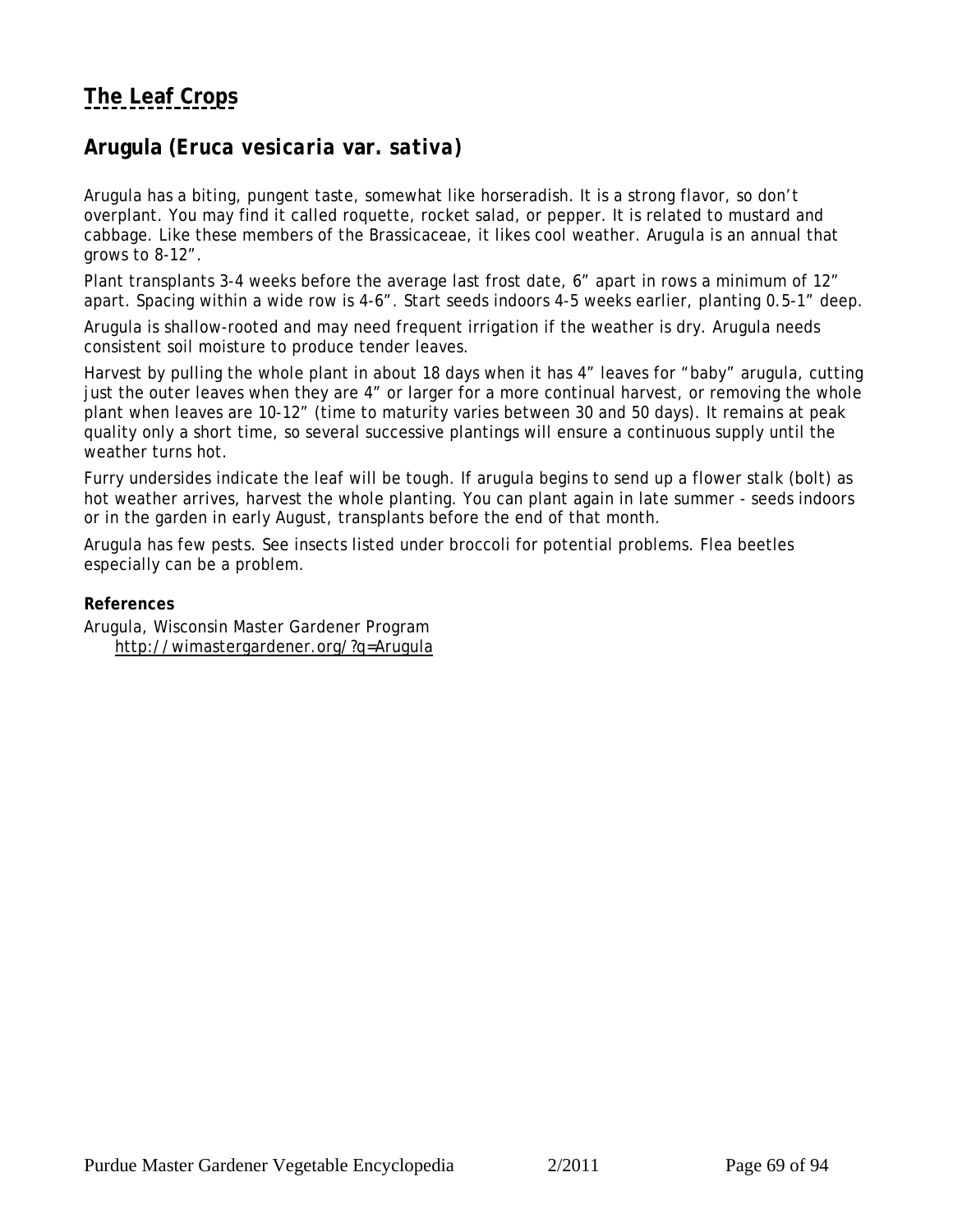## The Leaf Crops

### Arugula (*Eruca vesicaria* var. *sativa*)

Arugula has a biting, pungent taste, somewhat like horseradish. It is a strong flavor, so don't overplant. You may find it called roquette, rocket salad, or pepper. It is related to mustard and cabbage. Like these members of the Brassicaceae, it likes cool weather. Arugula is an annual that grows to 8-12".

Plant transplants 3-4 weeks before the average last frost date, 6" apart in rows a minimum of 12" apart. Spacing within a wide row is 4-6". Start seeds indoors 4-5 weeks earlier, planting 0.5-1" deep.

Arugula is shallow-rooted and may need frequent irrigation if the weather is dry. Arugula needs consistent soil moisture to produce tender leaves.

Harvest by pulling the whole plant in about 18 days when it has 4" leaves for "baby" arugula, cutting just the outer leaves when they are 4" or larger for a more continual harvest, or removing the whole plant when leaves are 10-12" (time to maturity varies between 30 and 50 days). It remains at peak quality only a short time, so several successive plantings will ensure a continuous supply until the weather turns hot.

Furry undersides indicate the leaf will be tough. If arugula begins to send up a flower stalk (bolt) as hot weather arrives, harvest the whole planting. You can plant again in late summer - seeds indoors or in the garden in early August, transplants before the end of that month.

Arugula has few pests. See insects listed under broccoli for potential problems. Flea beetles especially can be a problem.

**References**

Arugula, Wisconsin Master Gardener Program
http://wimastergardener.org/?q=Arugula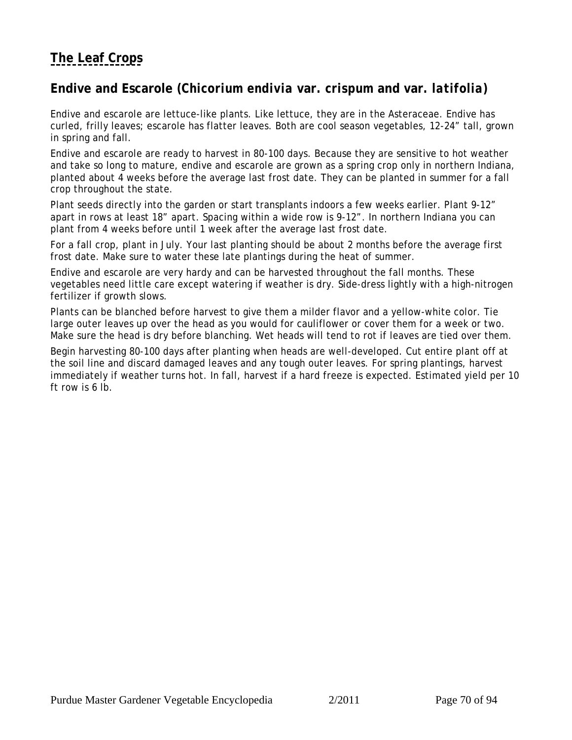# The Leaf Crops

## Endive and Escarole (*Chicorium endivia* var. *crispum* and var. *latifolia*)

Endive and escarole are lettuce-like plants. Like lettuce, they are in the Asteraceae. Endive has curled, frilly leaves; escarole has flatter leaves. Both are cool season vegetables, 12-24" tall, grown in spring and fall.

Endive and escarole are ready to harvest in 80-100 days. Because they are sensitive to hot weather and take so long to mature, endive and escarole are grown as a spring crop only in northern Indiana, planted about 4 weeks before the average last frost date. They can be planted in summer for a fall crop throughout the state.

Plant seeds directly into the garden or start transplants indoors a few weeks earlier. Plant 9-12" apart in rows at least 18" apart. Spacing within a wide row is 9-12". In northern Indiana you can plant from 4 weeks before until 1 week after the average last frost date.

For a fall crop, plant in July. Your last planting should be about 2 months before the average first frost date. Make sure to water these late plantings during the heat of summer.

Endive and escarole are very hardy and can be harvested throughout the fall months. These vegetables need little care except watering if weather is dry. Side-dress lightly with a high-nitrogen fertilizer if growth slows.

Plants can be blanched before harvest to give them a milder flavor and a yellow-white color. Tie large outer leaves up over the head as you would for cauliflower or cover them for a week or two. Make sure the head is dry before blanching. Wet heads will tend to rot if leaves are tied over them.

Begin harvesting 80-100 days after planting when heads are well-developed. Cut entire plant off at the soil line and discard damaged leaves and any tough outer leaves. For spring plantings, harvest immediately if weather turns hot. In fall, harvest if a hard freeze is expected. Estimated yield per 10 ft row is 6 lb.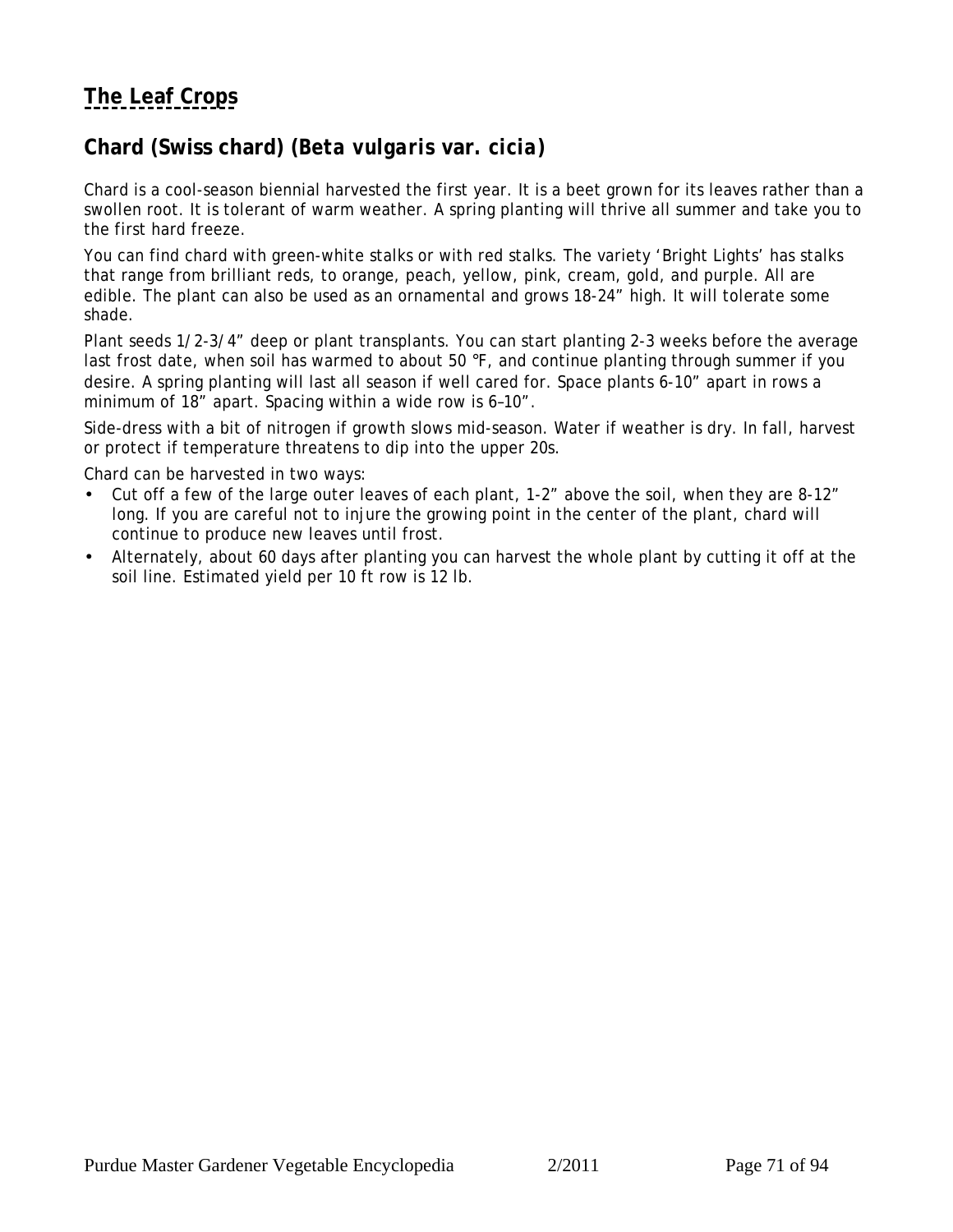# The Leaf Crops

## Chard (Swiss chard) (*Beta vulgaris* var. *cicia*)

Chard is a cool-season biennial harvested the first year. It is a beet grown for its leaves rather than a swollen root. It is tolerant of warm weather. A spring planting will thrive all summer and take you to the first hard freeze.

You can find chard with green-white stalks or with red stalks. The variety 'Bright Lights' has stalks that range from brilliant reds, to orange, peach, yellow, pink, cream, gold, and purple. All are edible. The plant can also be used as an ornamental and grows 18-24" high. It will tolerate some shade.

Plant seeds 1/2-3/4" deep or plant transplants. You can start planting 2-3 weeks before the average last frost date, when soil has warmed to about 50 °F, and continue planting through summer if you desire. A spring planting will last all season if well cared for. Space plants 6-10" apart in rows a minimum of 18" apart. Spacing within a wide row is 6–10".

Side-dress with a bit of nitrogen if growth slows mid-season. Water if weather is dry. In fall, harvest or protect if temperature threatens to dip into the upper 20s.

Chard can be harvested in two ways:

- Cut off a few of the large outer leaves of each plant, 1-2" above the soil, when they are 8-12" long. If you are careful not to injure the growing point in the center of the plant, chard will continue to produce new leaves until frost.
- Alternately, about 60 days after planting you can harvest the whole plant by cutting it off at the soil line. Estimated yield per 10 ft row is 12 lb.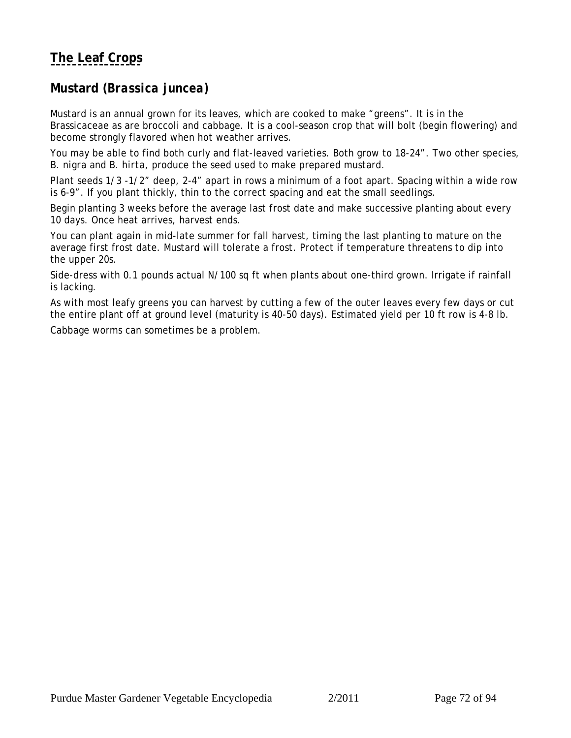# The Leaf Crops

## Mustard (*Brassica juncea*)

Mustard is an annual grown for its leaves, which are cooked to make "greens". It is in the Brassicaceae as are broccoli and cabbage. It is a cool-season crop that will bolt (begin flowering) and become strongly flavored when hot weather arrives.

You may be able to find both curly and flat-leaved varieties. Both grow to 18-24". Two other species, *B. nigra* and *B. hirta*, produce the seed used to make prepared mustard.

Plant seeds 1/3 -1/2" deep, 2-4" apart in rows a minimum of a foot apart. Spacing within a wide row is 6-9". If you plant thickly, thin to the correct spacing and eat the small seedlings.

Begin planting 3 weeks before the average last frost date and make successive planting about every 10 days. Once heat arrives, harvest ends.

You can plant again in mid-late summer for fall harvest, timing the last planting to mature on the average first frost date. Mustard will tolerate a frost. Protect if temperature threatens to dip into the upper 20s.

Side-dress with 0.1 pounds actual N/100 sq ft when plants about one-third grown. Irrigate if rainfall is lacking.

As with most leafy greens you can harvest by cutting a few of the outer leaves every few days or cut the entire plant off at ground level (maturity is 40-50 days). Estimated yield per 10 ft row is 4-8 lb.

Cabbage worms can sometimes be a problem.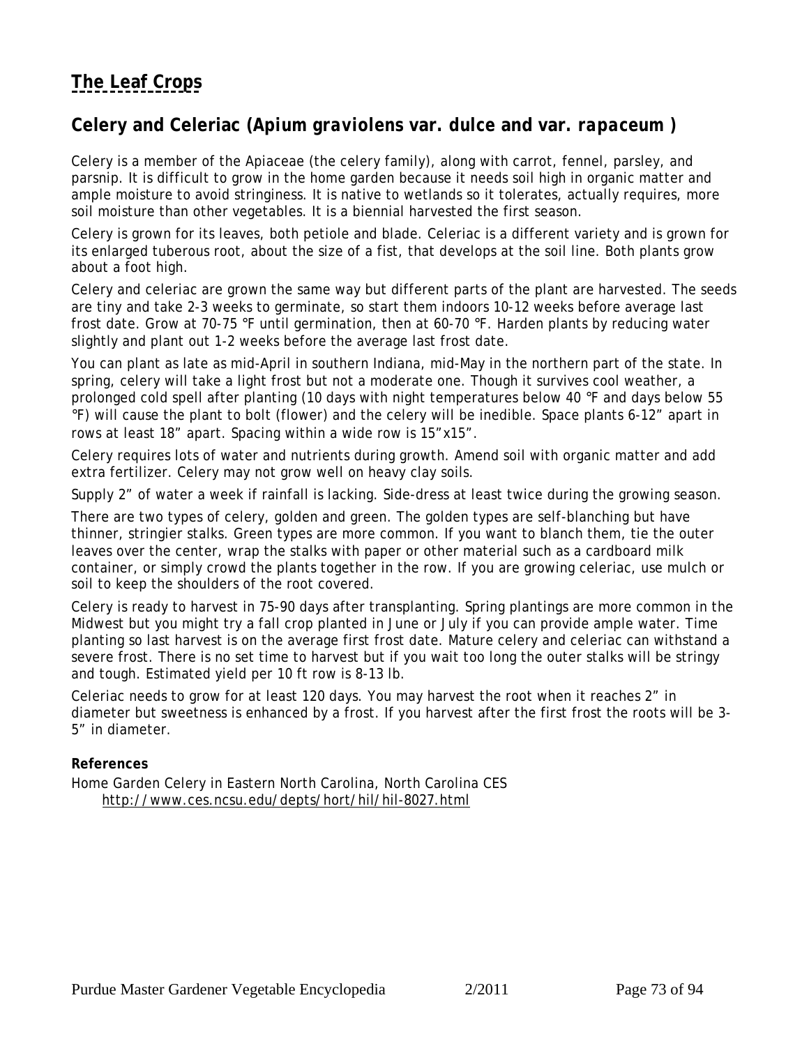# The Leaf Crops

## Celery and Celeriac (*Apium graviolens* var. *dulce* and var. *rapaceum* )

Celery is a member of the Apiaceae (the celery family), along with carrot, fennel, parsley, and parsnip. It is difficult to grow in the home garden because it needs soil high in organic matter and ample moisture to avoid stringiness. It is native to wetlands so it tolerates, actually requires, more soil moisture than other vegetables. It is a biennial harvested the first season.

Celery is grown for its leaves, both petiole and blade. Celeriac is a different variety and is grown for its enlarged tuberous root, about the size of a fist, that develops at the soil line. Both plants grow about a foot high.

Celery and celeriac are grown the same way but different parts of the plant are harvested. The seeds are tiny and take 2-3 weeks to germinate, so start them indoors 10-12 weeks before average last frost date. Grow at 70-75 °F until germination, then at 60-70 °F. Harden plants by reducing water slightly and plant out 1-2 weeks before the average last frost date.

You can plant as late as mid-April in southern Indiana, mid-May in the northern part of the state. In spring, celery will take a light frost but not a moderate one. Though it survives cool weather, a prolonged cold spell after planting (10 days with night temperatures below 40 °F and days below 55 °F) will cause the plant to bolt (flower) and the celery will be inedible. Space plants 6-12" apart in rows at least 18" apart. Spacing within a wide row is 15"x15".

Celery requires lots of water and nutrients during growth. Amend soil with organic matter and add extra fertilizer. Celery may not grow well on heavy clay soils.

Supply 2" of water a week if rainfall is lacking. Side-dress at least twice during the growing season.

There are two types of celery, golden and green. The golden types are self-blanching but have thinner, stringier stalks. Green types are more common. If you want to blanch them, tie the outer leaves over the center, wrap the stalks with paper or other material such as a cardboard milk container, or simply crowd the plants together in the row. If you are growing celeriac, use mulch or soil to keep the shoulders of the root covered.

Celery is ready to harvest in 75-90 days after transplanting. Spring plantings are more common in the Midwest but you might try a fall crop planted in June or July if you can provide ample water. Time planting so last harvest is on the average first frost date. Mature celery and celeriac can withstand a severe frost. There is no set time to harvest but if you wait too long the outer stalks will be stringy and tough. Estimated yield per 10 ft row is 8-13 lb.

Celeriac needs to grow for at least 120 days. You may harvest the root when it reaches 2" in diameter but sweetness is enhanced by a frost. If you harvest after the first frost the roots will be 3-5" in diameter.

**References**

Home Garden Celery in Eastern North Carolina, North Carolina CES
http://www.ces.ncsu.edu/depts/hort/hil/hil-8027.html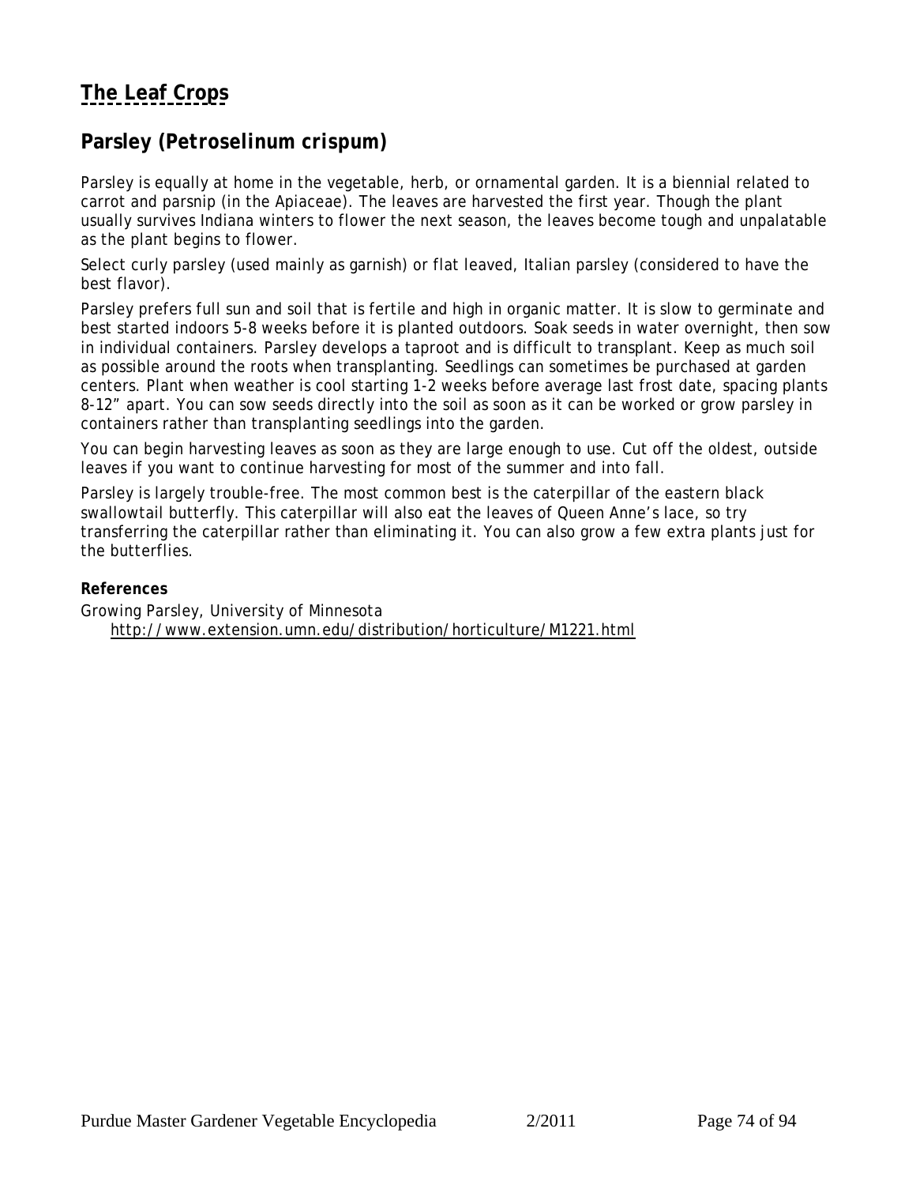# The Leaf Crops

## Parsley (*Petroselinum crispum*)

Parsley is equally at home in the vegetable, herb, or ornamental garden. It is a biennial related to carrot and parsnip (in the Apiaceae). The leaves are harvested the first year. Though the plant usually survives Indiana winters to flower the next season, the leaves become tough and unpalatable as the plant begins to flower.

Select curly parsley (used mainly as garnish) or flat leaved, Italian parsley (considered to have the best flavor).

Parsley prefers full sun and soil that is fertile and high in organic matter. It is slow to germinate and best started indoors 5-8 weeks before it is planted outdoors. Soak seeds in water overnight, then sow in individual containers. Parsley develops a taproot and is difficult to transplant. Keep as much soil as possible around the roots when transplanting. Seedlings can sometimes be purchased at garden centers. Plant when weather is cool starting 1-2 weeks before average last frost date, spacing plants 8-12" apart. You can sow seeds directly into the soil as soon as it can be worked or grow parsley in containers rather than transplanting seedlings into the garden.

You can begin harvesting leaves as soon as they are large enough to use. Cut off the oldest, outside leaves if you want to continue harvesting for most of the summer and into fall.

Parsley is largely trouble-free. The most common best is the caterpillar of the eastern black swallowtail butterfly. This caterpillar will also eat the leaves of Queen Anne's lace, so try transferring the caterpillar rather than eliminating it. You can also grow a few extra plants just for the butterflies.

**References**

Growing Parsley, University of Minnesota
http://www.extension.umn.edu/distribution/horticulture/M1221.html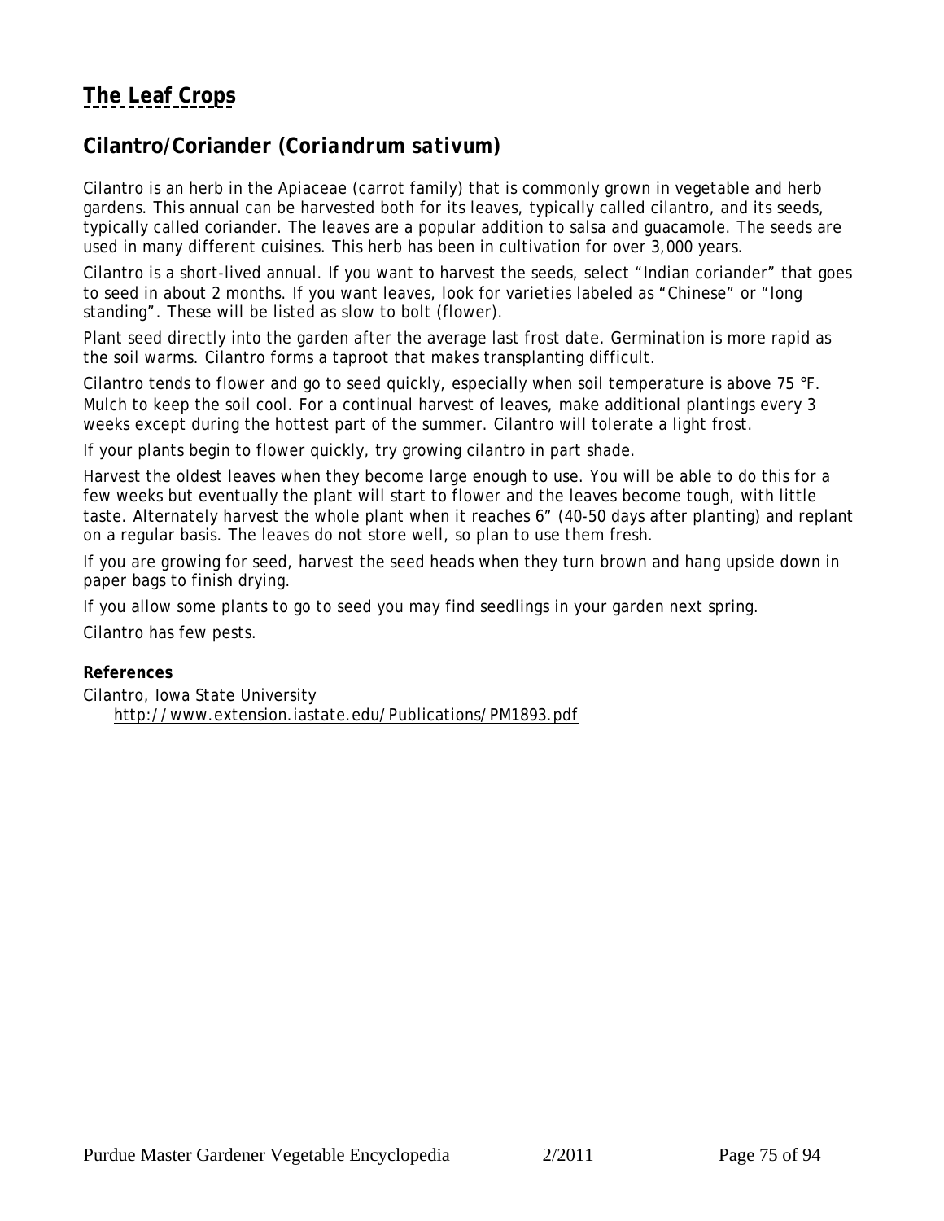# The Leaf Crops

## Cilantro/Coriander (*Coriandrum sativum*)

Cilantro is an herb in the Apiaceae (carrot family) that is commonly grown in vegetable and herb gardens. This annual can be harvested both for its leaves, typically called cilantro, and its seeds, typically called coriander. The leaves are a popular addition to salsa and guacamole. The seeds are used in many different cuisines. This herb has been in cultivation for over 3,000 years.

Cilantro is a short-lived annual. If you want to harvest the seeds, select "Indian coriander" that goes to seed in about 2 months. If you want leaves, look for varieties labeled as "Chinese" or "long standing". These will be listed as slow to bolt (flower).

Plant seed directly into the garden after the average last frost date. Germination is more rapid as the soil warms. Cilantro forms a taproot that makes transplanting difficult.

Cilantro tends to flower and go to seed quickly, especially when soil temperature is above 75 °F. Mulch to keep the soil cool. For a continual harvest of leaves, make additional plantings every 3 weeks except during the hottest part of the summer. Cilantro will tolerate a light frost.

If your plants begin to flower quickly, try growing cilantro in part shade.

Harvest the oldest leaves when they become large enough to use. You will be able to do this for a few weeks but eventually the plant will start to flower and the leaves become tough, with little taste. Alternately harvest the whole plant when it reaches 6" (40-50 days after planting) and replant on a regular basis. The leaves do not store well, so plan to use them fresh.

If you are growing for seed, harvest the seed heads when they turn brown and hang upside down in paper bags to finish drying.

If you allow some plants to go to seed you may find seedlings in your garden next spring.

Cilantro has few pests.

**References**

Cilantro, Iowa State University
http://www.extension.iastate.edu/Publications/PM1893.pdf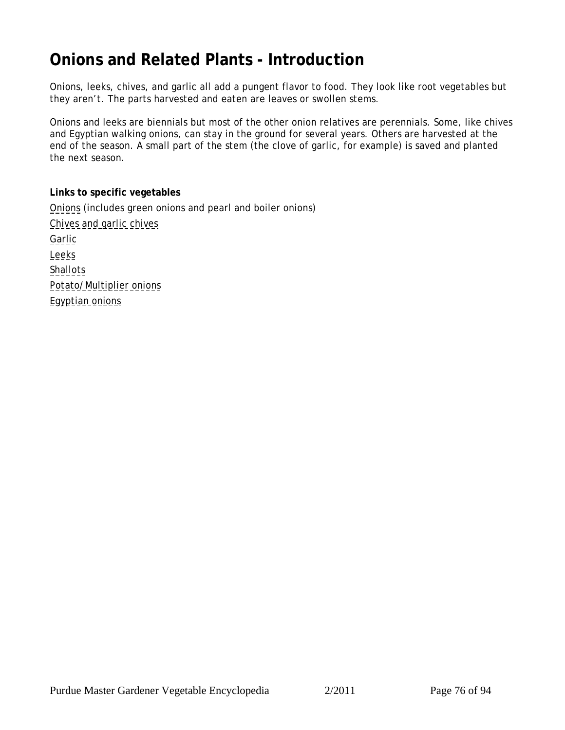# Onions and Related Plants - Introduction

Onions, leeks, chives, and garlic all add a pungent flavor to food. They look like root vegetables but they aren't. The parts harvested and eaten are leaves or swollen stems.

Onions and leeks are biennials but most of the other onion relatives are perennials. Some, like chives and Egyptian walking onions, can stay in the ground for several years. Others are harvested at the end of the season. A small part of the stem (the clove of garlic, for example) is saved and planted the next season.

**Links to specific vegetables**

Onions (includes green onions and pearl and boiler onions)
Chives and garlic chives
Garlic
Leeks
Shallots
Potato/Multiplier onions
Egyptian onions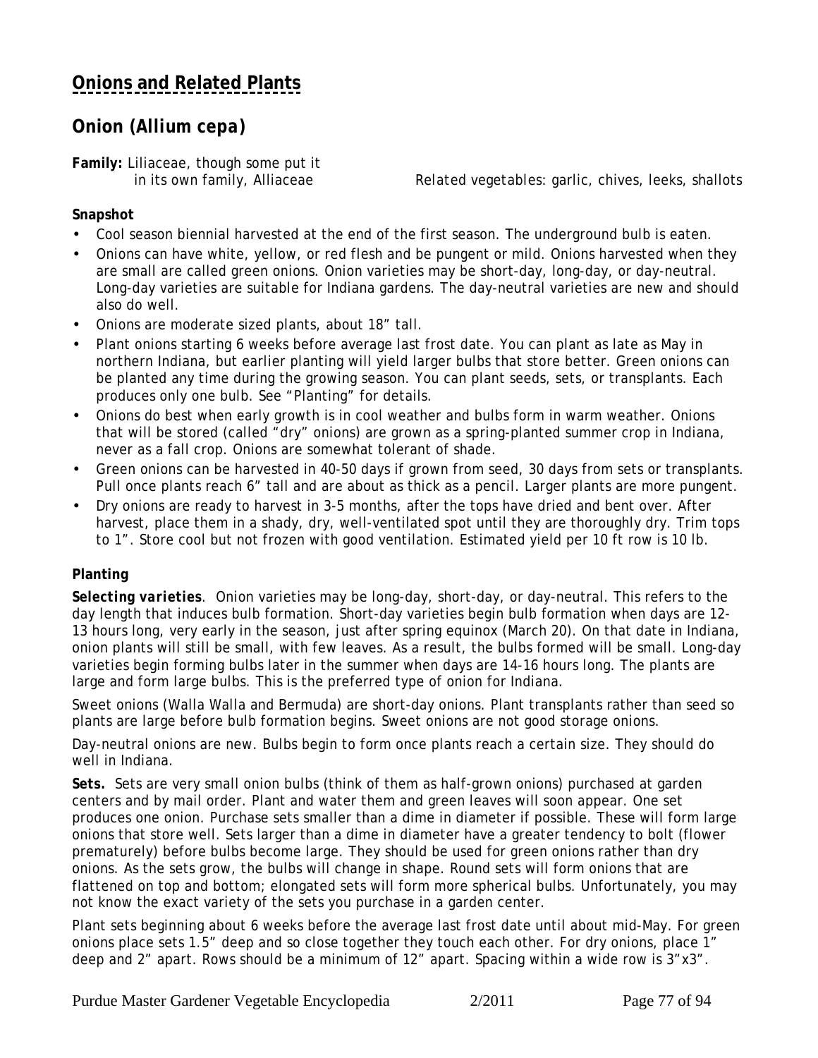# Onions and Related Plants

## Onion (*Allium cepa*)

**Family:** Liliaceae, though some put it in its own family, Alliaceae

*Related vegetables:* garlic, chives, leeks, shallots

### Snapshot

- Cool season biennial harvested at the end of the first season. The underground bulb is eaten.
- Onions can have white, yellow, or red flesh and be pungent or mild. Onions harvested when they are small are called green onions. Onion varieties may be short-day, long-day, or day-neutral. Long-day varieties are suitable for Indiana gardens. The day-neutral varieties are new and should also do well.
- Onions are moderate sized plants, about 18" tall.
- Plant onions starting 6 weeks before average last frost date. You can plant as late as May in northern Indiana, but earlier planting will yield larger bulbs that store better. Green onions can be planted any time during the growing season. You can plant seeds, sets, or transplants. Each produces only one bulb. See "Planting" for details.
- Onions do best when early growth is in cool weather and bulbs form in warm weather. Onions that will be stored (called "dry" onions) are grown as a spring-planted summer crop in Indiana, never as a fall crop. Onions are somewhat tolerant of shade.
- Green onions can be harvested in 40-50 days if grown from seed, 30 days from sets or transplants. Pull once plants reach 6" tall and are about as thick as a pencil. Larger plants are more pungent.
- Dry onions are ready to harvest in 3-5 months, after the tops have dried and bent over. After harvest, place them in a shady, dry, well-ventilated spot until they are thoroughly dry. Trim tops to 1". Store cool but not frozen with good ventilation. Estimated yield per 10 ft row is 10 lb.

### Planting

***Selecting varieties***. Onion varieties may be long-day, short-day, or day-neutral. This refers to the day length that induces bulb formation. Short-day varieties begin bulb formation when days are 12-13 hours long, very early in the season, just after spring equinox (March 20). On that date in Indiana, onion plants will still be small, with few leaves. As a result, the bulbs formed will be small. Long-day varieties begin forming bulbs later in the summer when days are 14-16 hours long. The plants are large and form large bulbs. This is the preferred type of onion for Indiana.

Sweet onions (Walla Walla and Bermuda) are short-day onions. Plant transplants rather than seed so plants are large before bulb formation begins. Sweet onions are not good storage onions.

Day-neutral onions are new. Bulbs begin to form once plants reach a certain size. They should do well in Indiana.

**Sets.** Sets are very small onion bulbs (think of them as half-grown onions) purchased at garden centers and by mail order. Plant and water them and green leaves will soon appear. One set produces one onion. Purchase sets smaller than a dime in diameter if possible. These will form large onions that store well. Sets larger than a dime in diameter have a greater tendency to bolt (flower prematurely) before bulbs become large. They should be used for green onions rather than dry onions. As the sets grow, the bulbs will change in shape. Round sets will form onions that are flattened on top and bottom; elongated sets will form more spherical bulbs. Unfortunately, you may not know the exact variety of the sets you purchase in a garden center.

Plant sets beginning about 6 weeks before the average last frost date until about mid-May. For green onions place sets 1.5" deep and so close together they touch each other. For dry onions, place 1" deep and 2" apart. Rows should be a minimum of 12" apart. Spacing within a wide row is 3"x3".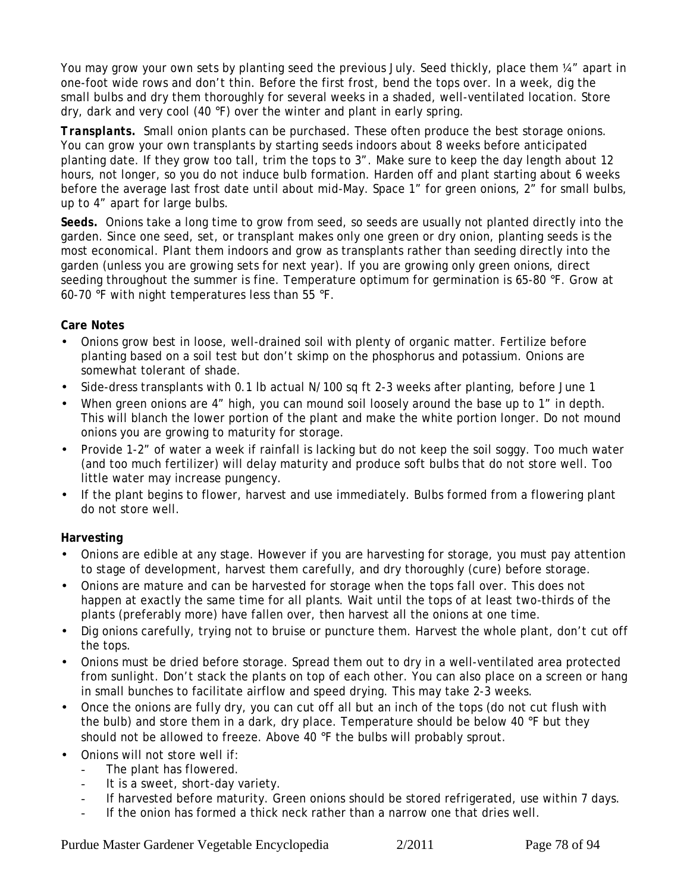You may grow your own sets by planting seed the previous July. Seed thickly, place them ¼" apart in one-foot wide rows and don't thin. Before the first frost, bend the tops over. In a week, dig the small bulbs and dry them thoroughly for several weeks in a shaded, well-ventilated location. Store dry, dark and very cool (40 °F) over the winter and plant in early spring.

***Transplants.*** Small onion plants can be purchased. These often produce the best storage onions. You can grow your own transplants by starting seeds indoors about 8 weeks before anticipated planting date. If they grow too tall, trim the tops to 3". Make sure to keep the day length about 12 hours, not longer, so you do not induce bulb formation. Harden off and plant starting about 6 weeks before the average last frost date until about mid-May. Space 1" for green onions, 2" for small bulbs, up to 4" apart for large bulbs.

**Seeds.** Onions take a long time to grow from seed, so seeds are usually not planted directly into the garden. Since one seed, set, or transplant makes only one green or dry onion, planting seeds is the most economical. Plant them indoors and grow as transplants rather than seeding directly into the garden (unless you are growing sets for next year). If you are growing only green onions, direct seeding throughout the summer is fine. Temperature optimum for germination is 65-80 °F. Grow at 60-70 °F with night temperatures less than 55 °F.

**Care Notes**

- Onions grow best in loose, well-drained soil with plenty of organic matter. Fertilize before planting based on a soil test but don't skimp on the phosphorus and potassium. Onions are somewhat tolerant of shade.
- Side-dress transplants with 0.1 lb actual N/100 sq ft 2-3 weeks after planting, before June 1
- When green onions are 4" high, you can mound soil loosely around the base up to 1" in depth. This will blanch the lower portion of the plant and make the white portion longer. Do not mound onions you are growing to maturity for storage.
- Provide 1-2" of water a week if rainfall is lacking but do not keep the soil soggy. Too much water (and too much fertilizer) will delay maturity and produce soft bulbs that do not store well. Too little water may increase pungency.
- If the plant begins to flower, harvest and use immediately. Bulbs formed from a flowering plant do not store well.

**Harvesting**

- Onions are edible at any stage. However if you are harvesting for storage, you must pay attention to stage of development, harvest them carefully, and dry thoroughly (cure) before storage.
- Onions are mature and can be harvested for storage when the tops fall over. This does not happen at exactly the same time for all plants. Wait until the tops of at least two-thirds of the plants (preferably more) have fallen over, then harvest all the onions at one time.
- Dig onions carefully, trying not to bruise or puncture them. Harvest the whole plant, don't cut off the tops.
- Onions must be dried before storage. Spread them out to dry in a well-ventilated area protected from sunlight. Don't stack the plants on top of each other. You can also place on a screen or hang in small bunches to facilitate airflow and speed drying. This may take 2-3 weeks.
- Once the onions are fully dry, you can cut off all but an inch of the tops (do not cut flush with the bulb) and store them in a dark, dry place. Temperature should be below 40 °F but they should not be allowed to freeze. Above 40 °F the bulbs will probably sprout.
- Onions will not store well if:
  - The plant has flowered.
  - It is a sweet, short-day variety.
  - If harvested before maturity. Green onions should be stored refrigerated, use within 7 days.
  - If the onion has formed a thick neck rather than a narrow one that dries well.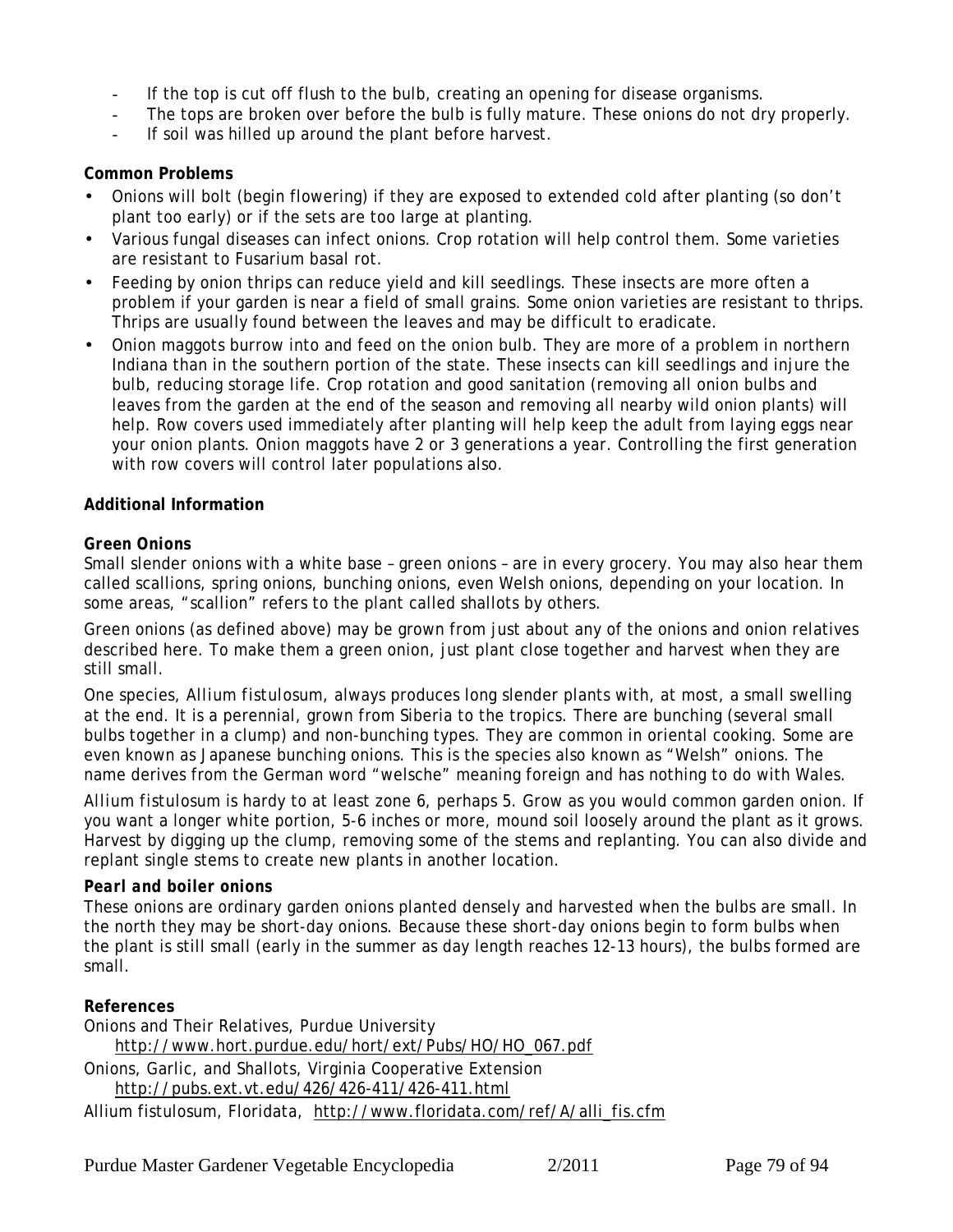- If the top is cut off flush to the bulb, creating an opening for disease organisms.
- The tops are broken over before the bulb is fully mature. These onions do not dry properly.
- If soil was hilled up around the plant before harvest.

**Common Problems**

- Onions will bolt (begin flowering) if they are exposed to extended cold after planting (so don't plant too early) or if the sets are too large at planting.
- Various fungal diseases can infect onions. Crop rotation will help control them. Some varieties are resistant to Fusarium basal rot.
- Feeding by onion thrips can reduce yield and kill seedlings. These insects are more often a problem if your garden is near a field of small grains. Some onion varieties are resistant to thrips. Thrips are usually found between the leaves and may be difficult to eradicate.
- Onion maggots burrow into and feed on the onion bulb. They are more of a problem in northern Indiana than in the southern portion of the state. These insects can kill seedlings and injure the bulb, reducing storage life. Crop rotation and good sanitation (removing all onion bulbs and leaves from the garden at the end of the season and removing all nearby wild onion plants) will help. Row covers used immediately after planting will help keep the adult from laying eggs near your onion plants. Onion maggots have 2 or 3 generations a year. Controlling the first generation with row covers will control later populations also.

**Additional Information**

***Green Onions***

Small slender onions with a white base – green onions – are in every grocery. You may also hear them called scallions, spring onions, bunching onions, even Welsh onions, depending on your location. In some areas, "scallion" refers to the plant called shallots by others.

Green onions (as defined above) may be grown from just about any of the onions and onion relatives described here. To make them a green onion, just plant close together and harvest when they are still small.

One species, *Allium fistulosum*, always produces long slender plants with, at most, a small swelling at the end. It is a perennial, grown from Siberia to the tropics. There are bunching (several small bulbs together in a clump) and non-bunching types. They are common in oriental cooking. Some are even known as Japanese bunching onions. This is the species also known as "Welsh" onions. The name derives from the German word "welsche" meaning foreign and has nothing to do with Wales.

*Allium fistulosum* is hardy to at least zone 6, perhaps 5. Grow as you would common garden onion. If you want a longer white portion, 5-6 inches or more, mound soil loosely around the plant as it grows. Harvest by digging up the clump, removing some of the stems and replanting. You can also divide and replant single stems to create new plants in another location.

***Pearl and boiler onions***

These onions are ordinary garden onions planted densely and harvested when the bulbs are small. In the north they may be short-day onions. Because these short-day onions begin to form bulbs when the plant is still small (early in the summer as day length reaches 12-13 hours), the bulbs formed are small.

**References**

Onions and Their Relatives, Purdue University
http://www.hort.purdue.edu/hort/ext/Pubs/HO/HO_067.pdf

Onions, Garlic, and Shallots, Virginia Cooperative Extension
http://pubs.ext.vt.edu/426/426-411/426-411.html

Allium fistulosum, Floridata, http://www.floridata.com/ref/A/alli_fis.cfm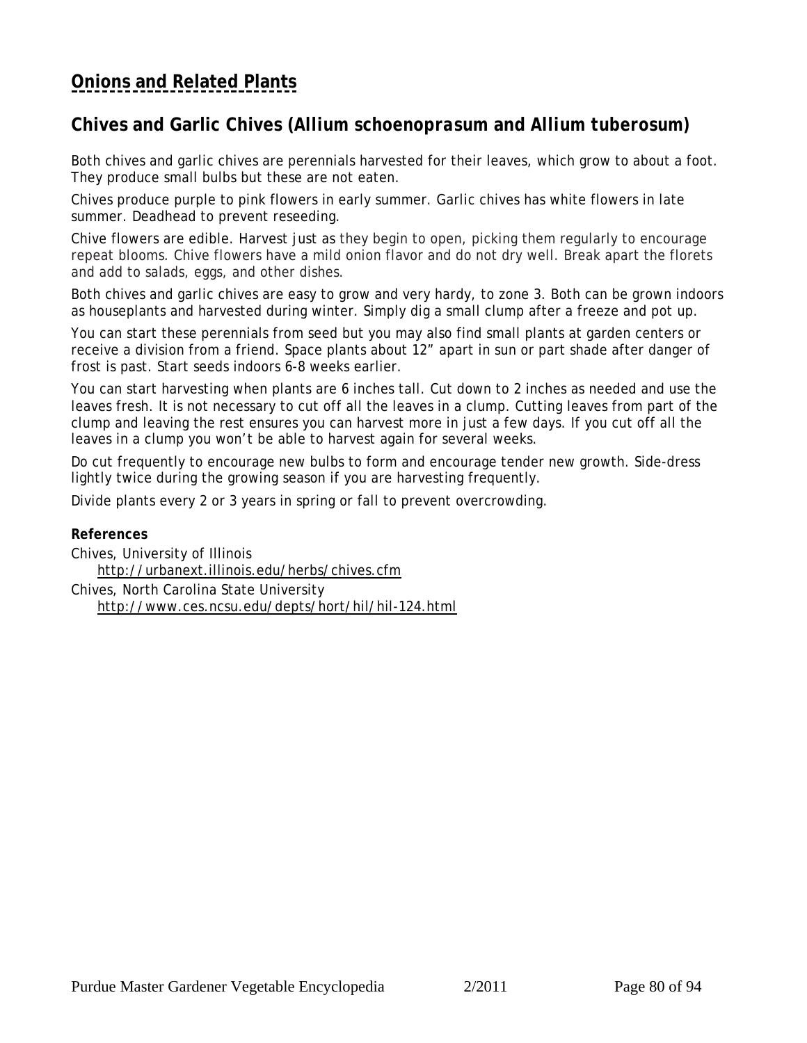# Onions and Related Plants

## Chives and Garlic Chives (*Allium schoenoprasum* and *Allium tuberosum*)

Both chives and garlic chives are perennials harvested for their leaves, which grow to about a foot. They produce small bulbs but these are not eaten.

Chives produce purple to pink flowers in early summer. Garlic chives has white flowers in late summer. Deadhead to prevent reseeding.

Chive flowers are edible. Harvest just as they begin to open, picking them regularly to encourage repeat blooms. Chive flowers have a mild onion flavor and do not dry well. Break apart the florets and add to salads, eggs, and other dishes.

Both chives and garlic chives are easy to grow and very hardy, to zone 3. Both can be grown indoors as houseplants and harvested during winter. Simply dig a small clump after a freeze and pot up.

You can start these perennials from seed but you may also find small plants at garden centers or receive a division from a friend. Space plants about 12" apart in sun or part shade after danger of frost is past. Start seeds indoors 6-8 weeks earlier.

You can start harvesting when plants are 6 inches tall. Cut down to 2 inches as needed and use the leaves fresh. It is not necessary to cut off all the leaves in a clump. Cutting leaves from part of the clump and leaving the rest ensures you can harvest more in just a few days. If you cut off all the leaves in a clump you won't be able to harvest again for several weeks.

Do cut frequently to encourage new bulbs to form and encourage tender new growth. Side-dress lightly twice during the growing season if you are harvesting frequently.

Divide plants every 2 or 3 years in spring or fall to prevent overcrowding.

**References**

Chives, University of Illinois
http://urbanext.illinois.edu/herbs/chives.cfm

Chives, North Carolina State University
http://www.ces.ncsu.edu/depts/hort/hil/hil-124.html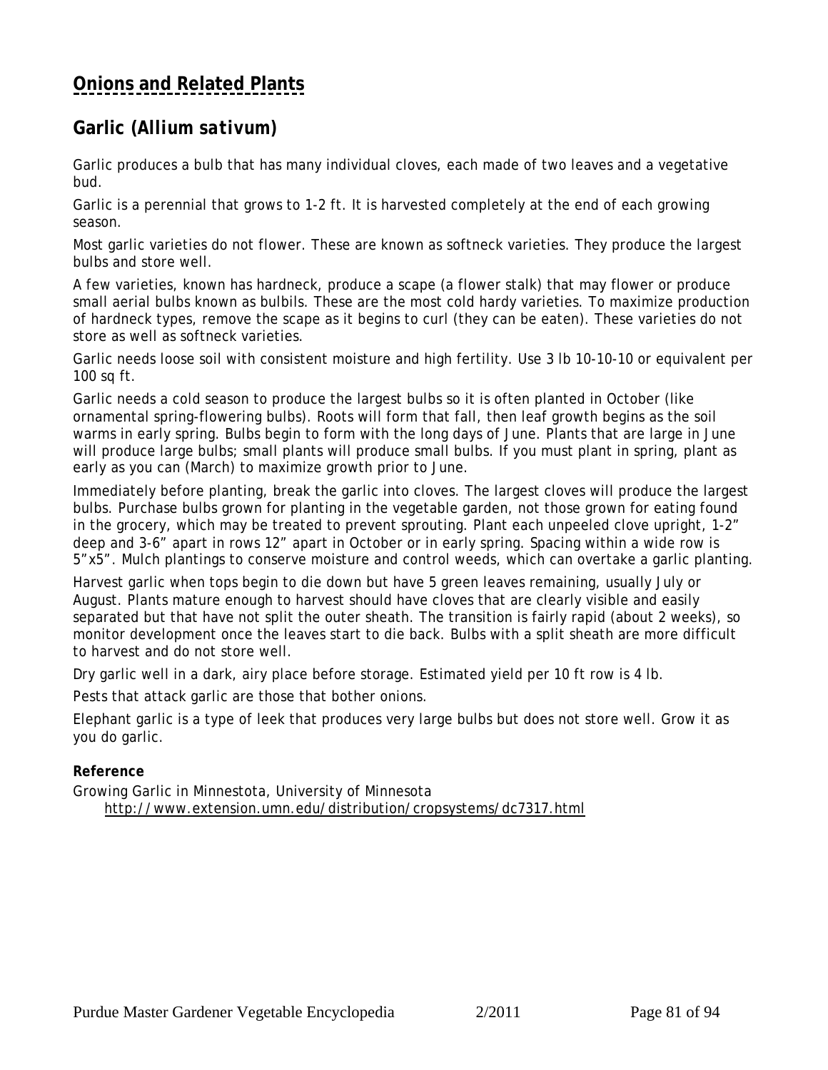# Onions and Related Plants

## Garlic (*Allium sativum*)

Garlic produces a bulb that has many individual cloves, each made of two leaves and a vegetative bud.

Garlic is a perennial that grows to 1-2 ft. It is harvested completely at the end of each growing season.

Most garlic varieties do not flower. These are known as softneck varieties. They produce the largest bulbs and store well.

A few varieties, known has hardneck, produce a scape (a flower stalk) that may flower or produce small aerial bulbs known as bulbils. These are the most cold hardy varieties. To maximize production of hardneck types, remove the scape as it begins to curl (they can be eaten). These varieties do not store as well as softneck varieties.

Garlic needs loose soil with consistent moisture and high fertility. Use 3 lb 10-10-10 or equivalent per 100 sq ft.

Garlic needs a cold season to produce the largest bulbs so it is often planted in October (like ornamental spring-flowering bulbs). Roots will form that fall, then leaf growth begins as the soil warms in early spring. Bulbs begin to form with the long days of June. Plants that are large in June will produce large bulbs; small plants will produce small bulbs. If you must plant in spring, plant as early as you can (March) to maximize growth prior to June.

Immediately before planting, break the garlic into cloves. The largest cloves will produce the largest bulbs. Purchase bulbs grown for planting in the vegetable garden, not those grown for eating found in the grocery, which may be treated to prevent sprouting. Plant each unpeeled clove upright, 1-2" deep and 3-6" apart in rows 12" apart in October or in early spring. Spacing within a wide row is 5"x5". Mulch plantings to conserve moisture and control weeds, which can overtake a garlic planting.

Harvest garlic when tops begin to die down but have 5 green leaves remaining, usually July or August. Plants mature enough to harvest should have cloves that are clearly visible and easily separated but that have not split the outer sheath. The transition is fairly rapid (about 2 weeks), so monitor development once the leaves start to die back. Bulbs with a split sheath are more difficult to harvest and do not store well.

Dry garlic well in a dark, airy place before storage. Estimated yield per 10 ft row is 4 lb.

Pests that attack garlic are those that bother onions.

Elephant garlic is a type of leek that produces very large bulbs but does not store well. Grow it as you do garlic.

**Reference**

Growing Garlic in Minnesota, University of Minnesota
http://www.extension.umn.edu/distribution/cropsystems/dc7317.html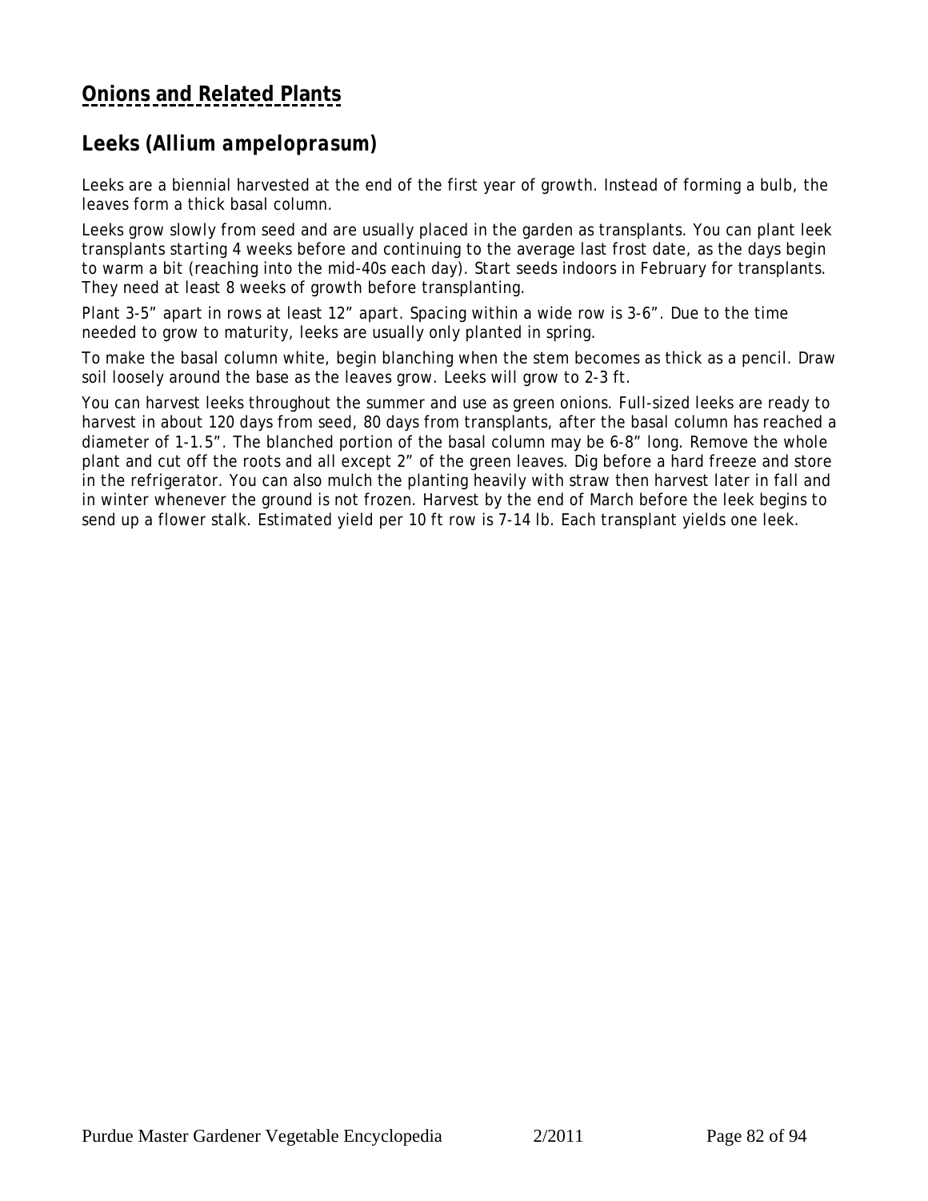## Onions and Related Plants

### Leeks (*Allium ampeloprasum*)

Leeks are a biennial harvested at the end of the first year of growth. Instead of forming a bulb, the leaves form a thick basal column.

Leeks grow slowly from seed and are usually placed in the garden as transplants. You can plant leek transplants starting 4 weeks before and continuing to the average last frost date, as the days begin to warm a bit (reaching into the mid-40s each day). Start seeds indoors in February for transplants. They need at least 8 weeks of growth before transplanting.

Plant 3-5" apart in rows at least 12" apart. Spacing within a wide row is 3-6". Due to the time needed to grow to maturity, leeks are usually only planted in spring.

To make the basal column white, begin blanching when the stem becomes as thick as a pencil. Draw soil loosely around the base as the leaves grow. Leeks will grow to 2-3 ft.

You can harvest leeks throughout the summer and use as green onions. Full-sized leeks are ready to harvest in about 120 days from seed, 80 days from transplants, after the basal column has reached a diameter of 1-1.5". The blanched portion of the basal column may be 6-8" long. Remove the whole plant and cut off the roots and all except 2" of the green leaves. Dig before a hard freeze and store in the refrigerator. You can also mulch the planting heavily with straw then harvest later in fall and in winter whenever the ground is not frozen. Harvest by the end of March before the leek begins to send up a flower stalk. Estimated yield per 10 ft row is 7-14 lb. Each transplant yields one leek.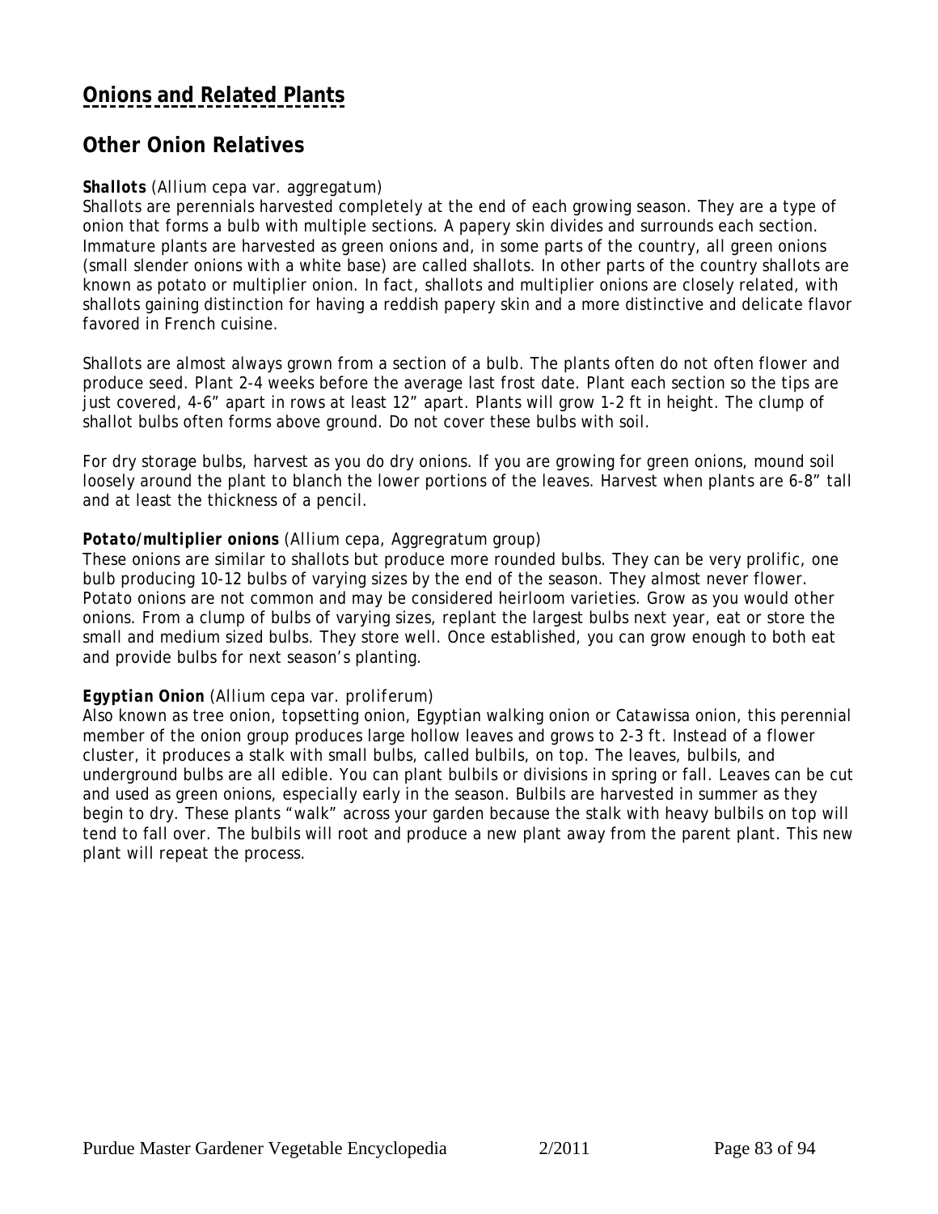# Onions and Related Plants

## Other Onion Relatives

***Shallots*** (Allium cepa var. aggregatum)
Shallots are perennials harvested completely at the end of each growing season. They are a type of onion that forms a bulb with multiple sections. A papery skin divides and surrounds each section. Immature plants are harvested as green onions and, in some parts of the country, all green onions (small slender onions with a white base) are called shallots. In other parts of the country shallots are known as potato or multiplier onion. In fact, shallots and multiplier onions are closely related, with shallots gaining distinction for having a reddish papery skin and a more distinctive and delicate flavor favored in French cuisine.

Shallots are almost always grown from a section of a bulb. The plants often do not often flower and produce seed. Plant 2-4 weeks before the average last frost date. Plant each section so the tips are just covered, 4-6" apart in rows at least 12" apart. Plants will grow 1-2 ft in height. The clump of shallot bulbs often forms above ground. Do not cover these bulbs with soil.

For dry storage bulbs, harvest as you do dry onions. If you are growing for green onions, mound soil loosely around the plant to blanch the lower portions of the leaves. Harvest when plants are 6-8" tall and at least the thickness of a pencil.

***Potato/multiplier onions*** (Allium cepa, Aggregratum group)
These onions are similar to shallots but produce more rounded bulbs. They can be very prolific, one bulb producing 10-12 bulbs of varying sizes by the end of the season. They almost never flower. Potato onions are not common and may be considered heirloom varieties. Grow as you would other onions. From a clump of bulbs of varying sizes, replant the largest bulbs next year, eat or store the small and medium sized bulbs. They store well. Once established, you can grow enough to both eat and provide bulbs for next season's planting.

***Egyptian Onion*** (Allium cepa var. proliferum)
Also known as tree onion, topsetting onion, Egyptian walking onion or Catawissa onion, this perennial member of the onion group produces large hollow leaves and grows to 2-3 ft. Instead of a flower cluster, it produces a stalk with small bulbs, called bulbils, on top. The leaves, bulbils, and underground bulbs are all edible. You can plant bulbils or divisions in spring or fall. Leaves can be cut and used as green onions, especially early in the season. Bulbils are harvested in summer as they begin to dry. These plants "walk" across your garden because the stalk with heavy bulbils on top will tend to fall over. The bulbils will root and produce a new plant away from the parent plant. This new plant will repeat the process.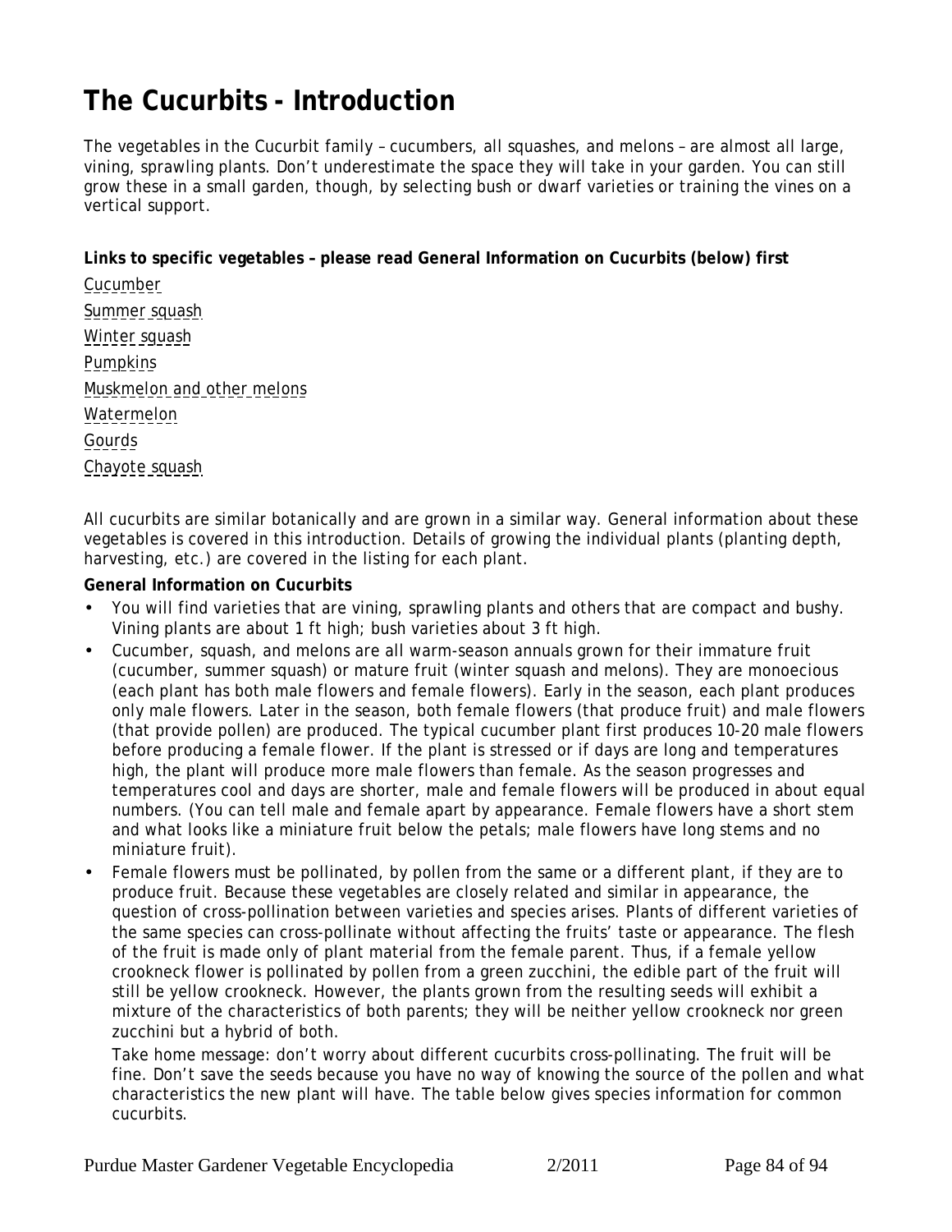# The Cucurbits - Introduction

The vegetables in the Cucurbit family – cucumbers, all squashes, and melons – are almost all large, vining, sprawling plants. Don't underestimate the space they will take in your garden. You can still grow these in a small garden, though, by selecting bush or dwarf varieties or training the vines on a vertical support.

**Links to specific vegetables – please read General Information on Cucurbits (below) first**

Cucumber
Summer squash
Winter squash
Pumpkins
Muskmelon and other melons
Watermelon
Gourds
Chayote squash

All cucurbits are similar botanically and are grown in a similar way. General information about these vegetables is covered in this introduction. Details of growing the individual plants (planting depth, harvesting, etc.) are covered in the listing for each plant.

**General Information on Cucurbits**

- You will find varieties that are vining, sprawling plants and others that are compact and bushy. Vining plants are about 1 ft high; bush varieties about 3 ft high.
- Cucumber, squash, and melons are all warm-season annuals grown for their immature fruit (cucumber, summer squash) or mature fruit (winter squash and melons). They are monoecious (each plant has both male flowers and female flowers). Early in the season, each plant produces only male flowers. Later in the season, both female flowers (that produce fruit) and male flowers (that provide pollen) are produced. The typical cucumber plant first produces 10-20 male flowers before producing a female flower. If the plant is stressed or if days are long and temperatures high, the plant will produce more male flowers than female. As the season progresses and temperatures cool and days are shorter, male and female flowers will be produced in about equal numbers. (You can tell male and female apart by appearance. Female flowers have a short stem and what looks like a miniature fruit below the petals; male flowers have long stems and no miniature fruit).
- Female flowers must be pollinated, by pollen from the same or a different plant, if they are to produce fruit. Because these vegetables are closely related and similar in appearance, the question of cross-pollination between varieties and species arises. Plants of different varieties of the same species can cross-pollinate without affecting the fruits' taste or appearance. The flesh of the fruit is made only of plant material from the female parent. Thus, if a female yellow crookneck flower is pollinated by pollen from a green zucchini, the edible part of the fruit will still be yellow crookneck. However, the plants grown from the resulting seeds will exhibit a mixture of the characteristics of both parents; they will be neither yellow crookneck nor green zucchini but a hybrid of both.

  Take home message: don't worry about different cucurbits cross-pollinating. The fruit will be fine. Don't save the seeds because you have no way of knowing the source of the pollen and what characteristics the new plant will have. The table below gives species information for common cucurbits.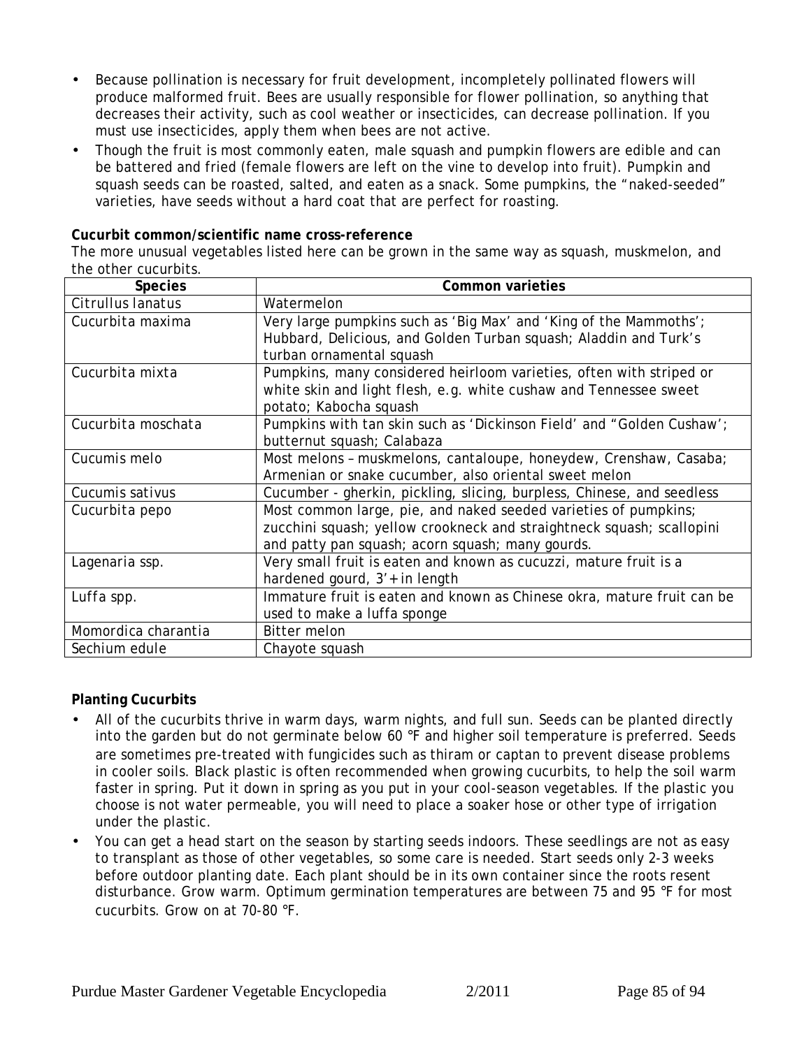- Because pollination is necessary for fruit development, incompletely pollinated flowers will produce malformed fruit. Bees are usually responsible for flower pollination, so anything that decreases their activity, such as cool weather or insecticides, can decrease pollination. If you must use insecticides, apply them when bees are not active.
- Though the fruit is most commonly eaten, male squash and pumpkin flowers are edible and can be battered and fried (female flowers are left on the vine to develop into fruit). Pumpkin and squash seeds can be roasted, salted, and eaten as a snack. Some pumpkins, the "naked-seeded" varieties, have seeds without a hard coat that are perfect for roasting.

**Cucurbit common/scientific name cross-reference**

The more unusual vegetables listed here can be grown in the same way as squash, muskmelon, and the other cucurbits.

| Species | Common varieties |
|---|---|
| Citrullus lanatus | Watermelon |
| Cucurbita maxima | Very large pumpkins such as 'Big Max' and 'King of the Mammoths'; Hubbard, Delicious, and Golden Turban squash; Aladdin and Turk's turban ornamental squash |
| Cucurbita mixta | Pumpkins, many considered heirloom varieties, often with striped or white skin and light flesh, e.g. white cushaw and Tennessee sweet potato; Kabocha squash |
| Cucurbita moschata | Pumpkins with tan skin such as 'Dickinson Field' and "Golden Cushaw'; butternut squash; Calabaza |
| Cucumis melo | Most melons – muskmelons, cantaloupe, honeydew, Crenshaw, Casaba; Armenian or snake cucumber, also oriental sweet melon |
| Cucumis sativus | Cucumber - gherkin, pickling, slicing, burpless, Chinese, and seedless |
| Cucurbita pepo | Most common large, pie, and naked seeded varieties of pumpkins; zucchini squash; yellow crookneck and straightneck squash; scallopini and patty pan squash; acorn squash; many gourds. |
| Lagenaria ssp. | Very small fruit is eaten and known as cucuzzi, mature fruit is a hardened gourd, 3'+ in length |
| Luffa spp. | Immature fruit is eaten and known as Chinese okra, mature fruit can be used to make a luffa sponge |
| Momordica charantia | Bitter melon |
| Sechium edule | Chayote squash |

**Planting Cucurbits**

- All of the cucurbits thrive in warm days, warm nights, and full sun. Seeds can be planted directly into the garden but do not germinate below 60 °F and higher soil temperature is preferred. Seeds are sometimes pre-treated with fungicides such as thiram or captan to prevent disease problems in cooler soils. Black plastic is often recommended when growing cucurbits, to help the soil warm faster in spring. Put it down in spring as you put in your cool-season vegetables. If the plastic you choose is not water permeable, you will need to place a soaker hose or other type of irrigation under the plastic.
- You can get a head start on the season by starting seeds indoors. These seedlings are not as easy to transplant as those of other vegetables, so some care is needed. Start seeds only 2-3 weeks before outdoor planting date. Each plant should be in its own container since the roots resent disturbance. Grow warm. Optimum germination temperatures are between 75 and 95 °F for most cucurbits. Grow on at 70-80 °F.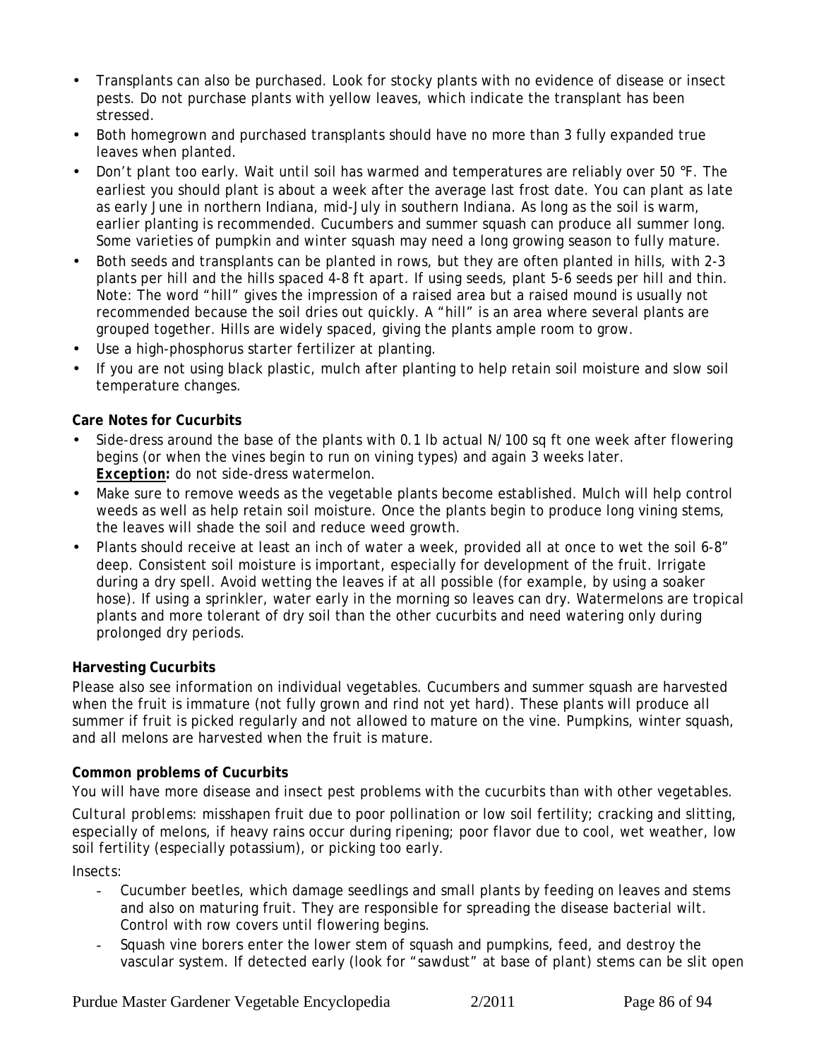- Transplants can also be purchased. Look for stocky plants with no evidence of disease or insect pests. Do not purchase plants with yellow leaves, which indicate the transplant has been stressed.
- Both homegrown and purchased transplants should have no more than 3 fully expanded true leaves when planted.
- Don't plant too early. Wait until soil has warmed and temperatures are reliably over 50 °F. The earliest you should plant is about a week after the average last frost date. You can plant as late as early June in northern Indiana, mid-July in southern Indiana. As long as the soil is warm, earlier planting is recommended. Cucumbers and summer squash can produce all summer long. Some varieties of pumpkin and winter squash may need a long growing season to fully mature.
- Both seeds and transplants can be planted in rows, but they are often planted in hills, with 2-3 plants per hill and the hills spaced 4-8 ft apart. If using seeds, plant 5-6 seeds per hill and thin. Note: The word "hill" gives the impression of a raised area but a raised mound is usually not recommended because the soil dries out quickly. A "hill" is an area where several plants are grouped together. Hills are widely spaced, giving the plants ample room to grow.
- Use a high-phosphorus starter fertilizer at planting.
- If you are not using black plastic, mulch after planting to help retain soil moisture and slow soil temperature changes.

**Care Notes for Cucurbits**

- Side-dress around the base of the plants with 0.1 lb actual N/100 sq ft one week after flowering begins (or when the vines begin to run on vining types) and again 3 weeks later.
  ***Exception*:** do not side-dress watermelon.
- Make sure to remove weeds as the vegetable plants become established. Mulch will help control weeds as well as help retain soil moisture. Once the plants begin to produce long vining stems, the leaves will shade the soil and reduce weed growth.
- Plants should receive at least an inch of water a week, provided all at once to wet the soil 6-8" deep. Consistent soil moisture is important, especially for development of the fruit. Irrigate during a dry spell. Avoid wetting the leaves if at all possible (for example, by using a soaker hose). If using a sprinkler, water early in the morning so leaves can dry. Watermelons are tropical plants and more tolerant of dry soil than the other cucurbits and need watering only during prolonged dry periods.

**Harvesting Cucurbits**

Please also see information on individual vegetables. Cucumbers and summer squash are harvested when the fruit is immature (not fully grown and rind not yet hard). These plants will produce all summer if fruit is picked regularly and not allowed to mature on the vine. Pumpkins, winter squash, and all melons are harvested when the fruit is mature.

**Common problems of Cucurbits**

You will have more disease and insect pest problems with the cucurbits than with other vegetables.

Cultural problems: misshapen fruit due to poor pollination or low soil fertility; cracking and slitting, especially of melons, if heavy rains occur during ripening; poor flavor due to cool, wet weather, low soil fertility (especially potassium), or picking too early.

Insects:

- Cucumber beetles, which damage seedlings and small plants by feeding on leaves and stems and also on maturing fruit. They are responsible for spreading the disease bacterial wilt. Control with row covers until flowering begins.
- Squash vine borers enter the lower stem of squash and pumpkins, feed, and destroy the vascular system. If detected early (look for "sawdust" at base of plant) stems can be slit open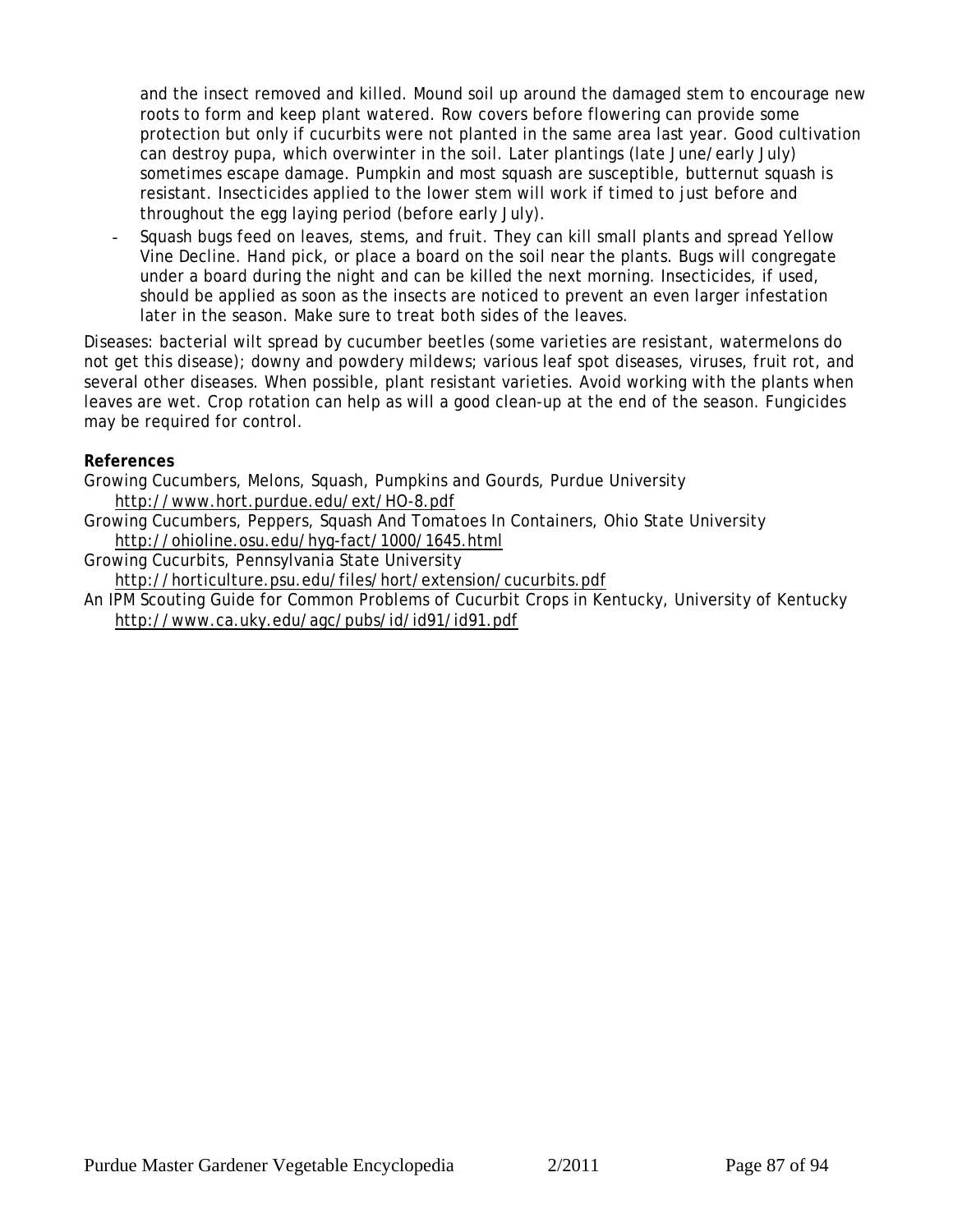and the insect removed and killed. Mound soil up around the damaged stem to encourage new roots to form and keep plant watered. Row covers before flowering can provide some protection but only if cucurbits were not planted in the same area last year. Good cultivation can destroy pupa, which overwinter in the soil. Later plantings (late June/early July) sometimes escape damage. Pumpkin and most squash are susceptible, butternut squash is resistant. Insecticides applied to the lower stem will work if timed to just before and throughout the egg laying period (before early July).

- Squash bugs feed on leaves, stems, and fruit. They can kill small plants and spread Yellow Vine Decline. Hand pick, or place a board on the soil near the plants. Bugs will congregate under a board during the night and can be killed the next morning. Insecticides, if used, should be applied as soon as the insects are noticed to prevent an even larger infestation later in the season. Make sure to treat both sides of the leaves.

Diseases: bacterial wilt spread by cucumber beetles (some varieties are resistant, watermelons do not get this disease); downy and powdery mildews; various leaf spot diseases, viruses, fruit rot, and several other diseases. When possible, plant resistant varieties. Avoid working with the plants when leaves are wet. Crop rotation can help as will a good clean-up at the end of the season. Fungicides may be required for control.

**References**

Growing Cucumbers, Melons, Squash, Pumpkins and Gourds, Purdue University
http://www.hort.purdue.edu/ext/HO-8.pdf

Growing Cucumbers, Peppers, Squash And Tomatoes In Containers, Ohio State University
http://ohioline.osu.edu/hyg-fact/1000/1645.html

Growing Cucurbits, Pennsylvania State University
http://horticulture.psu.edu/files/hort/extension/cucurbits.pdf

An IPM Scouting Guide for Common Problems of Cucurbit Crops in Kentucky, University of Kentucky
http://www.ca.uky.edu/agc/pubs/id/id91/id91.pdf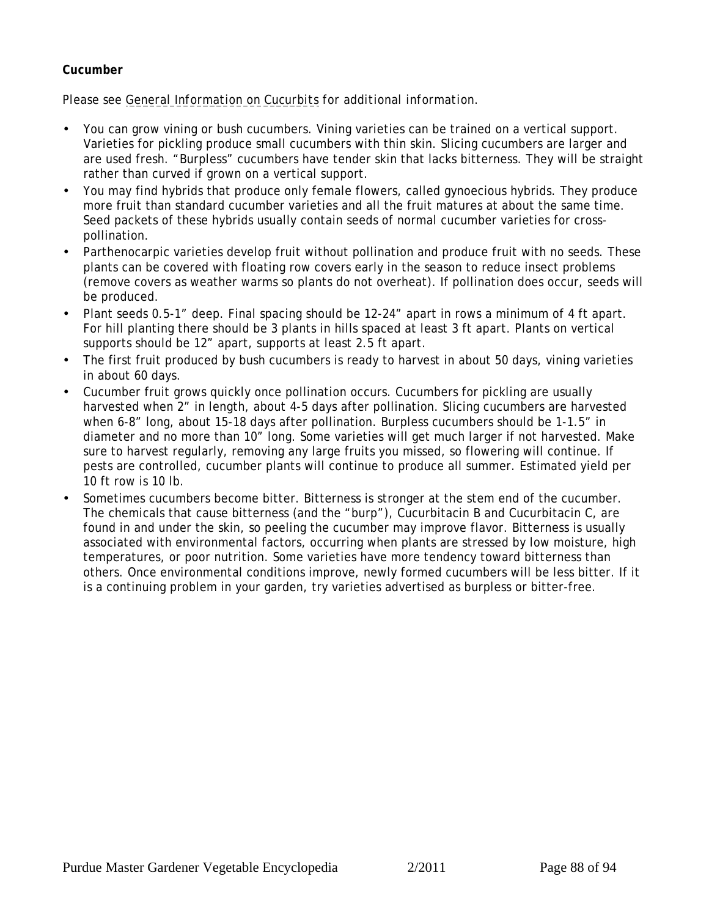**Cucumber**

*Please see General Information on Cucurbits for additional information.*

- You can grow vining or bush cucumbers. Vining varieties can be trained on a vertical support. Varieties for pickling produce small cucumbers with thin skin. Slicing cucumbers are larger and are used fresh. "Burpless" cucumbers have tender skin that lacks bitterness. They will be straight rather than curved if grown on a vertical support.
- You may find hybrids that produce only female flowers, called gynoecious hybrids. They produce more fruit than standard cucumber varieties and all the fruit matures at about the same time. Seed packets of these hybrids usually contain seeds of normal cucumber varieties for cross-pollination.
- Parthenocarpic varieties develop fruit without pollination and produce fruit with no seeds. These plants can be covered with floating row covers early in the season to reduce insect problems (remove covers as weather warms so plants do not overheat). If pollination does occur, seeds will be produced.
- Plant seeds 0.5-1" deep. Final spacing should be 12-24" apart in rows a minimum of 4 ft apart. For hill planting there should be 3 plants in hills spaced at least 3 ft apart. Plants on vertical supports should be 12" apart, supports at least 2.5 ft apart.
- The first fruit produced by bush cucumbers is ready to harvest in about 50 days, vining varieties in about 60 days.
- Cucumber fruit grows quickly once pollination occurs. Cucumbers for pickling are usually harvested when 2" in length, about 4-5 days after pollination. Slicing cucumbers are harvested when 6-8" long, about 15-18 days after pollination. Burpless cucumbers should be 1-1.5" in diameter and no more than 10" long. Some varieties will get much larger if not harvested. Make sure to harvest regularly, removing any large fruits you missed, so flowering will continue. If pests are controlled, cucumber plants will continue to produce all summer. Estimated yield per 10 ft row is 10 lb.
- Sometimes cucumbers become bitter. Bitterness is stronger at the stem end of the cucumber. The chemicals that cause bitterness (and the "burp"), Cucurbitacin B and Cucurbitacin C, are found in and under the skin, so peeling the cucumber may improve flavor. Bitterness is usually associated with environmental factors, occurring when plants are stressed by low moisture, high temperatures, or poor nutrition. Some varieties have more tendency toward bitterness than others. Once environmental conditions improve, newly formed cucumbers will be less bitter. If it is a continuing problem in your garden, try varieties advertised as burpless or bitter-free.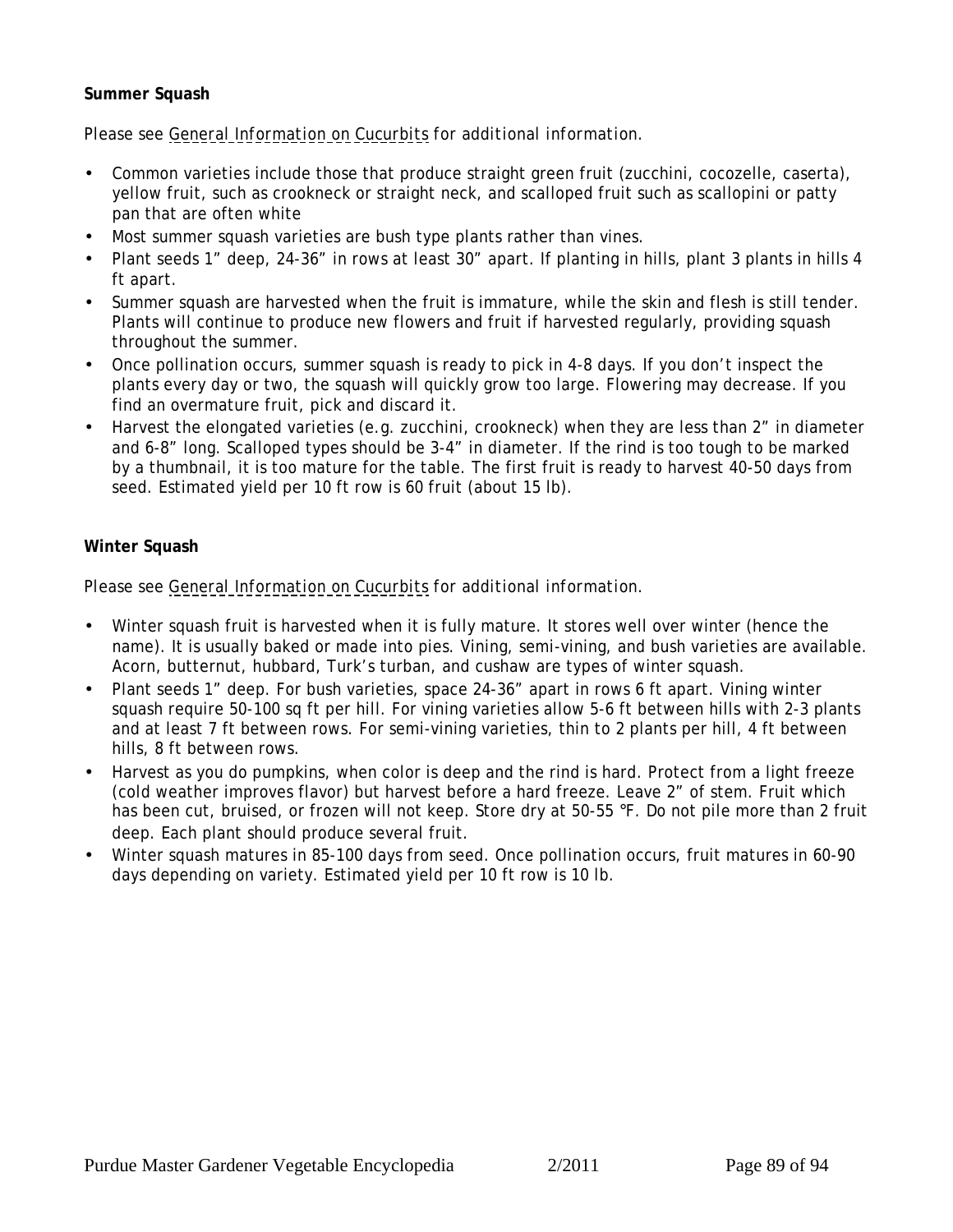**Summary Squash**

*Please see General Information on Cucurbits for additional information.*

- Common varieties include those that produce straight green fruit (zucchini, cocozelle, caserta), yellow fruit, such as crookneck or straight neck, and scalloped fruit such as scallopini or patty pan that are often white
- Most summer squash varieties are bush type plants rather than vines.
- Plant seeds 1" deep, 24-36" in rows at least 30" apart. If planting in hills, plant 3 plants in hills 4 ft apart.
- Summer squash are harvested when the fruit is immature, while the skin and flesh is still tender. Plants will continue to produce new flowers and fruit if harvested regularly, providing squash throughout the summer.
- Once pollination occurs, summer squash is ready to pick in 4-8 days. If you don't inspect the plants every day or two, the squash will quickly grow too large. Flowering may decrease. If you find an overmature fruit, pick and discard it.
- Harvest the elongated varieties (e.g. zucchini, crookneck) when they are less than 2" in diameter and 6-8" long. Scalloped types should be 3-4" in diameter. If the rind is too tough to be marked by a thumbnail, it is too mature for the table. The first fruit is ready to harvest 40-50 days from seed. Estimated yield per 10 ft row is 60 fruit (about 15 lb).

**Winter Squash**

*Please see General Information on Cucurbits for additional information.*

- Winter squash fruit is harvested when it is fully mature. It stores well over winter (hence the name). It is usually baked or made into pies. Vining, semi-vining, and bush varieties are available. Acorn, butternut, hubbard, Turk's turban, and cushaw are types of winter squash.
- Plant seeds 1" deep. For bush varieties, space 24-36" apart in rows 6 ft apart. Vining winter squash require 50-100 sq ft per hill. For vining varieties allow 5-6 ft between hills with 2-3 plants and at least 7 ft between rows. For semi-vining varieties, thin to 2 plants per hill, 4 ft between hills, 8 ft between rows.
- Harvest as you do pumpkins, when color is deep and the rind is hard. Protect from a light freeze (cold weather improves flavor) but harvest before a hard freeze. Leave 2" of stem. Fruit which has been cut, bruised, or frozen will not keep. Store dry at 50-55 °F. Do not pile more than 2 fruit deep. Each plant should produce several fruit.
- Winter squash matures in 85-100 days from seed. Once pollination occurs, fruit matures in 60-90 days depending on variety. Estimated yield per 10 ft row is 10 lb.

**Summer Squash**

*Please see General Information on Cucurbits for additional information.*

- Common varieties include those that produce straight green fruit (zucchini, cocozelle, caserta), yellow fruit, such as crookneck or straight neck, and scalloped fruit such as scallopini or patty pan that are often white
- Most summer squash varieties are bush type plants rather than vines.
- Plant seeds 1" deep, 24-36" in rows at least 30" apart. If planting in hills, plant 3 plants in hills 4 ft apart.
- Summer squash are harvested when the fruit is immature, while the skin and flesh is still tender. Plants will continue to produce new flowers and fruit if harvested regularly, providing squash throughout the summer.
- Once pollination occurs, summer squash is ready to pick in 4-8 days. If you don't inspect the plants every day or two, the squash will quickly grow too large. Flowering may decrease. If you find an overmature fruit, pick and discard it.
- Harvest the elongated varieties (e.g. zucchini, crookneck) when they are less than 2" in diameter and 6-8" long. Scalloped types should be 3-4" in diameter. If the rind is too tough to be marked by a thumbnail, it is too mature for the table. The first fruit is ready to harvest 40-50 days from seed. Estimated yield per 10 ft row is 60 fruit (about 15 lb).

**Winter Squash**

*Please see General Information on Cucurbits for additional information.*

- Winter squash fruit is harvested when it is fully mature. It stores well over winter (hence the name). It is usually baked or made into pies. Vining, semi-vining, and bush varieties are available. Acorn, butternut, hubbard, Turk's turban, and cushaw are types of winter squash.
- Plant seeds 1" deep. For bush varieties, space 24-36" apart in rows 6 ft apart. Vining winter squash require 50-100 sq ft per hill. For vining varieties allow 5-6 ft between hills with 2-3 plants and at least 7 ft between rows. For semi-vining varieties, thin to 2 plants per hill, 4 ft between hills, 8 ft between rows.
- Harvest as you do pumpkins, when color is deep and the rind is hard. Protect from a light freeze (cold weather improves flavor) but harvest before a hard freeze. Leave 2" of stem. Fruit which has been cut, bruised, or frozen will not keep. Store dry at 50-55 °F. Do not pile more than 2 fruit deep. Each plant should produce several fruit.
- Winter squash matures in 85-100 days from seed. Once pollination occurs, fruit matures in 60-90 days depending on variety. Estimated yield per 10 ft row is 10 lb.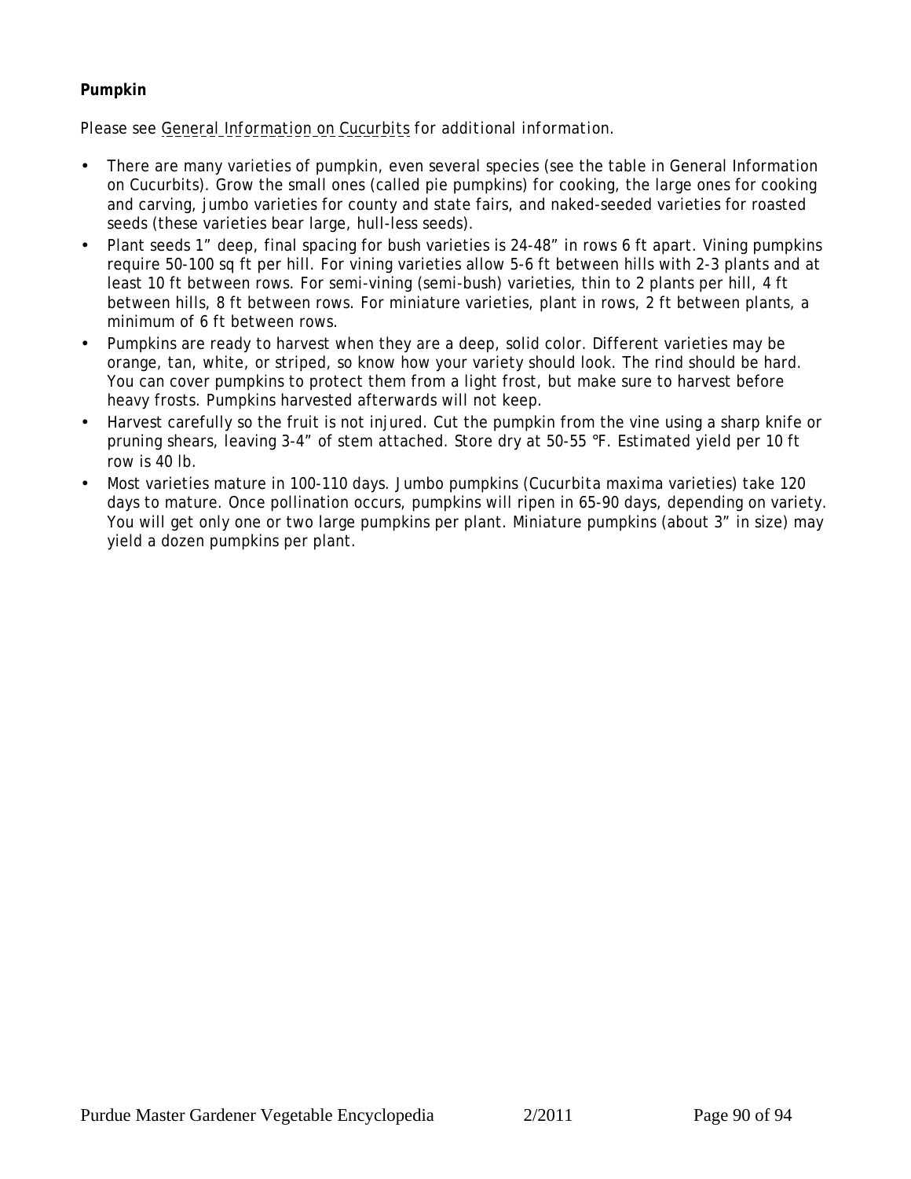**Pumpkin**

*Please see* General Information on Cucurbits *for additional information.*

- There are many varieties of pumpkin, even several species (see the table in General Information on Cucurbits). Grow the small ones (called pie pumpkins) for cooking, the large ones for cooking and carving, jumbo varieties for county and state fairs, and naked-seeded varieties for roasted seeds (these varieties bear large, hull-less seeds).
- Plant seeds 1" deep, final spacing for bush varieties is 24-48" in rows 6 ft apart. Vining pumpkins require 50-100 sq ft per hill. For vining varieties allow 5-6 ft between hills with 2-3 plants and at least 10 ft between rows. For semi-vining (semi-bush) varieties, thin to 2 plants per hill, 4 ft between hills, 8 ft between rows. For miniature varieties, plant in rows, 2 ft between plants, a minimum of 6 ft between rows.
- Pumpkins are ready to harvest when they are a deep, solid color. Different varieties may be orange, tan, white, or striped, so know how your variety should look. The rind should be hard. You can cover pumpkins to protect them from a light frost, but make sure to harvest before heavy frosts. Pumpkins harvested afterwards will not keep.
- Harvest carefully so the fruit is not injured. Cut the pumpkin from the vine using a sharp knife or pruning shears, leaving 3-4" of stem attached. Store dry at 50-55 °F. Estimated yield per 10 ft row is 40 lb.
- Most varieties mature in 100-110 days. Jumbo pumpkins (*Cucurbita maxima* varieties) take 120 days to mature. Once pollination occurs, pumpkins will ripen in 65-90 days, depending on variety. You will get only one or two large pumpkins per plant. Miniature pumpkins (about 3" in size) may yield a dozen pumpkins per plant.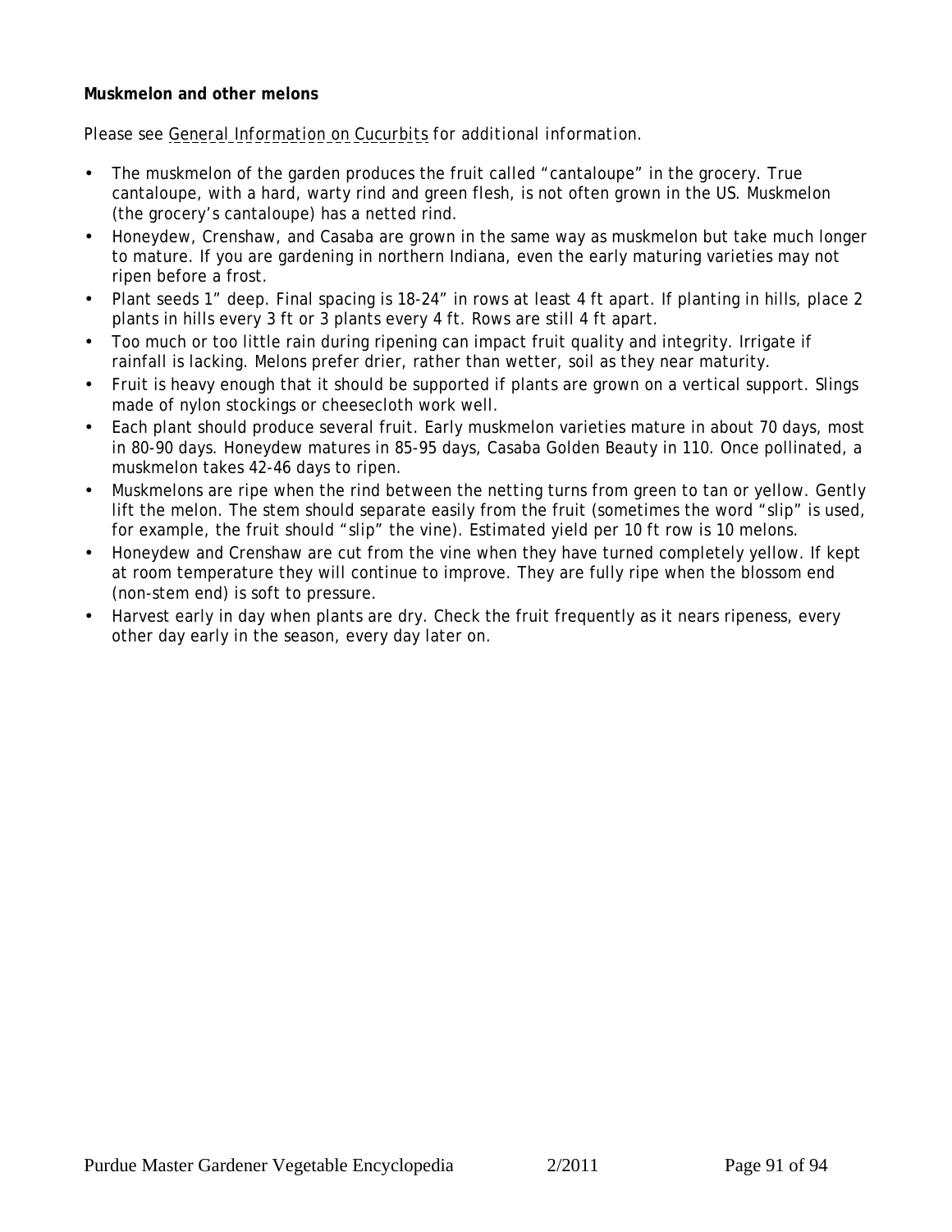**Muskmelon and other melons**

*Please see General Information on Cucurbits for additional information.*

- The muskmelon of the garden produces the fruit called "cantaloupe" in the grocery. True cantaloupe, with a hard, warty rind and green flesh, is not often grown in the US. Muskmelon (the grocery's cantaloupe) has a netted rind.
- Honeydew, Crenshaw, and Casaba are grown in the same way as muskmelon but take much longer to mature. If you are gardening in northern Indiana, even the early maturing varieties may not ripen before a frost.
- Plant seeds 1" deep. Final spacing is 18-24" in rows at least 4 ft apart. If planting in hills, place 2 plants in hills every 3 ft or 3 plants every 4 ft. Rows are still 4 ft apart.
- Too much or too little rain during ripening can impact fruit quality and integrity. Irrigate if rainfall is lacking. Melons prefer drier, rather than wetter, soil as they near maturity.
- Fruit is heavy enough that it should be supported if plants are grown on a vertical support. Slings made of nylon stockings or cheesecloth work well.
- Each plant should produce several fruit. Early muskmelon varieties mature in about 70 days, most in 80-90 days. Honeydew matures in 85-95 days, Casaba Golden Beauty in 110. Once pollinated, a muskmelon takes 42-46 days to ripen.
- Muskmelons are ripe when the rind between the netting turns from green to tan or yellow. Gently lift the melon. The stem should separate easily from the fruit (sometimes the word "slip" is used, for example, the fruit should "slip" the vine). Estimated yield per 10 ft row is 10 melons.
- Honeydew and Crenshaw are cut from the vine when they have turned completely yellow. If kept at room temperature they will continue to improve. They are fully ripe when the blossom end (non-stem end) is soft to pressure.
- Harvest early in day when plants are dry. Check the fruit frequently as it nears ripeness, every other day early in the season, every day later on.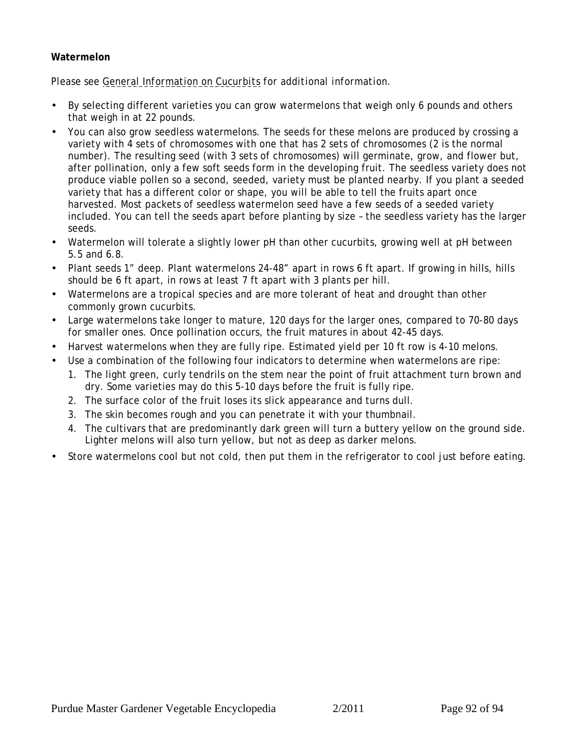**Watermelon**

*Please see* General Information on Cucurbits *for additional information.*

- By selecting different varieties you can grow watermelons that weigh only 6 pounds and others that weigh in at 22 pounds.
- You can also grow seedless watermelons. The seeds for these melons are produced by crossing a variety with 4 sets of chromosomes with one that has 2 sets of chromosomes (2 is the normal number). The resulting seed (with 3 sets of chromosomes) will germinate, grow, and flower but, after pollination, only a few soft seeds form in the developing fruit. The seedless variety does not produce viable pollen so a second, seeded, variety must be planted nearby. If you plant a seeded variety that has a different color or shape, you will be able to tell the fruits apart once harvested. Most packets of seedless watermelon seed have a few seeds of a seeded variety included. You can tell the seeds apart before planting by size – the seedless variety has the larger seeds.
- Watermelon will tolerate a slightly lower pH than other cucurbits, growing well at pH between 5.5 and 6.8.
- Plant seeds 1" deep. Plant watermelons 24-48" apart in rows 6 ft apart. If growing in hills, hills should be 6 ft apart, in rows at least 7 ft apart with 3 plants per hill.
- Watermelons are a tropical species and are more tolerant of heat and drought than other commonly grown cucurbits.
- Large watermelons take longer to mature, 120 days for the larger ones, compared to 70-80 days for smaller ones. Once pollination occurs, the fruit matures in about 42-45 days.
- Harvest watermelons when they are fully ripe. Estimated yield per 10 ft row is 4-10 melons.
- Use a combination of the following four indicators to determine when watermelons are ripe:
  1. The light green, curly tendrils on the stem near the point of fruit attachment turn brown and dry. Some varieties may do this 5-10 days before the fruit is fully ripe.
  2. The surface color of the fruit loses its slick appearance and turns dull.
  3. The skin becomes rough and you can penetrate it with your thumbnail.
  4. The cultivars that are predominantly dark green will turn a buttery yellow on the ground side. Lighter melons will also turn yellow, but not as deep as darker melons.
- Store watermelons cool but not cold, then put them in the refrigerator to cool just before eating.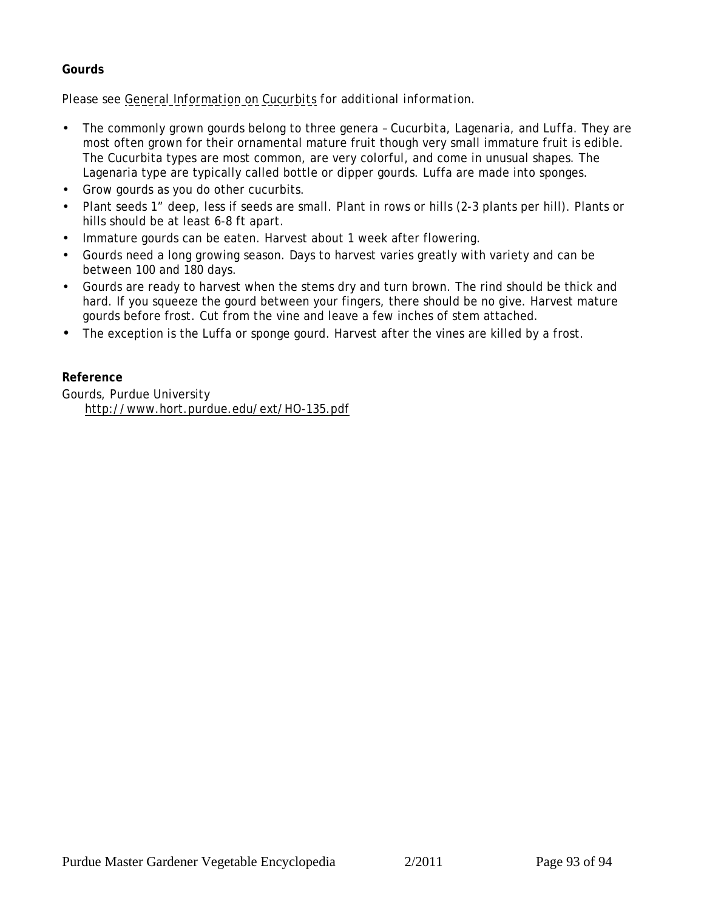**Gourds**

*Please see General Information on Cucurbits for additional information.*

- The commonly grown gourds belong to three genera – *Cucurbita*, *Lagenaria*, and *Luffa*. They are most often grown for their ornamental mature fruit though very small immature fruit is edible. The Cucurbita types are most common, are very colorful, and come in unusual shapes. The Lagenaria type are typically called bottle or dipper gourds. Luffa are made into sponges.
- Grow gourds as you do other cucurbits.
- Plant seeds 1" deep, less if seeds are small. Plant in rows or hills (2-3 plants per hill). Plants or hills should be at least 6-8 ft apart.
- Immature gourds can be eaten. Harvest about 1 week after flowering.
- Gourds need a long growing season. Days to harvest varies greatly with variety and can be between 100 and 180 days.
- Gourds are ready to harvest when the stems dry and turn brown. The rind should be thick and hard. If you squeeze the gourd between your fingers, there should be no give. Harvest mature gourds before frost. Cut from the vine and leave a few inches of stem attached.
- The exception is the Luffa or sponge gourd. Harvest after the vines are killed by a frost.

**Reference**

Gourds, Purdue University
 http://www.hort.purdue.edu/ext/HO-135.pdf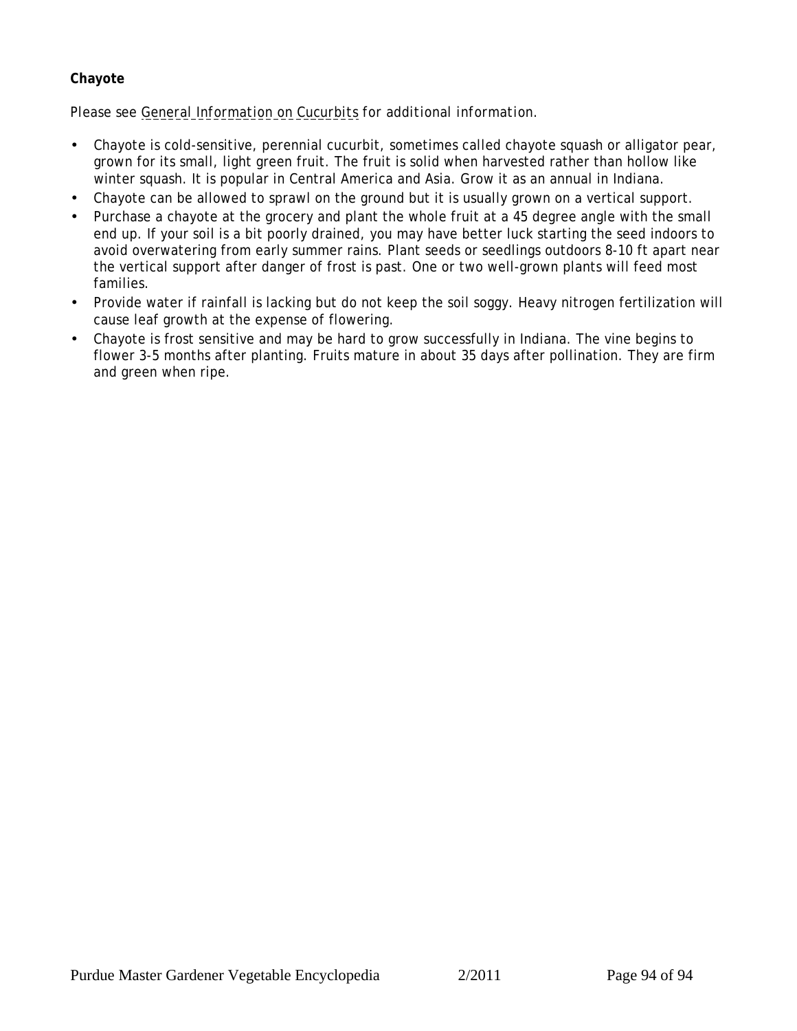**Chayote**

*Please see General Information on Cucurbits for additional information.*

- Chayote is cold-sensitive, perennial cucurbit, sometimes called chayote squash or alligator pear, grown for its small, light green fruit. The fruit is solid when harvested rather than hollow like winter squash. It is popular in Central America and Asia. Grow it as an annual in Indiana.
- Chayote can be allowed to sprawl on the ground but it is usually grown on a vertical support.
- Purchase a chayote at the grocery and plant the whole fruit at a 45 degree angle with the small end up. If your soil is a bit poorly drained, you may have better luck starting the seed indoors to avoid overwatering from early summer rains. Plant seeds or seedlings outdoors 8-10 ft apart near the vertical support after danger of frost is past. One or two well-grown plants will feed most families.
- Provide water if rainfall is lacking but do not keep the soil soggy. Heavy nitrogen fertilization will cause leaf growth at the expense of flowering.
- Chayote is frost sensitive and may be hard to grow successfully in Indiana. The vine begins to flower 3-5 months after planting. Fruits mature in about 35 days after pollination. They are firm and green when ripe.